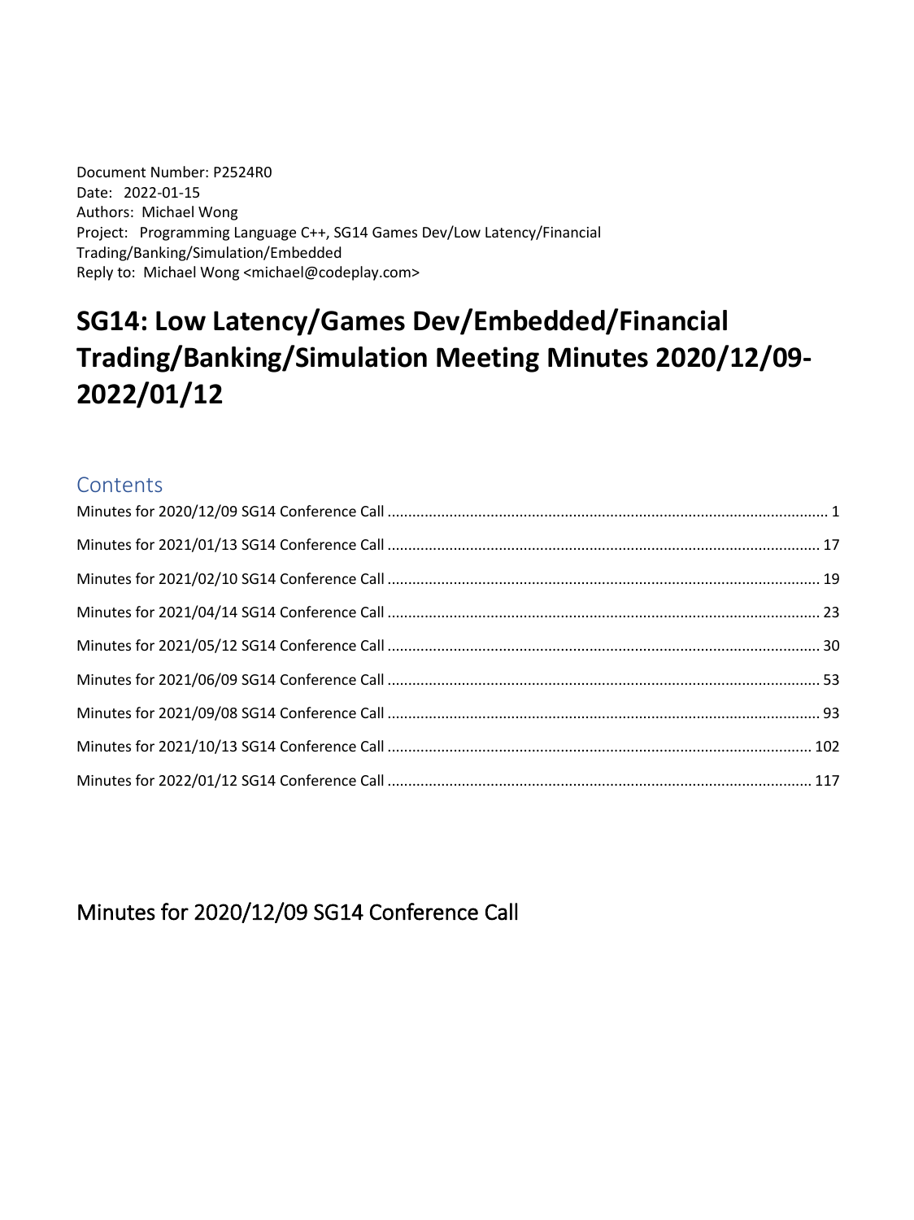Document Number: P2524R0
Date: 2022-01-15
Authors: Michael Wong
Project: Programming Language C++, SG14 Games Dev/Low Latency/Financial Trading/Banking/Simulation/Embedded
Reply to: Michael Wong <michael@codeplay.com>

# SG14: Low Latency/Games Dev/Embedded/Financial Trading/Banking/Simulation Meeting Minutes 2020/12/09-2022/01/12

## Contents

- Minutes for 2020/12/09 SG14 Conference Call ........ 1
- Minutes for 2021/01/13 SG14 Conference Call ........ 17
- Minutes for 2021/02/10 SG14 Conference Call ........ 19
- Minutes for 2021/04/14 SG14 Conference Call ........ 23
- Minutes for 2021/05/12 SG14 Conference Call ........ 30
- Minutes for 2021/06/09 SG14 Conference Call ........ 53
- Minutes for 2021/09/08 SG14 Conference Call ........ 93
- Minutes for 2021/10/13 SG14 Conference Call ........ 102
- Minutes for 2022/01/12 SG14 Conference Call ........ 117

## Minutes for 2020/12/09 SG14 Conference Call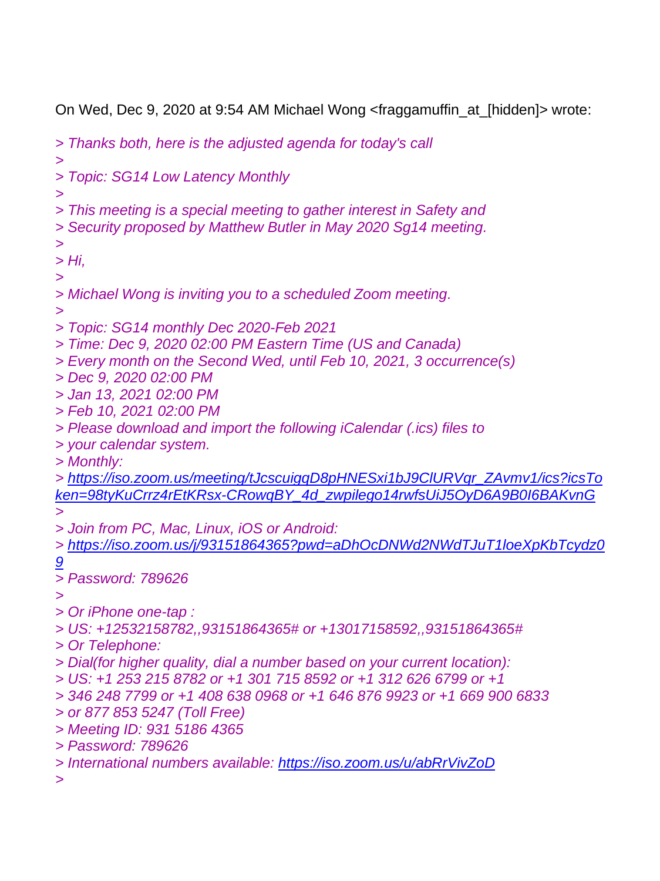On Wed, Dec 9, 2020 at 9:54 AM Michael Wong <fraggamuffin_at_[hidden]> wrote:

> *Thanks both, here is the adjusted agenda for today's call*
>
> *Topic: SG14 Low Latency Monthly*
>
> *This meeting is a special meeting to gather interest in Safety and*
> *Security proposed by Matthew Butler in May 2020 Sg14 meeting.*
>
> *Hi,*
>
> *Michael Wong is inviting you to a scheduled Zoom meeting.*
>
> *Topic: SG14 monthly Dec 2020-Feb 2021*
> *Time: Dec 9, 2020 02:00 PM Eastern Time (US and Canada)*
> *Every month on the Second Wed, until Feb 10, 2021, 3 occurrence(s)*
> *Dec 9, 2020 02:00 PM*
> *Jan 13, 2021 02:00 PM*
> *Feb 10, 2021 02:00 PM*
> *Please download and import the following iCalendar (.ics) files to*
> *your calendar system.*
> *Monthly:*
> *https://iso.zoom.us/meeting/tJcscuigqD8pHNESxi1bJ9ClURVqr_ZAvmv1/ics?icsToken=98tyKuCrrz4rEtKRsx-CRowqBY_4d_zwpilego14rwfsUiJ5OyD6A9B0I6BAKvnG*
>
> *Join from PC, Mac, Linux, iOS or Android:*
> *https://iso.zoom.us/j/93151864365?pwd=aDhOcDNWd2NWdTJuT1loeXpKbTcydz09*
> *Password: 789626*
>
> *Or iPhone one-tap :*
> *US: +12532158782,,93151864365# or +13017158592,,93151864365#*
> *Or Telephone:*
> *Dial(for higher quality, dial a number based on your current location):*
> *US: +1 253 215 8782 or +1 301 715 8592 or +1 312 626 6799 or +1*
> *346 248 7799 or +1 408 638 0968 or +1 646 876 9923 or +1 669 900 6833*
> *or 877 853 5247 (Toll Free)*
> *Meeting ID: 931 5186 4365*
> *Password: 789626*
> *International numbers available: https://iso.zoom.us/u/abRrVivZoD*
>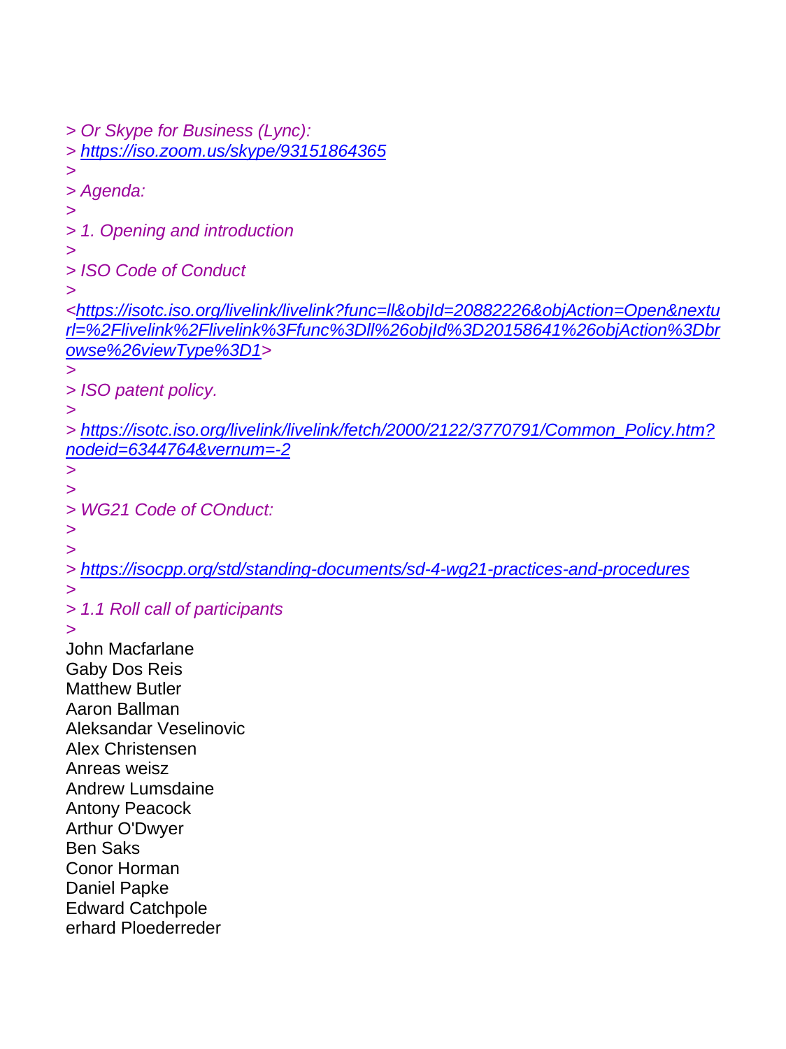> *Or Skype for Business (Lync):*
> *https://iso.zoom.us/skype/93151864365*
>
> *Agenda:*
>
> *1. Opening and introduction*
>
> *ISO Code of Conduct*
>
*<https://isotc.iso.org/livelink/livelink?func=ll&objId=20882226&objAction=Open&nexturl=%2Flivelink%2Flivelink%3Ffunc%3Dll%26objId%3D20158641%26objAction%3Dbrowse%26viewType%3D1>*
>
> *ISO patent policy.*
>
> *https://isotc.iso.org/livelink/livelink/fetch/2000/2122/3770791/Common_Policy.htm?nodeid=6344764&vernum=-2*
>
>
> *WG21 Code of COnduct:*
>
>
> *https://isocpp.org/std/standing-documents/sd-4-wg21-practices-and-procedures*
>
> *1.1 Roll call of participants*
>

John Macfarlane
Gaby Dos Reis
Matthew Butler
Aaron Ballman
Aleksandar Veselinovic
Alex Christensen
Anreas weisz
Andrew Lumsdaine
Antony Peacock
Arthur O'Dwyer
Ben Saks
Conor Horman
Daniel Papke
Edward Catchpole
erhard Ploederreder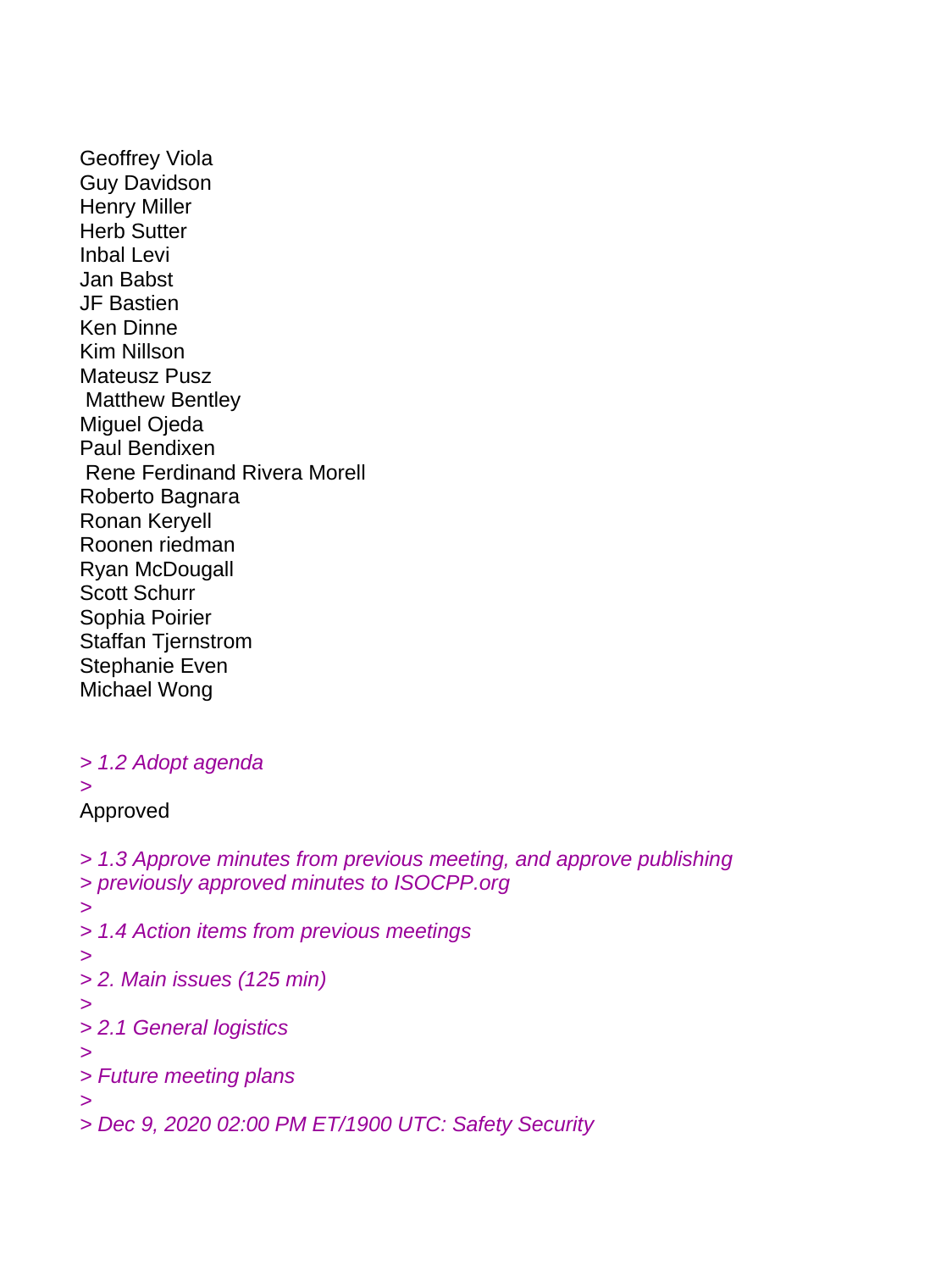Geoffrey Viola
Guy Davidson
Henry Miller
Herb Sutter
Inbal Levi
Jan Babst
JF Bastien
Ken Dinne
Kim Nillson
Mateusz Pusz
Matthew Bentley
Miguel Ojeda
Paul Bendixen
Rene Ferdinand Rivera Morell
Roberto Bagnara
Ronan Keryell
Roonen riedman
Ryan McDougall
Scott Schurr
Sophia Poirier
Staffan Tjernstrom
Stephanie Even
Michael Wong

*> 1.2 Adopt agenda*
*>*
Approved

*> 1.3 Approve minutes from previous meeting, and approve publishing*
*> previously approved minutes to ISOCPP.org*
*>*
*> 1.4 Action items from previous meetings*
*>*
*> 2. Main issues (125 min)*
*>*
*> 2.1 General logistics*
*>*
*> Future meeting plans*
*>*
*> Dec 9, 2020 02:00 PM ET/1900 UTC: Safety Security*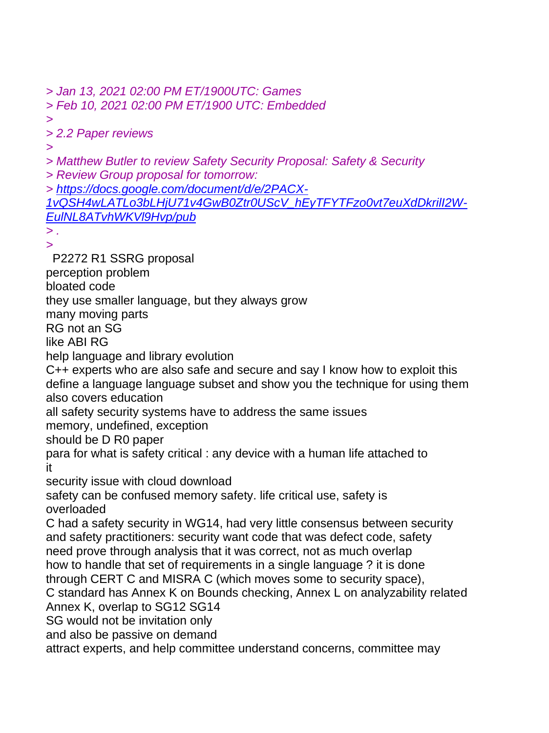> Jan 13, 2021 02:00 PM ET/1900UTC: Games
> Feb 10, 2021 02:00 PM ET/1900 UTC: Embedded
>
> 2.2 Paper reviews
>
> Matthew Butler to review Safety Security Proposal: Safety & Security
> Review Group proposal for tomorrow:
> https://docs.google.com/document/d/e/2PACX-1vQSH4wLATLo3bLHjU71v4GwB0Ztr0UScV_hEyTFYTFzo0vt7euXdDkrilI2W-EulNL8ATvhWKVl9Hvp/pub
> .
>

P2272 R1 SSRG proposal
perception problem
bloated code
they use smaller language, but they always grow
many moving parts
RG not an SG
like ABI RG
help language and library evolution
C++ experts who are also safe and secure and say I know how to exploit this
define a language language subset and show you the technique for using them
also covers education
all safety security systems have to address the same issues
memory, undefined, exception
should be D R0 paper
para for what is safety critical : any device with a human life attached to it
security issue with cloud download
safety can be confused memory safety. life critical use, safety is overloaded
C had a safety security in WG14, had very little consensus between security and safety practitioners: security want code that was defect code, safety need prove through analysis that it was correct, not as much overlap
how to handle that set of requirements in a single language ? it is done through CERT C and MISRA C (which moves some to security space),
C standard has Annex K on Bounds checking, Annex L on analyzability related Annex K, overlap to SG12 SG14
SG would not be invitation only
and also be passive on demand
attract experts, and help committee understand concerns, committee may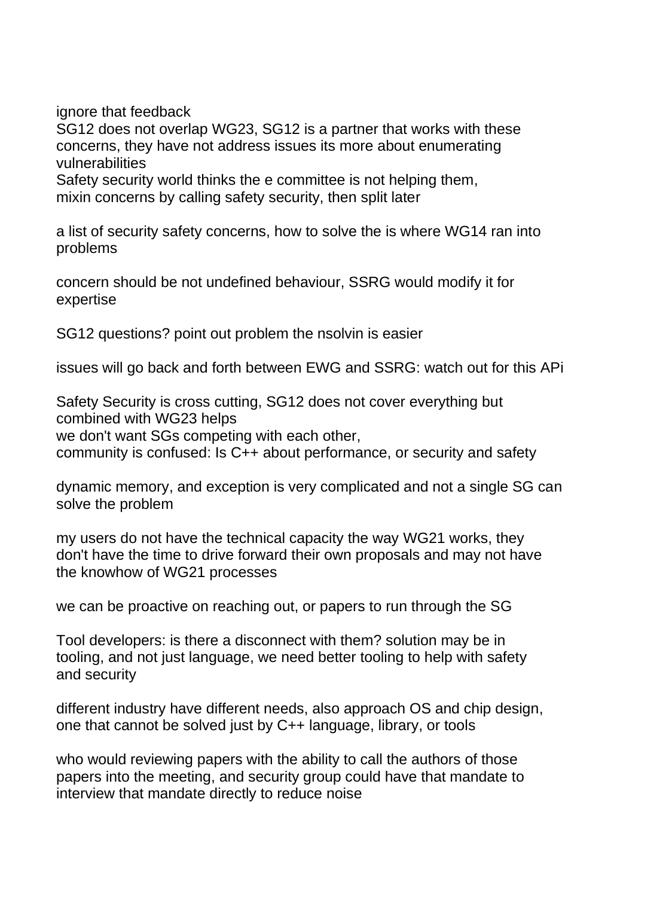ignore that feedback
SG12 does not overlap WG23, SG12 is a partner that works with these concerns, they have not address issues its more about enumerating vulnerabilities
Safety security world thinks the e committee is not helping them,
mixin concerns by calling safety security, then split later

a list of security safety concerns, how to solve the is where WG14 ran into problems

concern should be not undefined behaviour, SSRG would modify it for expertise

SG12 questions? point out problem the nsolvin is easier

issues will go back and forth between EWG and SSRG: watch out for this APi

Safety Security is cross cutting, SG12 does not cover everything but combined with WG23 helps
we don't want SGs competing with each other,
community is confused: Is C++ about performance, or security and safety

dynamic memory, and exception is very complicated and not a single SG can solve the problem

my users do not have the technical capacity the way WG21 works, they don't have the time to drive forward their own proposals and may not have the knowhow of WG21 processes

we can be proactive on reaching out, or papers to run through the SG

Tool developers: is there a disconnect with them? solution may be in tooling, and not just language, we need better tooling to help with safety and security

different industry have different needs, also approach OS and chip design, one that cannot be solved just by C++ language, library, or tools

who would reviewing papers with the ability to call the authors of those papers into the meeting, and security group could have that mandate to interview that mandate directly to reduce noise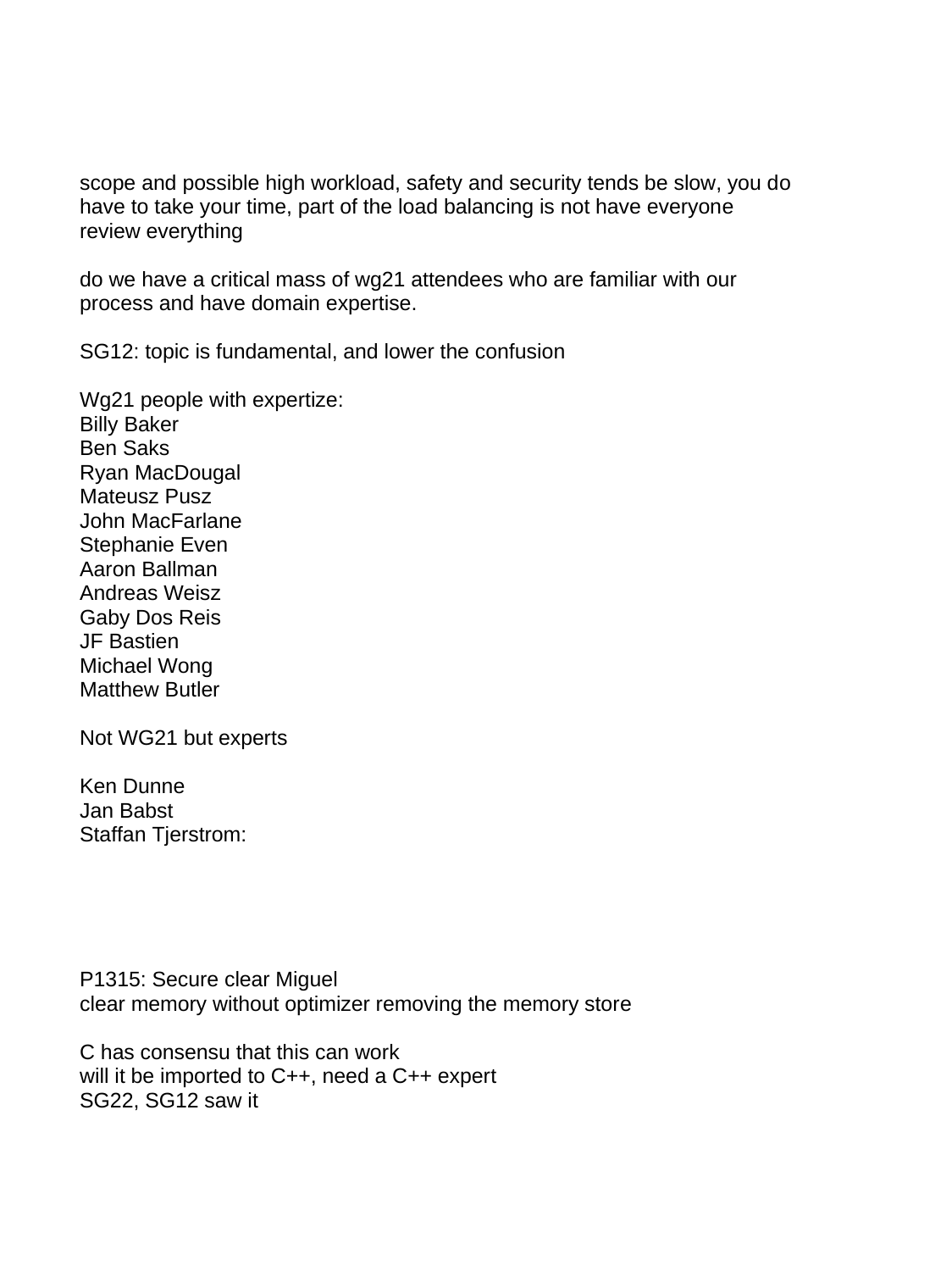scope and possible high workload, safety and security tends be slow, you do have to take your time, part of the load balancing is not have everyone review everything

do we have a critical mass of wg21 attendees who are familiar with our process and have domain expertise.

SG12: topic is fundamental, and lower the confusion

Wg21 people with expertize:
Billy Baker
Ben Saks
Ryan MacDougal
Mateusz Pusz
John MacFarlane
Stephanie Even
Aaron Ballman
Andreas Weisz
Gaby Dos Reis
JF Bastien
Michael Wong
Matthew Butler

Not WG21 but experts

Ken Dunne
Jan Babst
Staffan Tjerstrom:

P1315: Secure clear Miguel
clear memory without optimizer removing the memory store

C has consensu that this can work
will it be imported to C++, need a C++ expert
SG22, SG12 saw it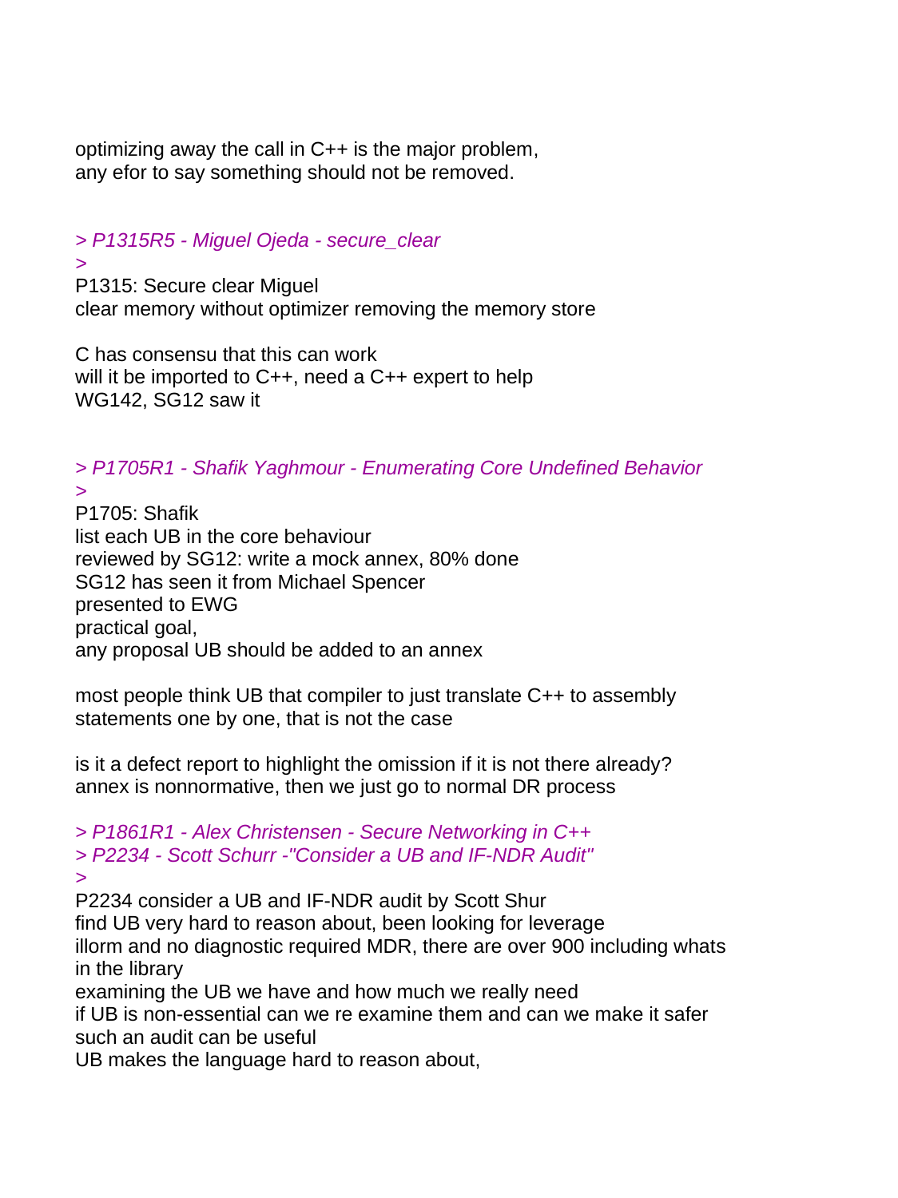optimizing away the call in C++ is the major problem,
any efor to say something should not be removed.

*> P1315R5 - Miguel Ojeda - secure_clear*
*>*

P1315: Secure clear Miguel
clear memory without optimizer removing the memory store

C has consensu that this can work
will it be imported to C++, need a C++ expert to help
WG142, SG12 saw it

*> P1705R1 - Shafik Yaghmour - Enumerating Core Undefined Behavior*
*>*

P1705: Shafik
list each UB in the core behaviour
reviewed by SG12: write a mock annex, 80% done
SG12 has seen it from Michael Spencer
presented to EWG
practical goal,
any proposal UB should be added to an annex

most people think UB that compiler to just translate C++ to assembly statements one by one, that is not the case

is it a defect report to highlight the omission if it is not there already?
annex is nonnormative, then we just go to normal DR process

*> P1861R1 - Alex Christensen - Secure Networking in C++*
*> P2234 - Scott Schurr -"Consider a UB and IF-NDR Audit"*
*>*

P2234 consider a UB and IF-NDR audit by Scott Shur
find UB very hard to reason about, been looking for leverage
illorm and no diagnostic required MDR, there are over 900 including whats in the library
examining the UB we have and how much we really need
if UB is non-essential can we re examine them and can we make it safer
such an audit can be useful
UB makes the language hard to reason about,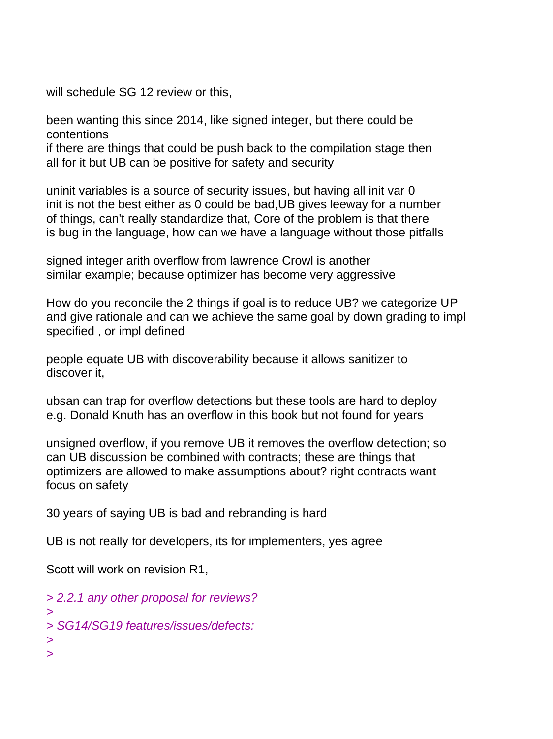will schedule SG 12 review or this,

been wanting this since 2014, like signed integer, but there could be contentions
if there are things that could be push back to the compilation stage then all for it but UB can be positive for safety and security

uninit variables is a source of security issues, but having all init var 0 init is not the best either as 0 could be bad,UB gives leeway for a number of things, can't really standardize that, Core of the problem is that there is bug in the language, how can we have a language without those pitfalls

signed integer arith overflow from lawrence Crowl is another similar example; because optimizer has become very aggressive

How do you reconcile the 2 things if goal is to reduce UB? we categorize UP and give rationale and can we achieve the same goal by down grading to impl specified , or impl defined

people equate UB with discoverability because it allows sanitizer to discover it,

ubsan can trap for overflow detections but these tools are hard to deploy e.g. Donald Knuth has an overflow in this book but not found for years

unsigned overflow, if you remove UB it removes the overflow detection; so can UB discussion be combined with contracts; these are things that optimizers are allowed to make assumptions about? right contracts want focus on safety

30 years of saying UB is bad and rebranding is hard

UB is not really for developers, its for implementers, yes agree

Scott will work on revision R1,

> *2.2.1 any other proposal for reviews?*
>
> *SG14/SG19 features/issues/defects:*
>
>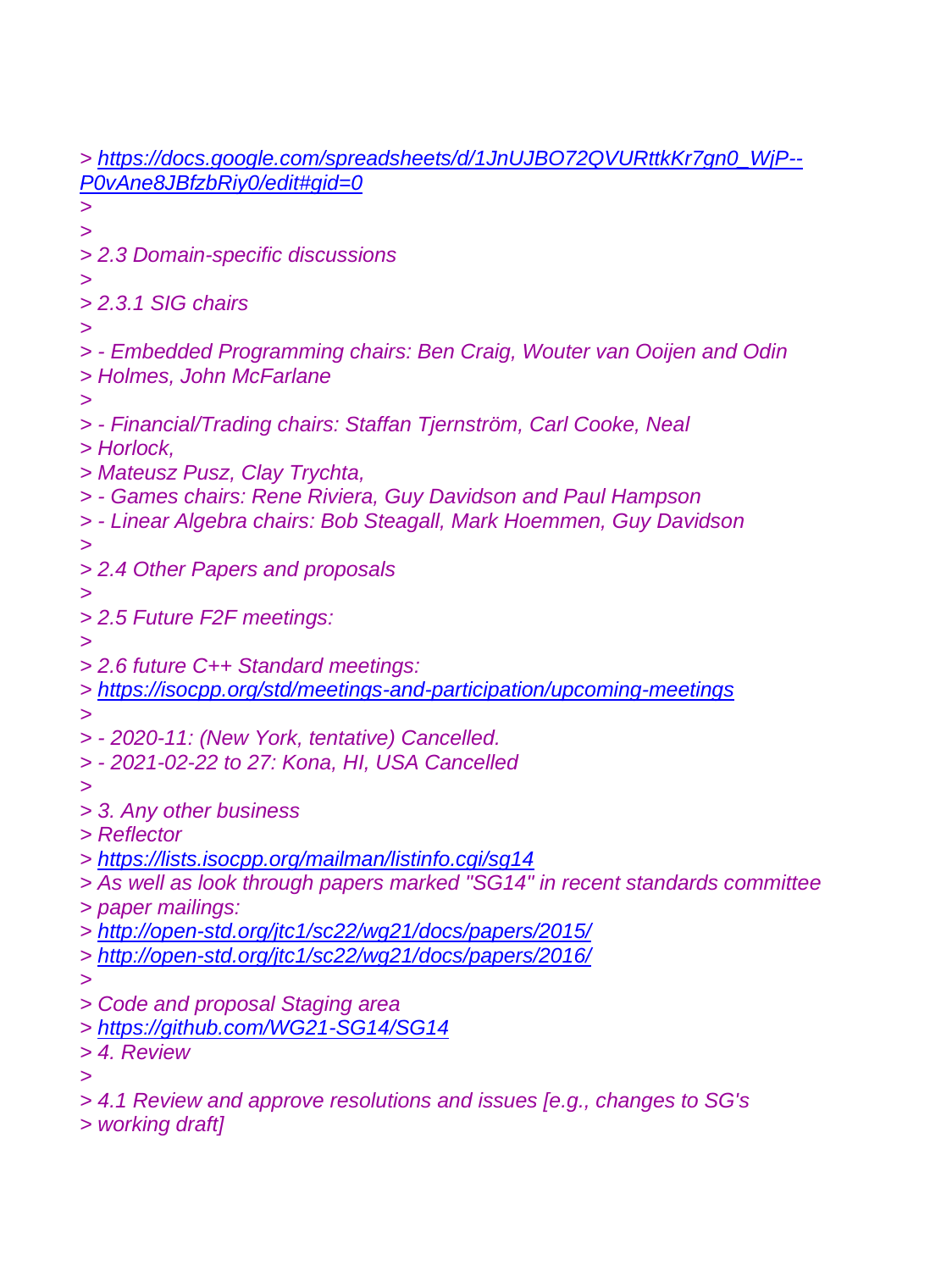> https://docs.google.com/spreadsheets/d/1JnUJBO72QVURttkKr7gn0_WjP--P0vAne8JBfzbRiy0/edit#gid=0
>
>
> 2.3 Domain-specific discussions
>
> 2.3.1 SIG chairs
>
> - Embedded Programming chairs: Ben Craig, Wouter van Ooijen and Odin
> Holmes, John McFarlane
>
> - Financial/Trading chairs: Staffan Tjernström, Carl Cooke, Neal
> Horlock,
> Mateusz Pusz, Clay Trychta,
> - Games chairs: Rene Riviera, Guy Davidson and Paul Hampson
> - Linear Algebra chairs: Bob Steagall, Mark Hoemmen, Guy Davidson
>
> 2.4 Other Papers and proposals
>
> 2.5 Future F2F meetings:
>
> 2.6 future C++ Standard meetings:
> https://isocpp.org/std/meetings-and-participation/upcoming-meetings
>
> - 2020-11: (New York, tentative) Cancelled.
> - 2021-02-22 to 27: Kona, HI, USA Cancelled
>
> 3. Any other business
> Reflector
> https://lists.isocpp.org/mailman/listinfo.cgi/sg14
> As well as look through papers marked "SG14" in recent standards committee
> paper mailings:
> http://open-std.org/jtc1/sc22/wg21/docs/papers/2015/
> http://open-std.org/jtc1/sc22/wg21/docs/papers/2016/
>
> Code and proposal Staging area
> https://github.com/WG21-SG14/SG14
> 4. Review
>
> 4.1 Review and approve resolutions and issues [e.g., changes to SG's
> working draft]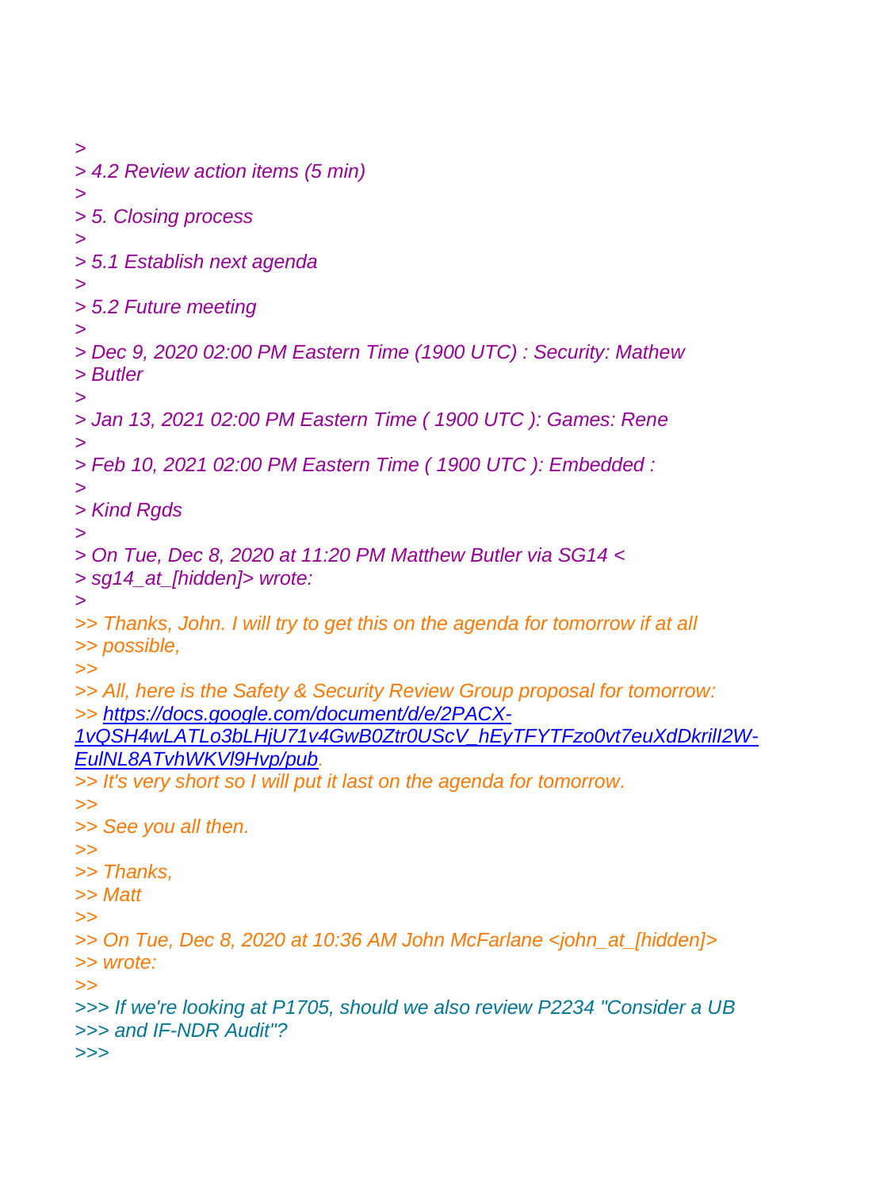>
> 4.2 Review action items (5 min)
>
> 5. Closing process
>
> 5.1 Establish next agenda
>
> 5.2 Future meeting
>
> Dec 9, 2020 02:00 PM Eastern Time (1900 UTC) : Security: Mathew
> Butler
>
> Jan 13, 2021 02:00 PM Eastern Time ( 1900 UTC ): Games: Rene
>
> Feb 10, 2021 02:00 PM Eastern Time ( 1900 UTC ): Embedded :
>
> Kind Rgds
>
> On Tue, Dec 8, 2020 at 11:20 PM Matthew Butler via SG14 <
> sg14_at_[hidden]> wrote:
>
>> Thanks, John. I will try to get this on the agenda for tomorrow if at all
>> possible,
>>
>> All, here is the Safety & Security Review Group proposal for tomorrow:
>> https://docs.google.com/document/d/e/2PACX-1vQSH4wLATLo3bLHjU71v4GwB0Ztr0UScV_hEyTFYTFzo0vt7euXdDkriI2W-EulNL8ATvhWKVl9Hvp/pub.
>> It's very short so I will put it last on the agenda for tomorrow.
>>
>> See you all then.
>>
>> Thanks,
>> Matt
>>
>> On Tue, Dec 8, 2020 at 10:36 AM John McFarlane <john_at_[hidden]>
>> wrote:
>>
>>> If we're looking at P1705, should we also review P2234 "Consider a UB
>>> and IF-NDR Audit"?
>>>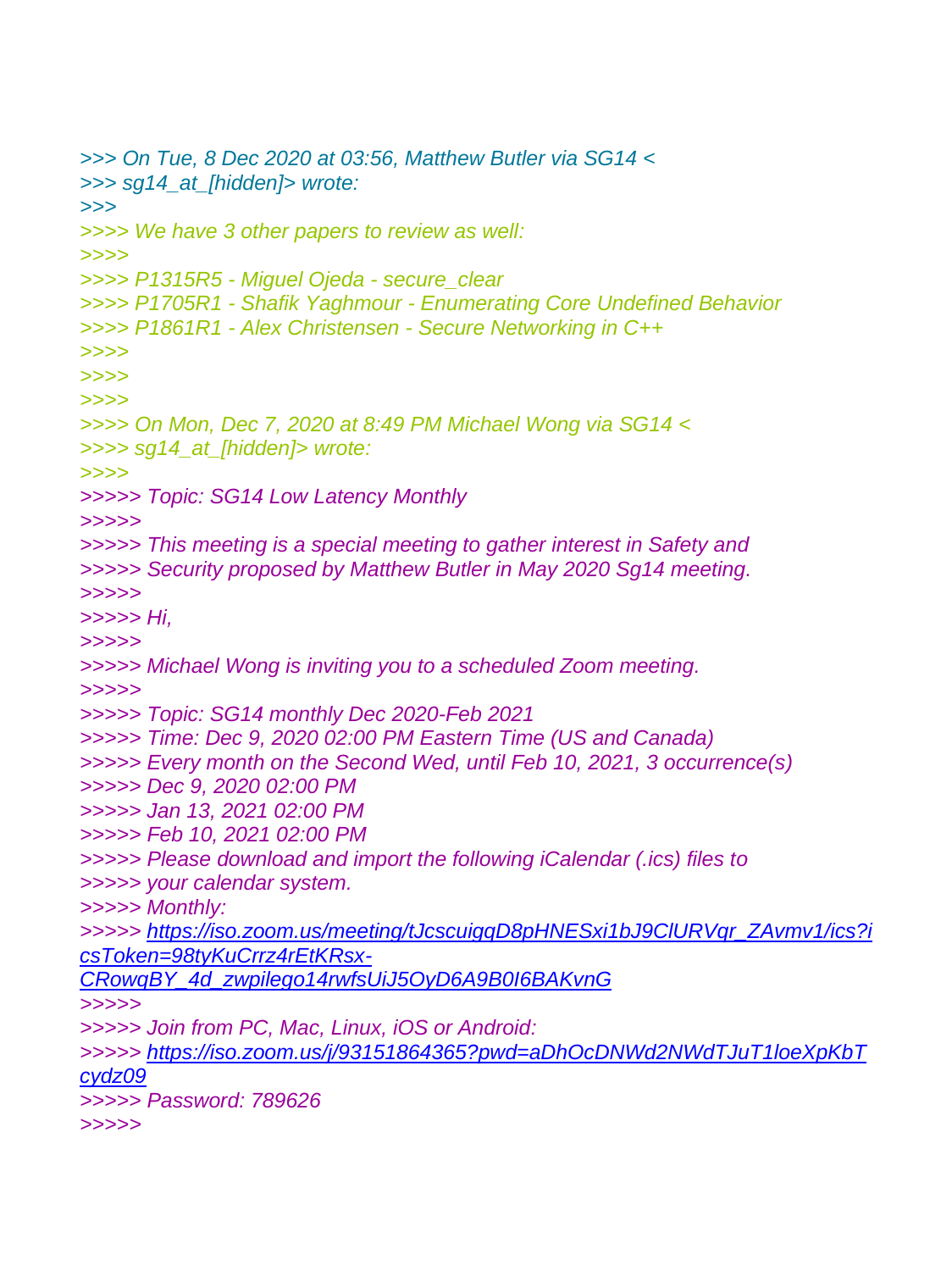>>> On Tue, 8 Dec 2020 at 03:56, Matthew Butler via SG14 <
>>> sg14_at_[hidden]> wrote:
>>>
>>>> We have 3 other papers to review as well:
>>>>
>>>> P1315R5 - Miguel Ojeda - secure_clear
>>>> P1705R1 - Shafik Yaghmour - Enumerating Core Undefined Behavior
>>>> P1861R1 - Alex Christensen - Secure Networking in C++
>>>>
>>>>
>>>>
>>>> On Mon, Dec 7, 2020 at 8:49 PM Michael Wong via SG14 <
>>>> sg14_at_[hidden]> wrote:
>>>>
>>>>> Topic: SG14 Low Latency Monthly
>>>>>
>>>>> This meeting is a special meeting to gather interest in Safety and
>>>>> Security proposed by Matthew Butler in May 2020 Sg14 meeting.
>>>>>
>>>>> Hi,
>>>>>
>>>>> Michael Wong is inviting you to a scheduled Zoom meeting.
>>>>>
>>>>> Topic: SG14 monthly Dec 2020-Feb 2021
>>>>> Time: Dec 9, 2020 02:00 PM Eastern Time (US and Canada)
>>>>> Every month on the Second Wed, until Feb 10, 2021, 3 occurrence(s)
>>>>> Dec 9, 2020 02:00 PM
>>>>> Jan 13, 2021 02:00 PM
>>>>> Feb 10, 2021 02:00 PM
>>>>> Please download and import the following iCalendar (.ics) files to
>>>>> your calendar system.
>>>>> Monthly:
>>>>> https://iso.zoom.us/meeting/tJcscuigqD8pHNESxi1bJ9ClURVqr_ZAvmv1/ics?icsToken=98tyKuCrrz4rEtKRsx-CRowqBY_4d_zwpilego14rwfsUiJ5OyD6A9B0I6BAKvnG
>>>>>
>>>>> Join from PC, Mac, Linux, iOS or Android:
>>>>> https://iso.zoom.us/j/93151864365?pwd=aDhOcDNWd2NWdTJuT1loeXpKbTcydz09
>>>>> Password: 789626
>>>>>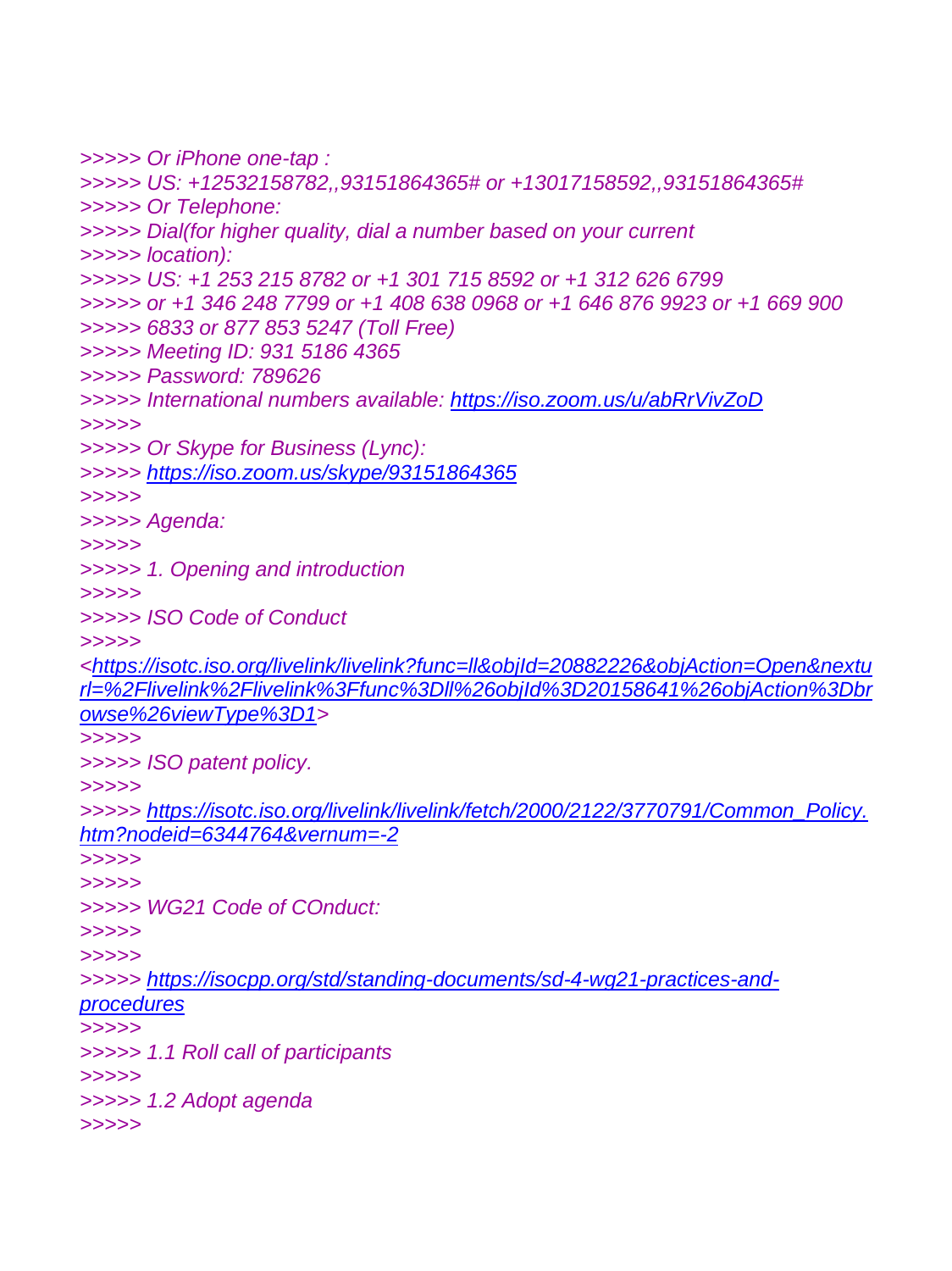>>>>> Or iPhone one-tap :
>>>>> US: +12532158782,,93151864365# or +13017158592,,93151864365#
>>>>> Or Telephone:
>>>>> Dial(for higher quality, dial a number based on your current
>>>>> location):
>>>>> US: +1 253 215 8782 or +1 301 715 8592 or +1 312 626 6799
>>>>> or +1 346 248 7799 or +1 408 638 0968 or +1 646 876 9923 or +1 669 900
>>>>> 6833 or 877 853 5247 (Toll Free)
>>>>> Meeting ID: 931 5186 4365
>>>>> Password: 789626
>>>>> International numbers available: https://iso.zoom.us/u/abRrVivZoD
>>>>>
>>>>> Or Skype for Business (Lync):
>>>>> https://iso.zoom.us/skype/93151864365
>>>>>
>>>>> Agenda:
>>>>>
>>>>> 1. Opening and introduction
>>>>>
>>>>> ISO Code of Conduct
>>>>>
<https://isotc.iso.org/livelink/livelink?func=ll&objId=20882226&objAction=Open&nexturl=%2Flivelink%2Flivelink%3Ffunc%3Dll%26objId%3D20158641%26objAction%3Dbrowse%26viewType%3D1>
>>>>>
>>>>> ISO patent policy.
>>>>>
>>>>> https://isotc.iso.org/livelink/livelink/fetch/2000/2122/3770791/Common_Policy.htm?nodeid=6344764&vernum=-2
>>>>>
>>>>>
>>>>> WG21 Code of COnduct:
>>>>>
>>>>>
>>>>> https://isocpp.org/std/standing-documents/sd-4-wg21-practices-and-procedures
>>>>>
>>>>> 1.1 Roll call of participants
>>>>>
>>>>> 1.2 Adopt agenda
>>>>>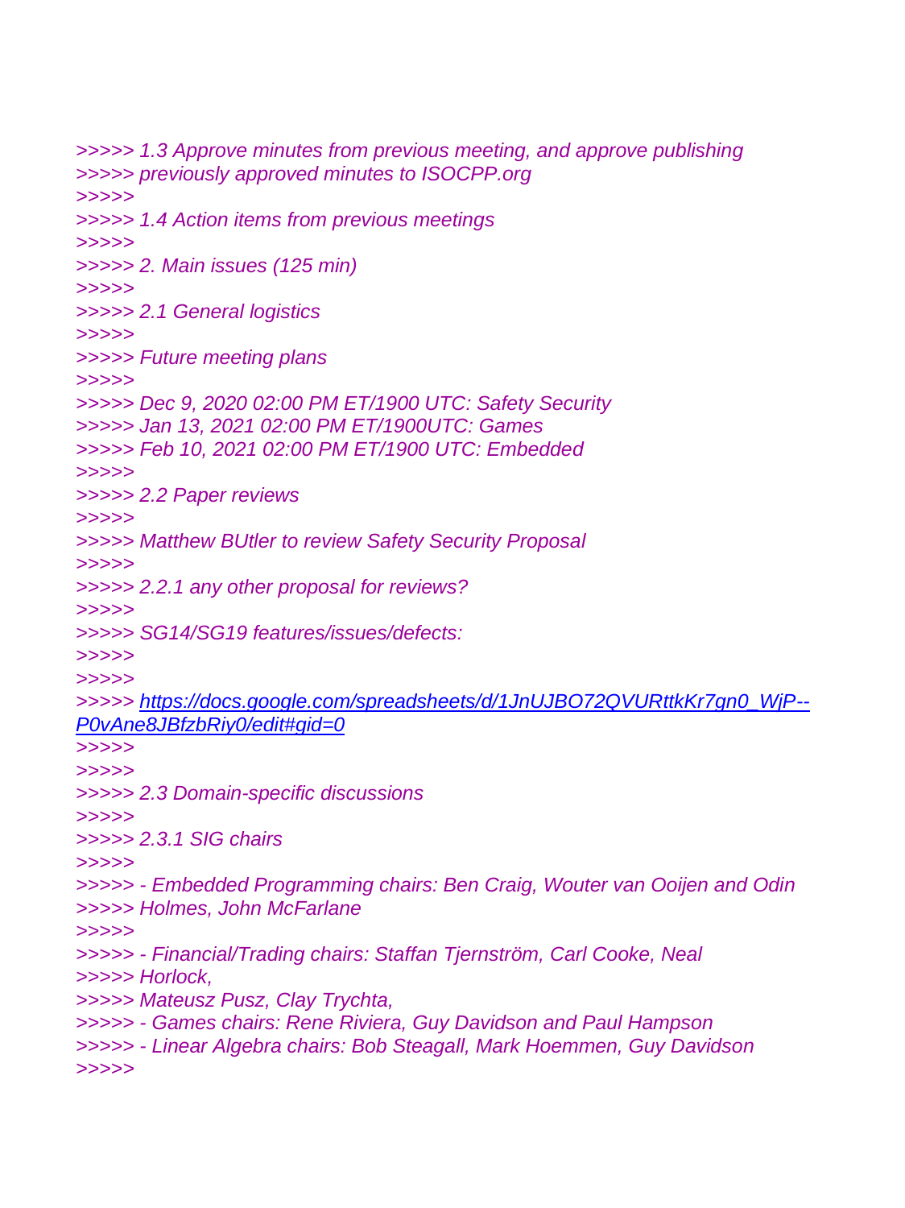>>>>> *1.3 Approve minutes from previous meeting, and approve publishing*
>>>>> *previously approved minutes to ISOCPP.org*
>>>>>
>>>>> *1.4 Action items from previous meetings*
>>>>>
>>>>> *2. Main issues (125 min)*
>>>>>
>>>>> *2.1 General logistics*
>>>>>
>>>>> *Future meeting plans*
>>>>>
>>>>> *Dec 9, 2020 02:00 PM ET/1900 UTC: Safety Security*
>>>>> *Jan 13, 2021 02:00 PM ET/1900UTC: Games*
>>>>> *Feb 10, 2021 02:00 PM ET/1900 UTC: Embedded*
>>>>>
>>>>> *2.2 Paper reviews*
>>>>>
>>>>> *Matthew BUtler to review Safety Security Proposal*
>>>>>
>>>>> *2.2.1 any other proposal for reviews?*
>>>>>
>>>>> *SG14/SG19 features/issues/defects:*
>>>>>
>>>>>
>>>>> *https://docs.google.com/spreadsheets/d/1JnUJBO72QVURttkKr7gn0_WjP--P0vAne8JBfzbRiy0/edit#gid=0*
>>>>>
>>>>>
>>>>> *2.3 Domain-specific discussions*
>>>>>
>>>>> *2.3.1 SIG chairs*
>>>>>
>>>>> *- Embedded Programming chairs: Ben Craig, Wouter van Ooijen and Odin*
>>>>> *Holmes, John McFarlane*
>>>>>
>>>>> *- Financial/Trading chairs: Staffan Tjernström, Carl Cooke, Neal*
>>>>> *Horlock,*
>>>>> *Mateusz Pusz, Clay Trychta,*
>>>>> *- Games chairs: Rene Riviera, Guy Davidson and Paul Hampson*
>>>>> *- Linear Algebra chairs: Bob Steagall, Mark Hoemmen, Guy Davidson*
>>>>>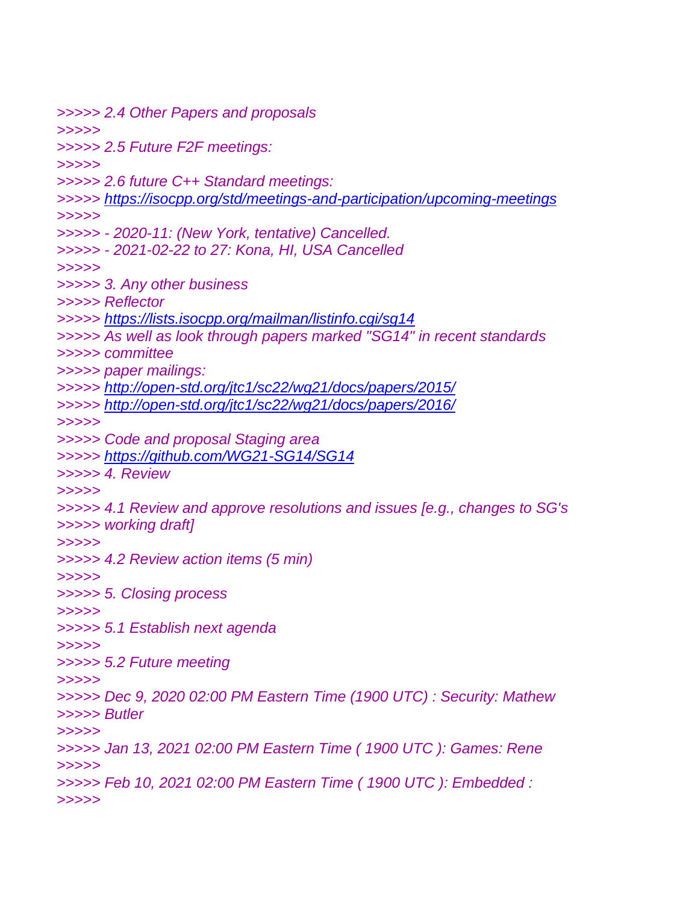>>>>> 2.4 Other Papers and proposals
>>>>>
>>>>> 2.5 Future F2F meetings:
>>>>>
>>>>> 2.6 future C++ Standard meetings:
>>>>> https://isocpp.org/std/meetings-and-participation/upcoming-meetings
>>>>>
>>>>> - 2020-11: (New York, tentative) Cancelled.
>>>>> - 2021-02-22 to 27: Kona, HI, USA Cancelled
>>>>>
>>>>> 3. Any other business
>>>>> Reflector
>>>>> https://lists.isocpp.org/mailman/listinfo.cgi/sg14
>>>>> As well as look through papers marked "SG14" in recent standards
>>>>> committee
>>>>> paper mailings:
>>>>> http://open-std.org/jtc1/sc22/wg21/docs/papers/2015/
>>>>> http://open-std.org/jtc1/sc22/wg21/docs/papers/2016/
>>>>>
>>>>> Code and proposal Staging area
>>>>> https://github.com/WG21-SG14/SG14
>>>>> 4. Review
>>>>>
>>>>> 4.1 Review and approve resolutions and issues [e.g., changes to SG's
>>>>> working draft]
>>>>>
>>>>> 4.2 Review action items (5 min)
>>>>>
>>>>> 5. Closing process
>>>>>
>>>>> 5.1 Establish next agenda
>>>>>
>>>>> 5.2 Future meeting
>>>>>
>>>>> Dec 9, 2020 02:00 PM Eastern Time (1900 UTC) : Security: Mathew
>>>>> Butler
>>>>>
>>>>> Jan 13, 2021 02:00 PM Eastern Time ( 1900 UTC ): Games: Rene
>>>>>
>>>>> Feb 10, 2021 02:00 PM Eastern Time ( 1900 UTC ): Embedded :
>>>>>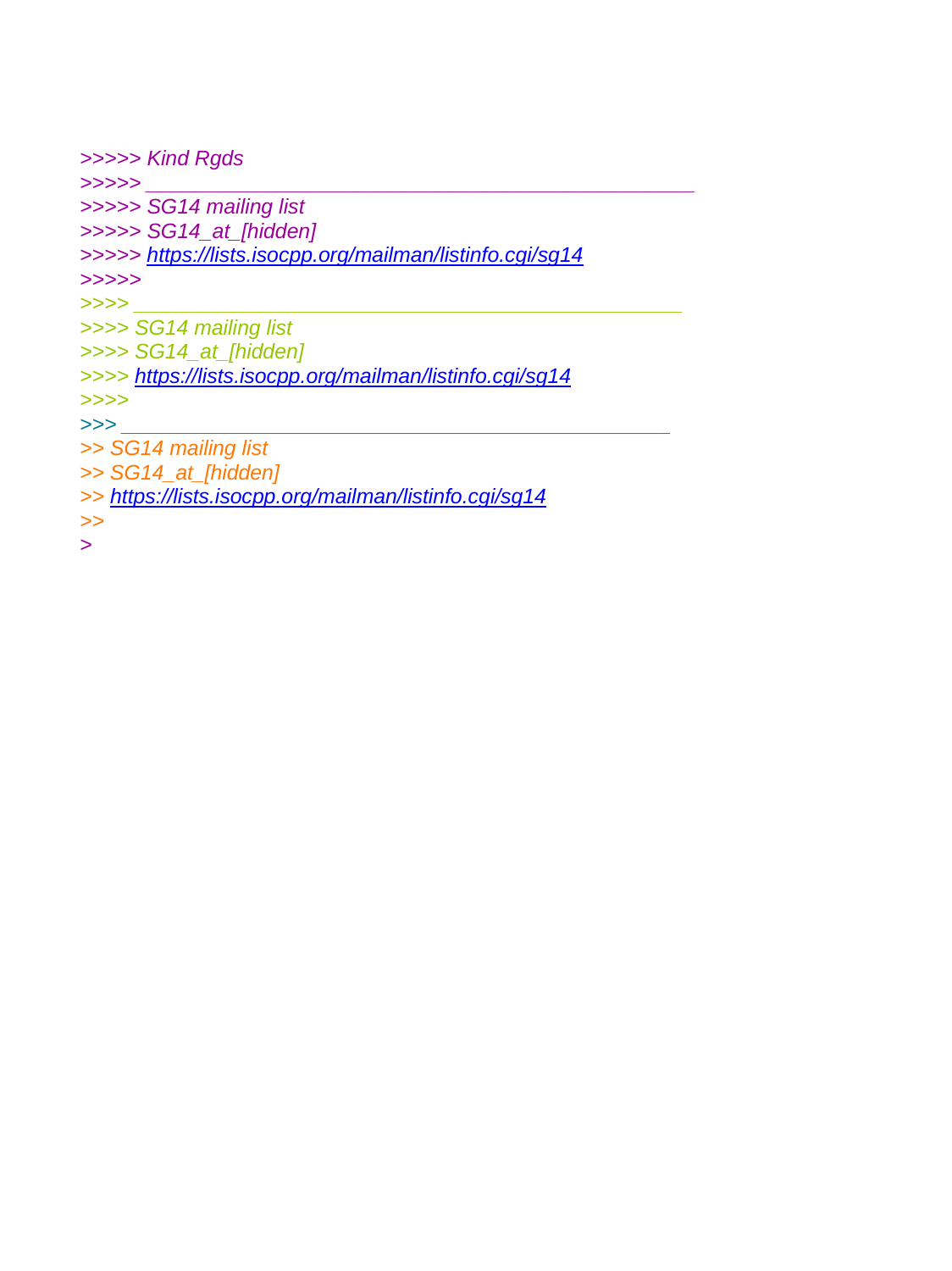>>>>> Kind Rgds
>>>>> _______________________________________________
>>>>> SG14 mailing list
>>>>> SG14_at_[hidden]
>>>>> https://lists.isocpp.org/mailman/listinfo.cgi/sg14
>>>>>
>>>> _______________________________________________
>>>> SG14 mailing list
>>>> SG14_at_[hidden]
>>>> https://lists.isocpp.org/mailman/listinfo.cgi/sg14
>>>>
>>> _______________________________________________
>> SG14 mailing list
>> SG14_at_[hidden]
>> https://lists.isocpp.org/mailman/listinfo.cgi/sg14
>>
>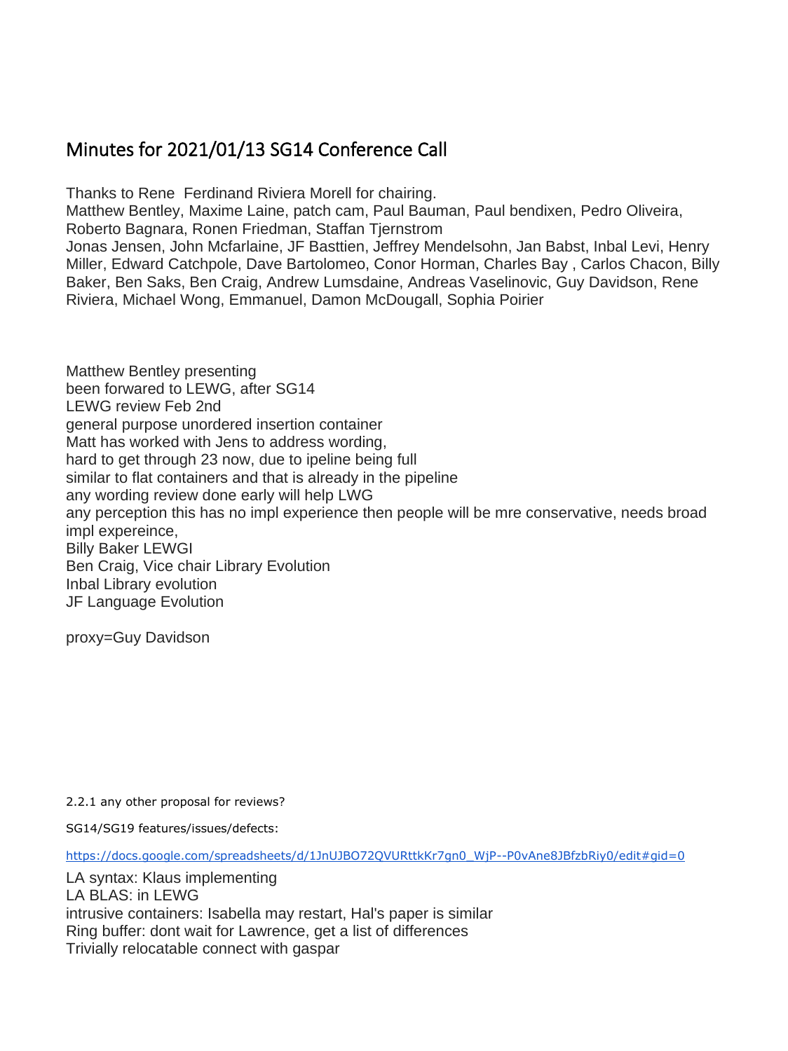# Minutes for 2021/01/13 SG14 Conference Call

Thanks to Rene  Ferdinand Riviera Morell for chairing.
Matthew Bentley, Maxime Laine, patch cam, Paul Bauman, Paul bendixen, Pedro Oliveira, Roberto Bagnara, Ronen Friedman, Staffan Tjernstrom
Jonas Jensen, John Mcfarlaine, JF Basttien, Jeffrey Mendelsohn, Jan Babst, Inbal Levi, Henry Miller, Edward Catchpole, Dave Bartolomeo, Conor Horman, Charles Bay , Carlos Chacon, Billy Baker, Ben Saks, Ben Craig, Andrew Lumsdaine, Andreas Vaselinovic, Guy Davidson, Rene Riviera, Michael Wong, Emmanuel, Damon McDougall, Sophia Poirier

Matthew Bentley presenting
been forwarded to LEWG, after SG14
LEWG review Feb 2nd
general purpose unordered insertion container
Matt has worked with Jens to address wording,
hard to get through 23 now, due to ipeline being full
similar to flat containers and that is already in the pipeline
any wording review done early will help LWG
any perception this has no impl experience then people will be mre conservative, needs broad impl expereince,
Billy Baker LEWGI
Ben Craig, Vice chair Library Evolution
Inbal Library evolution
JF Language Evolution

proxy=Guy Davidson

2.2.1 any other proposal for reviews?

SG14/SG19 features/issues/defects:

https://docs.google.com/spreadsheets/d/1JnUJBO72QVURttkKr7gn0_WjP--P0vAne8JBfzbRiy0/edit#gid=0

LA syntax: Klaus implementing
LA BLAS: in LEWG
intrusive containers: Isabella may restart, Hal's paper is similar
Ring buffer: dont wait for Lawrence, get a list of differences
Trivially relocatable connect with gaspar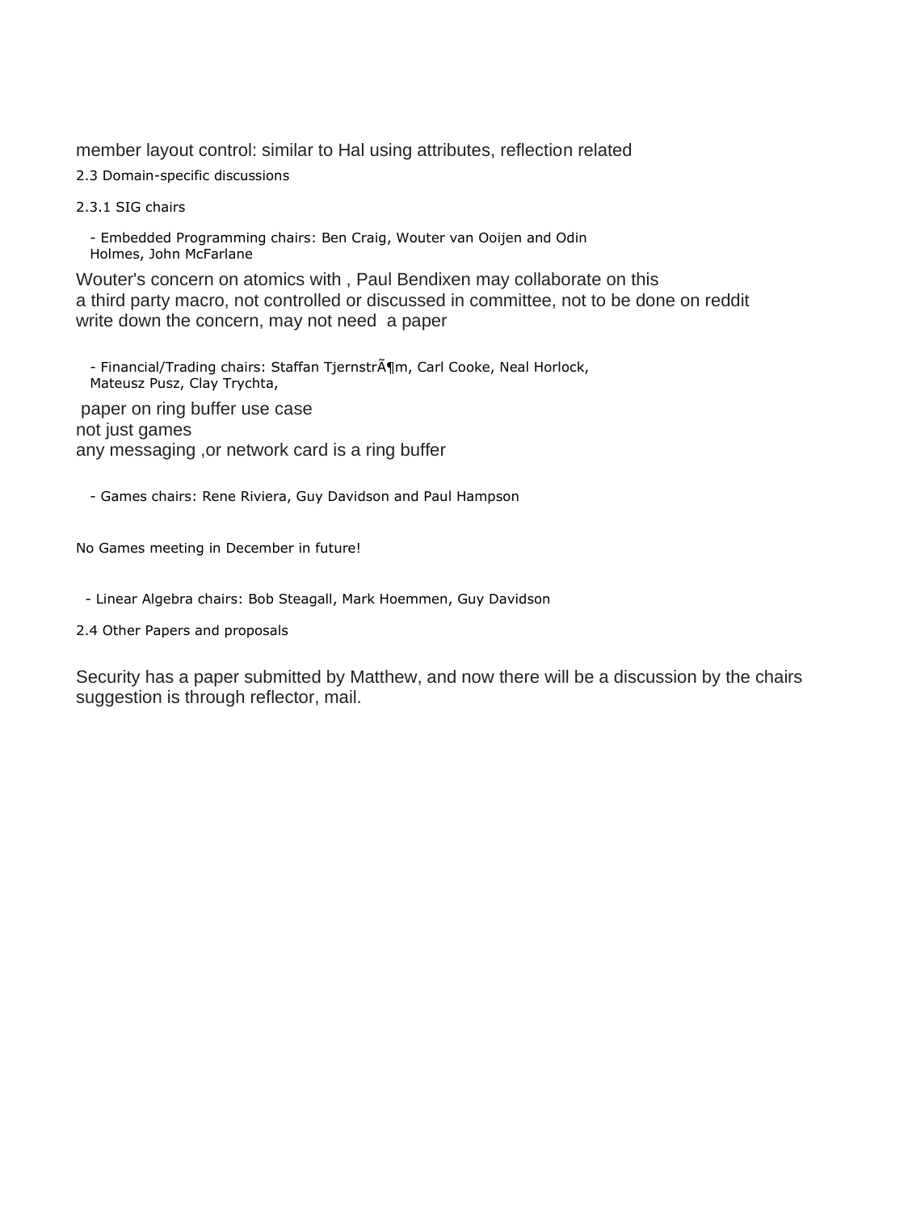member layout control: similar to Hal using attributes, reflection related

### 2.3 Domain-specific discussions

#### 2.3.1 SIG chairs

- Embedded Programming chairs: Ben Craig, Wouter van Ooijen and Odin Holmes, John McFarlane

Wouter's concern on atomics with , Paul Bendixen may collaborate on this
a third party macro, not controlled or discussed in committee, not to be done on reddit
write down the concern, may not need a paper

- Financial/Trading chairs: Staffan TjernstrÃ¶m, Carl Cooke, Neal Horlock, Mateusz Pusz, Clay Trychta,

paper on ring buffer use case
not just games
any messaging ,or network card is a ring buffer

- Games chairs: Rene Riviera, Guy Davidson and Paul Hampson

No Games meeting in December in future!

- Linear Algebra chairs: Bob Steagall, Mark Hoemmen, Guy Davidson

### 2.4 Other Papers and proposals

Security has a paper submitted by Matthew, and now there will be a discussion by the chairs
suggestion is through reflector, mail.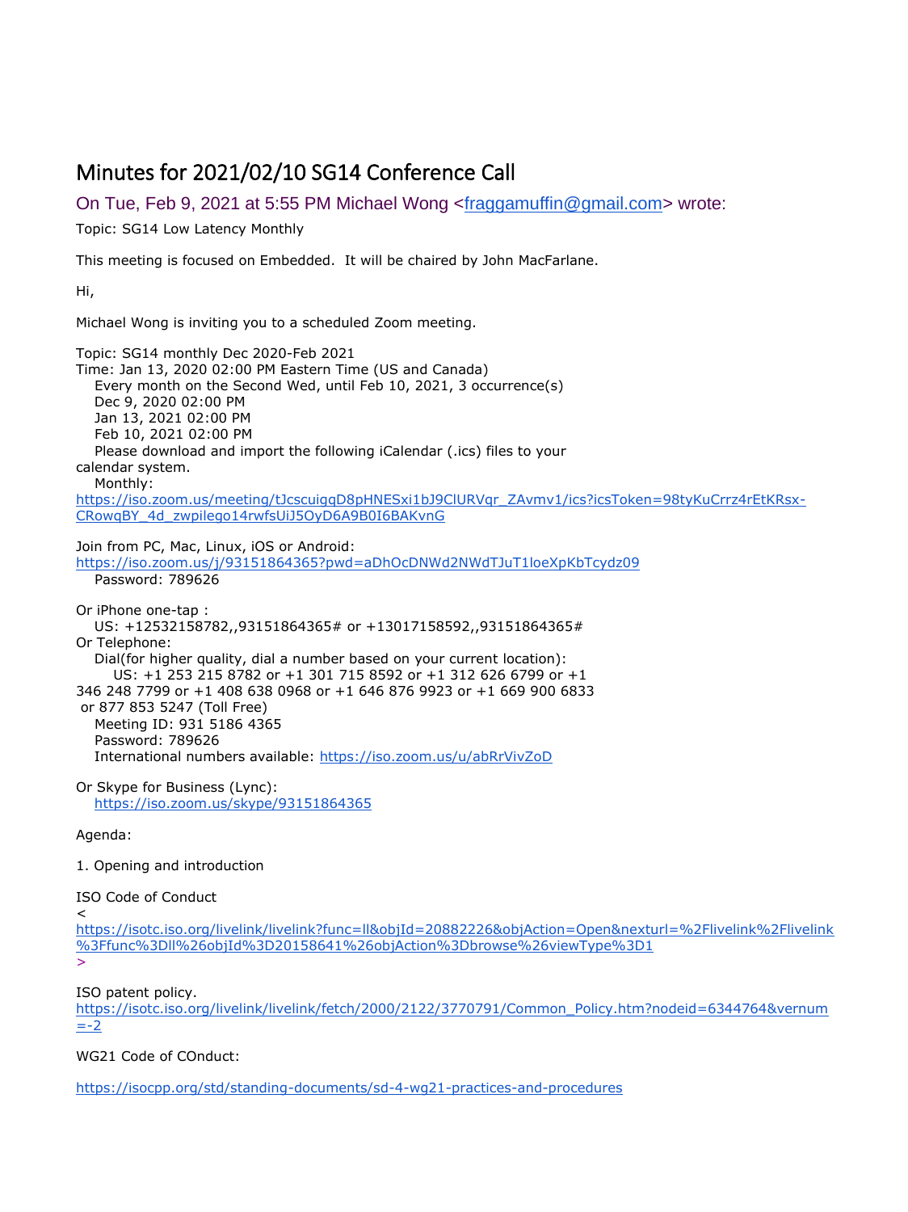# Minutes for 2021/02/10 SG14 Conference Call

On Tue, Feb 9, 2021 at 5:55 PM Michael Wong <fraggamuffin@gmail.com> wrote:

Topic: SG14 Low Latency Monthly

This meeting is focused on Embedded.  It will be chaired by John MacFarlane.

Hi,

Michael Wong is inviting you to a scheduled Zoom meeting.

Topic: SG14 monthly Dec 2020-Feb 2021
Time: Jan 13, 2020 02:00 PM Eastern Time (US and Canada)
    Every month on the Second Wed, until Feb 10, 2021, 3 occurrence(s)
    Dec 9, 2020 02:00 PM
    Jan 13, 2021 02:00 PM
    Feb 10, 2021 02:00 PM
    Please download and import the following iCalendar (.ics) files to your calendar system.
    Monthly:
https://iso.zoom.us/meeting/tJcscuigqD8pHNESxi1bJ9ClURVqr_ZAvmv1/ics?icsToken=98tyKuCrrz4rEtKRsx-CRowqBY_4d_zwpilego14rwfsUiJ5OyD6A9B0I6BAKvnG

Join from PC, Mac, Linux, iOS or Android:
https://iso.zoom.us/j/93151864365?pwd=aDhOcDNWd2NWdTJuT1loeXpKbTcydz09
    Password: 789626

Or iPhone one-tap :
    US: +12532158782,,93151864365# or +13017158592,,93151864365#
Or Telephone:
    Dial(for higher quality, dial a number based on your current location):
        US: +1 253 215 8782 or +1 301 715 8592 or +1 312 626 6799 or +1 346 248 7799 or +1 408 638 0968 or +1 646 876 9923 or +1 669 900 6833 or 877 853 5247 (Toll Free)
    Meeting ID: 931 5186 4365
    Password: 789626
    International numbers available: https://iso.zoom.us/u/abRrVivZoD

Or Skype for Business (Lync):
    https://iso.zoom.us/skype/93151864365

Agenda:

1. Opening and introduction

ISO Code of Conduct
<
https://isotc.iso.org/livelink/livelink?func=ll&objId=20882226&objAction=Open&nexturl=%2Flivelink%2Flivelink%3Ffunc%3Dll%26objId%3D20158641%26objAction%3Dbrowse%26viewType%3D1
>

ISO patent policy.
https://isotc.iso.org/livelink/livelink/fetch/2000/2122/3770791/Common_Policy.htm?nodeid=6344764&vernum=-2

WG21 Code of COnduct:

https://isocpp.org/std/standing-documents/sd-4-wg21-practices-and-procedures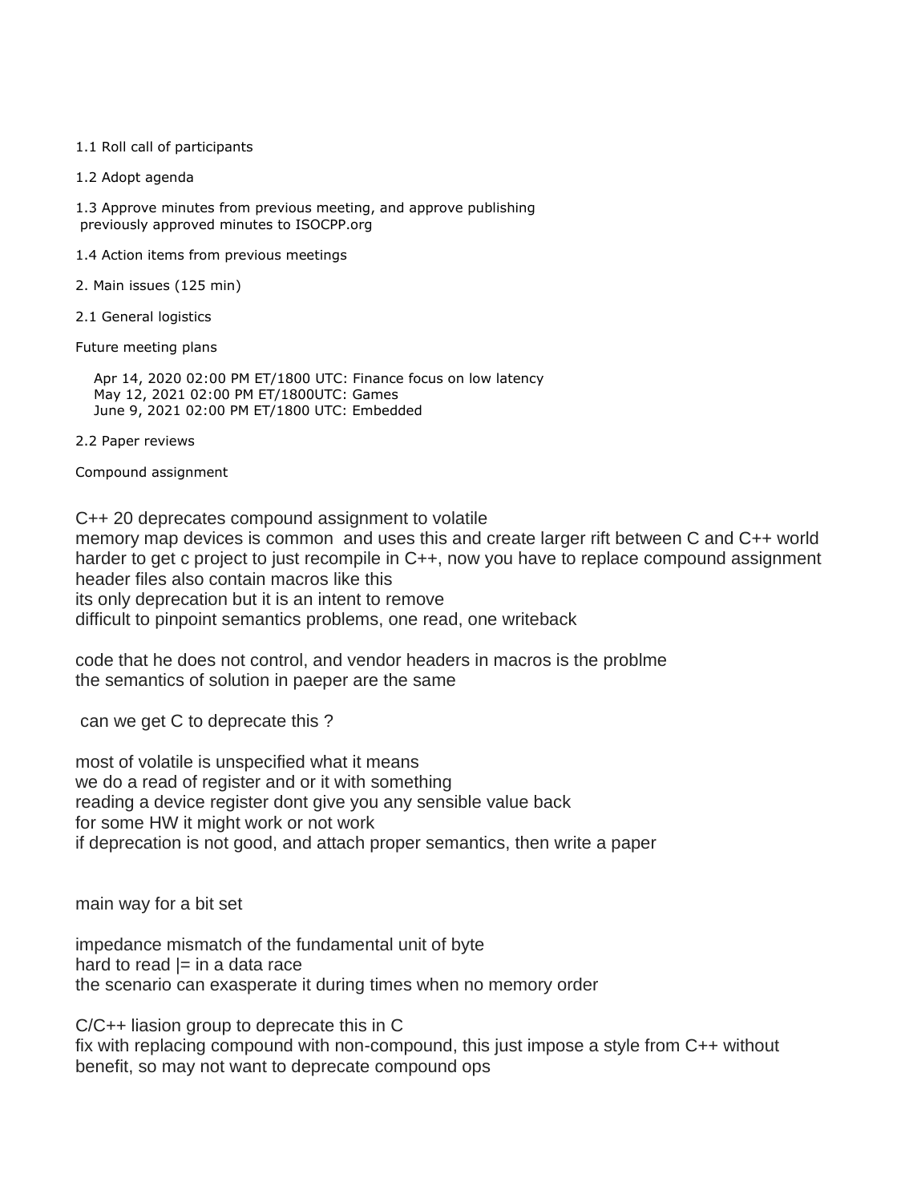1.1 Roll call of participants

1.2 Adopt agenda

1.3 Approve minutes from previous meeting, and approve publishing
 previously approved minutes to ISOCPP.org

1.4 Action items from previous meetings

2. Main issues (125 min)

2.1 General logistics

Future meeting plans

    Apr 14, 2020 02:00 PM ET/1800 UTC: Finance focus on low latency
    May 12, 2021 02:00 PM ET/1800UTC: Games
    June 9, 2021 02:00 PM ET/1800 UTC: Embedded

2.2 Paper reviews

Compound assignment

C++ 20 deprecates compound assignment to volatile
memory map devices is common  and uses this and create larger rift between C and C++ world
harder to get c project to just recompile in C++, now you have to replace compound assignment
header files also contain macros like this
its only deprecation but it is an intent to remove
difficult to pinpoint semantics problems, one read, one writeback

code that he does not control, and vendor headers in macros is the problme
the semantics of solution in paeper are the same

 can we get C to deprecate this ?

most of volatile is unspecified what it means
we do a read of register and or it with something
reading a device register dont give you any sensible value back
for some HW it might work or not work
if deprecation is not good, and attach proper semantics, then write a paper

main way for a bit set

impedance mismatch of the fundamental unit of byte
hard to read |= in a data race
the scenario can exasperate it during times when no memory order

C/C++ liasion group to deprecate this in C
fix with replacing compound with non-compound, this just impose a style from C++ without benefit, so may not want to deprecate compound ops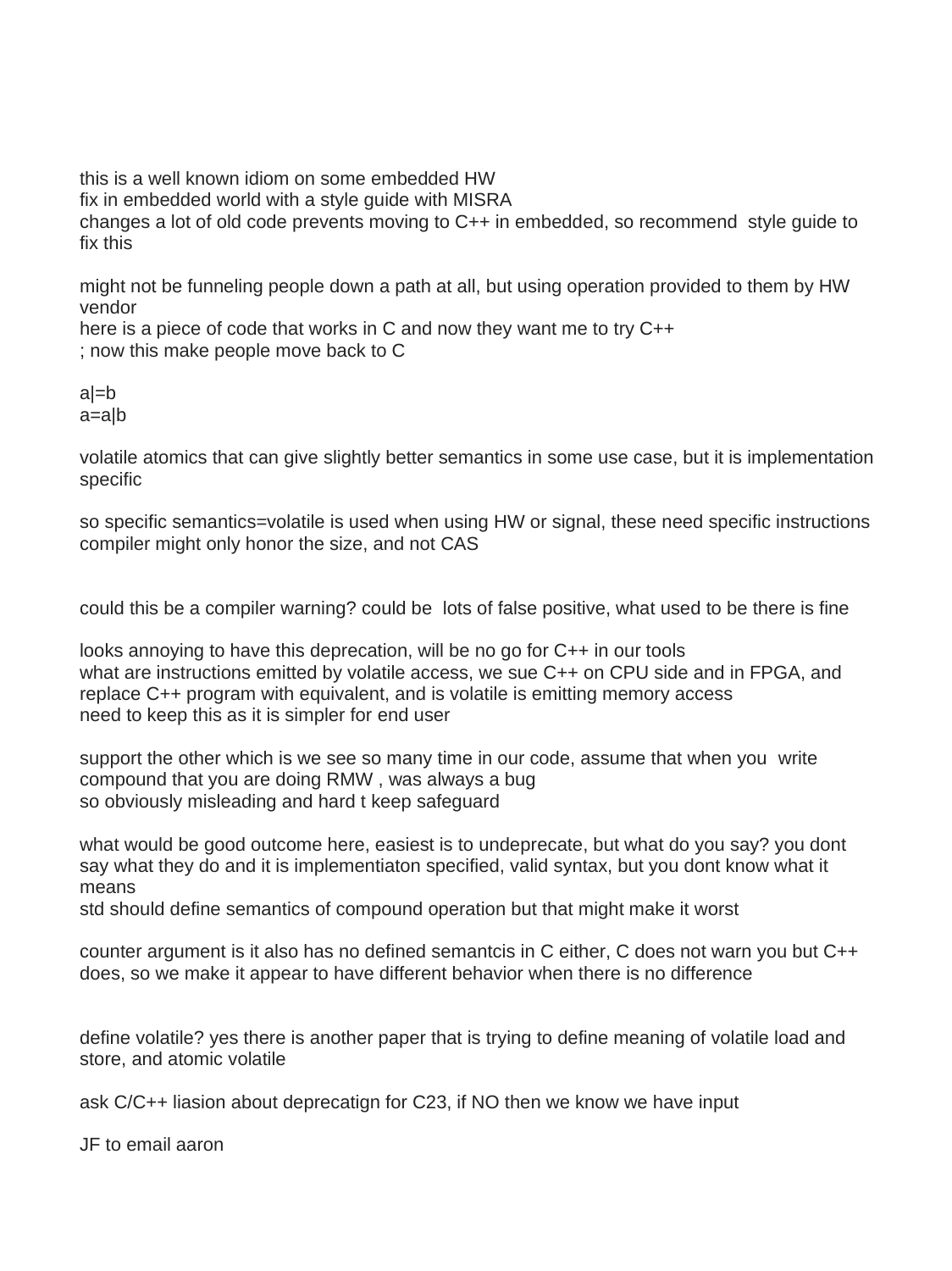this is a well known idiom on some embedded HW
fix in embedded world with a style guide with MISRA
changes a lot of old code prevents moving to C++ in embedded, so recommend style guide to fix this

might not be funneling people down a path at all, but using operation provided to them by HW vendor
here is a piece of code that works in C and now they want me to try C++
; now this make people move back to C

a|=b
a=a|b

volatile atomics that can give slightly better semantics in some use case, but it is implementation specific

so specific semantics=volatile is used when using HW or signal, these need specific instructions
compiler might only honor the size, and not CAS

could this be a compiler warning? could be lots of false positive, what used to be there is fine

looks annoying to have this deprecation, will be no go for C++ in our tools
what are instructions emitted by volatile access, we sue C++ on CPU side and in FPGA, and replace C++ program with equivalent, and is volatile is emitting memory access
need to keep this as it is simpler for end user

support the other which is we see so many time in our code, assume that when you write compound that you are doing RMW , was always a bug
so obviously misleading and hard t keep safeguard

what would be good outcome here, easiest is to undeprecate, but what do you say? you dont say what they do and it is implementiaton specified, valid syntax, but you dont know what it means
std should define semantics of compound operation but that might make it worst

counter argument is it also has no defined semantcis in C either, C does not warn you but C++ does, so we make it appear to have different behavior when there is no difference

define volatile? yes there is another paper that is trying to define meaning of volatile load and store, and atomic volatile

ask C/C++ liasion about deprecatign for C23, if NO then we know we have input

JF to email aaron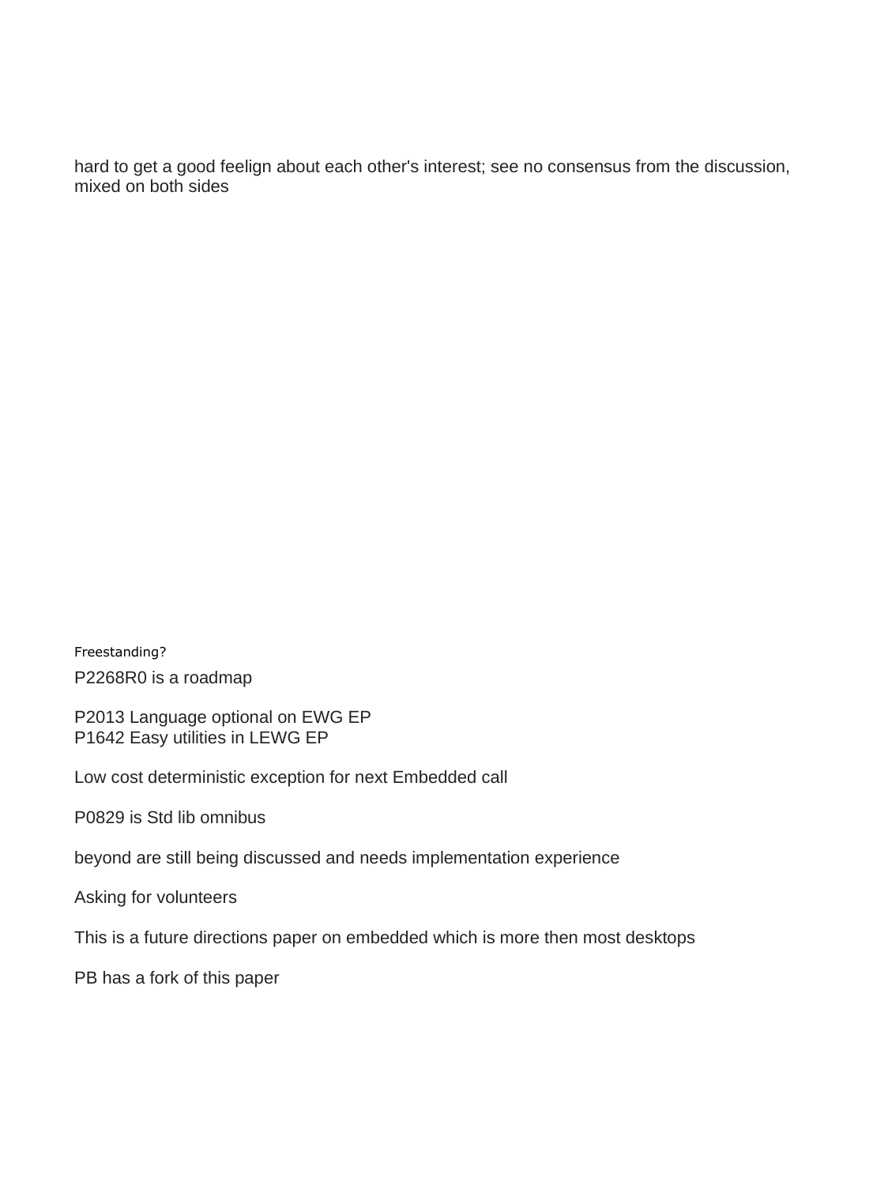hard to get a good feelign about each other's interest; see no consensus from the discussion, mixed on both sides

Freestanding?

P2268R0 is a roadmap

P2013 Language optional on EWG EP
P1642 Easy utilities in LEWG EP

Low cost deterministic exception for next Embedded call

P0829 is Std lib omnibus

beyond are still being discussed and needs implementation experience

Asking for volunteers

This is a future directions paper on embedded which is more then most desktops

PB has a fork of this paper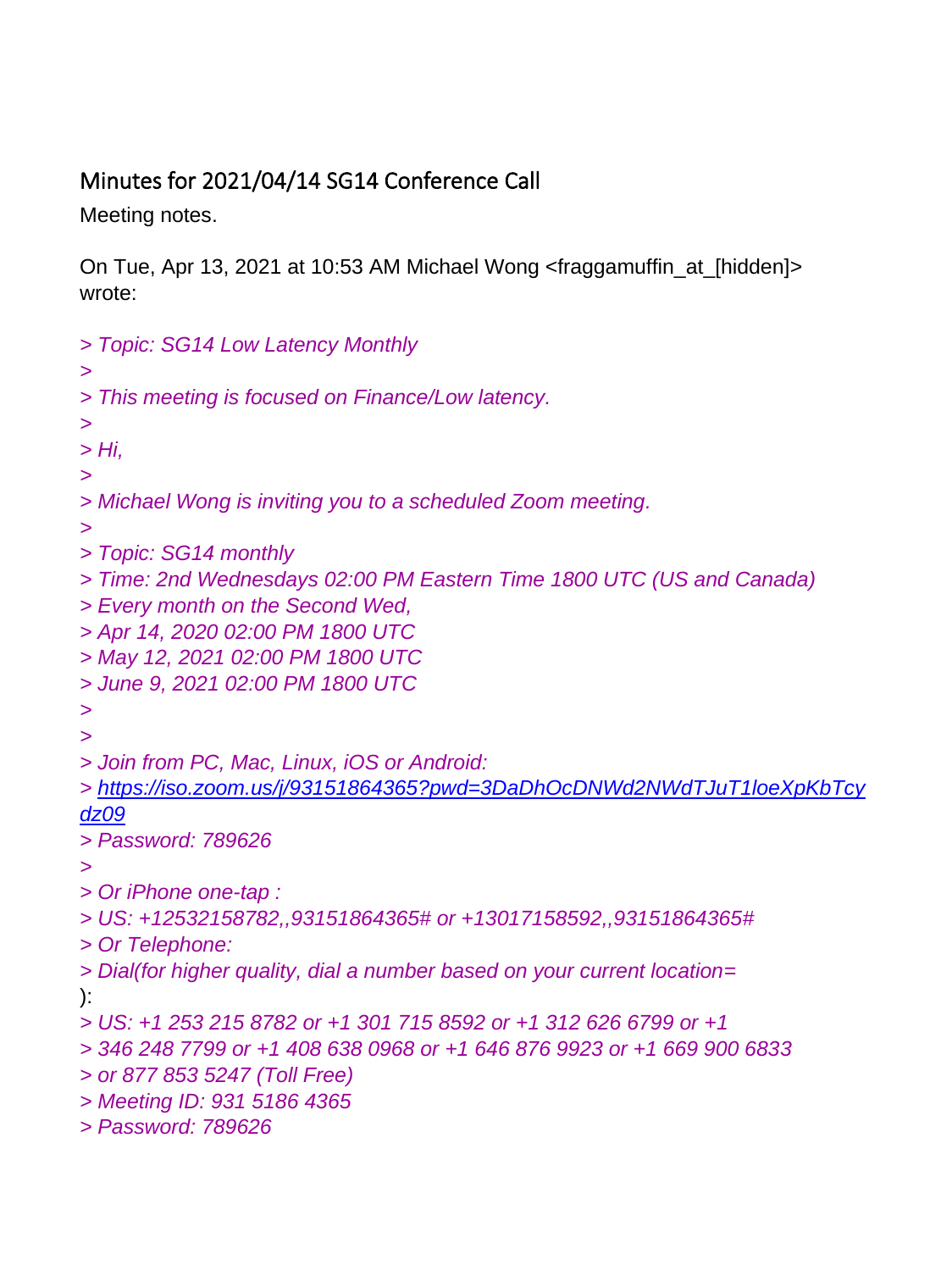## Minutes for 2021/04/14 SG14 Conference Call

Meeting notes.

On Tue, Apr 13, 2021 at 10:53 AM Michael Wong <fraggamuffin_at_[hidden]> wrote:

> *Topic: SG14 Low Latency Monthly*
>
> *This meeting is focused on Finance/Low latency.*
>
> *Hi,*
>
> *Michael Wong is inviting you to a scheduled Zoom meeting.*
>
> *Topic: SG14 monthly*
> *Time: 2nd Wednesdays 02:00 PM Eastern Time 1800 UTC (US and Canada)*
> *Every month on the Second Wed,*
> *Apr 14, 2020 02:00 PM 1800 UTC*
> *May 12, 2021 02:00 PM 1800 UTC*
> *June 9, 2021 02:00 PM 1800 UTC*
>
>
> *Join from PC, Mac, Linux, iOS or Android:*
> *[https://iso.zoom.us/j/93151864365?pwd=3DaDhOcDNWd2NWdTJuT1loeXpKbTcydz09](https://iso.zoom.us/j/93151864365?pwd=3DaDhOcDNWd2NWdTJuT1loeXpKbTcydz09)*
> *Password: 789626*
>
> *Or iPhone one-tap :*
> *US: +12532158782,,93151864365# or +13017158592,,93151864365#*
> *Or Telephone:*
> *Dial(for higher quality, dial a number based on your current location=*
):
> *US: +1 253 215 8782 or +1 301 715 8592 or +1 312 626 6799 or +1*
> *346 248 7799 or +1 408 638 0968 or +1 646 876 9923 or +1 669 900 6833*
> *or 877 853 5247 (Toll Free)*
> *Meeting ID: 931 5186 4365*
> *Password: 789626*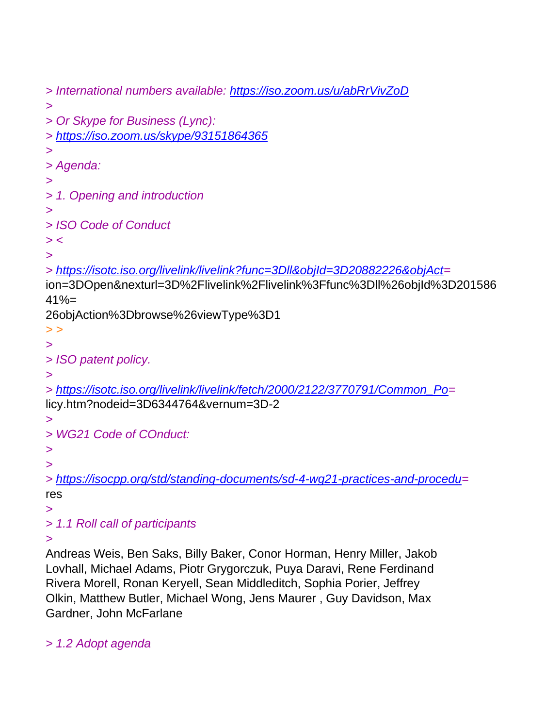> International numbers available: https://iso.zoom.us/u/abRrVivZoD
>
> Or Skype for Business (Lync):
> https://iso.zoom.us/skype/93151864365
>
> Agenda:
>
> 1. Opening and introduction
>
> ISO Code of Conduct
> <
>
> https://isotc.iso.org/livelink/livelink?func=3Dll&objId=3D20882226&objAct=
ion=3DOpen&nexturl=3D%2Flivelink%2Flivelink%3Ffunc%3Dll%26objId%3D201586
41%=
26objAction%3Dbrowse%26viewType%3D1
> >
>
> ISO patent policy.
>
> https://isotc.iso.org/livelink/livelink/fetch/2000/2122/3770791/Common_Po=
licy.htm?nodeid=3D6344764&vernum=3D-2
>
> WG21 Code of COnduct:
>
>
> https://isocpp.org/std/standing-documents/sd-4-wg21-practices-and-procedu=
res
>
> 1.1 Roll call of participants
>

Andreas Weis, Ben Saks, Billy Baker, Conor Horman, Henry Miller, Jakob Lovhall, Michael Adams, Piotr Grygorczuk, Puya Daravi, Rene Ferdinand Rivera Morell, Ronan Keryell, Sean Middleditch, Sophia Porier, Jeffrey Olkin, Matthew Butler, Michael Wong, Jens Maurer , Guy Davidson, Max Gardner, John McFarlane

> 1.2 Adopt agenda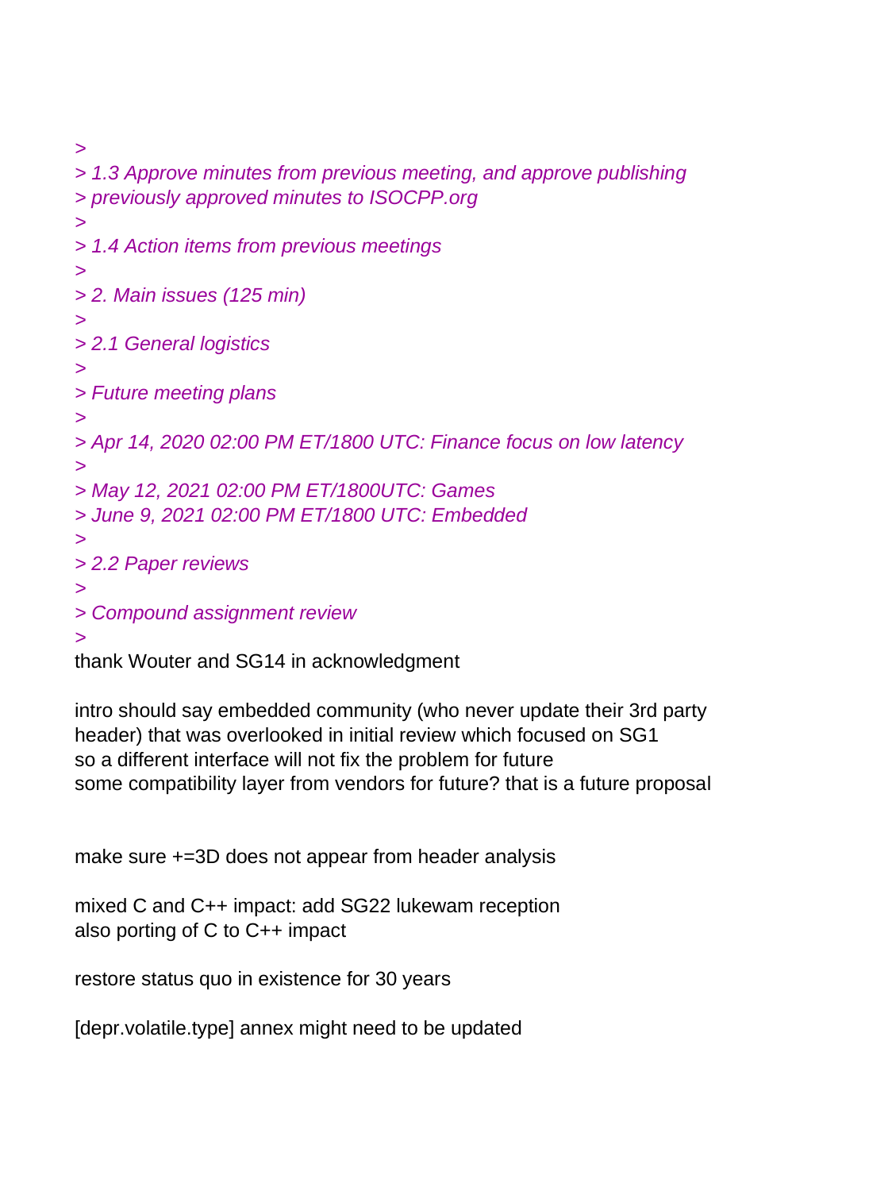>
> 1.3 Approve minutes from previous meeting, and approve publishing
> previously approved minutes to ISOCPP.org
>
> 1.4 Action items from previous meetings
>
> 2. Main issues (125 min)
>
> 2.1 General logistics
>
> Future meeting plans
>
> Apr 14, 2020 02:00 PM ET/1800 UTC: Finance focus on low latency
>
> May 12, 2021 02:00 PM ET/1800UTC: Games
> June 9, 2021 02:00 PM ET/1800 UTC: Embedded
>
> 2.2 Paper reviews
>
> Compound assignment review
>

thank Wouter and SG14 in acknowledgment

intro should say embedded community (who never update their 3rd party header) that was overlooked in initial review which focused on SG1
so a different interface will not fix the problem for future
some compatibility layer from vendors for future? that is a future proposal

make sure +=3D does not appear from header analysis

mixed C and C++ impact: add SG22 lukewam reception
also porting of C to C++ impact

restore status quo in existence for 30 years

[depr.volatile.type] annex might need to be updated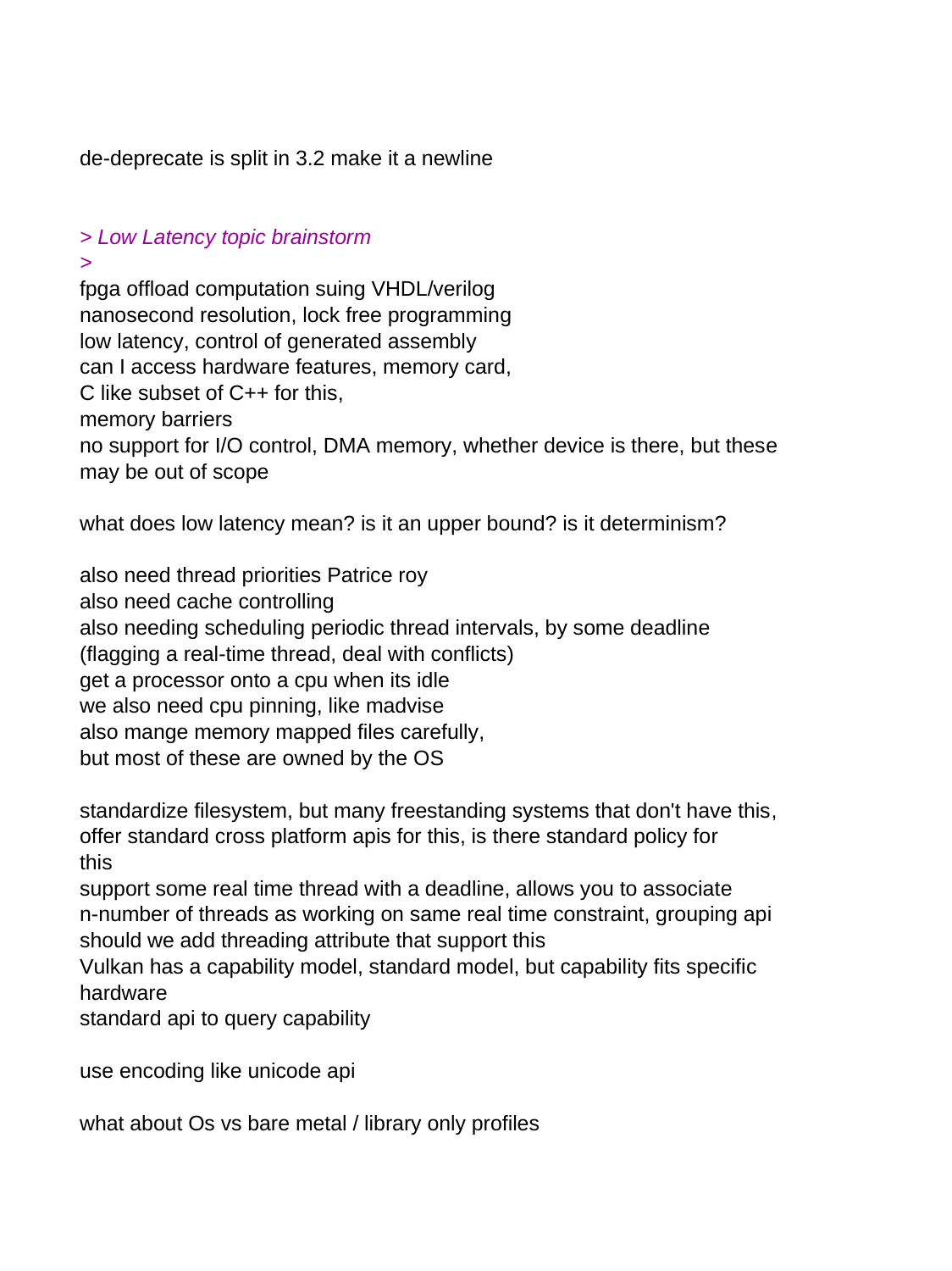de-deprecate is split in 3.2 make it a newline

> *Low Latency topic brainstorm*
>

fpga offload computation suing VHDL/verilog
nanosecond resolution, lock free programming
low latency, control of generated assembly
can I access hardware features, memory card,
C like subset of C++ for this,
memory barriers
no support for I/O control, DMA memory, whether device is there, but these may be out of scope

what does low latency mean? is it an upper bound? is it determinism?

also need thread priorities Patrice roy
also need cache controlling
also needing scheduling periodic thread intervals, by some deadline (flagging a real-time thread, deal with conflicts)
get a processor onto a cpu when its idle
we also need cpu pinning, like madvise
also mange memory mapped files carefully,
but most of these are owned by the OS

standardize filesystem, but many freestanding systems that don't have this, offer standard cross platform apis for this, is there standard policy for this
support some real time thread with a deadline, allows you to associate n-number of threads as working on same real time constraint, grouping api
should we add threading attribute that support this
Vulkan has a capability model, standard model, but capability fits specific hardware
standard api to query capability

use encoding like unicode api

what about Os vs bare metal / library only profiles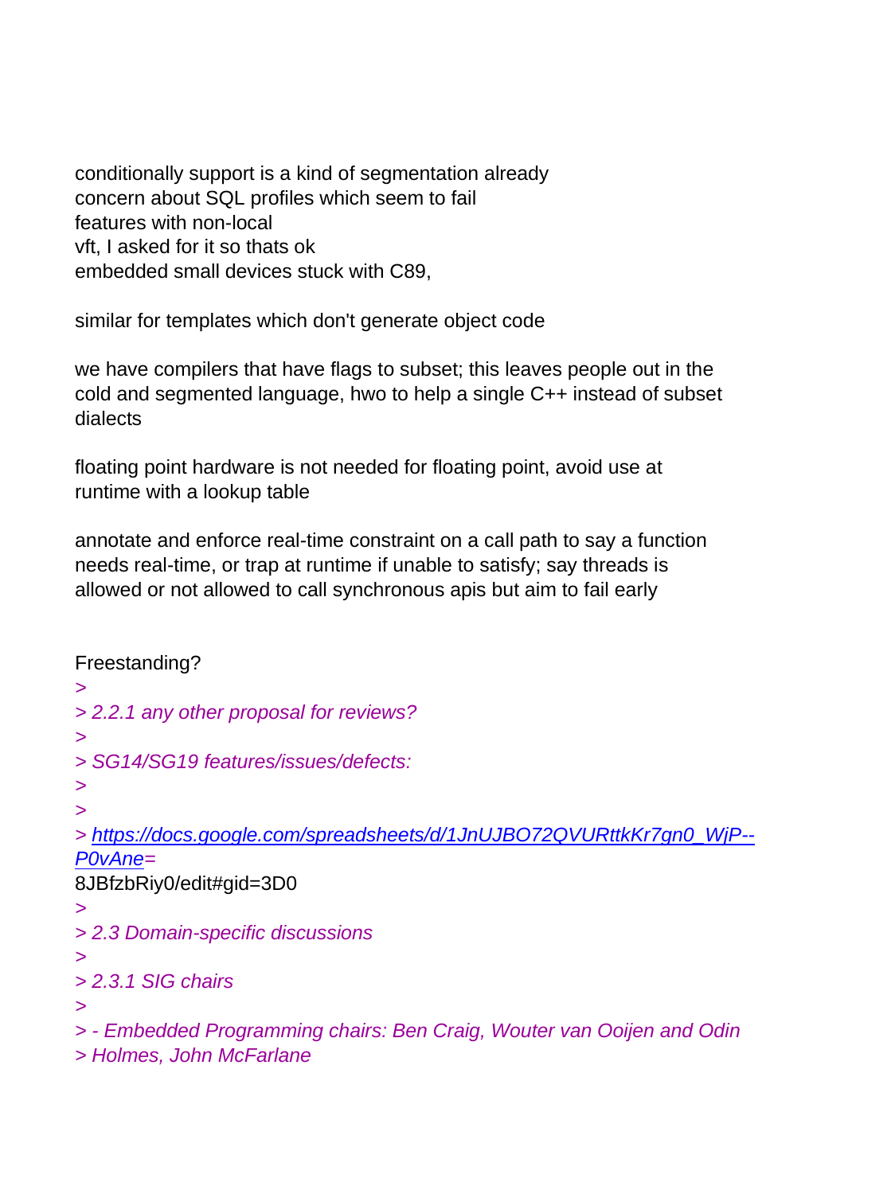conditionally support is a kind of segmentation already
concern about SQL profiles which seem to fail
features with non-local
vft, I asked for it so thats ok
embedded small devices stuck with C89,

similar for templates which don't generate object code

we have compilers that have flags to subset; this leaves people out in the cold and segmented language, hwo to help a single C++ instead of subset dialects

floating point hardware is not needed for floating point, avoid use at runtime with a lookup table

annotate and enforce real-time constraint on a call path to say a function needs real-time, or trap at runtime if unable to satisfy; say threads is allowed or not allowed to call synchronous apis but aim to fail early

Freestanding?

>
> *2.2.1 any other proposal for reviews?*
>
> *SG14/SG19 features/issues/defects:*
>
>
> https://docs.google.com/spreadsheets/d/1JnUJBO72QVURttkKr7gn0_WjP--P0vAne=
8JBfzbRiy0/edit#gid=3D0
>
> *2.3 Domain-specific discussions*
>
> *2.3.1 SIG chairs*
>
> *- Embedded Programming chairs: Ben Craig, Wouter van Ooijen and Odin*
> *Holmes, John McFarlane*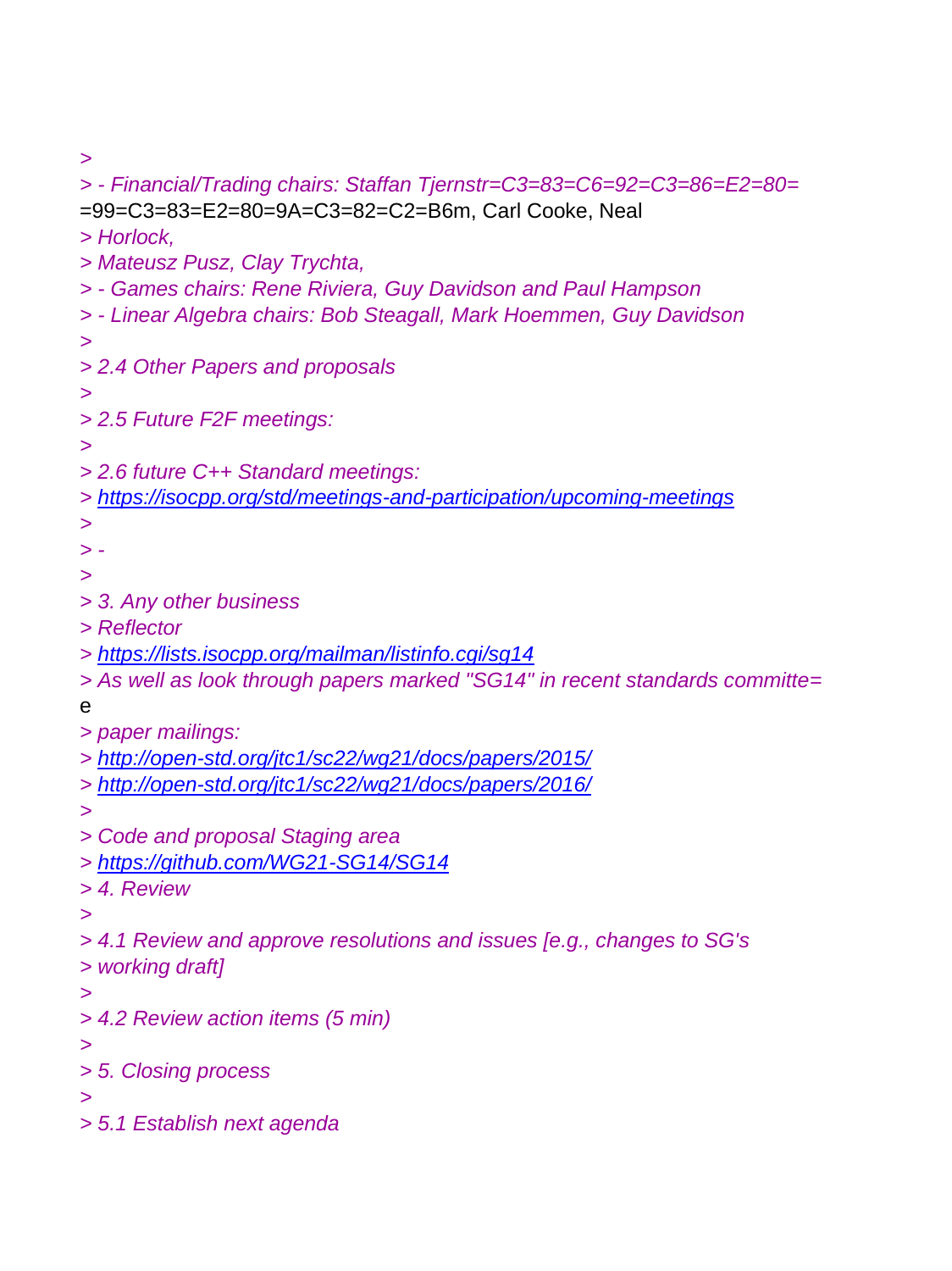>
> - Financial/Trading chairs: Staffan Tjernstr=C3=83=C6=92=C3=86=E2=80=
=99=C3=83=E2=80=9A=C3=82=C2=B6m, Carl Cooke, Neal
> Horlock,
> Mateusz Pusz, Clay Trychta,
> - Games chairs: Rene Riviera, Guy Davidson and Paul Hampson
> - Linear Algebra chairs: Bob Steagall, Mark Hoemmen, Guy Davidson
>
> 2.4 Other Papers and proposals
>
> 2.5 Future F2F meetings:
>
> 2.6 future C++ Standard meetings:
> https://isocpp.org/std/meetings-and-participation/upcoming-meetings
>
> -
>
> 3. Any other business
> Reflector
> https://lists.isocpp.org/mailman/listinfo.cgi/sg14
> As well as look through papers marked "SG14" in recent standards committe=
e
> paper mailings:
> http://open-std.org/jtc1/sc22/wg21/docs/papers/2015/
> http://open-std.org/jtc1/sc22/wg21/docs/papers/2016/
>
> Code and proposal Staging area
> https://github.com/WG21-SG14/SG14
> 4. Review
>
> 4.1 Review and approve resolutions and issues [e.g., changes to SG's
> working draft]
>
> 4.2 Review action items (5 min)
>
> 5. Closing process
>
> 5.1 Establish next agenda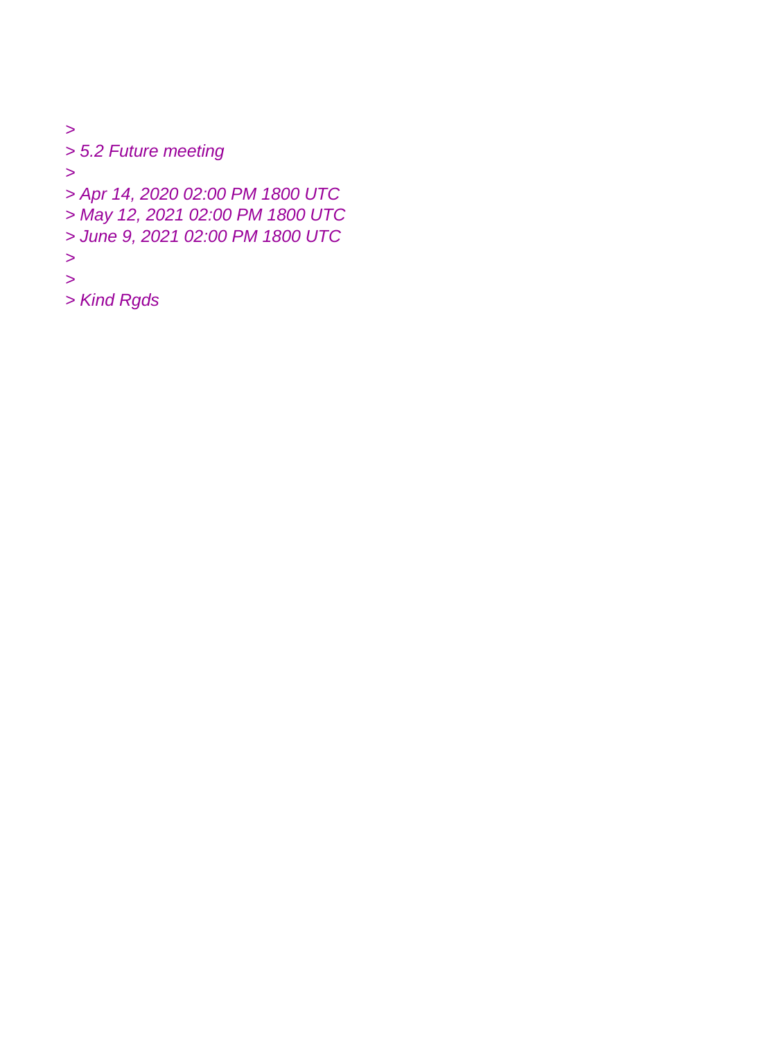*>*
*> 5.2 Future meeting*
*>*
*> Apr 14, 2020 02:00 PM 1800 UTC*
*> May 12, 2021 02:00 PM 1800 UTC*
*> June 9, 2021 02:00 PM 1800 UTC*
*>*
*>*
*> Kind Rgds*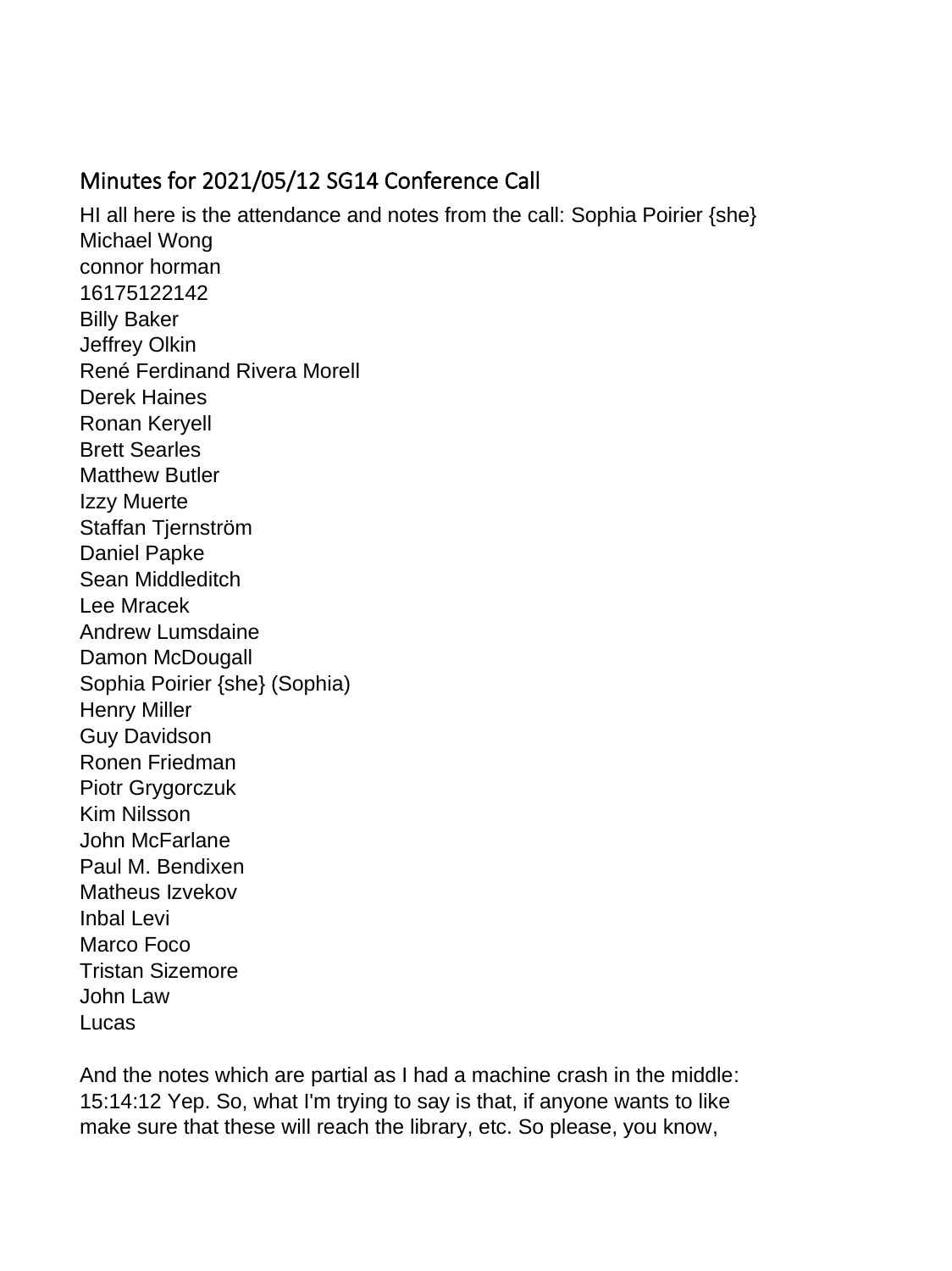## Minutes for 2021/05/12 SG14 Conference Call

HI all here is the attendance and notes from the call: Sophia Poirier {she}
Michael Wong
connor horman
16175122142
Billy Baker
Jeffrey Olkin
René Ferdinand Rivera Morell
Derek Haines
Ronan Keryell
Brett Searles
Matthew Butler
Izzy Muerte
Staffan Tjernström
Daniel Papke
Sean Middleditch
Lee Mracek
Andrew Lumsdaine
Damon McDougall
Sophia Poirier {she} (Sophia)
Henry Miller
Guy Davidson
Ronen Friedman
Piotr Grygorczuk
Kim Nilsson
John McFarlane
Paul M. Bendixen
Matheus Izvekov
Inbal Levi
Marco Foco
Tristan Sizemore
John Law
Lucas

And the notes which are partial as I had a machine crash in the middle:
15:14:12 Yep. So, what I'm trying to say is that, if anyone wants to like make sure that these will reach the library, etc. So please, you know,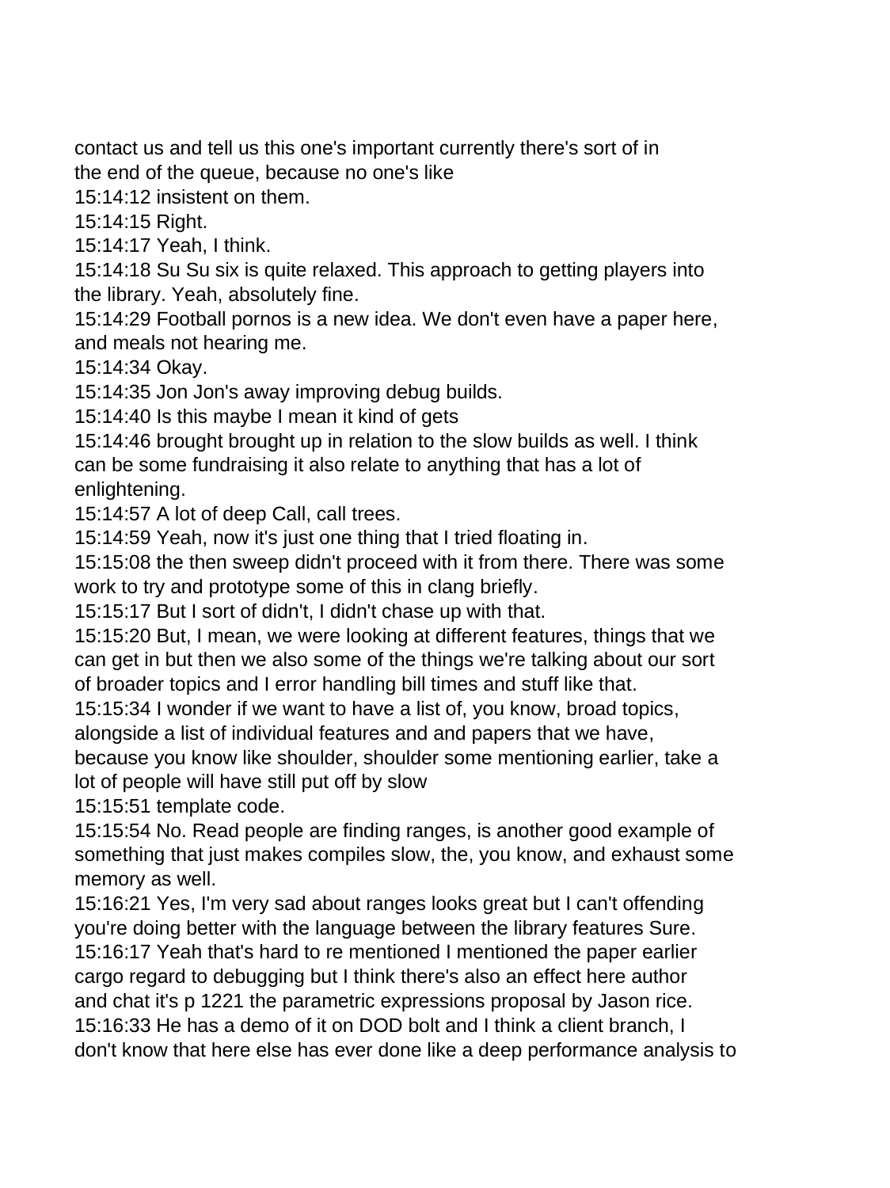contact us and tell us this one's important currently there's sort of in the end of the queue, because no one's like

15:14:12 insistent on them.

15:14:15 Right.

15:14:17 Yeah, I think.

15:14:18 Su Su six is quite relaxed. This approach to getting players into the library. Yeah, absolutely fine.

15:14:29 Football pornos is a new idea. We don't even have a paper here, and meals not hearing me.

15:14:34 Okay.

15:14:35 Jon Jon's away improving debug builds.

15:14:40 Is this maybe I mean it kind of gets

15:14:46 brought brought up in relation to the slow builds as well. I think can be some fundraising it also relate to anything that has a lot of enlightening.

15:14:57 A lot of deep Call, call trees.

15:14:59 Yeah, now it's just one thing that I tried floating in.

15:15:08 the then sweep didn't proceed with it from there. There was some work to try and prototype some of this in clang briefly.

15:15:17 But I sort of didn't, I didn't chase up with that.

15:15:20 But, I mean, we were looking at different features, things that we can get in but then we also some of the things we're talking about our sort of broader topics and I error handling bill times and stuff like that.

15:15:34 I wonder if we want to have a list of, you know, broad topics, alongside a list of individual features and and papers that we have, because you know like shoulder, shoulder some mentioning earlier, take a lot of people will have still put off by slow

15:15:51 template code.

15:15:54 No. Read people are finding ranges, is another good example of something that just makes compiles slow, the, you know, and exhaust some memory as well.

15:16:21 Yes, I'm very sad about ranges looks great but I can't offending you're doing better with the language between the library features Sure.

15:16:17 Yeah that's hard to re mentioned I mentioned the paper earlier cargo regard to debugging but I think there's also an effect here author and chat it's p 1221 the parametric expressions proposal by Jason rice.

15:16:33 He has a demo of it on DOD bolt and I think a client branch, I don't know that here else has ever done like a deep performance analysis to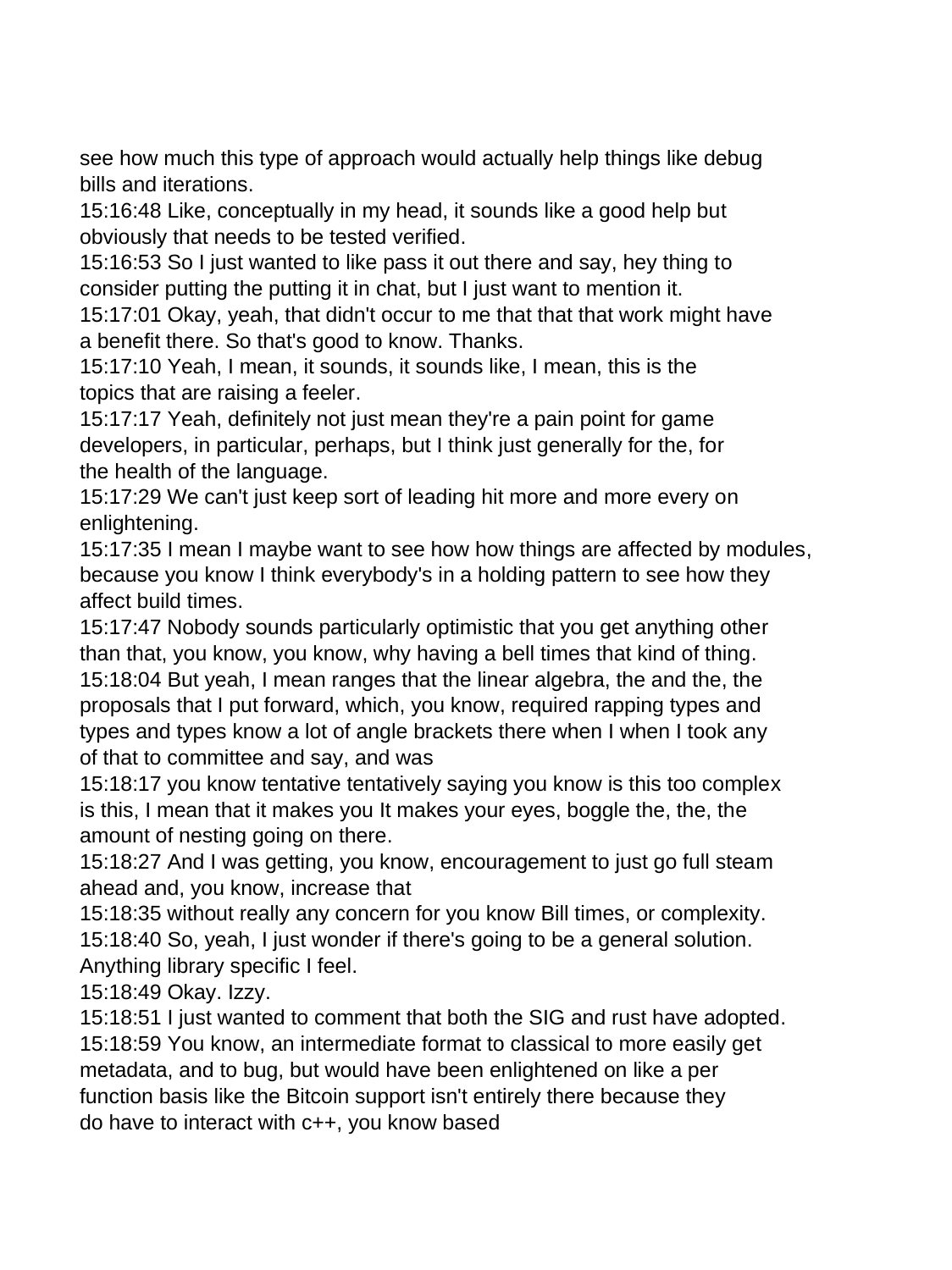see how much this type of approach would actually help things like debug bills and iterations.

15:16:48 Like, conceptually in my head, it sounds like a good help but obviously that needs to be tested verified.

15:16:53 So I just wanted to like pass it out there and say, hey thing to consider putting the putting it in chat, but I just want to mention it.

15:17:01 Okay, yeah, that didn't occur to me that that that work might have a benefit there. So that's good to know. Thanks.

15:17:10 Yeah, I mean, it sounds, it sounds like, I mean, this is the topics that are raising a feeler.

15:17:17 Yeah, definitely not just mean they're a pain point for game developers, in particular, perhaps, but I think just generally for the, for the health of the language.

15:17:29 We can't just keep sort of leading hit more and more every on enlightening.

15:17:35 I mean I maybe want to see how how things are affected by modules, because you know I think everybody's in a holding pattern to see how they affect build times.

15:17:47 Nobody sounds particularly optimistic that you get anything other than that, you know, you know, why having a bell times that kind of thing.

15:18:04 But yeah, I mean ranges that the linear algebra, the and the, the proposals that I put forward, which, you know, required rapping types and types and types know a lot of angle brackets there when I when I took any of that to committee and say, and was

15:18:17 you know tentative tentatively saying you know is this too complex is this, I mean that it makes you It makes your eyes, boggle the, the, the amount of nesting going on there.

15:18:27 And I was getting, you know, encouragement to just go full steam ahead and, you know, increase that

15:18:35 without really any concern for you know Bill times, or complexity.

15:18:40 So, yeah, I just wonder if there's going to be a general solution. Anything library specific I feel.

15:18:49 Okay. Izzy.

15:18:51 I just wanted to comment that both the SIG and rust have adopted.

15:18:59 You know, an intermediate format to classical to more easily get metadata, and to bug, but would have been enlightened on like a per function basis like the Bitcoin support isn't entirely there because they do have to interact with c++, you know based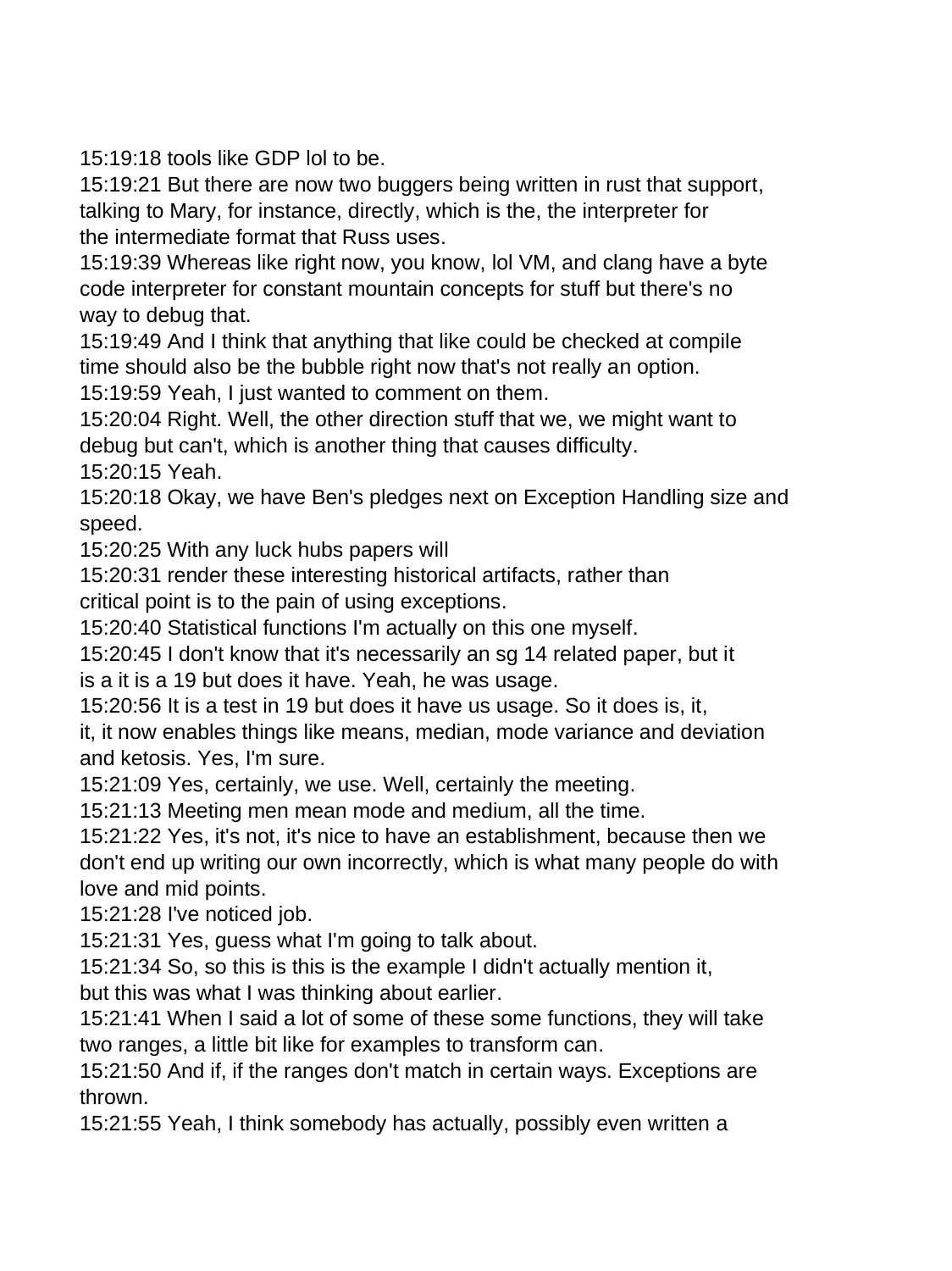15:19:18 tools like GDP lol to be.
15:19:21 But there are now two buggers being written in rust that support, talking to Mary, for instance, directly, which is the, the interpreter for the intermediate format that Russ uses.
15:19:39 Whereas like right now, you know, lol VM, and clang have a byte code interpreter for constant mountain concepts for stuff but there's no way to debug that.
15:19:49 And I think that anything that like could be checked at compile time should also be the bubble right now that's not really an option.
15:19:59 Yeah, I just wanted to comment on them.
15:20:04 Right. Well, the other direction stuff that we, we might want to debug but can't, which is another thing that causes difficulty.
15:20:15 Yeah.
15:20:18 Okay, we have Ben's pledges next on Exception Handling size and speed.
15:20:25 With any luck hubs papers will
15:20:31 render these interesting historical artifacts, rather than critical point is to the pain of using exceptions.
15:20:40 Statistical functions I'm actually on this one myself.
15:20:45 I don't know that it's necessarily an sg 14 related paper, but it is a it is a 19 but does it have. Yeah, he was usage.
15:20:56 It is a test in 19 but does it have us usage. So it does is, it, it, it now enables things like means, median, mode variance and deviation and ketosis. Yes, I'm sure.
15:21:09 Yes, certainly, we use. Well, certainly the meeting.
15:21:13 Meeting men mean mode and medium, all the time.
15:21:22 Yes, it's not, it's nice to have an establishment, because then we don't end up writing our own incorrectly, which is what many people do with love and mid points.
15:21:28 I've noticed job.
15:21:31 Yes, guess what I'm going to talk about.
15:21:34 So, so this is this is the example I didn't actually mention it, but this was what I was thinking about earlier.
15:21:41 When I said a lot of some of these some functions, they will take two ranges, a little bit like for examples to transform can.
15:21:50 And if, if the ranges don't match in certain ways. Exceptions are thrown.
15:21:55 Yeah, I think somebody has actually, possibly even written a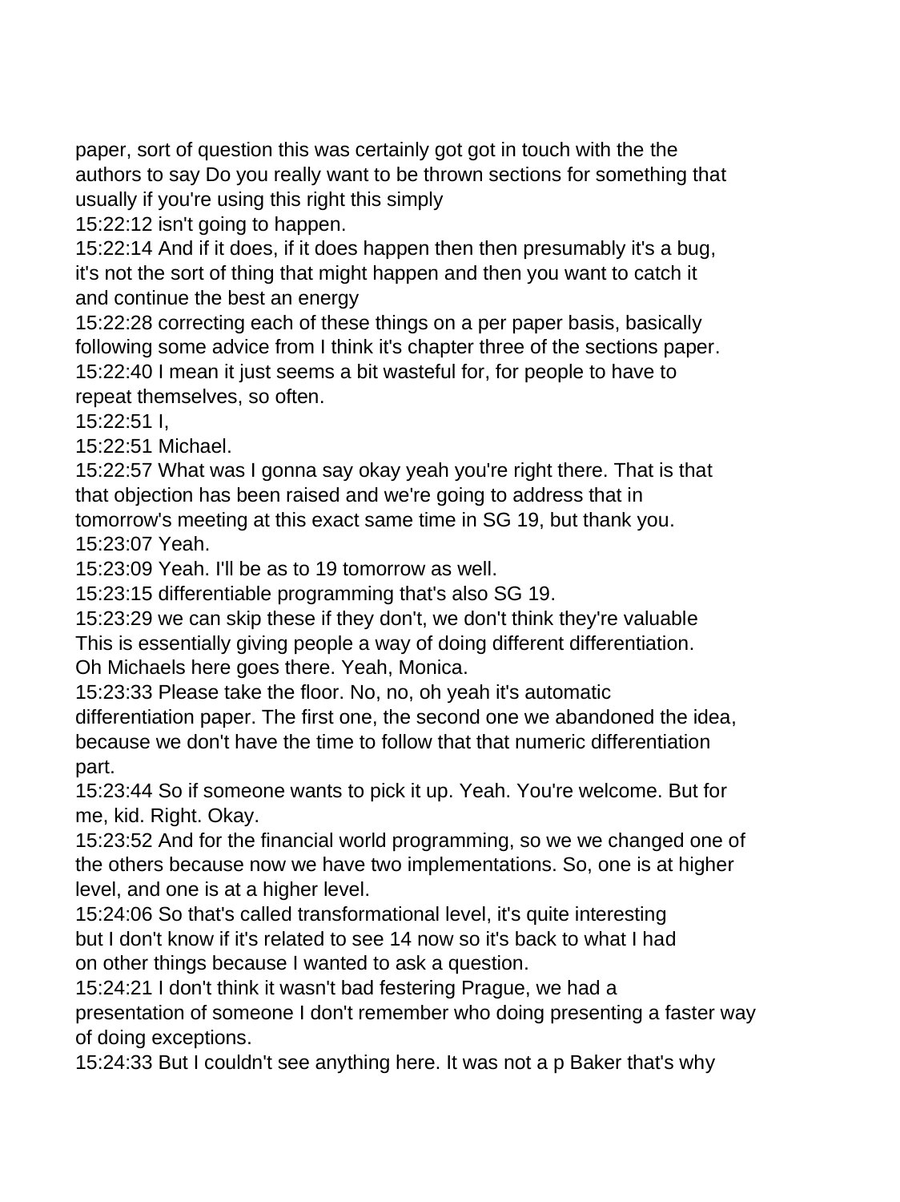paper, sort of question this was certainly got got in touch with the the authors to say Do you really want to be thrown sections for something that usually if you're using this right this simply

15:22:12 isn't going to happen.

15:22:14 And if it does, if it does happen then then presumably it's a bug, it's not the sort of thing that might happen and then you want to catch it and continue the best an energy

15:22:28 correcting each of these things on a per paper basis, basically following some advice from I think it's chapter three of the sections paper.

15:22:40 I mean it just seems a bit wasteful for, for people to have to repeat themselves, so often.

15:22:51 I,

15:22:51 Michael.

15:22:57 What was I gonna say okay yeah you're right there. That is that that objection has been raised and we're going to address that in tomorrow's meeting at this exact same time in SG 19, but thank you.

15:23:07 Yeah.

15:23:09 Yeah. I'll be as to 19 tomorrow as well.

15:23:15 differentiable programming that's also SG 19.

15:23:29 we can skip these if they don't, we don't think they're valuable This is essentially giving people a way of doing different differentiation. Oh Michaels here goes there. Yeah, Monica.

15:23:33 Please take the floor. No, no, oh yeah it's automatic differentiation paper. The first one, the second one we abandoned the idea, because we don't have the time to follow that that numeric differentiation part.

15:23:44 So if someone wants to pick it up. Yeah. You're welcome. But for me, kid. Right. Okay.

15:23:52 And for the financial world programming, so we we changed one of the others because now we have two implementations. So, one is at higher level, and one is at a higher level.

15:24:06 So that's called transformational level, it's quite interesting but I don't know if it's related to see 14 now so it's back to what I had on other things because I wanted to ask a question.

15:24:21 I don't think it wasn't bad festering Prague, we had a presentation of someone I don't remember who doing presenting a faster way of doing exceptions.

15:24:33 But I couldn't see anything here. It was not a p Baker that's why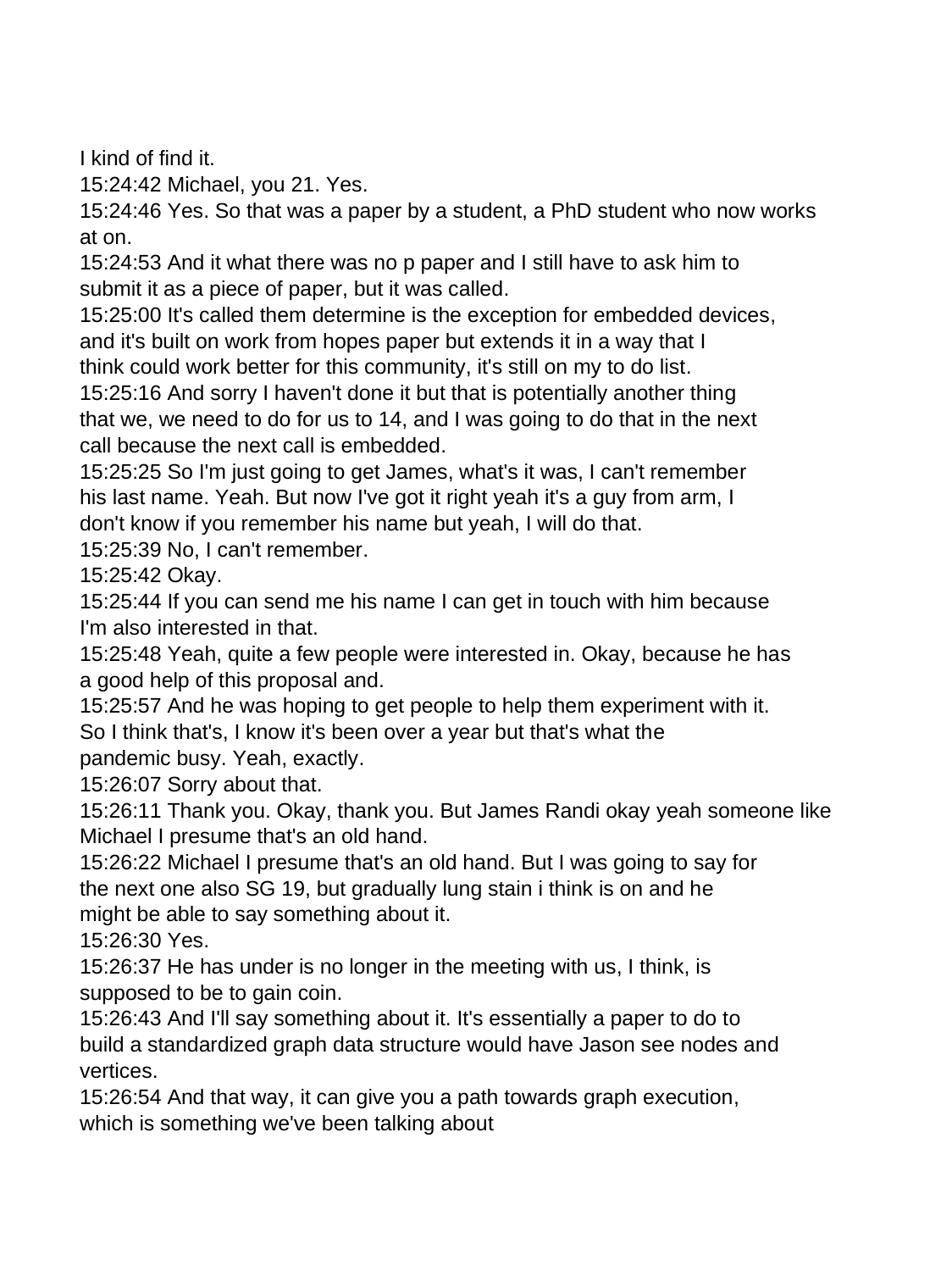I kind of find it.

15:24:42 Michael, you 21. Yes.

15:24:46 Yes. So that was a paper by a student, a PhD student who now works at on.

15:24:53 And it what there was no p paper and I still have to ask him to submit it as a piece of paper, but it was called.

15:25:00 It's called them determine is the exception for embedded devices, and it's built on work from hopes paper but extends it in a way that I think could work better for this community, it's still on my to do list.

15:25:16 And sorry I haven't done it but that is potentially another thing that we, we need to do for us to 14, and I was going to do that in the next call because the next call is embedded.

15:25:25 So I'm just going to get James, what's it was, I can't remember his last name. Yeah. But now I've got it right yeah it's a guy from arm, I don't know if you remember his name but yeah, I will do that.

15:25:39 No, I can't remember.

15:25:42 Okay.

15:25:44 If you can send me his name I can get in touch with him because I'm also interested in that.

15:25:48 Yeah, quite a few people were interested in. Okay, because he has a good help of this proposal and.

15:25:57 And he was hoping to get people to help them experiment with it. So I think that's, I know it's been over a year but that's what the pandemic busy. Yeah, exactly.

15:26:07 Sorry about that.

15:26:11 Thank you. Okay, thank you. But James Randi okay yeah someone like Michael I presume that's an old hand.

15:26:22 Michael I presume that's an old hand. But I was going to say for the next one also SG 19, but gradually lung stain i think is on and he might be able to say something about it.

15:26:30 Yes.

15:26:37 He has under is no longer in the meeting with us, I think, is supposed to be to gain coin.

15:26:43 And I'll say something about it. It's essentially a paper to do to build a standardized graph data structure would have Jason see nodes and vertices.

15:26:54 And that way, it can give you a path towards graph execution, which is something we've been talking about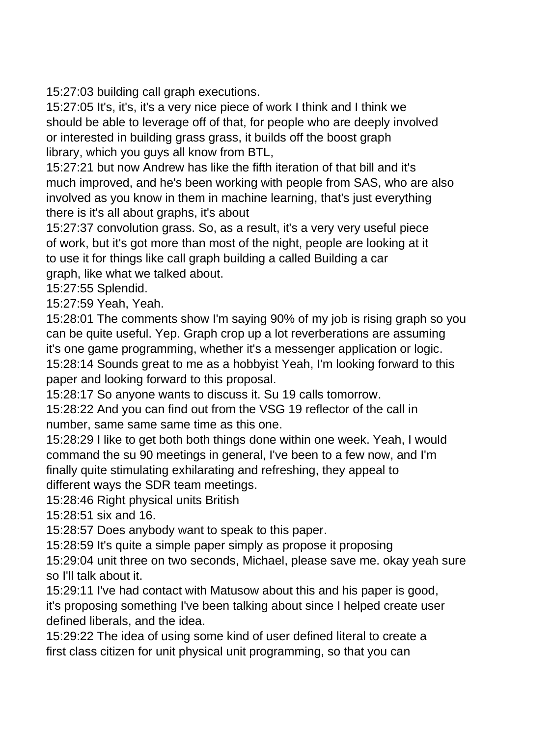15:27:03 building call graph executions.
15:27:05 It's, it's, it's a very nice piece of work I think and I think we should be able to leverage off of that, for people who are deeply involved or interested in building grass grass, it builds off the boost graph library, which you guys all know from BTL,
15:27:21 but now Andrew has like the fifth iteration of that bill and it's much improved, and he's been working with people from SAS, who are also involved as you know in them in machine learning, that's just everything there is it's all about graphs, it's about
15:27:37 convolution grass. So, as a result, it's a very very useful piece of work, but it's got more than most of the night, people are looking at it to use it for things like call graph building a called Building a car graph, like what we talked about.
15:27:55 Splendid.
15:27:59 Yeah, Yeah.
15:28:01 The comments show I'm saying 90% of my job is rising graph so you can be quite useful. Yep. Graph crop up a lot reverberations are assuming it's one game programming, whether it's a messenger application or logic.
15:28:14 Sounds great to me as a hobbyist Yeah, I'm looking forward to this paper and looking forward to this proposal.
15:28:17 So anyone wants to discuss it. Su 19 calls tomorrow.
15:28:22 And you can find out from the VSG 19 reflector of the call in number, same same same time as this one.
15:28:29 I like to get both both things done within one week. Yeah, I would command the su 90 meetings in general, I've been to a few now, and I'm finally quite stimulating exhilarating and refreshing, they appeal to different ways the SDR team meetings.
15:28:46 Right physical units British
15:28:51 six and 16.
15:28:57 Does anybody want to speak to this paper.
15:28:59 It's quite a simple paper simply as propose it proposing
15:29:04 unit three on two seconds, Michael, please save me. okay yeah sure so I'll talk about it.
15:29:11 I've had contact with Matusow about this and his paper is good, it's proposing something I've been talking about since I helped create user defined liberals, and the idea.
15:29:22 The idea of using some kind of user defined literal to create a first class citizen for unit physical unit programming, so that you can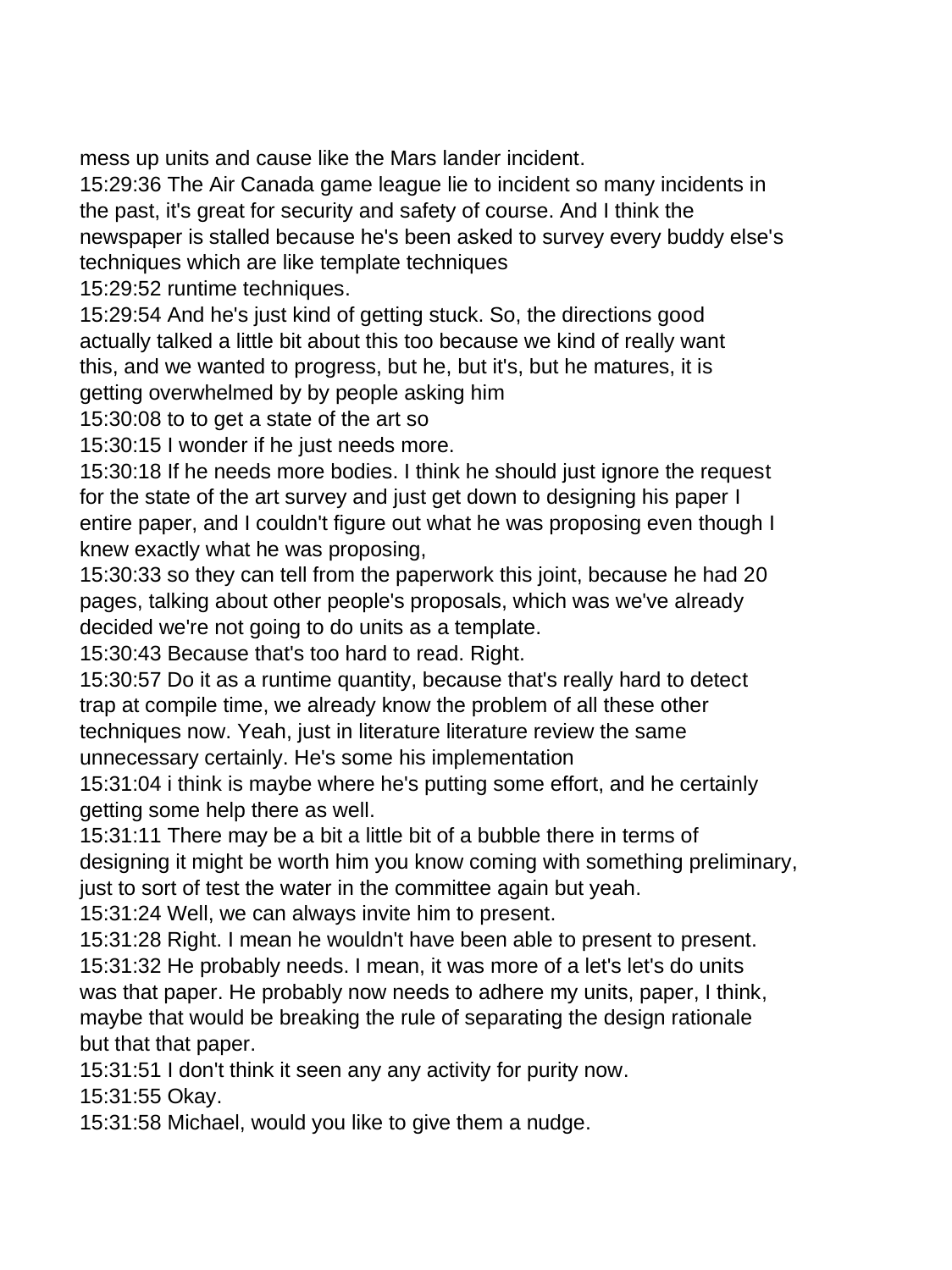mess up units and cause like the Mars lander incident.
15:29:36 The Air Canada game league lie to incident so many incidents in the past, it's great for security and safety of course. And I think the newspaper is stalled because he's been asked to survey every buddy else's techniques which are like template techniques
15:29:52 runtime techniques.
15:29:54 And he's just kind of getting stuck. So, the directions good actually talked a little bit about this too because we kind of really want this, and we wanted to progress, but he, but it's, but he matures, it is getting overwhelmed by by people asking him
15:30:08 to to get a state of the art so
15:30:15 I wonder if he just needs more.
15:30:18 If he needs more bodies. I think he should just ignore the request for the state of the art survey and just get down to designing his paper I entire paper, and I couldn't figure out what he was proposing even though I knew exactly what he was proposing,
15:30:33 so they can tell from the paperwork this joint, because he had 20 pages, talking about other people's proposals, which was we've already decided we're not going to do units as a template.
15:30:43 Because that's too hard to read. Right.
15:30:57 Do it as a runtime quantity, because that's really hard to detect trap at compile time, we already know the problem of all these other techniques now. Yeah, just in literature literature review the same unnecessary certainly. He's some his implementation
15:31:04 i think is maybe where he's putting some effort, and he certainly getting some help there as well.
15:31:11 There may be a bit a little bit of a bubble there in terms of designing it might be worth him you know coming with something preliminary, just to sort of test the water in the committee again but yeah.
15:31:24 Well, we can always invite him to present.
15:31:28 Right. I mean he wouldn't have been able to present to present.
15:31:32 He probably needs. I mean, it was more of a let's let's do units was that paper. He probably now needs to adhere my units, paper, I think, maybe that would be breaking the rule of separating the design rationale but that that paper.
15:31:51 I don't think it seen any any activity for purity now.
15:31:55 Okay.
15:31:58 Michael, would you like to give them a nudge.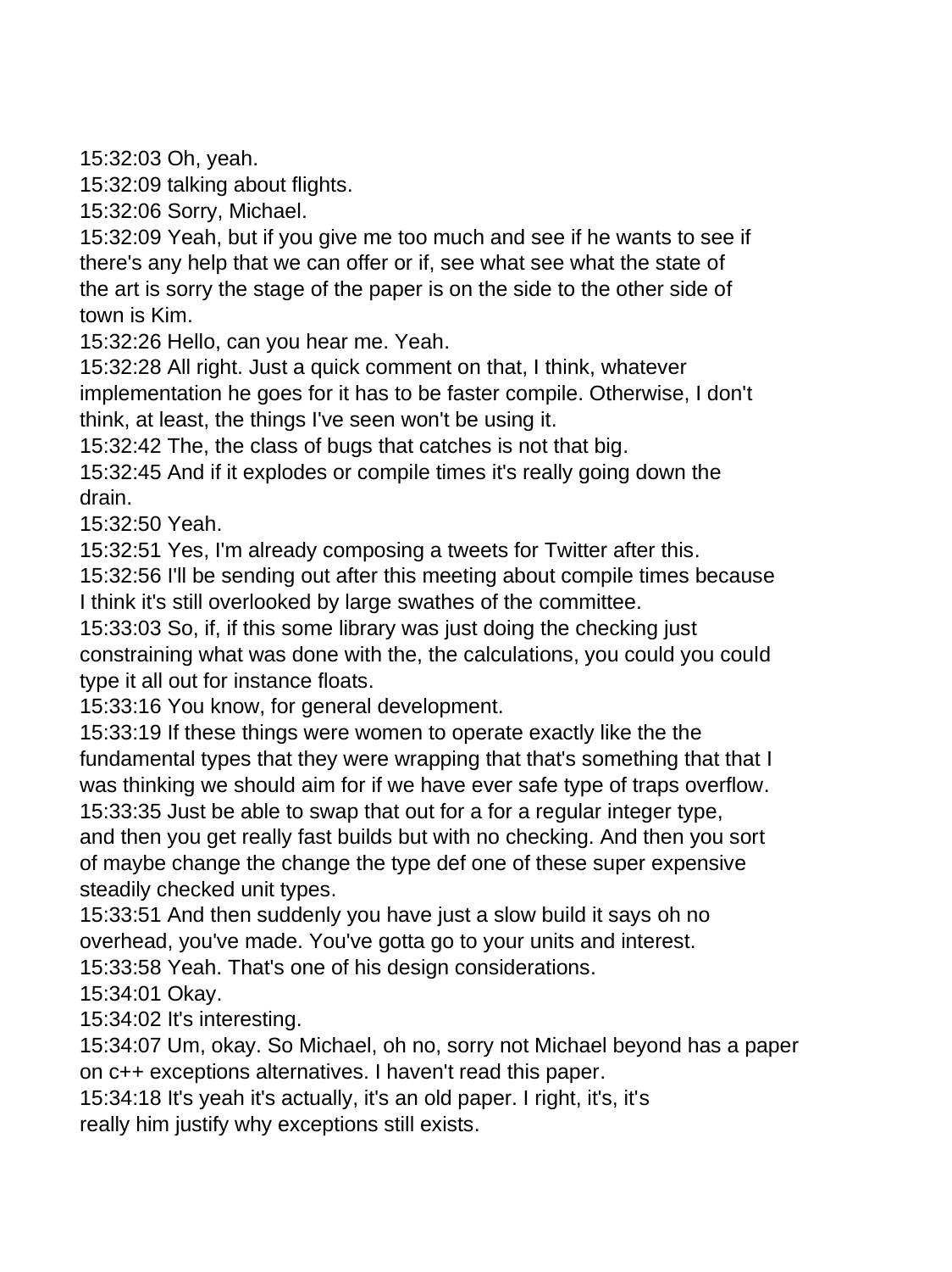15:32:03 Oh, yeah.
15:32:09 talking about flights.
15:32:06 Sorry, Michael.
15:32:09 Yeah, but if you give me too much and see if he wants to see if there's any help that we can offer or if, see what see what the state of the art is sorry the stage of the paper is on the side to the other side of town is Kim.
15:32:26 Hello, can you hear me. Yeah.
15:32:28 All right. Just a quick comment on that, I think, whatever implementation he goes for it has to be faster compile. Otherwise, I don't think, at least, the things I've seen won't be using it.
15:32:42 The, the class of bugs that catches is not that big.
15:32:45 And if it explodes or compile times it's really going down the drain.
15:32:50 Yeah.
15:32:51 Yes, I'm already composing a tweets for Twitter after this.
15:32:56 I'll be sending out after this meeting about compile times because I think it's still overlooked by large swathes of the committee.
15:33:03 So, if, if this some library was just doing the checking just constraining what was done with the, the calculations, you could you could type it all out for instance floats.
15:33:16 You know, for general development.
15:33:19 If these things were women to operate exactly like the the fundamental types that they were wrapping that that's something that that I was thinking we should aim for if we have ever safe type of traps overflow.
15:33:35 Just be able to swap that out for a for a regular integer type, and then you get really fast builds but with no checking. And then you sort of maybe change the change the type def one of these super expensive steadily checked unit types.
15:33:51 And then suddenly you have just a slow build it says oh no overhead, you've made. You've gotta go to your units and interest.
15:33:58 Yeah. That's one of his design considerations.
15:34:01 Okay.
15:34:02 It's interesting.
15:34:07 Um, okay. So Michael, oh no, sorry not Michael beyond has a paper on c++ exceptions alternatives. I haven't read this paper.
15:34:18 It's yeah it's actually, it's an old paper. I right, it's, it's really him justify why exceptions still exists.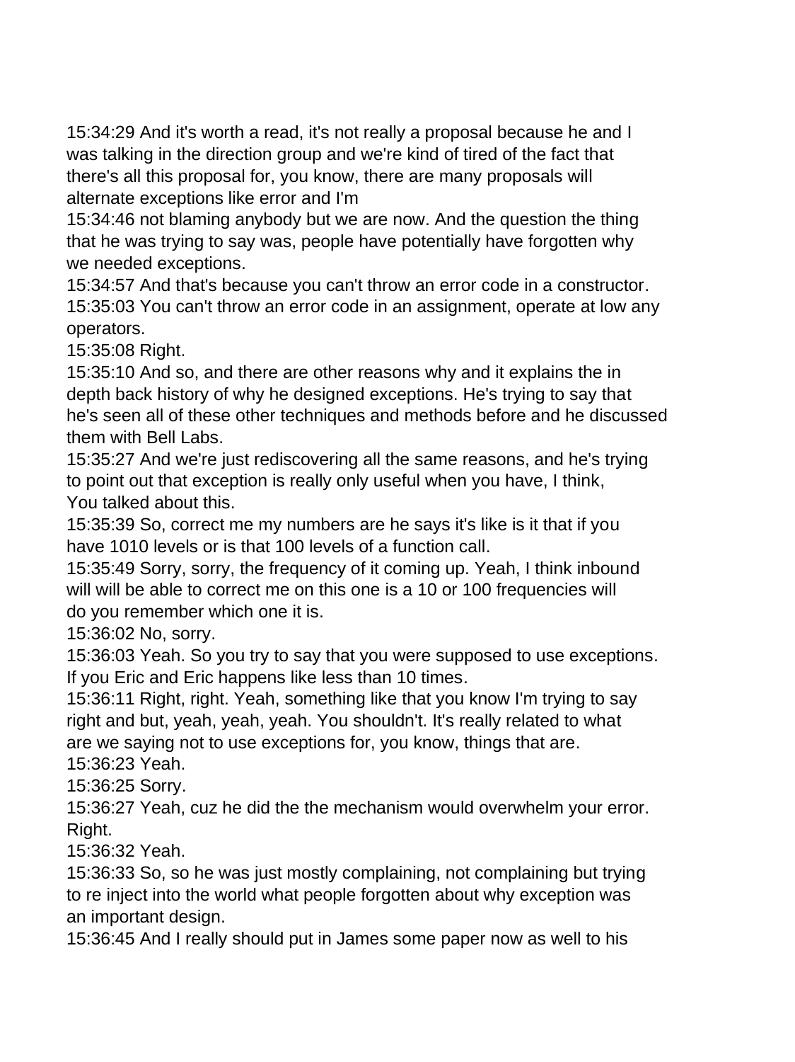15:34:29 And it's worth a read, it's not really a proposal because he and I was talking in the direction group and we're kind of tired of the fact that there's all this proposal for, you know, there are many proposals will alternate exceptions like error and I'm

15:34:46 not blaming anybody but we are now. And the question the thing that he was trying to say was, people have potentially have forgotten why we needed exceptions.

15:34:57 And that's because you can't throw an error code in a constructor.

15:35:03 You can't throw an error code in an assignment, operate at low any operators.

15:35:08 Right.

15:35:10 And so, and there are other reasons why and it explains the in depth back history of why he designed exceptions. He's trying to say that he's seen all of these other techniques and methods before and he discussed them with Bell Labs.

15:35:27 And we're just rediscovering all the same reasons, and he's trying to point out that exception is really only useful when you have, I think, You talked about this.

15:35:39 So, correct me my numbers are he says it's like is it that if you have 1010 levels or is that 100 levels of a function call.

15:35:49 Sorry, sorry, the frequency of it coming up. Yeah, I think inbound will will be able to correct me on this one is a 10 or 100 frequencies will do you remember which one it is.

15:36:02 No, sorry.

15:36:03 Yeah. So you try to say that you were supposed to use exceptions. If you Eric and Eric happens like less than 10 times.

15:36:11 Right, right. Yeah, something like that you know I'm trying to say right and but, yeah, yeah, yeah. You shouldn't. It's really related to what are we saying not to use exceptions for, you know, things that are.

15:36:23 Yeah.

15:36:25 Sorry.

15:36:27 Yeah, cuz he did the the mechanism would overwhelm your error. Right.

15:36:32 Yeah.

15:36:33 So, so he was just mostly complaining, not complaining but trying to re inject into the world what people forgotten about why exception was an important design.

15:36:45 And I really should put in James some paper now as well to his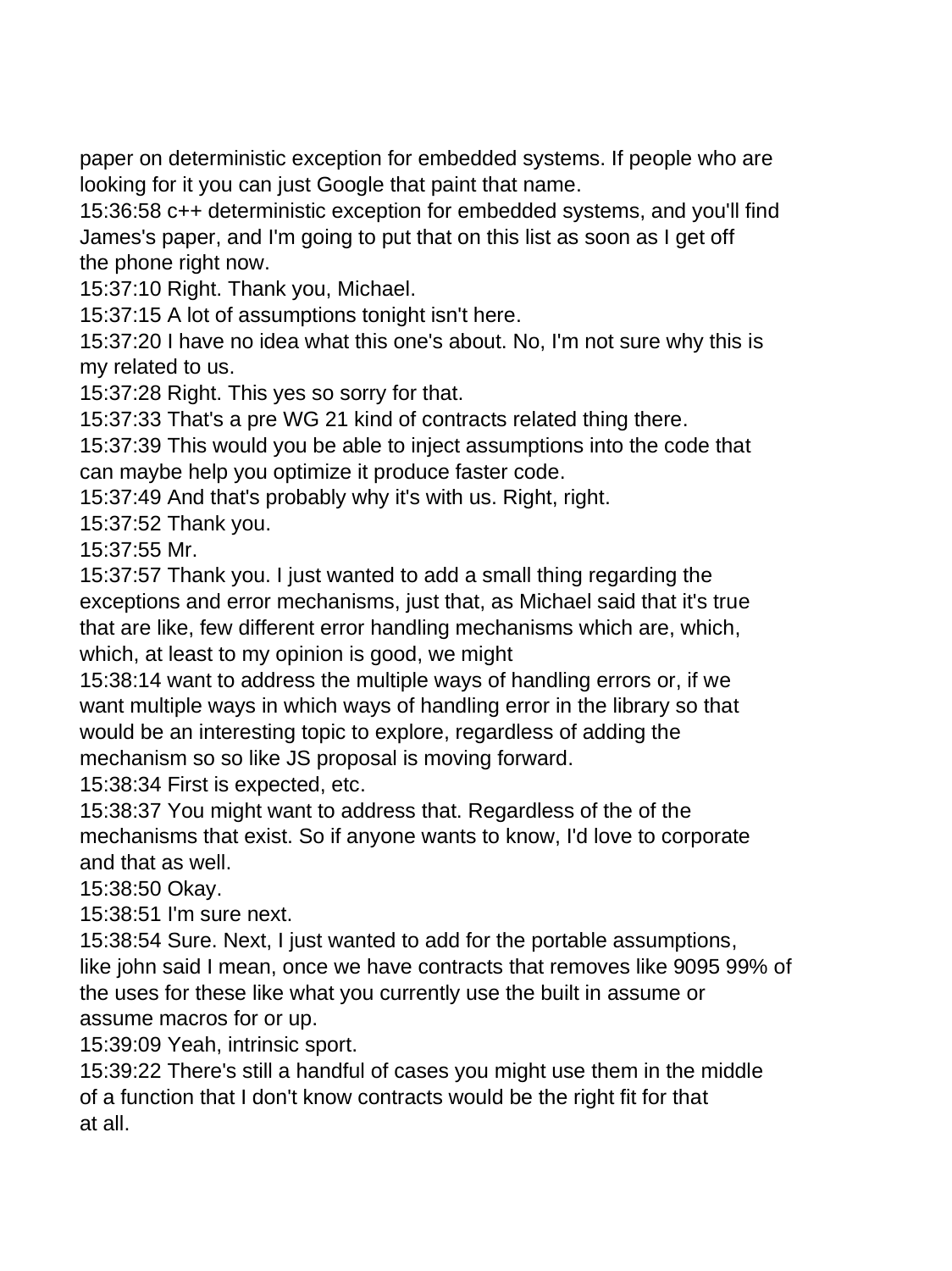paper on deterministic exception for embedded systems. If people who are looking for it you can just Google that paint that name.

15:36:58 c++ deterministic exception for embedded systems, and you'll find James's paper, and I'm going to put that on this list as soon as I get off the phone right now.

15:37:10 Right. Thank you, Michael.

15:37:15 A lot of assumptions tonight isn't here.

15:37:20 I have no idea what this one's about. No, I'm not sure why this is my related to us.

15:37:28 Right. This yes so sorry for that.

15:37:33 That's a pre WG 21 kind of contracts related thing there.

15:37:39 This would you be able to inject assumptions into the code that can maybe help you optimize it produce faster code.

15:37:49 And that's probably why it's with us. Right, right.

15:37:52 Thank you.

15:37:55 Mr.

15:37:57 Thank you. I just wanted to add a small thing regarding the exceptions and error mechanisms, just that, as Michael said that it's true that are like, few different error handling mechanisms which are, which, which, at least to my opinion is good, we might

15:38:14 want to address the multiple ways of handling errors or, if we want multiple ways in which ways of handling error in the library so that would be an interesting topic to explore, regardless of adding the mechanism so so like JS proposal is moving forward.

15:38:34 First is expected, etc.

15:38:37 You might want to address that. Regardless of the of the mechanisms that exist. So if anyone wants to know, I'd love to corporate and that as well.

15:38:50 Okay.

15:38:51 I'm sure next.

15:38:54 Sure. Next, I just wanted to add for the portable assumptions, like john said I mean, once we have contracts that removes like 9095 99% of the uses for these like what you currently use the built in assume or assume macros for or up.

15:39:09 Yeah, intrinsic sport.

15:39:22 There's still a handful of cases you might use them in the middle of a function that I don't know contracts would be the right fit for that at all.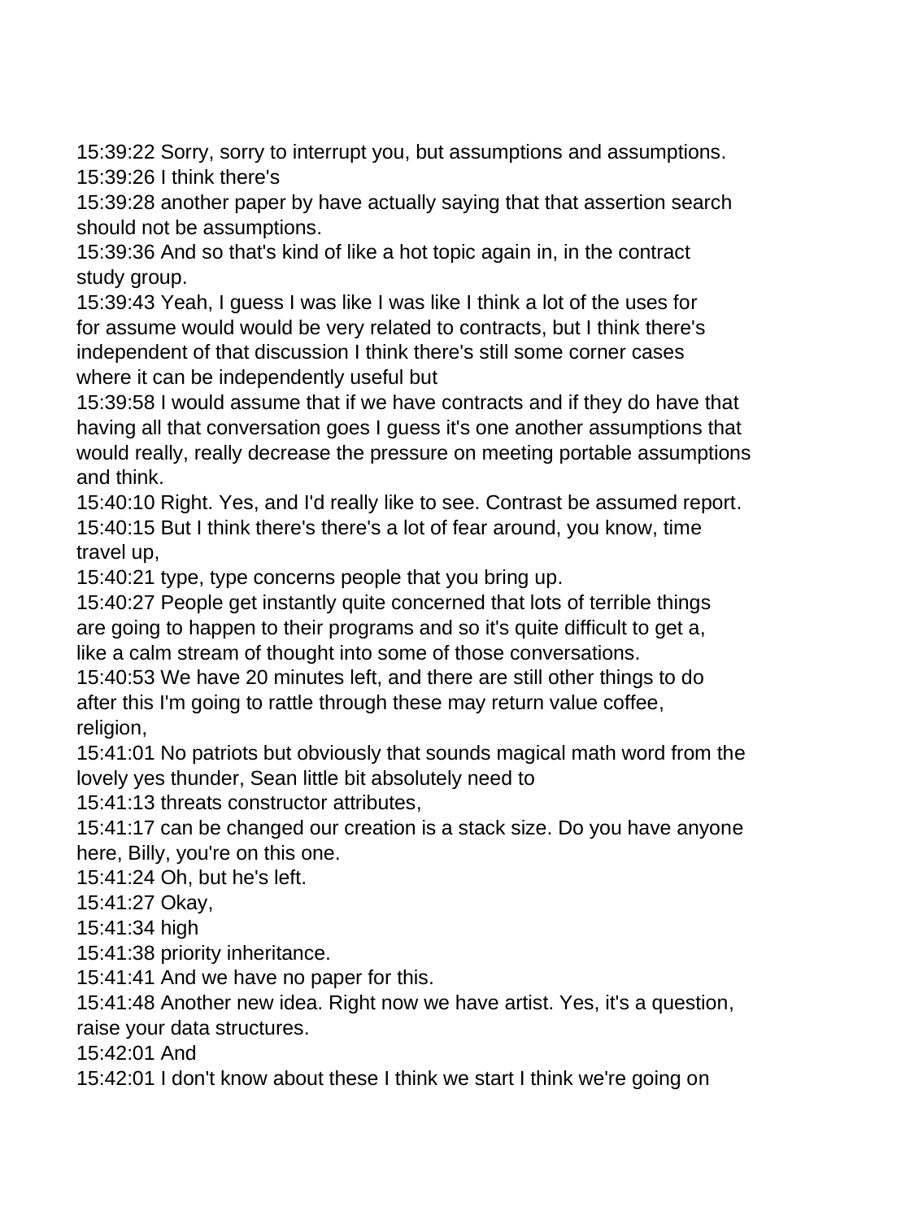15:39:22 Sorry, sorry to interrupt you, but assumptions and assumptions.
15:39:26 I think there's
15:39:28 another paper by have actually saying that that assertion search should not be assumptions.
15:39:36 And so that's kind of like a hot topic again in, in the contract study group.
15:39:43 Yeah, I guess I was like I was like I think a lot of the uses for for assume would would be very related to contracts, but I think there's independent of that discussion I think there's still some corner cases where it can be independently useful but
15:39:58 I would assume that if we have contracts and if they do have that having all that conversation goes I guess it's one another assumptions that would really, really decrease the pressure on meeting portable assumptions and think.
15:40:10 Right. Yes, and I'd really like to see. Contrast be assumed report.
15:40:15 But I think there's there's a lot of fear around, you know, time travel up,
15:40:21 type, type concerns people that you bring up.
15:40:27 People get instantly quite concerned that lots of terrible things are going to happen to their programs and so it's quite difficult to get a, like a calm stream of thought into some of those conversations.
15:40:53 We have 20 minutes left, and there are still other things to do after this I'm going to rattle through these may return value coffee, religion,
15:41:01 No patriots but obviously that sounds magical math word from the lovely yes thunder, Sean little bit absolutely need to
15:41:13 threats constructor attributes,
15:41:17 can be changed our creation is a stack size. Do you have anyone here, Billy, you're on this one.
15:41:24 Oh, but he's left.
15:41:27 Okay,
15:41:34 high
15:41:38 priority inheritance.
15:41:41 And we have no paper for this.
15:41:48 Another new idea. Right now we have artist. Yes, it's a question, raise your data structures.
15:42:01 And
15:42:01 I don't know about these I think we start I think we're going on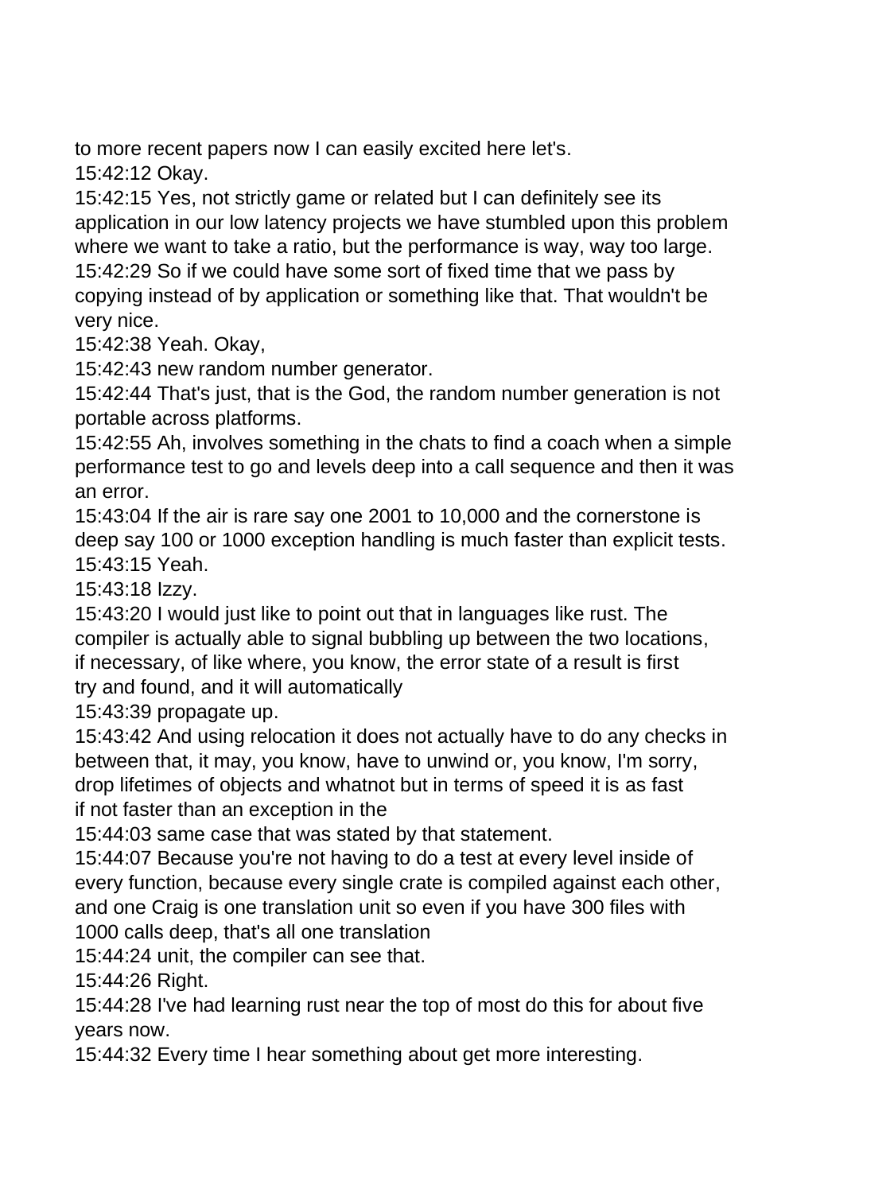to more recent papers now I can easily excited here let's.
15:42:12 Okay.
15:42:15 Yes, not strictly game or related but I can definitely see its application in our low latency projects we have stumbled upon this problem where we want to take a ratio, but the performance is way, way too large.
15:42:29 So if we could have some sort of fixed time that we pass by copying instead of by application or something like that. That wouldn't be very nice.
15:42:38 Yeah. Okay,
15:42:43 new random number generator.
15:42:44 That's just, that is the God, the random number generation is not portable across platforms.
15:42:55 Ah, involves something in the chats to find a coach when a simple performance test to go and levels deep into a call sequence and then it was an error.
15:43:04 If the air is rare say one 2001 to 10,000 and the cornerstone is deep say 100 or 1000 exception handling is much faster than explicit tests.
15:43:15 Yeah.
15:43:18 Izzy.
15:43:20 I would just like to point out that in languages like rust. The compiler is actually able to signal bubbling up between the two locations, if necessary, of like where, you know, the error state of a result is first try and found, and it will automatically
15:43:39 propagate up.
15:43:42 And using relocation it does not actually have to do any checks in between that, it may, you know, have to unwind or, you know, I'm sorry, drop lifetimes of objects and whatnot but in terms of speed it is as fast if not faster than an exception in the
15:44:03 same case that was stated by that statement.
15:44:07 Because you're not having to do a test at every level inside of every function, because every single crate is compiled against each other, and one Craig is one translation unit so even if you have 300 files with 1000 calls deep, that's all one translation
15:44:24 unit, the compiler can see that.
15:44:26 Right.
15:44:28 I've had learning rust near the top of most do this for about five years now.
15:44:32 Every time I hear something about get more interesting.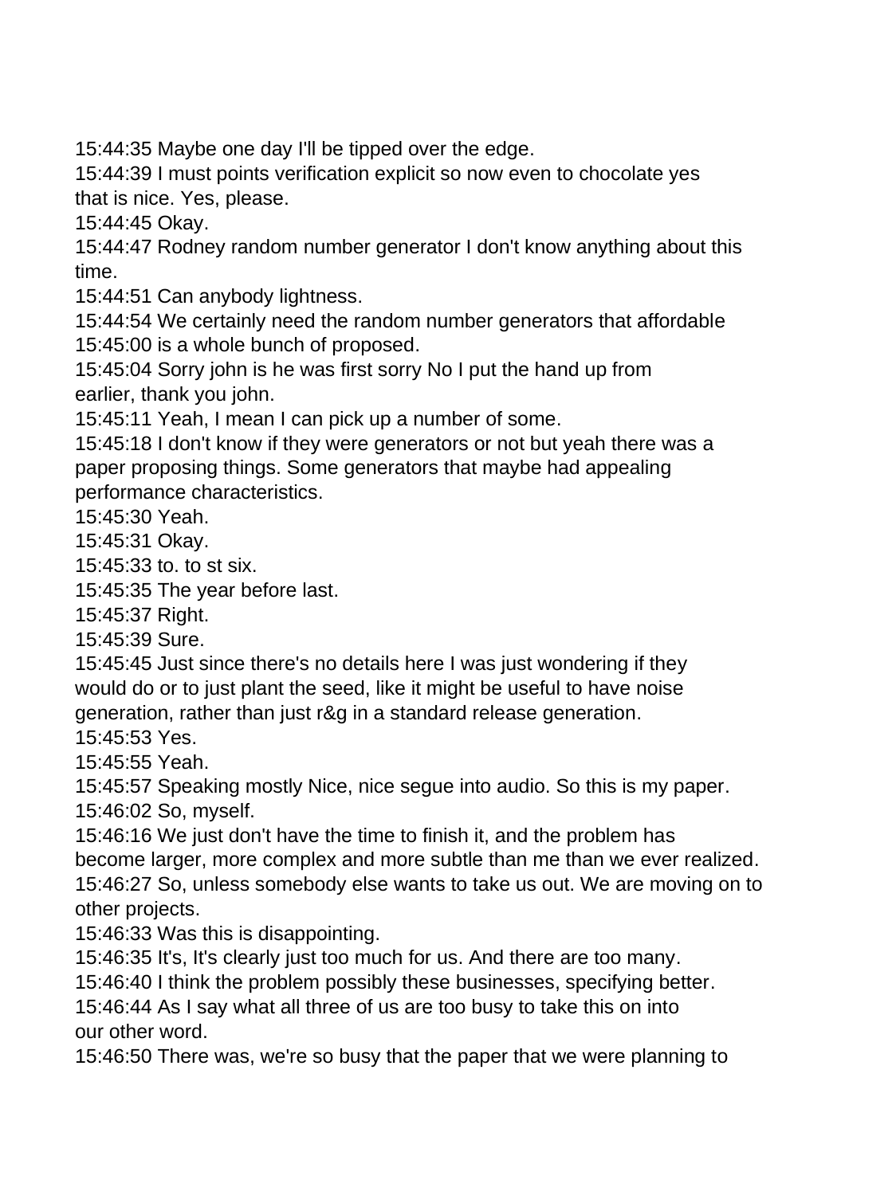15:44:35 Maybe one day I'll be tipped over the edge.
15:44:39 I must points verification explicit so now even to chocolate yes that is nice. Yes, please.
15:44:45 Okay.
15:44:47 Rodney random number generator I don't know anything about this time.
15:44:51 Can anybody lightness.
15:44:54 We certainly need the random number generators that affordable
15:45:00 is a whole bunch of proposed.
15:45:04 Sorry john is he was first sorry No I put the hand up from earlier, thank you john.
15:45:11 Yeah, I mean I can pick up a number of some.
15:45:18 I don't know if they were generators or not but yeah there was a paper proposing things. Some generators that maybe had appealing performance characteristics.
15:45:30 Yeah.
15:45:31 Okay.
15:45:33 to. to st six.
15:45:35 The year before last.
15:45:37 Right.
15:45:39 Sure.
15:45:45 Just since there's no details here I was just wondering if they would do or to just plant the seed, like it might be useful to have noise generation, rather than just r&g in a standard release generation.
15:45:53 Yes.
15:45:55 Yeah.
15:45:57 Speaking mostly Nice, nice segue into audio. So this is my paper.
15:46:02 So, myself.
15:46:16 We just don't have the time to finish it, and the problem has become larger, more complex and more subtle than me than we ever realized.
15:46:27 So, unless somebody else wants to take us out. We are moving on to other projects.
15:46:33 Was this is disappointing.
15:46:35 It's, It's clearly just too much for us. And there are too many.
15:46:40 I think the problem possibly these businesses, specifying better.
15:46:44 As I say what all three of us are too busy to take this on into our other word.
15:46:50 There was, we're so busy that the paper that we were planning to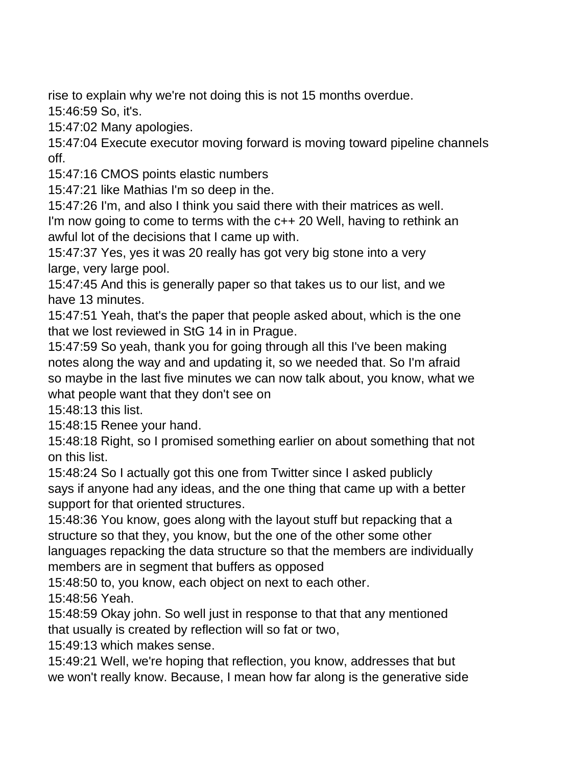rise to explain why we're not doing this is not 15 months overdue.
15:46:59 So, it's.
15:47:02 Many apologies.
15:47:04 Execute executor moving forward is moving toward pipeline channels off.
15:47:16 CMOS points elastic numbers
15:47:21 like Mathias I'm so deep in the.
15:47:26 I'm, and also I think you said there with their matrices as well. I'm now going to come to terms with the c++ 20 Well, having to rethink an awful lot of the decisions that I came up with.
15:47:37 Yes, yes it was 20 really has got very big stone into a very large, very large pool.
15:47:45 And this is generally paper so that takes us to our list, and we have 13 minutes.
15:47:51 Yeah, that's the paper that people asked about, which is the one that we lost reviewed in StG 14 in in Prague.
15:47:59 So yeah, thank you for going through all this I've been making notes along the way and and updating it, so we needed that. So I'm afraid so maybe in the last five minutes we can now talk about, you know, what we what people want that they don't see on
15:48:13 this list.
15:48:15 Renee your hand.
15:48:18 Right, so I promised something earlier on about something that not on this list.
15:48:24 So I actually got this one from Twitter since I asked publicly says if anyone had any ideas, and the one thing that came up with a better support for that oriented structures.
15:48:36 You know, goes along with the layout stuff but repacking that a structure so that they, you know, but the one of the other some other languages repacking the data structure so that the members are individually members are in segment that buffers as opposed
15:48:50 to, you know, each object on next to each other.
15:48:56 Yeah.
15:48:59 Okay john. So well just in response to that that any mentioned that usually is created by reflection will so fat or two,
15:49:13 which makes sense.
15:49:21 Well, we're hoping that reflection, you know, addresses that but we won't really know. Because, I mean how far along is the generative side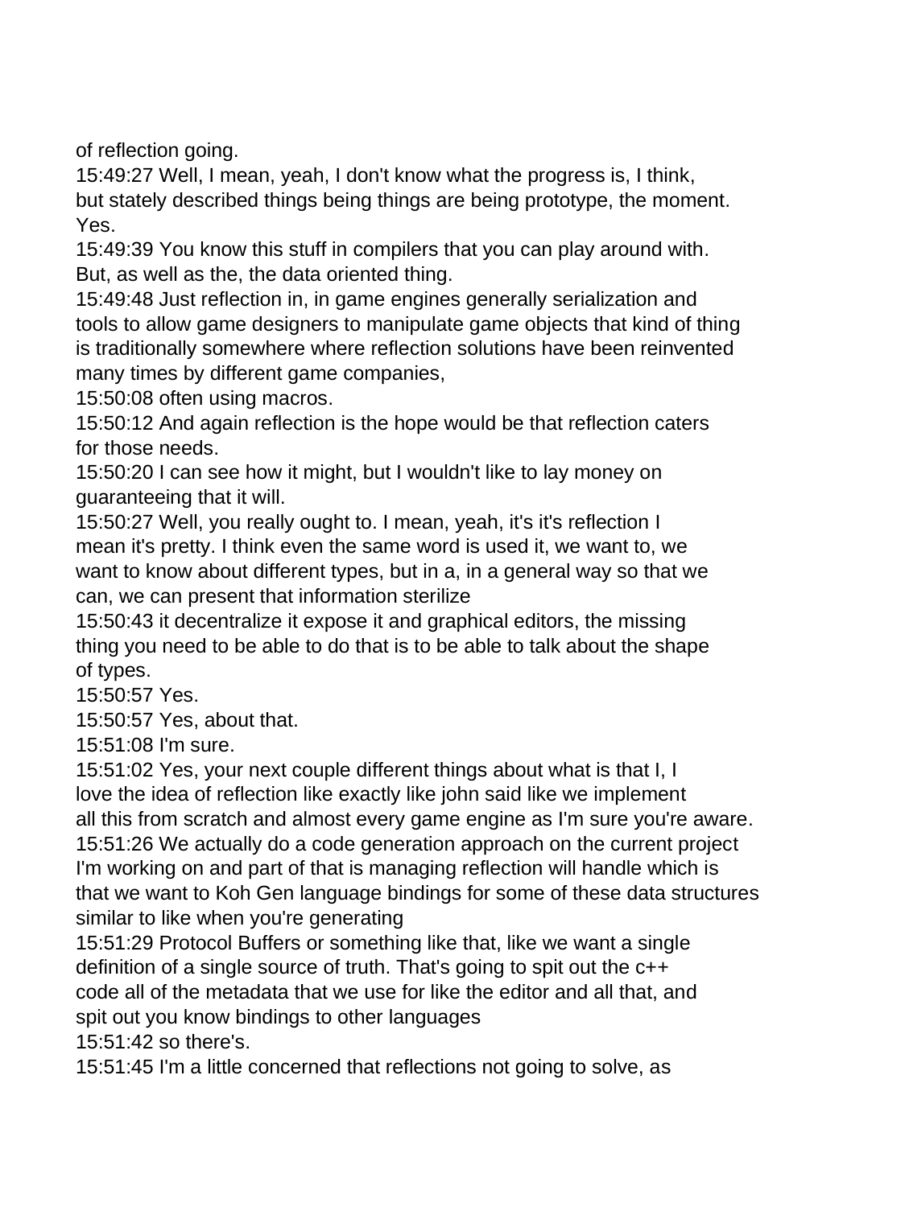of reflection going.

15:49:27 Well, I mean, yeah, I don't know what the progress is, I think, but stately described things being things are being prototype, the moment. Yes.

15:49:39 You know this stuff in compilers that you can play around with. But, as well as the, the data oriented thing.

15:49:48 Just reflection in, in game engines generally serialization and tools to allow game designers to manipulate game objects that kind of thing is traditionally somewhere where reflection solutions have been reinvented many times by different game companies,

15:50:08 often using macros.

15:50:12 And again reflection is the hope would be that reflection caters for those needs.

15:50:20 I can see how it might, but I wouldn't like to lay money on guaranteeing that it will.

15:50:27 Well, you really ought to. I mean, yeah, it's it's reflection I mean it's pretty. I think even the same word is used it, we want to, we want to know about different types, but in a, in a general way so that we can, we can present that information sterilize

15:50:43 it decentralize it expose it and graphical editors, the missing thing you need to be able to do that is to be able to talk about the shape of types.

15:50:57 Yes.

15:50:57 Yes, about that.

15:51:08 I'm sure.

15:51:02 Yes, your next couple different things about what is that I, I love the idea of reflection like exactly like john said like we implement all this from scratch and almost every game engine as I'm sure you're aware.

15:51:26 We actually do a code generation approach on the current project I'm working on and part of that is managing reflection will handle which is that we want to Koh Gen language bindings for some of these data structures similar to like when you're generating

15:51:29 Protocol Buffers or something like that, like we want a single definition of a single source of truth. That's going to spit out the c++ code all of the metadata that we use for like the editor and all that, and spit out you know bindings to other languages

15:51:42 so there's.

15:51:45 I'm a little concerned that reflections not going to solve, as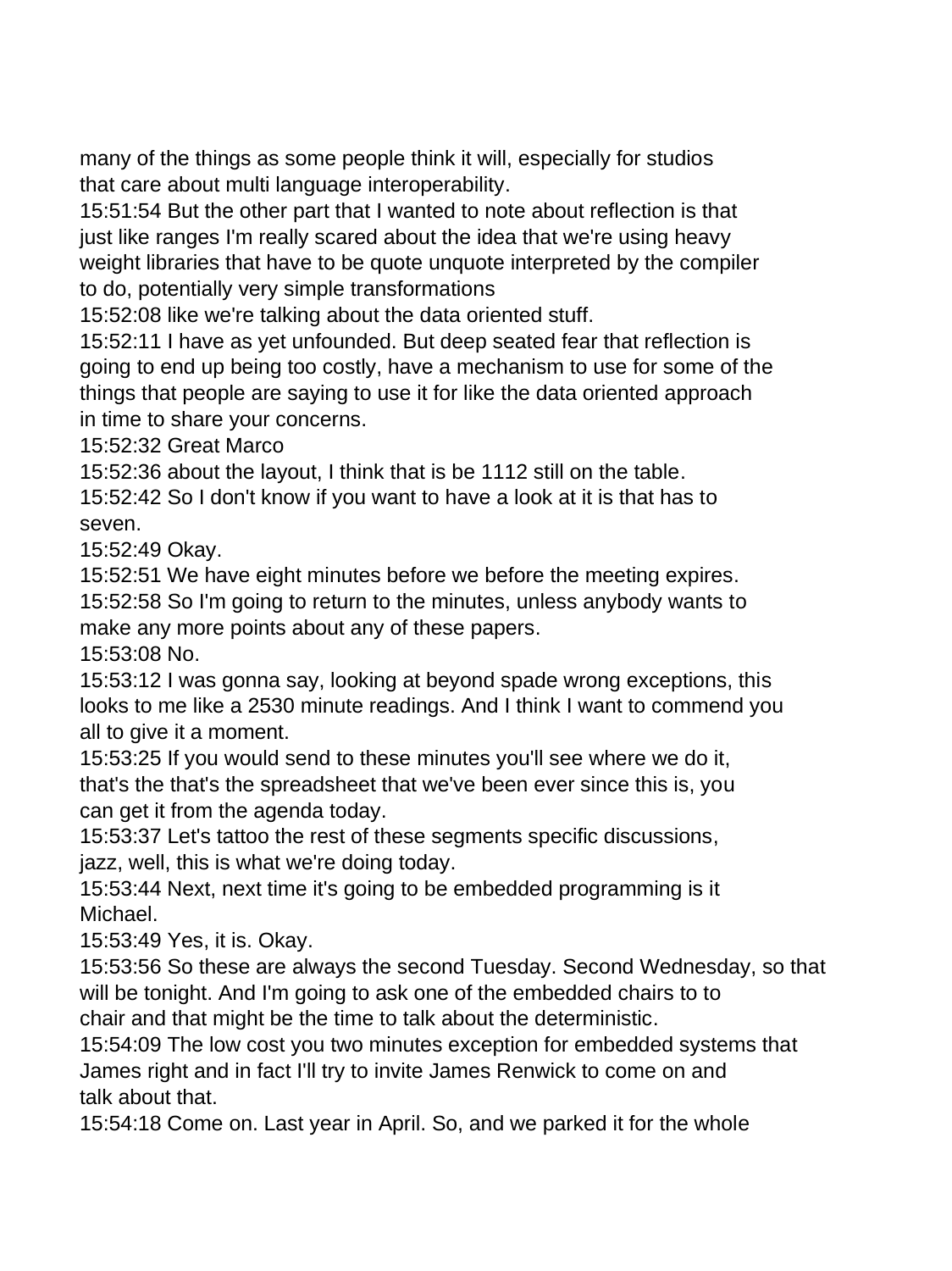many of the things as some people think it will, especially for studios that care about multi language interoperability.

15:51:54 But the other part that I wanted to note about reflection is that just like ranges I'm really scared about the idea that we're using heavy weight libraries that have to be quote unquote interpreted by the compiler to do, potentially very simple transformations

15:52:08 like we're talking about the data oriented stuff.

15:52:11 I have as yet unfounded. But deep seated fear that reflection is going to end up being too costly, have a mechanism to use for some of the things that people are saying to use it for like the data oriented approach in time to share your concerns.

15:52:32 Great Marco

15:52:36 about the layout, I think that is be 1112 still on the table.

15:52:42 So I don't know if you want to have a look at it is that has to seven.

15:52:49 Okay.

15:52:51 We have eight minutes before we before the meeting expires.

15:52:58 So I'm going to return to the minutes, unless anybody wants to make any more points about any of these papers.

15:53:08 No.

15:53:12 I was gonna say, looking at beyond spade wrong exceptions, this looks to me like a 2530 minute readings. And I think I want to commend you all to give it a moment.

15:53:25 If you would send to these minutes you'll see where we do it, that's the that's the spreadsheet that we've been ever since this is, you can get it from the agenda today.

15:53:37 Let's tattoo the rest of these segments specific discussions, jazz, well, this is what we're doing today.

15:53:44 Next, next time it's going to be embedded programming is it Michael.

15:53:49 Yes, it is. Okay.

15:53:56 So these are always the second Tuesday. Second Wednesday, so that will be tonight. And I'm going to ask one of the embedded chairs to to chair and that might be the time to talk about the deterministic.

15:54:09 The low cost you two minutes exception for embedded systems that James right and in fact I'll try to invite James Renwick to come on and talk about that.

15:54:18 Come on. Last year in April. So, and we parked it for the whole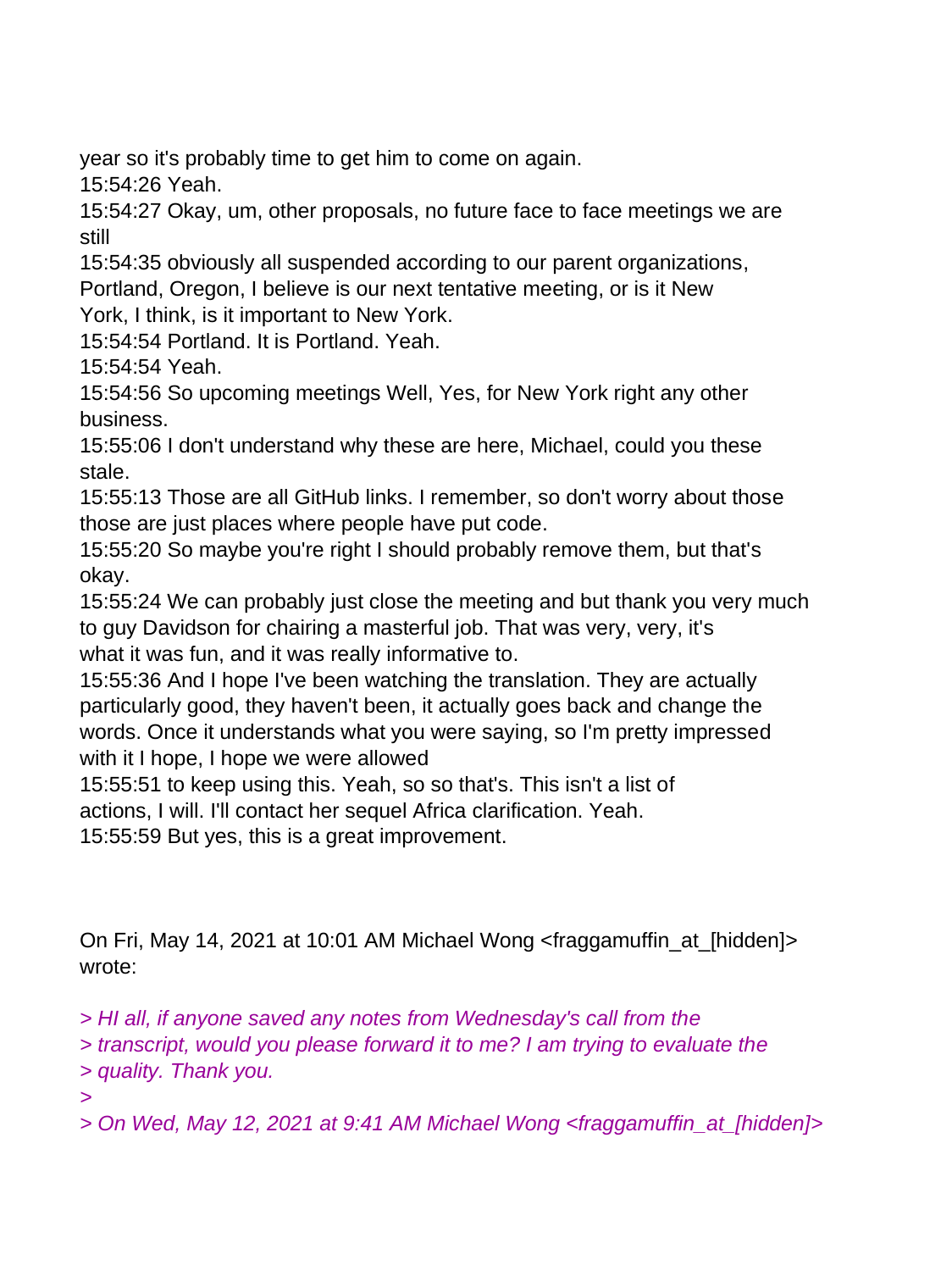year so it's probably time to get him to come on again.
15:54:26 Yeah.
15:54:27 Okay, um, other proposals, no future face to face meetings we are still
15:54:35 obviously all suspended according to our parent organizations, Portland, Oregon, I believe is our next tentative meeting, or is it New York, I think, is it important to New York.
15:54:54 Portland. It is Portland. Yeah.
15:54:54 Yeah.
15:54:56 So upcoming meetings Well, Yes, for New York right any other business.
15:55:06 I don't understand why these are here, Michael, could you these stale.
15:55:13 Those are all GitHub links. I remember, so don't worry about those those are just places where people have put code.
15:55:20 So maybe you're right I should probably remove them, but that's okay.
15:55:24 We can probably just close the meeting and but thank you very much to guy Davidson for chairing a masterful job. That was very, very, it's what it was fun, and it was really informative to.
15:55:36 And I hope I've been watching the translation. They are actually particularly good, they haven't been, it actually goes back and change the words. Once it understands what you were saying, so I'm pretty impressed with it I hope, I hope we were allowed
15:55:51 to keep using this. Yeah, so so that's. This isn't a list of actions, I will. I'll contact her sequel Africa clarification. Yeah.
15:55:59 But yes, this is a great improvement.

On Fri, May 14, 2021 at 10:01 AM Michael Wong <fraggamuffin_at_[hidden]> wrote:

> *HI all, if anyone saved any notes from Wednesday's call from the*
> *transcript, would you please forward it to me? I am trying to evaluate the*
> *quality. Thank you.*
>
> *On Wed, May 12, 2021 at 9:41 AM Michael Wong <fraggamuffin_at_[hidden]>*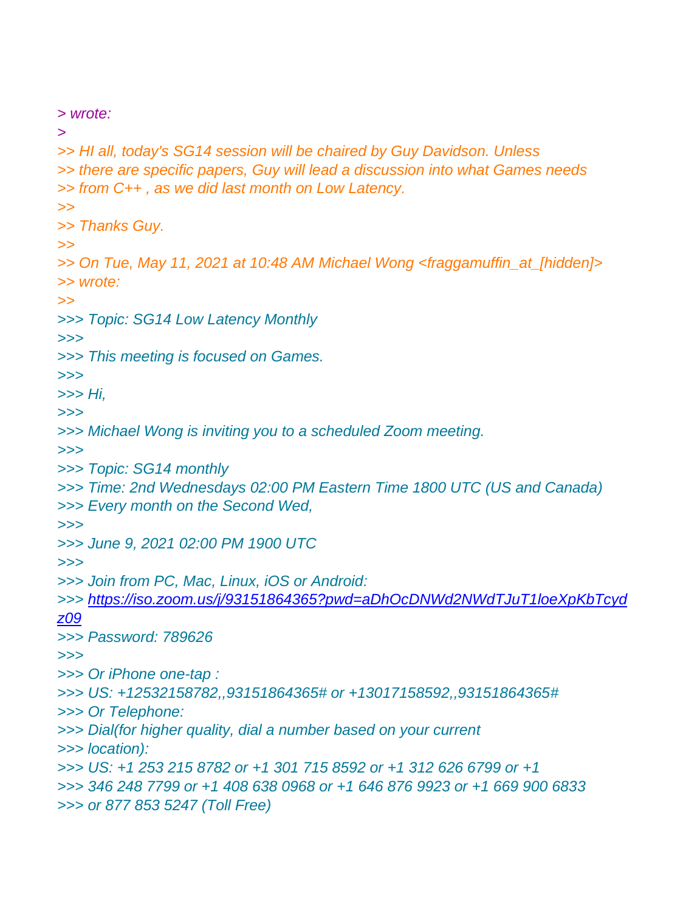> wrote:
>
>> HI all, today's SG14 session will be chaired by Guy Davidson. Unless
>> there are specific papers, Guy will lead a discussion into what Games needs
>> from C++ , as we did last month on Low Latency.
>>
>> Thanks Guy.
>>
>> On Tue, May 11, 2021 at 10:48 AM Michael Wong <fraggamuffin_at_[hidden]>
>> wrote:
>>
>>> Topic: SG14 Low Latency Monthly
>>>
>>> This meeting is focused on Games.
>>>
>>> Hi,
>>>
>>> Michael Wong is inviting you to a scheduled Zoom meeting.
>>>
>>> Topic: SG14 monthly
>>> Time: 2nd Wednesdays 02:00 PM Eastern Time 1800 UTC (US and Canada)
>>> Every month on the Second Wed,
>>>
>>> June 9, 2021 02:00 PM 1900 UTC
>>>
>>> Join from PC, Mac, Linux, iOS or Android:
>>> https://iso.zoom.us/j/93151864365?pwd=aDhOcDNWd2NWdTJuT1loeXpKbTcyd
z09
>>> Password: 789626
>>>
>>> Or iPhone one-tap :
>>> US: +12532158782,,93151864365# or +13017158592,,93151864365#
>>> Or Telephone:
>>> Dial(for higher quality, dial a number based on your current
>>> location):
>>> US: +1 253 215 8782 or +1 301 715 8592 or +1 312 626 6799 or +1
>>> 346 248 7799 or +1 408 638 0968 or +1 646 876 9923 or +1 669 900 6833
>>> or 877 853 5247 (Toll Free)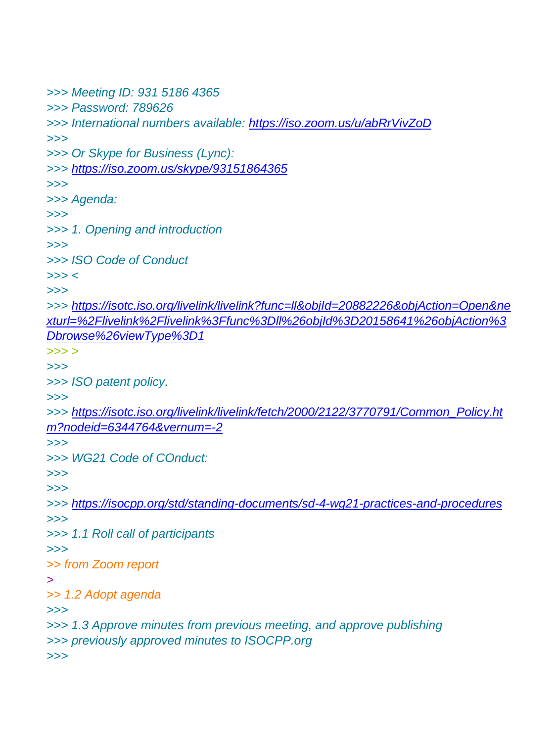>>> Meeting ID: 931 5186 4365
>>> Password: 789626
>>> International numbers available: https://iso.zoom.us/u/abRrVivZoD
>>>
>>> Or Skype for Business (Lync):
>>> https://iso.zoom.us/skype/93151864365
>>>
>>> Agenda:
>>>
>>> 1. Opening and introduction
>>>
>>> ISO Code of Conduct
>>> <
>>>
>>> https://isotc.iso.org/livelink/livelink?func=ll&objId=20882226&objAction=Open&nexturl=%2Flivelink%2Flivelink%3Ffunc%3Dll%26objId%3D20158641%26objAction%3Dbrowse%26viewType%3D1
>>> >
>>>
>>> ISO patent policy.
>>>
>>> https://isotc.iso.org/livelink/livelink/fetch/2000/2122/3770791/Common_Policy.htm?nodeid=6344764&vernum=-2
>>>
>>> WG21 Code of COnduct:
>>>
>>>
>>> https://isocpp.org/std/standing-documents/sd-4-wg21-practices-and-procedures
>>>
>>> 1.1 Roll call of participants
>>>
>> from Zoom report
>
>> 1.2 Adopt agenda
>>>
>>> 1.3 Approve minutes from previous meeting, and approve publishing
>>> previously approved minutes to ISOCPP.org
>>>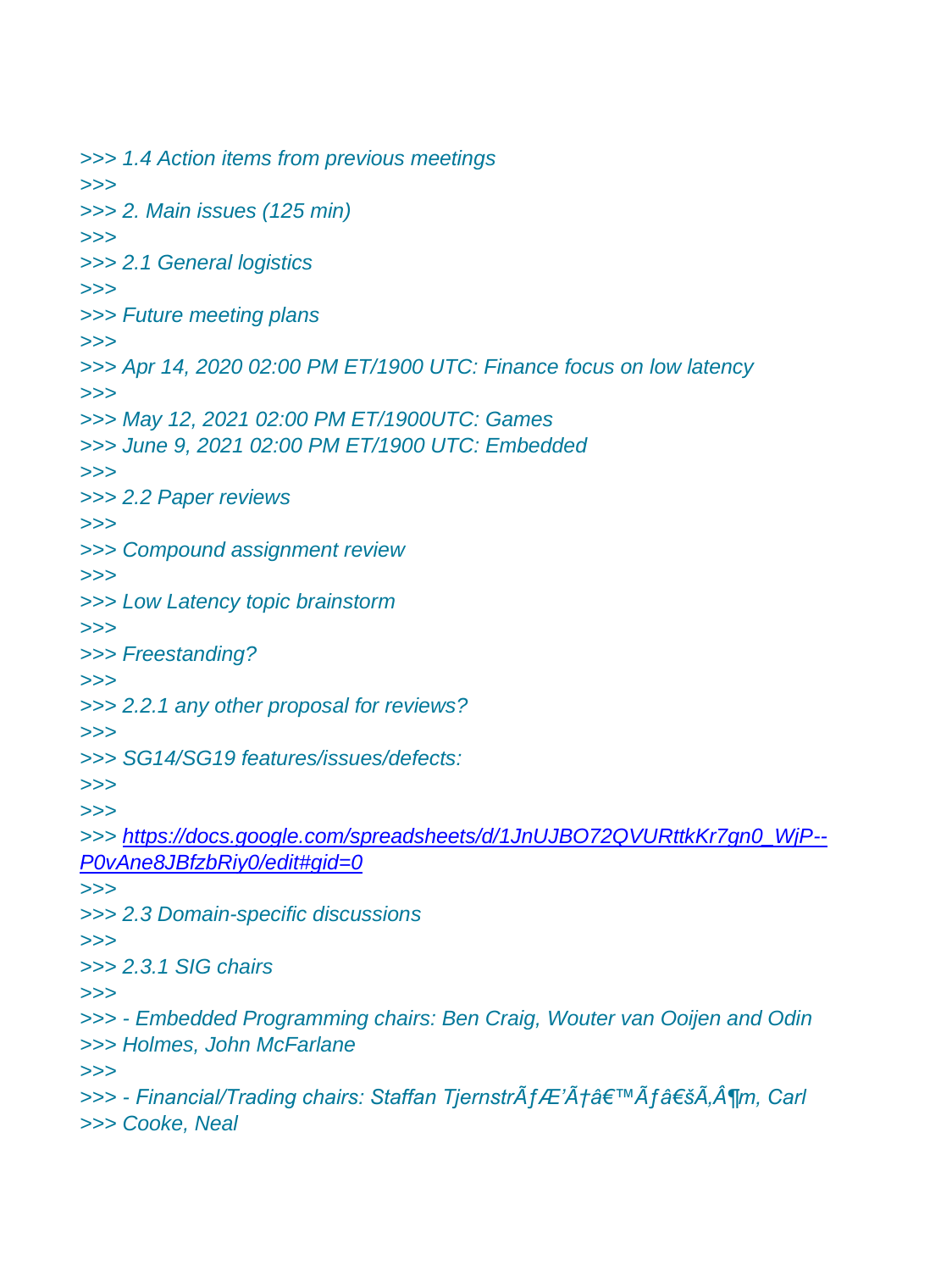*>>> 1.4 Action items from previous meetings*
*>>>*
*>>> 2. Main issues (125 min)*
*>>>*
*>>> 2.1 General logistics*
*>>>*
*>>> Future meeting plans*
*>>>*
*>>> Apr 14, 2020 02:00 PM ET/1900 UTC: Finance focus on low latency*
*>>>*
*>>> May 12, 2021 02:00 PM ET/1900UTC: Games*
*>>> June 9, 2021 02:00 PM ET/1900 UTC: Embedded*
*>>>*
*>>> 2.2 Paper reviews*
*>>>*
*>>> Compound assignment review*
*>>>*
*>>> Low Latency topic brainstorm*
*>>>*
*>>> Freestanding?*
*>>>*
*>>> 2.2.1 any other proposal for reviews?*
*>>>*
*>>> SG14/SG19 features/issues/defects:*
*>>>*
*>>>*
*>>> [https://docs.google.com/spreadsheets/d/1JnUJBO72QVURttkKr7gn0_WjP--P0vAne8JBfzbRiy0/edit#gid=0](https://docs.google.com/spreadsheets/d/1JnUJBO72QVURttkKr7gn0_WjP--P0vAne8JBfzbRiy0/edit#gid=0)*
*>>>*
*>>> 2.3 Domain-specific discussions*
*>>>*
*>>> 2.3.1 SIG chairs*
*>>>*
*>>> - Embedded Programming chairs: Ben Craig, Wouter van Ooijen and Odin*
*>>> Holmes, John McFarlane*
*>>>*
*>>> - Financial/Trading chairs: Staffan TjernstrÃƒÆ’Ã†â€™Ãƒâ€šÃ‚Â¶m, Carl*
*>>> Cooke, Neal*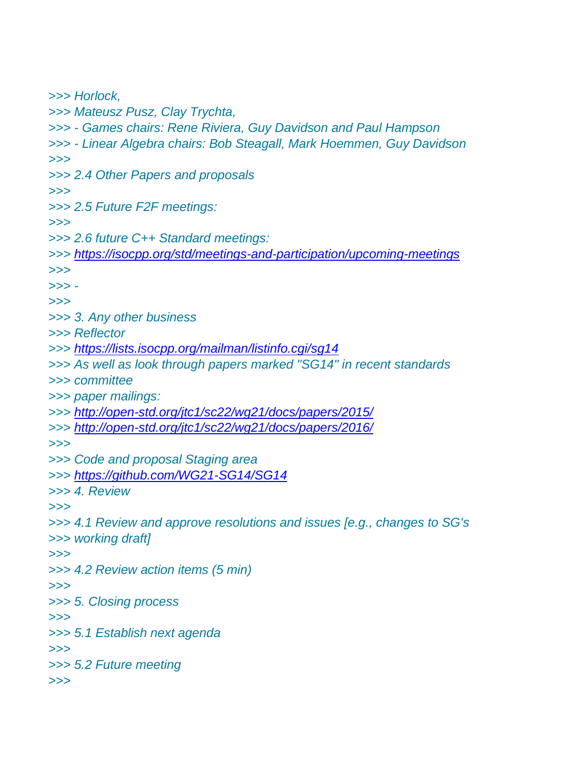>>> Horlock,
>>> Mateusz Pusz, Clay Trychta,
>>> - Games chairs: Rene Riviera, Guy Davidson and Paul Hampson
>>> - Linear Algebra chairs: Bob Steagall, Mark Hoemmen, Guy Davidson
>>>
>>> 2.4 Other Papers and proposals
>>>
>>> 2.5 Future F2F meetings:
>>>
>>> 2.6 future C++ Standard meetings:
>>> https://isocpp.org/std/meetings-and-participation/upcoming-meetings
>>>
>>> -
>>>
>>> 3. Any other business
>>> Reflector
>>> https://lists.isocpp.org/mailman/listinfo.cgi/sg14
>>> As well as look through papers marked "SG14" in recent standards
>>> committee
>>> paper mailings:
>>> http://open-std.org/jtc1/sc22/wg21/docs/papers/2015/
>>> http://open-std.org/jtc1/sc22/wg21/docs/papers/2016/
>>>
>>> Code and proposal Staging area
>>> https://github.com/WG21-SG14/SG14
>>> 4. Review
>>>
>>> 4.1 Review and approve resolutions and issues [e.g., changes to SG's
>>> working draft]
>>>
>>> 4.2 Review action items (5 min)
>>>
>>> 5. Closing process
>>>
>>> 5.1 Establish next agenda
>>>
>>> 5.2 Future meeting
>>>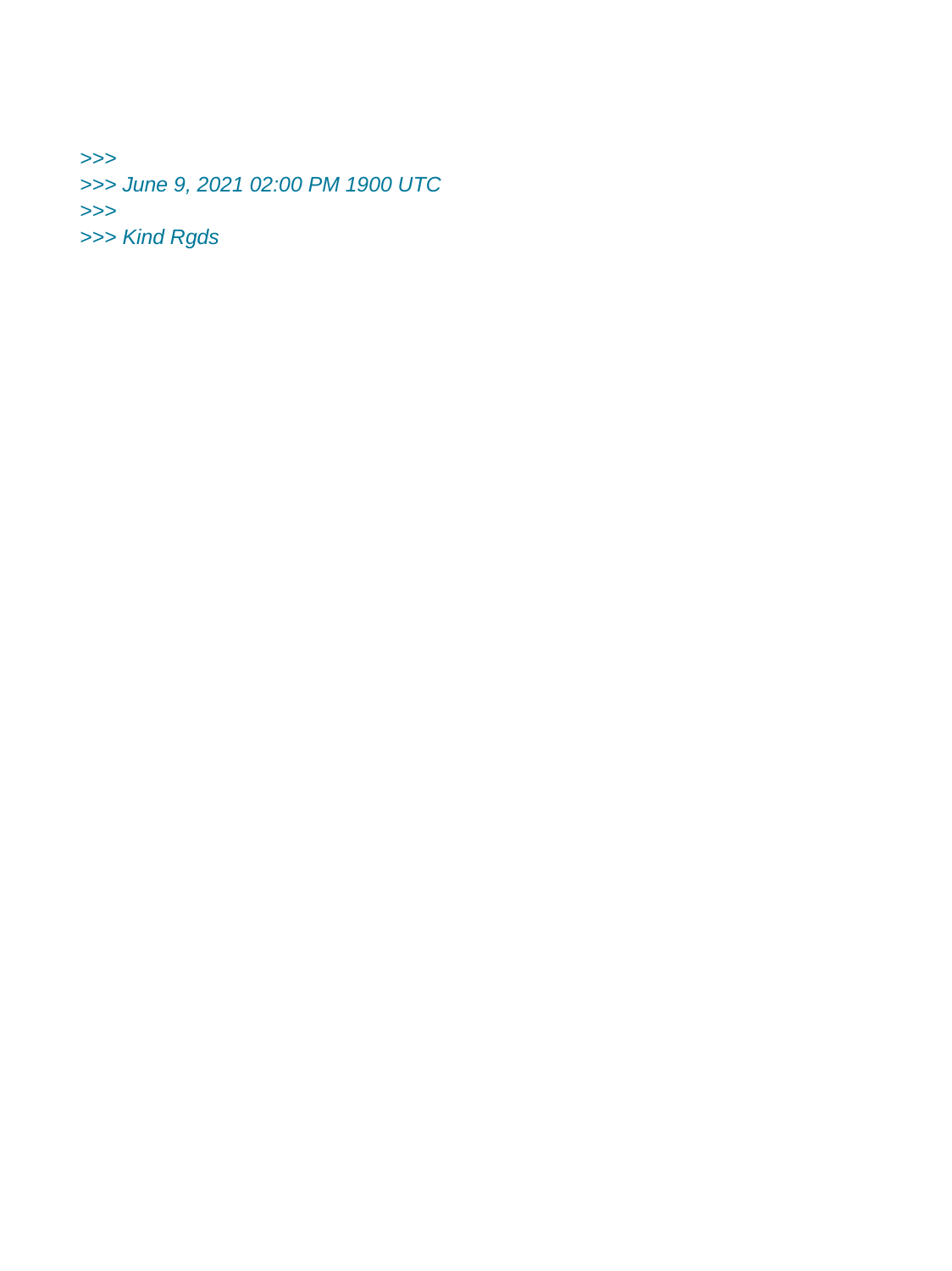*>>>*
*>>> June 9, 2021 02:00 PM 1900 UTC*
*>>>*
*>>> Kind Rgds*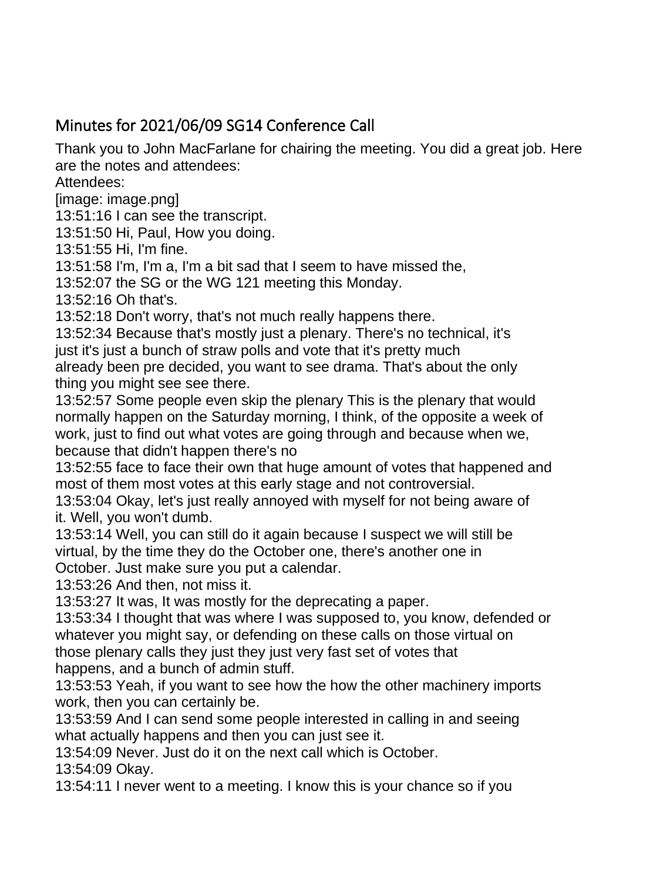## Minutes for 2021/06/09 SG14 Conference Call

Thank you to John MacFarlane for chairing the meeting. You did a great job. Here are the notes and attendees:

Attendees:

[image: image.png]

13:51:16 I can see the transcript.

13:51:50 Hi, Paul, How you doing.

13:51:55 Hi, I'm fine.

13:51:58 I'm, I'm a, I'm a bit sad that I seem to have missed the,

13:52:07 the SG or the WG 121 meeting this Monday.

13:52:16 Oh that's.

13:52:18 Don't worry, that's not much really happens there.

13:52:34 Because that's mostly just a plenary. There's no technical, it's just it's just a bunch of straw polls and vote that it's pretty much already been pre decided, you want to see drama. That's about the only thing you might see see there.

13:52:57 Some people even skip the plenary This is the plenary that would normally happen on the Saturday morning, I think, of the opposite a week of work, just to find out what votes are going through and because when we, because that didn't happen there's no

13:52:55 face to face their own that huge amount of votes that happened and most of them most votes at this early stage and not controversial.

13:53:04 Okay, let's just really annoyed with myself for not being aware of it. Well, you won't dumb.

13:53:14 Well, you can still do it again because I suspect we will still be virtual, by the time they do the October one, there's another one in October. Just make sure you put a calendar.

13:53:26 And then, not miss it.

13:53:27 It was, It was mostly for the deprecating a paper.

13:53:34 I thought that was where I was supposed to, you know, defended or whatever you might say, or defending on these calls on those virtual on those plenary calls they just they just very fast set of votes that happens, and a bunch of admin stuff.

13:53:53 Yeah, if you want to see how the how the other machinery imports work, then you can certainly be.

13:53:59 And I can send some people interested in calling in and seeing what actually happens and then you can just see it.

13:54:09 Never. Just do it on the next call which is October.

13:54:09 Okay.

13:54:11 I never went to a meeting. I know this is your chance so if you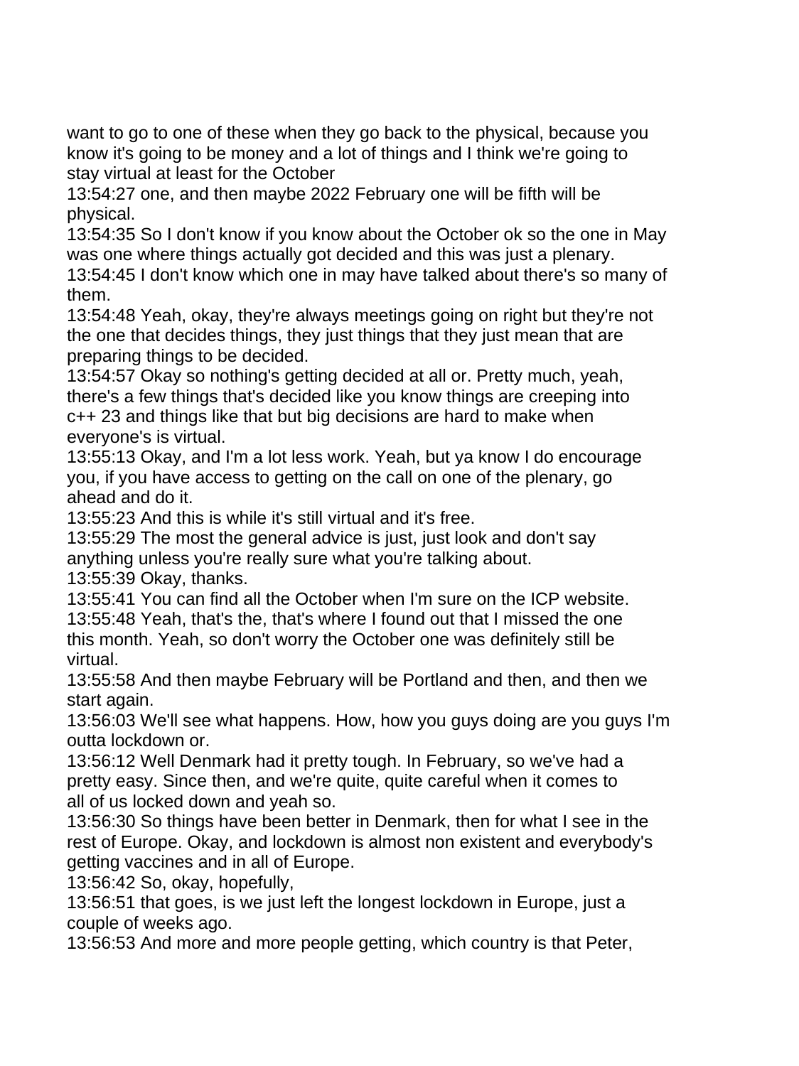want to go to one of these when they go back to the physical, because you know it's going to be money and a lot of things and I think we're going to stay virtual at least for the October

13:54:27 one, and then maybe 2022 February one will be fifth will be physical.

13:54:35 So I don't know if you know about the October ok so the one in May was one where things actually got decided and this was just a plenary.

13:54:45 I don't know which one in may have talked about there's so many of them.

13:54:48 Yeah, okay, they're always meetings going on right but they're not the one that decides things, they just things that they just mean that are preparing things to be decided.

13:54:57 Okay so nothing's getting decided at all or. Pretty much, yeah, there's a few things that's decided like you know things are creeping into c++ 23 and things like that but big decisions are hard to make when everyone's is virtual.

13:55:13 Okay, and I'm a lot less work. Yeah, but ya know I do encourage you, if you have access to getting on the call on one of the plenary, go ahead and do it.

13:55:23 And this is while it's still virtual and it's free.

13:55:29 The most the general advice is just, just look and don't say anything unless you're really sure what you're talking about.

13:55:39 Okay, thanks.

13:55:41 You can find all the October when I'm sure on the ICP website.

13:55:48 Yeah, that's the, that's where I found out that I missed the one this month. Yeah, so don't worry the October one was definitely still be virtual.

13:55:58 And then maybe February will be Portland and then, and then we start again.

13:56:03 We'll see what happens. How, how you guys doing are you guys I'm outta lockdown or.

13:56:12 Well Denmark had it pretty tough. In February, so we've had a pretty easy. Since then, and we're quite, quite careful when it comes to all of us locked down and yeah so.

13:56:30 So things have been better in Denmark, then for what I see in the rest of Europe. Okay, and lockdown is almost non existent and everybody's getting vaccines and in all of Europe.

13:56:42 So, okay, hopefully,

13:56:51 that goes, is we just left the longest lockdown in Europe, just a couple of weeks ago.

13:56:53 And more and more people getting, which country is that Peter,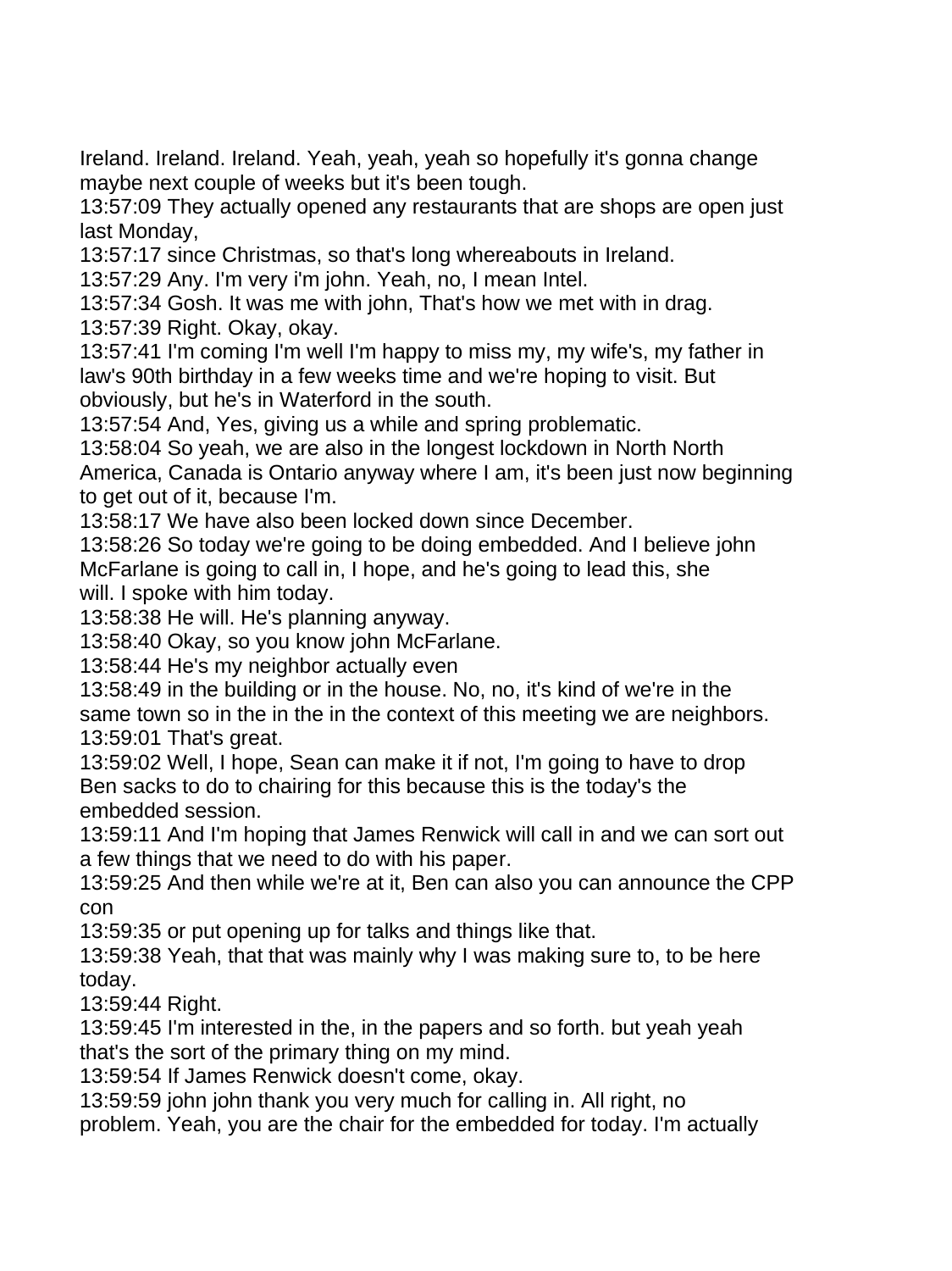Ireland. Ireland. Ireland. Yeah, yeah, yeah so hopefully it's gonna change maybe next couple of weeks but it's been tough.

13:57:09 They actually opened any restaurants that are shops are open just last Monday,

13:57:17 since Christmas, so that's long whereabouts in Ireland.

13:57:29 Any. I'm very i'm john. Yeah, no, I mean Intel.

13:57:34 Gosh. It was me with john, That's how we met with in drag.

13:57:39 Right. Okay, okay.

13:57:41 I'm coming I'm well I'm happy to miss my, my wife's, my father in law's 90th birthday in a few weeks time and we're hoping to visit. But obviously, but he's in Waterford in the south.

13:57:54 And, Yes, giving us a while and spring problematic.

13:58:04 So yeah, we are also in the longest lockdown in North North America, Canada is Ontario anyway where I am, it's been just now beginning to get out of it, because I'm.

13:58:17 We have also been locked down since December.

13:58:26 So today we're going to be doing embedded. And I believe john McFarlane is going to call in, I hope, and he's going to lead this, she will. I spoke with him today.

13:58:38 He will. He's planning anyway.

13:58:40 Okay, so you know john McFarlane.

13:58:44 He's my neighbor actually even

13:58:49 in the building or in the house. No, no, it's kind of we're in the same town so in the in the in the context of this meeting we are neighbors.

13:59:01 That's great.

13:59:02 Well, I hope, Sean can make it if not, I'm going to have to drop Ben sacks to do to chairing for this because this is the today's the embedded session.

13:59:11 And I'm hoping that James Renwick will call in and we can sort out a few things that we need to do with his paper.

13:59:25 And then while we're at it, Ben can also you can announce the CPP con

13:59:35 or put opening up for talks and things like that.

13:59:38 Yeah, that that was mainly why I was making sure to, to be here today.

13:59:44 Right.

13:59:45 I'm interested in the, in the papers and so forth. but yeah yeah that's the sort of the primary thing on my mind.

13:59:54 If James Renwick doesn't come, okay.

13:59:59 john john thank you very much for calling in. All right, no problem. Yeah, you are the chair for the embedded for today. I'm actually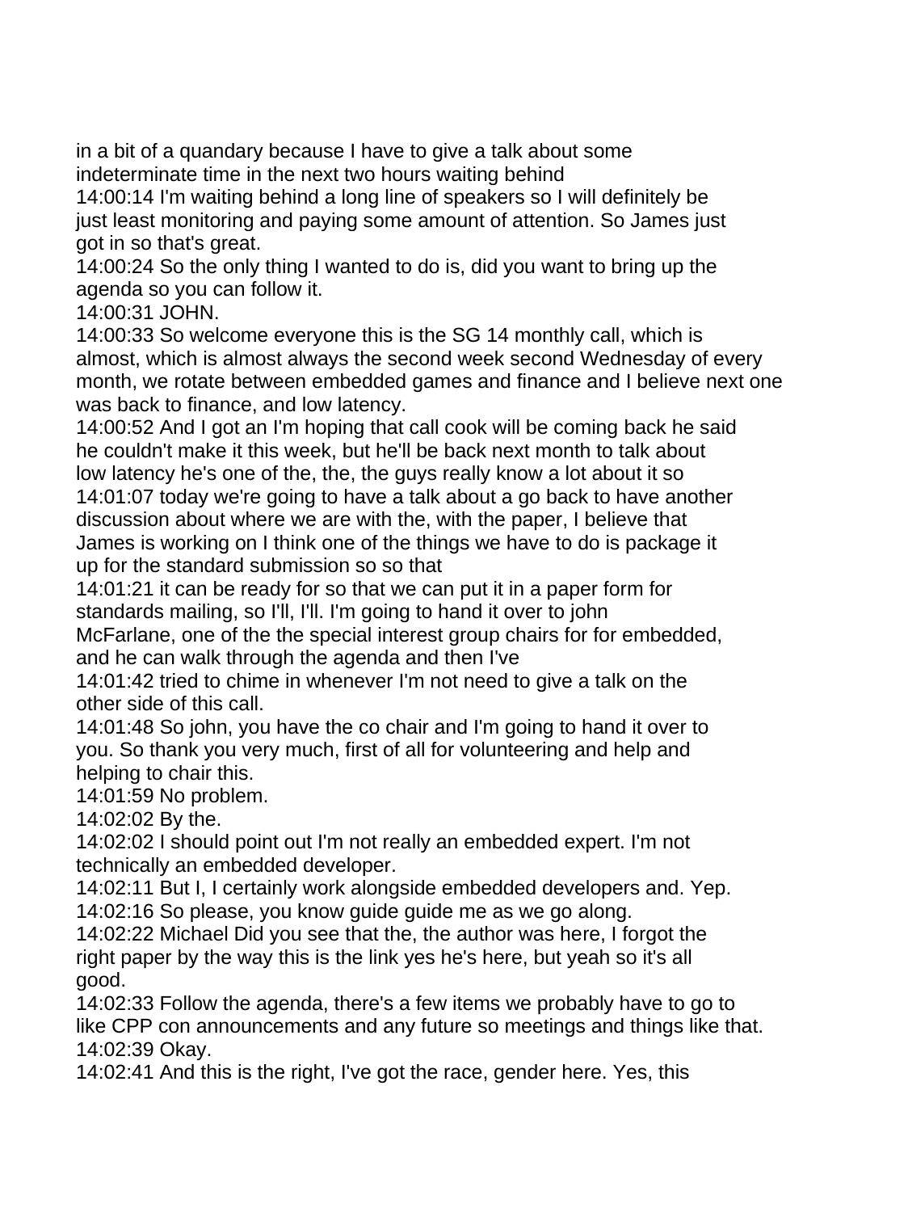in a bit of a quandary because I have to give a talk about some indeterminate time in the next two hours waiting behind

14:00:14 I'm waiting behind a long line of speakers so I will definitely be just least monitoring and paying some amount of attention. So James just got in so that's great.

14:00:24 So the only thing I wanted to do is, did you want to bring up the agenda so you can follow it.

14:00:31 JOHN.

14:00:33 So welcome everyone this is the SG 14 monthly call, which is almost, which is almost always the second week second Wednesday of every month, we rotate between embedded games and finance and I believe next one was back to finance, and low latency.

14:00:52 And I got an I'm hoping that call cook will be coming back he said he couldn't make it this week, but he'll be back next month to talk about low latency he's one of the, the, the guys really know a lot about it so

14:01:07 today we're going to have a talk about a go back to have another discussion about where we are with the, with the paper, I believe that James is working on I think one of the things we have to do is package it up for the standard submission so so that

14:01:21 it can be ready for so that we can put it in a paper form for standards mailing, so I'll, I'll. I'm going to hand it over to john McFarlane, one of the the special interest group chairs for for embedded, and he can walk through the agenda and then I've

14:01:42 tried to chime in whenever I'm not need to give a talk on the other side of this call.

14:01:48 So john, you have the co chair and I'm going to hand it over to you. So thank you very much, first of all for volunteering and help and helping to chair this.

14:01:59 No problem.

14:02:02 By the.

14:02:02 I should point out I'm not really an embedded expert. I'm not technically an embedded developer.

14:02:11 But I, I certainly work alongside embedded developers and. Yep.

14:02:16 So please, you know guide guide me as we go along.

14:02:22 Michael Did you see that the, the author was here, I forgot the right paper by the way this is the link yes he's here, but yeah so it's all good.

14:02:33 Follow the agenda, there's a few items we probably have to go to like CPP con announcements and any future so meetings and things like that.

14:02:39 Okay.

14:02:41 And this is the right, I've got the race, gender here. Yes, this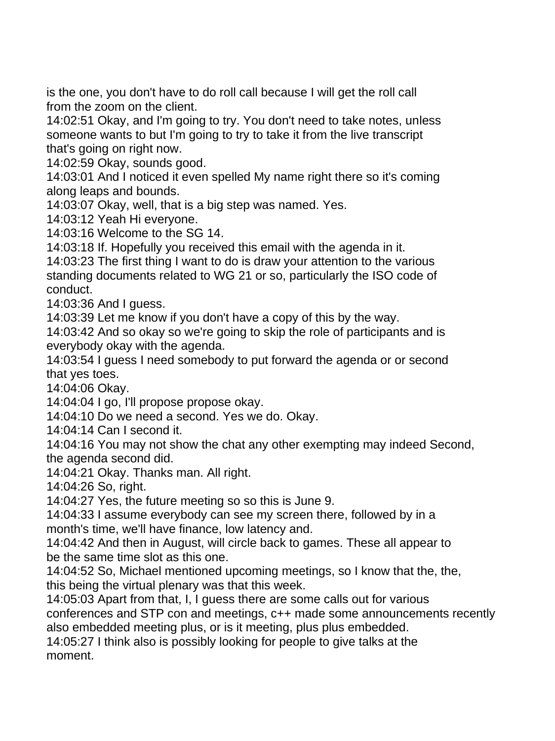is the one, you don't have to do roll call because I will get the roll call from the zoom on the client.
14:02:51 Okay, and I'm going to try. You don't need to take notes, unless someone wants to but I'm going to try to take it from the live transcript that's going on right now.
14:02:59 Okay, sounds good.
14:03:01 And I noticed it even spelled My name right there so it's coming along leaps and bounds.
14:03:07 Okay, well, that is a big step was named. Yes.
14:03:12 Yeah Hi everyone.
14:03:16 Welcome to the SG 14.
14:03:18 If. Hopefully you received this email with the agenda in it.
14:03:23 The first thing I want to do is draw your attention to the various standing documents related to WG 21 or so, particularly the ISO code of conduct.
14:03:36 And I guess.
14:03:39 Let me know if you don't have a copy of this by the way.
14:03:42 And so okay so we're going to skip the role of participants and is everybody okay with the agenda.
14:03:54 I guess I need somebody to put forward the agenda or or second that yes toes.
14:04:06 Okay.
14:04:04 I go, I'll propose propose okay.
14:04:10 Do we need a second. Yes we do. Okay.
14:04:14 Can I second it.
14:04:16 You may not show the chat any other exempting may indeed Second, the agenda second did.
14:04:21 Okay. Thanks man. All right.
14:04:26 So, right.
14:04:27 Yes, the future meeting so so this is June 9.
14:04:33 I assume everybody can see my screen there, followed by in a month's time, we'll have finance, low latency and.
14:04:42 And then in August, will circle back to games. These all appear to be the same time slot as this one.
14:04:52 So, Michael mentioned upcoming meetings, so I know that the, the, this being the virtual plenary was that this week.
14:05:03 Apart from that, I, I guess there are some calls out for various conferences and STP con and meetings, c++ made some announcements recently also embedded meeting plus, or is it meeting, plus plus embedded.
14:05:27 I think also is possibly looking for people to give talks at the moment.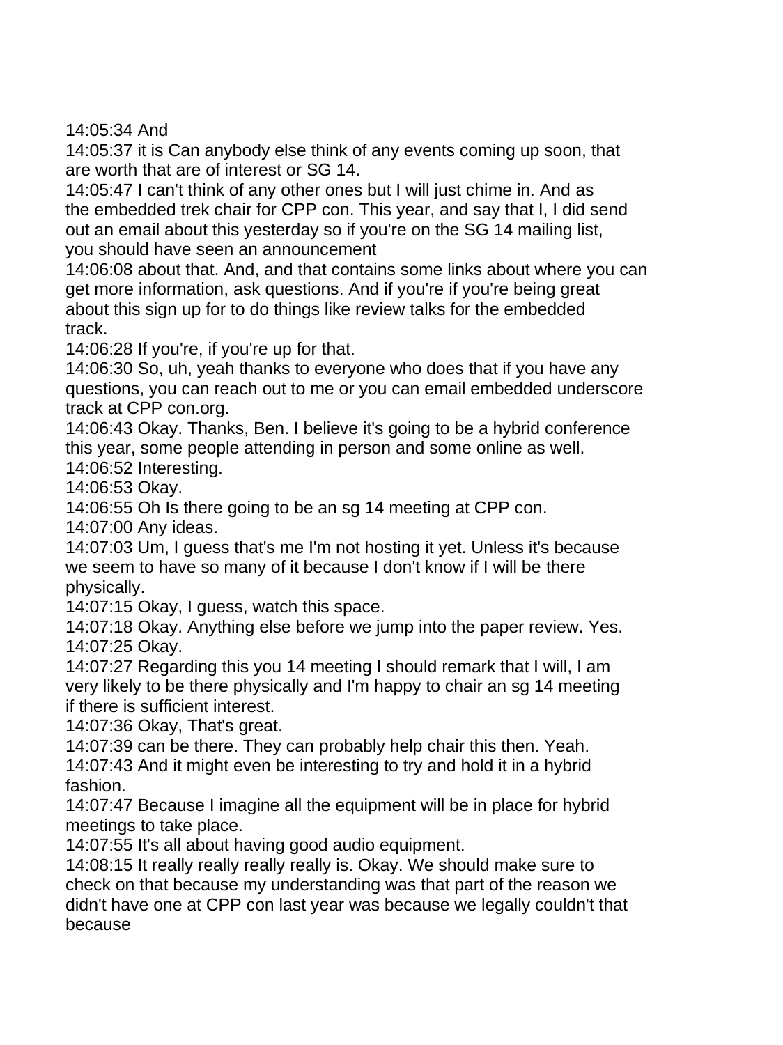14:05:34 And
14:05:37 it is Can anybody else think of any events coming up soon, that are worth that are of interest or SG 14.
14:05:47 I can't think of any other ones but I will just chime in. And as the embedded trek chair for CPP con. This year, and say that I, I did send out an email about this yesterday so if you're on the SG 14 mailing list, you should have seen an announcement
14:06:08 about that. And, and that contains some links about where you can get more information, ask questions. And if you're if you're being great about this sign up for to do things like review talks for the embedded track.
14:06:28 If you're, if you're up for that.
14:06:30 So, uh, yeah thanks to everyone who does that if you have any questions, you can reach out to me or you can email embedded underscore track at CPP con.org.
14:06:43 Okay. Thanks, Ben. I believe it's going to be a hybrid conference this year, some people attending in person and some online as well.
14:06:52 Interesting.
14:06:53 Okay.
14:06:55 Oh Is there going to be an sg 14 meeting at CPP con.
14:07:00 Any ideas.
14:07:03 Um, I guess that's me I'm not hosting it yet. Unless it's because we seem to have so many of it because I don't know if I will be there physically.
14:07:15 Okay, I guess, watch this space.
14:07:18 Okay. Anything else before we jump into the paper review. Yes.
14:07:25 Okay.
14:07:27 Regarding this you 14 meeting I should remark that I will, I am very likely to be there physically and I'm happy to chair an sg 14 meeting if there is sufficient interest.
14:07:36 Okay, That's great.
14:07:39 can be there. They can probably help chair this then. Yeah.
14:07:43 And it might even be interesting to try and hold it in a hybrid fashion.
14:07:47 Because I imagine all the equipment will be in place for hybrid meetings to take place.
14:07:55 It's all about having good audio equipment.
14:08:15 It really really really really is. Okay. We should make sure to check on that because my understanding was that part of the reason we didn't have one at CPP con last year was because we legally couldn't that because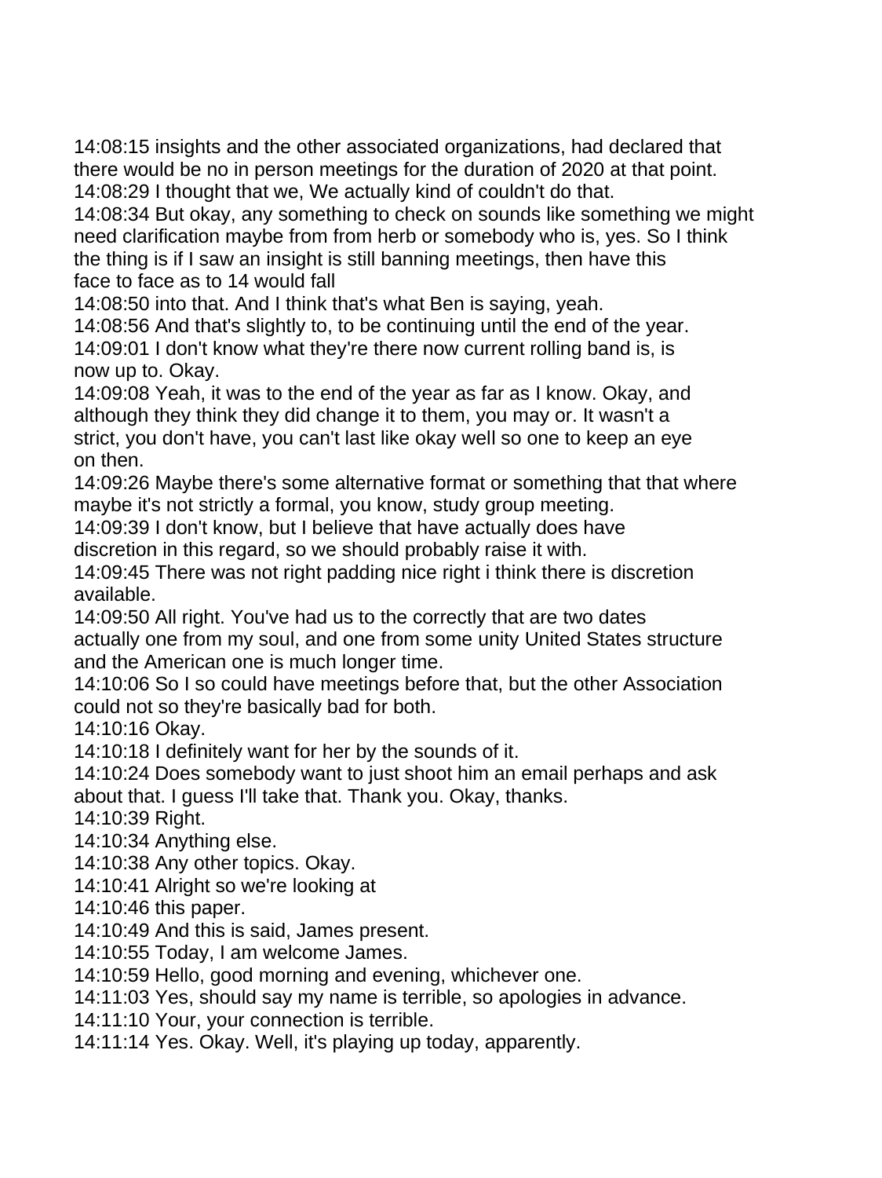14:08:15 insights and the other associated organizations, had declared that there would be no in person meetings for the duration of 2020 at that point.
14:08:29 I thought that we, We actually kind of couldn't do that.
14:08:34 But okay, any something to check on sounds like something we might need clarification maybe from from herb or somebody who is, yes. So I think the thing is if I saw an insight is still banning meetings, then have this face to face as to 14 would fall
14:08:50 into that. And I think that's what Ben is saying, yeah.
14:08:56 And that's slightly to, to be continuing until the end of the year.
14:09:01 I don't know what they're there now current rolling band is, is now up to. Okay.
14:09:08 Yeah, it was to the end of the year as far as I know. Okay, and although they think they did change it to them, you may or. It wasn't a strict, you don't have, you can't last like okay well so one to keep an eye on then.
14:09:26 Maybe there's some alternative format or something that that where maybe it's not strictly a formal, you know, study group meeting.
14:09:39 I don't know, but I believe that have actually does have discretion in this regard, so we should probably raise it with.
14:09:45 There was not right padding nice right i think there is discretion available.
14:09:50 All right. You've had us to the correctly that are two dates actually one from my soul, and one from some unity United States structure and the American one is much longer time.
14:10:06 So I so could have meetings before that, but the other Association could not so they're basically bad for both.
14:10:16 Okay.
14:10:18 I definitely want for her by the sounds of it.
14:10:24 Does somebody want to just shoot him an email perhaps and ask about that. I guess I'll take that. Thank you. Okay, thanks.
14:10:39 Right.
14:10:34 Anything else.
14:10:38 Any other topics. Okay.
14:10:41 Alright so we're looking at
14:10:46 this paper.
14:10:49 And this is said, James present.
14:10:55 Today, I am welcome James.
14:10:59 Hello, good morning and evening, whichever one.
14:11:03 Yes, should say my name is terrible, so apologies in advance.
14:11:10 Your, your connection is terrible.
14:11:14 Yes. Okay. Well, it's playing up today, apparently.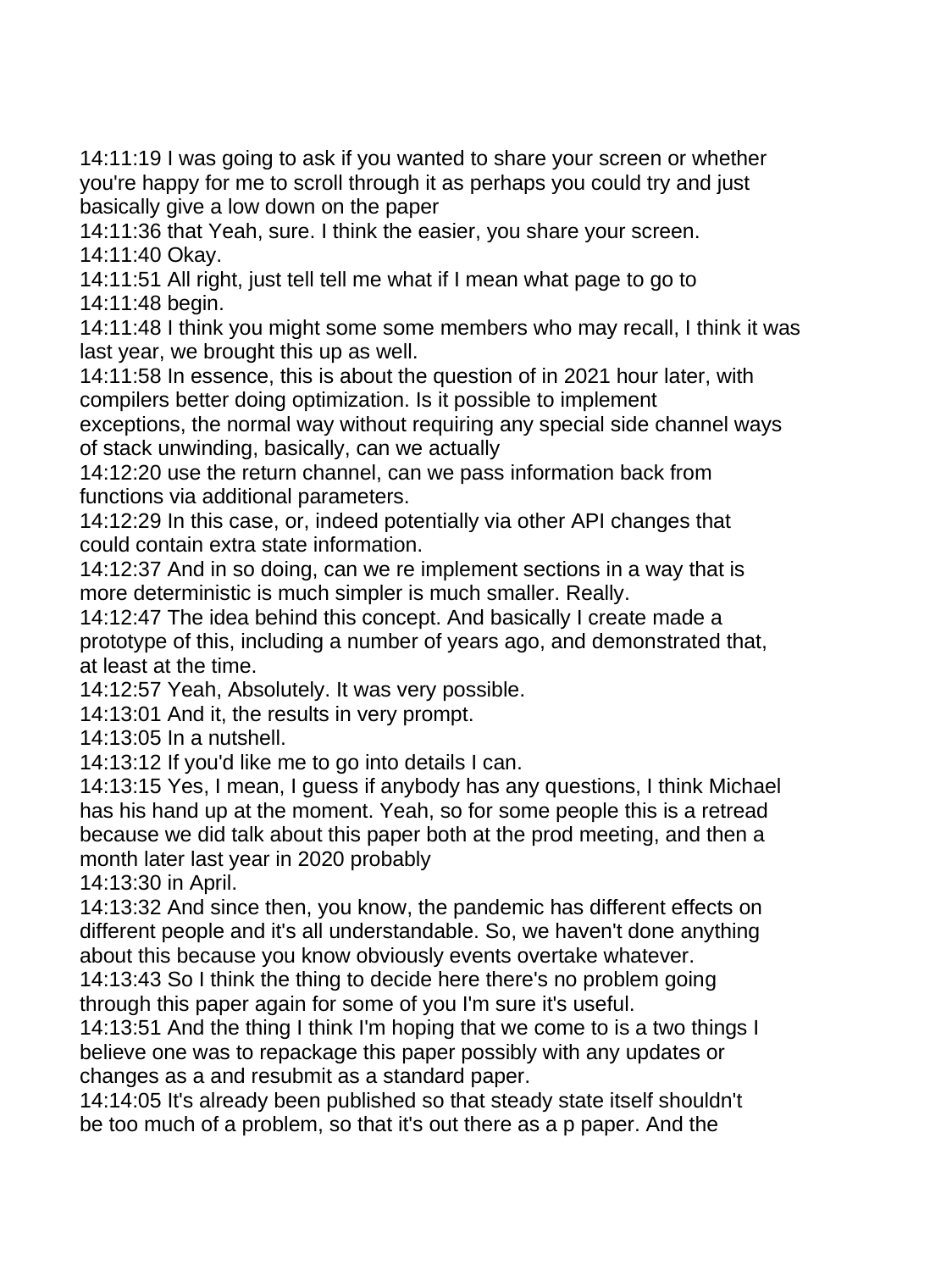14:11:19 I was going to ask if you wanted to share your screen or whether you're happy for me to scroll through it as perhaps you could try and just basically give a low down on the paper

14:11:36 that Yeah, sure. I think the easier, you share your screen.

14:11:40 Okay.

14:11:51 All right, just tell tell me what if I mean what page to go to

14:11:48 begin.

14:11:48 I think you might some some members who may recall, I think it was last year, we brought this up as well.

14:11:58 In essence, this is about the question of in 2021 hour later, with compilers better doing optimization. Is it possible to implement exceptions, the normal way without requiring any special side channel ways of stack unwinding, basically, can we actually

14:12:20 use the return channel, can we pass information back from functions via additional parameters.

14:12:29 In this case, or, indeed potentially via other API changes that could contain extra state information.

14:12:37 And in so doing, can we re implement sections in a way that is more deterministic is much simpler is much smaller. Really.

14:12:47 The idea behind this concept. And basically I create made a prototype of this, including a number of years ago, and demonstrated that, at least at the time.

14:12:57 Yeah, Absolutely. It was very possible.

14:13:01 And it, the results in very prompt.

14:13:05 In a nutshell.

14:13:12 If you'd like me to go into details I can.

14:13:15 Yes, I mean, I guess if anybody has any questions, I think Michael has his hand up at the moment. Yeah, so for some people this is a retread because we did talk about this paper both at the prod meeting, and then a month later last year in 2020 probably

14:13:30 in April.

14:13:32 And since then, you know, the pandemic has different effects on different people and it's all understandable. So, we haven't done anything about this because you know obviously events overtake whatever.

14:13:43 So I think the thing to decide here there's no problem going through this paper again for some of you I'm sure it's useful.

14:13:51 And the thing I think I'm hoping that we come to is a two things I believe one was to repackage this paper possibly with any updates or changes as a and resubmit as a standard paper.

14:14:05 It's already been published so that steady state itself shouldn't be too much of a problem, so that it's out there as a p paper. And the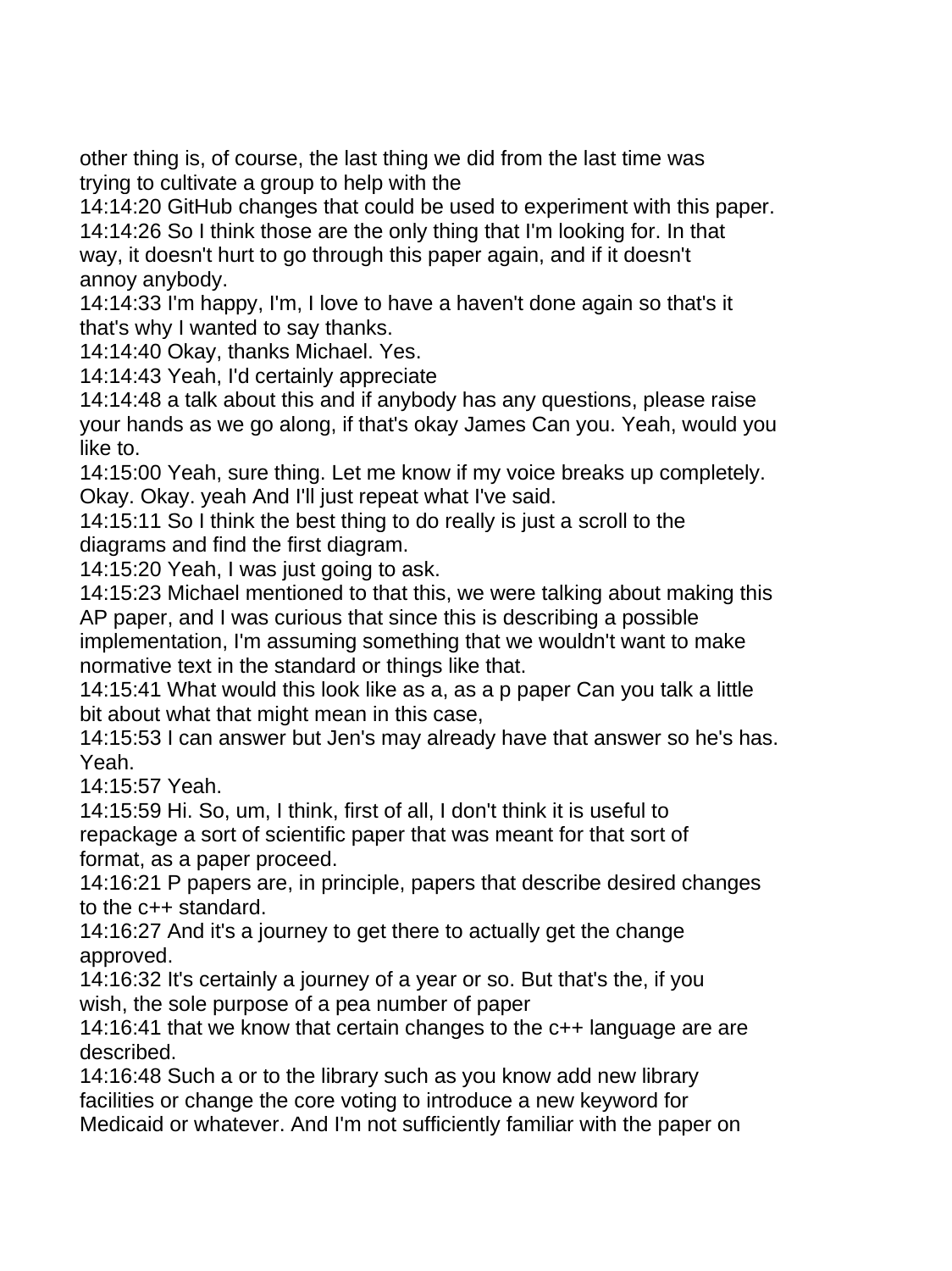other thing is, of course, the last thing we did from the last time was trying to cultivate a group to help with the

14:14:20 GitHub changes that could be used to experiment with this paper.

14:14:26 So I think those are the only thing that I'm looking for. In that way, it doesn't hurt to go through this paper again, and if it doesn't annoy anybody.

14:14:33 I'm happy, I'm, I love to have a haven't done again so that's it that's why I wanted to say thanks.

14:14:40 Okay, thanks Michael. Yes.

14:14:43 Yeah, I'd certainly appreciate

14:14:48 a talk about this and if anybody has any questions, please raise your hands as we go along, if that's okay James Can you. Yeah, would you like to.

14:15:00 Yeah, sure thing. Let me know if my voice breaks up completely. Okay. Okay. yeah And I'll just repeat what I've said.

14:15:11 So I think the best thing to do really is just a scroll to the diagrams and find the first diagram.

14:15:20 Yeah, I was just going to ask.

14:15:23 Michael mentioned to that this, we were talking about making this AP paper, and I was curious that since this is describing a possible implementation, I'm assuming something that we wouldn't want to make normative text in the standard or things like that.

14:15:41 What would this look like as a, as a p paper Can you talk a little bit about what that might mean in this case,

14:15:53 I can answer but Jen's may already have that answer so he's has. Yeah.

14:15:57 Yeah.

14:15:59 Hi. So, um, I think, first of all, I don't think it is useful to repackage a sort of scientific paper that was meant for that sort of format, as a paper proceed.

14:16:21 P papers are, in principle, papers that describe desired changes to the c++ standard.

14:16:27 And it's a journey to get there to actually get the change approved.

14:16:32 It's certainly a journey of a year or so. But that's the, if you wish, the sole purpose of a pea number of paper

14:16:41 that we know that certain changes to the c++ language are are described.

14:16:48 Such a or to the library such as you know add new library facilities or change the core voting to introduce a new keyword for Medicaid or whatever. And I'm not sufficiently familiar with the paper on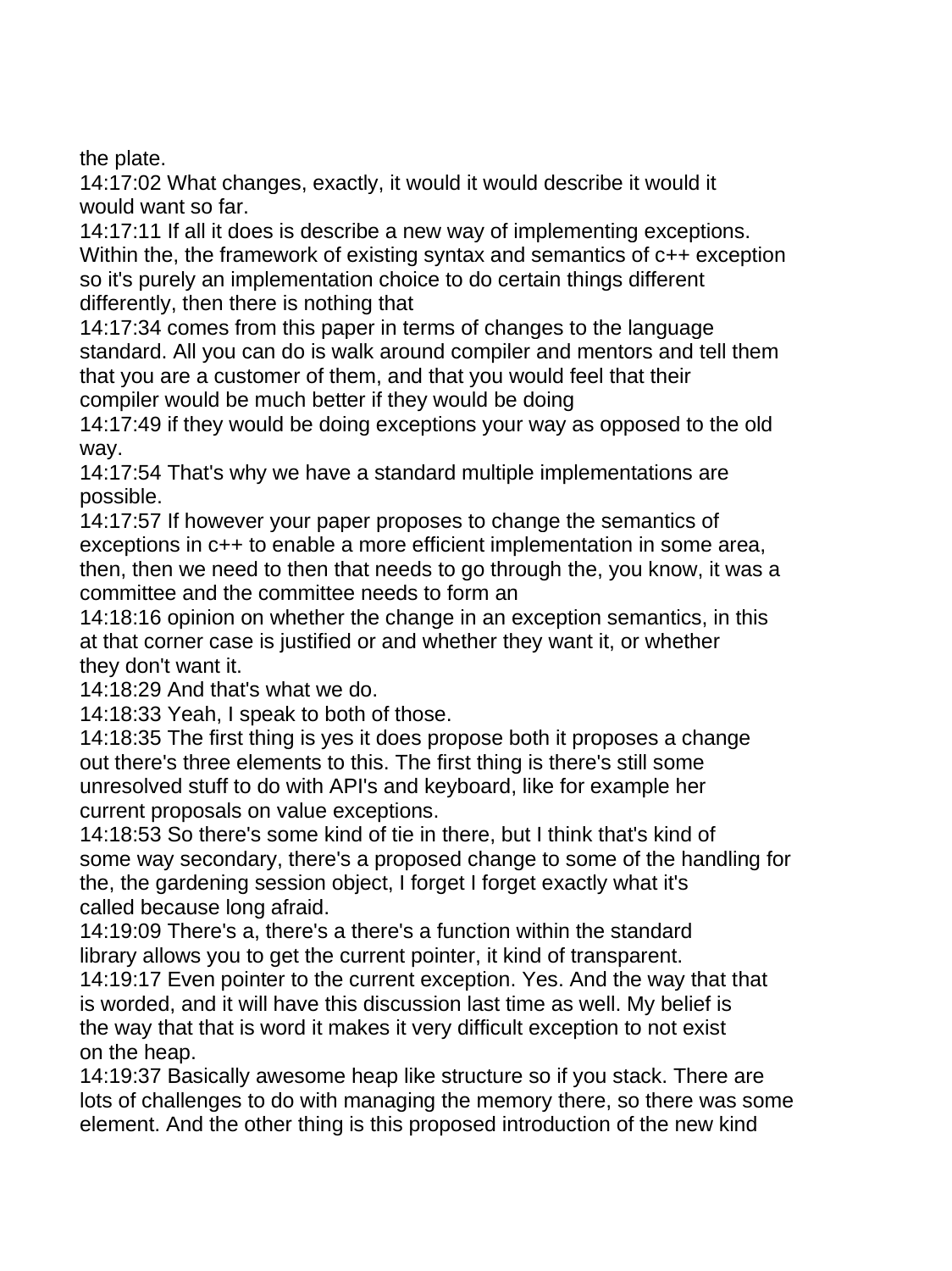the plate.

14:17:02 What changes, exactly, it would it would describe it would it would want so far.

14:17:11 If all it does is describe a new way of implementing exceptions. Within the, the framework of existing syntax and semantics of c++ exception so it's purely an implementation choice to do certain things different differently, then there is nothing that

14:17:34 comes from this paper in terms of changes to the language standard. All you can do is walk around compiler and mentors and tell them that you are a customer of them, and that you would feel that their compiler would be much better if they would be doing

14:17:49 if they would be doing exceptions your way as opposed to the old way.

14:17:54 That's why we have a standard multiple implementations are possible.

14:17:57 If however your paper proposes to change the semantics of exceptions in c++ to enable a more efficient implementation in some area, then, then we need to then that needs to go through the, you know, it was a committee and the committee needs to form an

14:18:16 opinion on whether the change in an exception semantics, in this at that corner case is justified or and whether they want it, or whether they don't want it.

14:18:29 And that's what we do.

14:18:33 Yeah, I speak to both of those.

14:18:35 The first thing is yes it does propose both it proposes a change out there's three elements to this. The first thing is there's still some unresolved stuff to do with API's and keyboard, like for example her current proposals on value exceptions.

14:18:53 So there's some kind of tie in there, but I think that's kind of some way secondary, there's a proposed change to some of the handling for the, the gardening session object, I forget I forget exactly what it's called because long afraid.

14:19:09 There's a, there's a there's a function within the standard library allows you to get the current pointer, it kind of transparent.

14:19:17 Even pointer to the current exception. Yes. And the way that that is worded, and it will have this discussion last time as well. My belief is the way that that is word it makes it very difficult exception to not exist on the heap.

14:19:37 Basically awesome heap like structure so if you stack. There are lots of challenges to do with managing the memory there, so there was some element. And the other thing is this proposed introduction of the new kind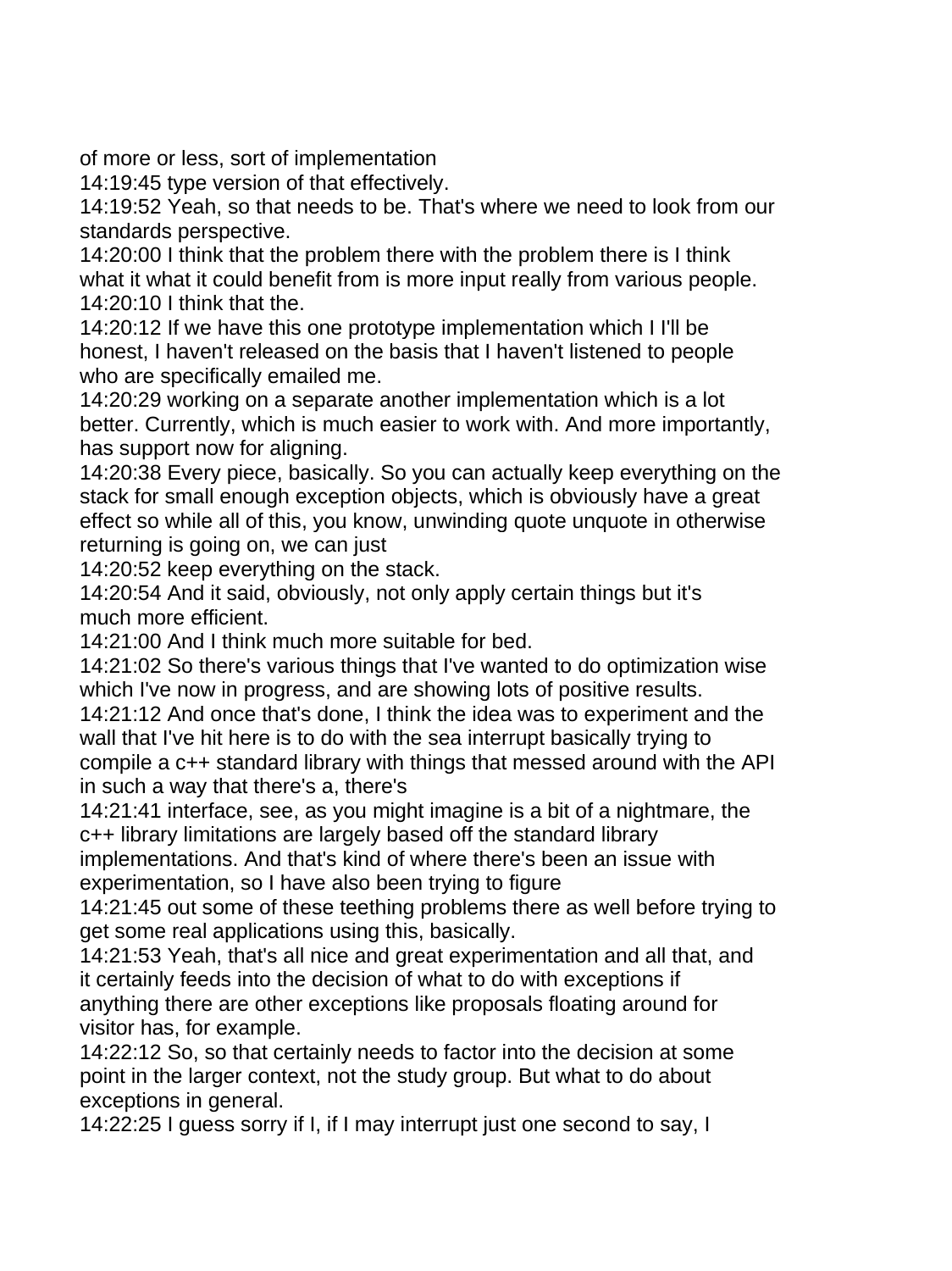of more or less, sort of implementation
14:19:45 type version of that effectively.
14:19:52 Yeah, so that needs to be. That's where we need to look from our standards perspective.
14:20:00 I think that the problem there with the problem there is I think what it what it could benefit from is more input really from various people.
14:20:10 I think that the.
14:20:12 If we have this one prototype implementation which I I'll be honest, I haven't released on the basis that I haven't listened to people who are specifically emailed me.
14:20:29 working on a separate another implementation which is a lot better. Currently, which is much easier to work with. And more importantly, has support now for aligning.
14:20:38 Every piece, basically. So you can actually keep everything on the stack for small enough exception objects, which is obviously have a great effect so while all of this, you know, unwinding quote unquote in otherwise returning is going on, we can just
14:20:52 keep everything on the stack.
14:20:54 And it said, obviously, not only apply certain things but it's much more efficient.
14:21:00 And I think much more suitable for bed.
14:21:02 So there's various things that I've wanted to do optimization wise which I've now in progress, and are showing lots of positive results.
14:21:12 And once that's done, I think the idea was to experiment and the wall that I've hit here is to do with the sea interrupt basically trying to compile a c++ standard library with things that messed around with the API in such a way that there's a, there's
14:21:41 interface, see, as you might imagine is a bit of a nightmare, the c++ library limitations are largely based off the standard library implementations. And that's kind of where there's been an issue with experimentation, so I have also been trying to figure
14:21:45 out some of these teething problems there as well before trying to get some real applications using this, basically.
14:21:53 Yeah, that's all nice and great experimentation and all that, and it certainly feeds into the decision of what to do with exceptions if anything there are other exceptions like proposals floating around for visitor has, for example.
14:22:12 So, so that certainly needs to factor into the decision at some point in the larger context, not the study group. But what to do about exceptions in general.
14:22:25 I guess sorry if I, if I may interrupt just one second to say, I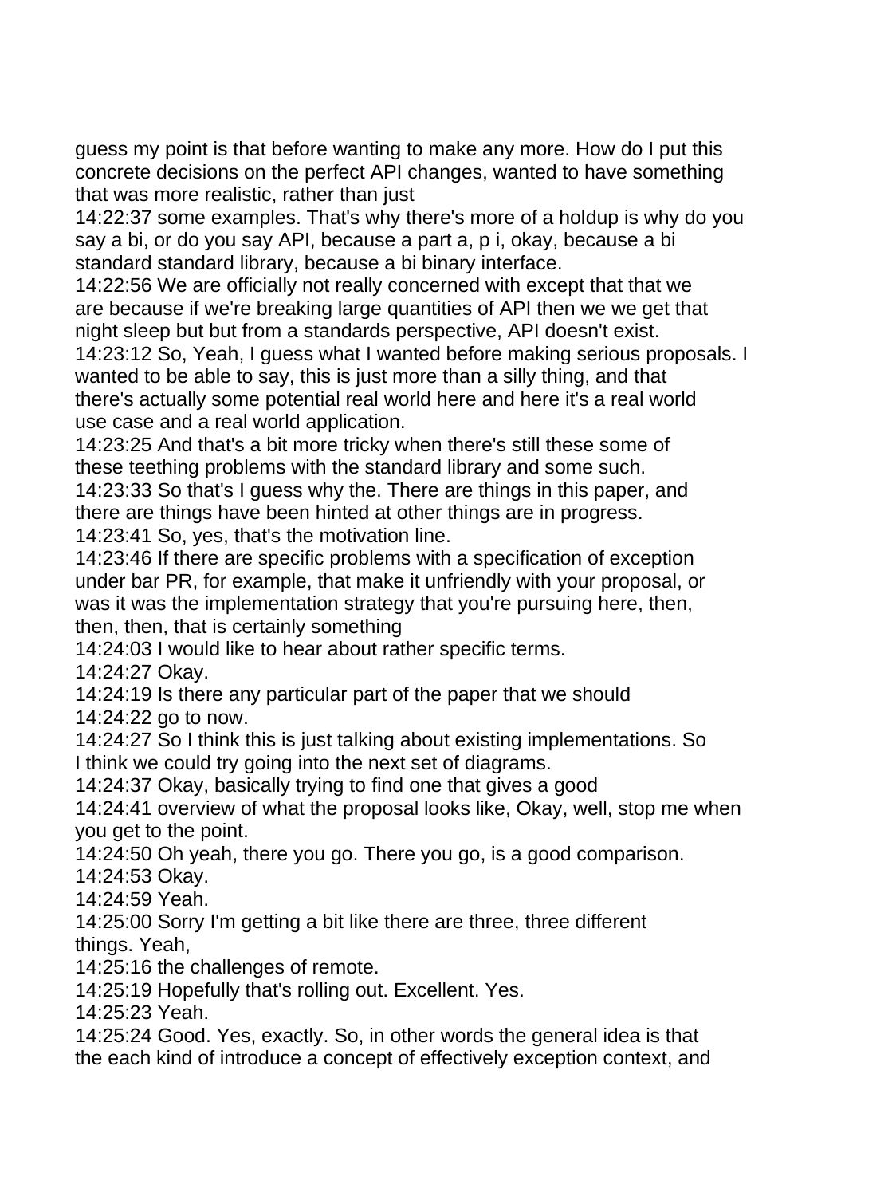guess my point is that before wanting to make any more. How do I put this concrete decisions on the perfect API changes, wanted to have something that was more realistic, rather than just

14:22:37 some examples. That's why there's more of a holdup is why do you say a bi, or do you say API, because a part a, p i, okay, because a bi standard standard library, because a bi binary interface.

14:22:56 We are officially not really concerned with except that that we are because if we're breaking large quantities of API then we we get that night sleep but but from a standards perspective, API doesn't exist.

14:23:12 So, Yeah, I guess what I wanted before making serious proposals. I wanted to be able to say, this is just more than a silly thing, and that there's actually some potential real world here and here it's a real world use case and a real world application.

14:23:25 And that's a bit more tricky when there's still these some of these teething problems with the standard library and some such.

14:23:33 So that's I guess why the. There are things in this paper, and there are things have been hinted at other things are in progress.

14:23:41 So, yes, that's the motivation line.

14:23:46 If there are specific problems with a specification of exception under bar PR, for example, that make it unfriendly with your proposal, or was it was the implementation strategy that you're pursuing here, then, then, then, that is certainly something

14:24:03 I would like to hear about rather specific terms.

14:24:27 Okay.

14:24:19 Is there any particular part of the paper that we should

14:24:22 go to now.

14:24:27 So I think this is just talking about existing implementations. So I think we could try going into the next set of diagrams.

14:24:37 Okay, basically trying to find one that gives a good

14:24:41 overview of what the proposal looks like, Okay, well, stop me when you get to the point.

14:24:50 Oh yeah, there you go. There you go, is a good comparison.

14:24:53 Okay.

14:24:59 Yeah.

14:25:00 Sorry I'm getting a bit like there are three, three different things. Yeah,

14:25:16 the challenges of remote.

14:25:19 Hopefully that's rolling out. Excellent. Yes.

14:25:23 Yeah.

14:25:24 Good. Yes, exactly. So, in other words the general idea is that the each kind of introduce a concept of effectively exception context, and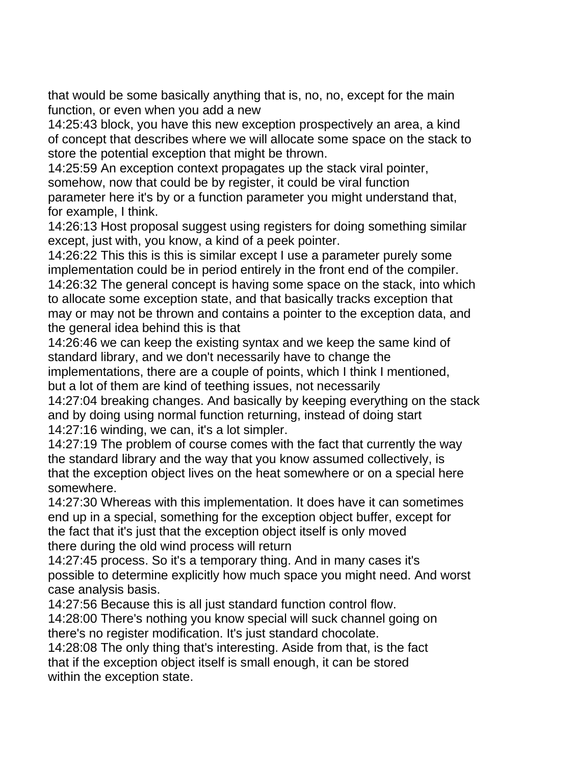that would be some basically anything that is, no, no, except for the main function, or even when you add a new

14:25:43 block, you have this new exception prospectively an area, a kind of concept that describes where we will allocate some space on the stack to store the potential exception that might be thrown.

14:25:59 An exception context propagates up the stack viral pointer, somehow, now that could be by register, it could be viral function parameter here it's by or a function parameter you might understand that, for example, I think.

14:26:13 Host proposal suggest using registers for doing something similar except, just with, you know, a kind of a peek pointer.

14:26:22 This this is this is similar except I use a parameter purely some implementation could be in period entirely in the front end of the compiler.

14:26:32 The general concept is having some space on the stack, into which to allocate some exception state, and that basically tracks exception that may or may not be thrown and contains a pointer to the exception data, and the general idea behind this is that

14:26:46 we can keep the existing syntax and we keep the same kind of standard library, and we don't necessarily have to change the implementations, there are a couple of points, which I think I mentioned, but a lot of them are kind of teething issues, not necessarily

14:27:04 breaking changes. And basically by keeping everything on the stack and by doing using normal function returning, instead of doing start

14:27:16 winding, we can, it's a lot simpler.

14:27:19 The problem of course comes with the fact that currently the way the standard library and the way that you know assumed collectively, is that the exception object lives on the heat somewhere or on a special here somewhere.

14:27:30 Whereas with this implementation. It does have it can sometimes end up in a special, something for the exception object buffer, except for the fact that it's just that the exception object itself is only moved there during the old wind process will return

14:27:45 process. So it's a temporary thing. And in many cases it's possible to determine explicitly how much space you might need. And worst case analysis basis.

14:27:56 Because this is all just standard function control flow.

14:28:00 There's nothing you know special will suck channel going on there's no register modification. It's just standard chocolate.

14:28:08 The only thing that's interesting. Aside from that, is the fact that if the exception object itself is small enough, it can be stored within the exception state.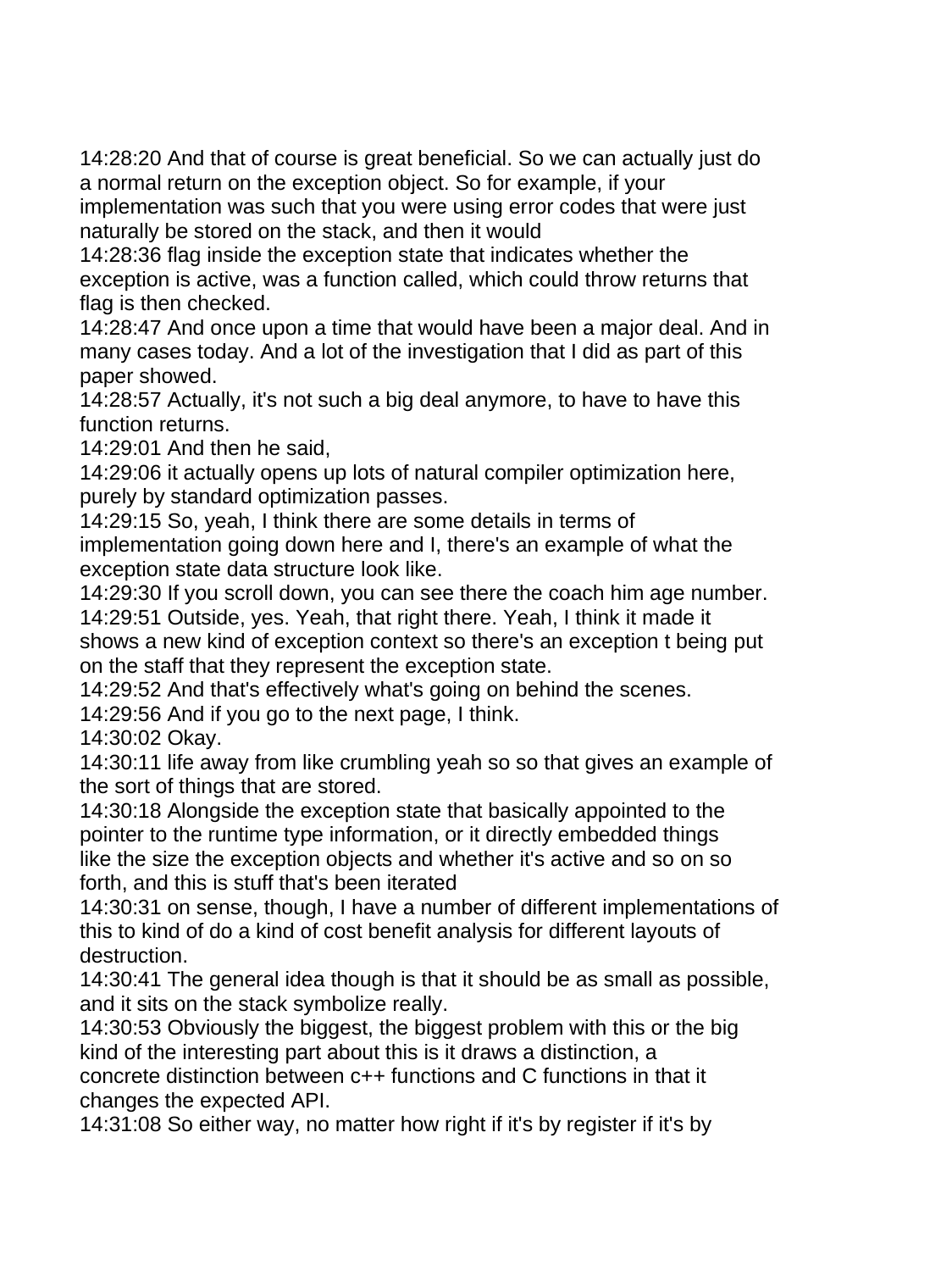14:28:20 And that of course is great beneficial. So we can actually just do a normal return on the exception object. So for example, if your implementation was such that you were using error codes that were just naturally be stored on the stack, and then it would

14:28:36 flag inside the exception state that indicates whether the exception is active, was a function called, which could throw returns that flag is then checked.

14:28:47 And once upon a time that would have been a major deal. And in many cases today. And a lot of the investigation that I did as part of this paper showed.

14:28:57 Actually, it's not such a big deal anymore, to have to have this function returns.

14:29:01 And then he said,

14:29:06 it actually opens up lots of natural compiler optimization here, purely by standard optimization passes.

14:29:15 So, yeah, I think there are some details in terms of implementation going down here and I, there's an example of what the exception state data structure look like.

14:29:30 If you scroll down, you can see there the coach him age number.

14:29:51 Outside, yes. Yeah, that right there. Yeah, I think it made it shows a new kind of exception context so there's an exception t being put on the staff that they represent the exception state.

14:29:52 And that's effectively what's going on behind the scenes.

14:29:56 And if you go to the next page, I think.

14:30:02 Okay.

14:30:11 life away from like crumbling yeah so so that gives an example of the sort of things that are stored.

14:30:18 Alongside the exception state that basically appointed to the pointer to the runtime type information, or it directly embedded things like the size the exception objects and whether it's active and so on so forth, and this is stuff that's been iterated

14:30:31 on sense, though, I have a number of different implementations of this to kind of do a kind of cost benefit analysis for different layouts of destruction.

14:30:41 The general idea though is that it should be as small as possible, and it sits on the stack symbolize really.

14:30:53 Obviously the biggest, the biggest problem with this or the big kind of the interesting part about this is it draws a distinction, a concrete distinction between c++ functions and C functions in that it changes the expected API.

14:31:08 So either way, no matter how right if it's by register if it's by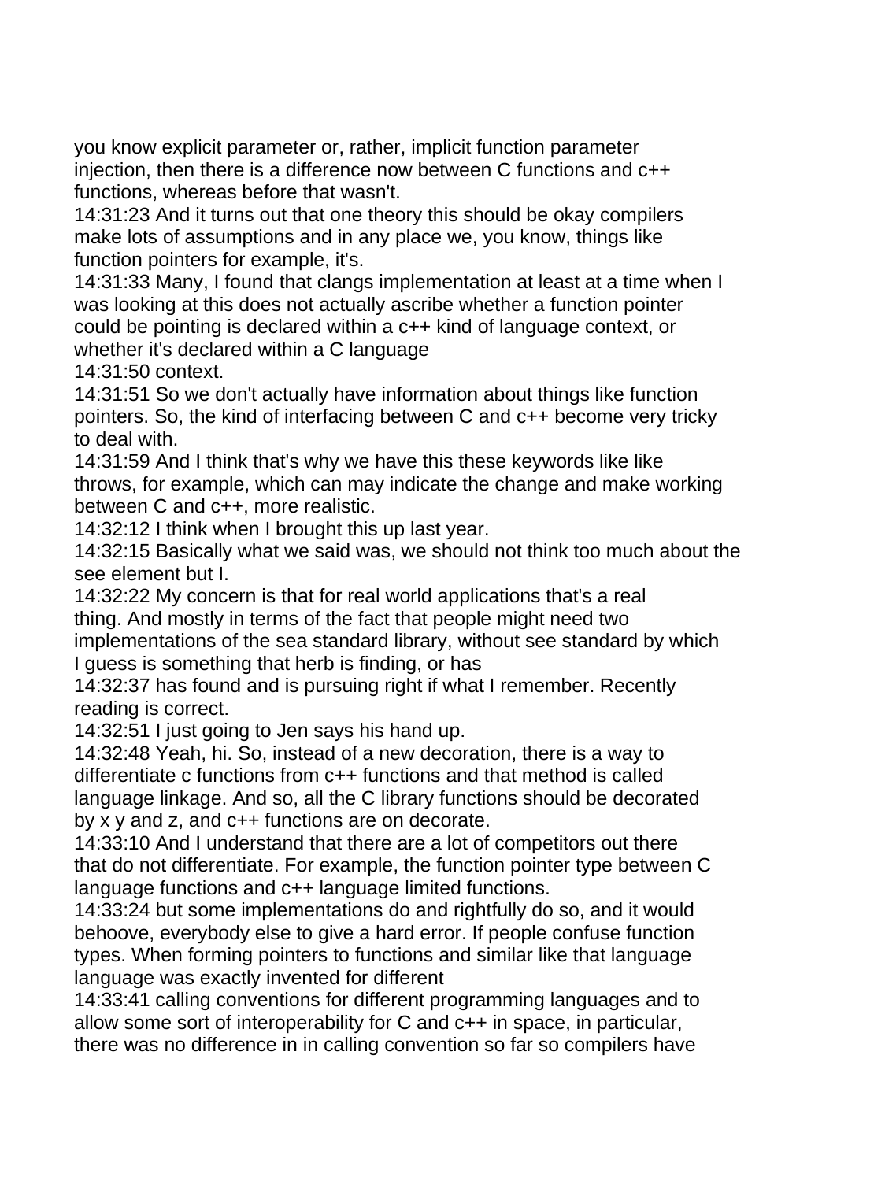you know explicit parameter or, rather, implicit function parameter injection, then there is a difference now between C functions and c++ functions, whereas before that wasn't.

14:31:23 And it turns out that one theory this should be okay compilers make lots of assumptions and in any place we, you know, things like function pointers for example, it's.

14:31:33 Many, I found that clangs implementation at least at a time when I was looking at this does not actually ascribe whether a function pointer could be pointing is declared within a c++ kind of language context, or whether it's declared within a C language

14:31:50 context.

14:31:51 So we don't actually have information about things like function pointers. So, the kind of interfacing between C and c++ become very tricky to deal with.

14:31:59 And I think that's why we have this these keywords like like throws, for example, which can may indicate the change and make working between C and c++, more realistic.

14:32:12 I think when I brought this up last year.

14:32:15 Basically what we said was, we should not think too much about the see element but I.

14:32:22 My concern is that for real world applications that's a real thing. And mostly in terms of the fact that people might need two implementations of the sea standard library, without see standard by which I guess is something that herb is finding, or has

14:32:37 has found and is pursuing right if what I remember. Recently reading is correct.

14:32:51 I just going to Jen says his hand up.

14:32:48 Yeah, hi. So, instead of a new decoration, there is a way to differentiate c functions from c++ functions and that method is called language linkage. And so, all the C library functions should be decorated by x y and z, and c++ functions are on decorate.

14:33:10 And I understand that there are a lot of competitors out there that do not differentiate. For example, the function pointer type between C language functions and c++ language limited functions.

14:33:24 but some implementations do and rightfully do so, and it would behoove, everybody else to give a hard error. If people confuse function types. When forming pointers to functions and similar like that language language was exactly invented for different

14:33:41 calling conventions for different programming languages and to allow some sort of interoperability for C and c++ in space, in particular, there was no difference in in calling convention so far so compilers have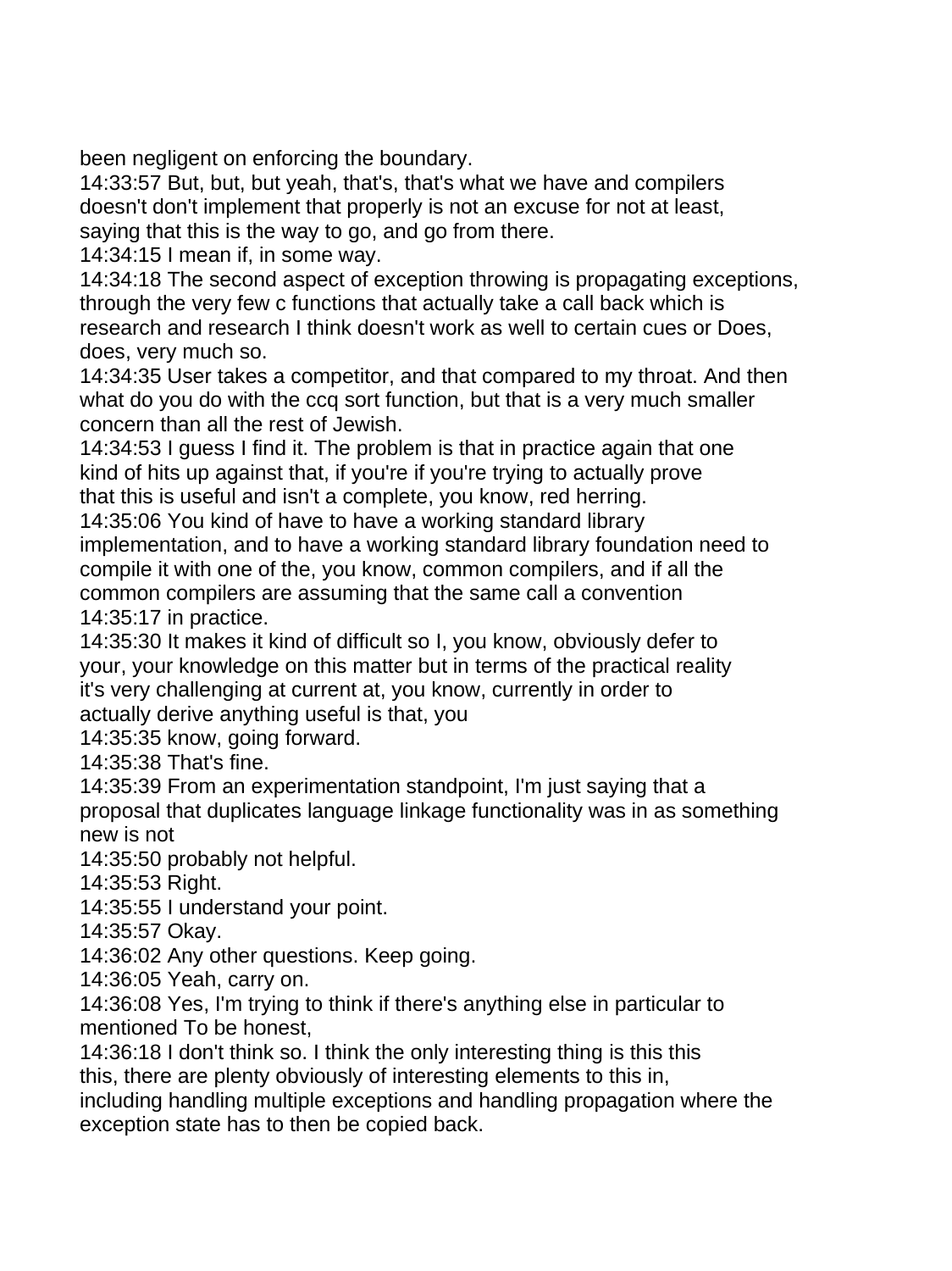been negligent on enforcing the boundary.

14:33:57 But, but, but yeah, that's, that's what we have and compilers doesn't don't implement that properly is not an excuse for not at least, saying that this is the way to go, and go from there.

14:34:15 I mean if, in some way.

14:34:18 The second aspect of exception throwing is propagating exceptions, through the very few c functions that actually take a call back which is research and research I think doesn't work as well to certain cues or Does, does, very much so.

14:34:35 User takes a competitor, and that compared to my throat. And then what do you do with the ccq sort function, but that is a very much smaller concern than all the rest of Jewish.

14:34:53 I guess I find it. The problem is that in practice again that one kind of hits up against that, if you're if you're trying to actually prove that this is useful and isn't a complete, you know, red herring.

14:35:06 You kind of have to have a working standard library implementation, and to have a working standard library foundation need to compile it with one of the, you know, common compilers, and if all the common compilers are assuming that the same call a convention

14:35:17 in practice.

14:35:30 It makes it kind of difficult so I, you know, obviously defer to your, your knowledge on this matter but in terms of the practical reality it's very challenging at current at, you know, currently in order to actually derive anything useful is that, you

14:35:35 know, going forward.

14:35:38 That's fine.

14:35:39 From an experimentation standpoint, I'm just saying that a proposal that duplicates language linkage functionality was in as something new is not

14:35:50 probably not helpful.

14:35:53 Right.

14:35:55 I understand your point.

14:35:57 Okay.

14:36:02 Any other questions. Keep going.

14:36:05 Yeah, carry on.

14:36:08 Yes, I'm trying to think if there's anything else in particular to mentioned To be honest,

14:36:18 I don't think so. I think the only interesting thing is this this this, there are plenty obviously of interesting elements to this in, including handling multiple exceptions and handling propagation where the exception state has to then be copied back.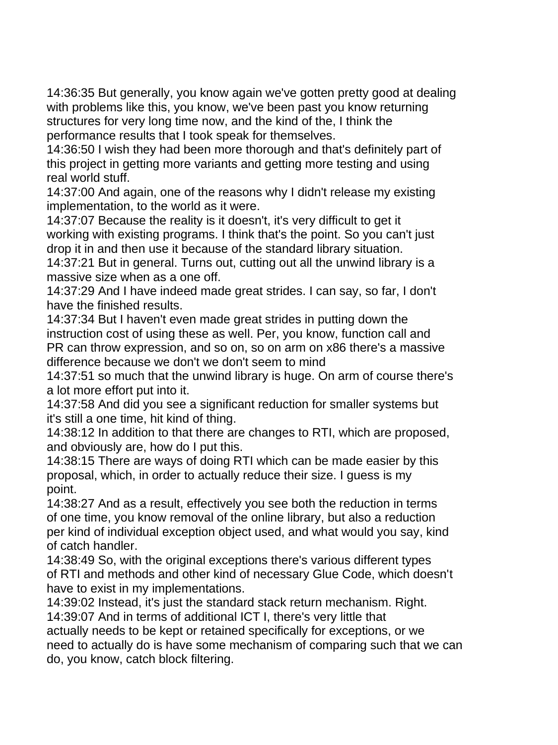14:36:35 But generally, you know again we've gotten pretty good at dealing with problems like this, you know, we've been past you know returning structures for very long time now, and the kind of the, I think the performance results that I took speak for themselves.
14:36:50 I wish they had been more thorough and that's definitely part of this project in getting more variants and getting more testing and using real world stuff.
14:37:00 And again, one of the reasons why I didn't release my existing implementation, to the world as it were.
14:37:07 Because the reality is it doesn't, it's very difficult to get it working with existing programs. I think that's the point. So you can't just drop it in and then use it because of the standard library situation.
14:37:21 But in general. Turns out, cutting out all the unwind library is a massive size when as a one off.
14:37:29 And I have indeed made great strides. I can say, so far, I don't have the finished results.
14:37:34 But I haven't even made great strides in putting down the instruction cost of using these as well. Per, you know, function call and PR can throw expression, and so on, so on arm on x86 there's a massive difference because we don't we don't seem to mind
14:37:51 so much that the unwind library is huge. On arm of course there's a lot more effort put into it.
14:37:58 And did you see a significant reduction for smaller systems but it's still a one time, hit kind of thing.
14:38:12 In addition to that there are changes to RTI, which are proposed, and obviously are, how do I put this.
14:38:15 There are ways of doing RTI which can be made easier by this proposal, which, in order to actually reduce their size. I guess is my point.
14:38:27 And as a result, effectively you see both the reduction in terms of one time, you know removal of the online library, but also a reduction per kind of individual exception object used, and what would you say, kind of catch handler.
14:38:49 So, with the original exceptions there's various different types of RTI and methods and other kind of necessary Glue Code, which doesn't have to exist in my implementations.
14:39:02 Instead, it's just the standard stack return mechanism. Right.
14:39:07 And in terms of additional ICT I, there's very little that actually needs to be kept or retained specifically for exceptions, or we need to actually do is have some mechanism of comparing such that we can do, you know, catch block filtering.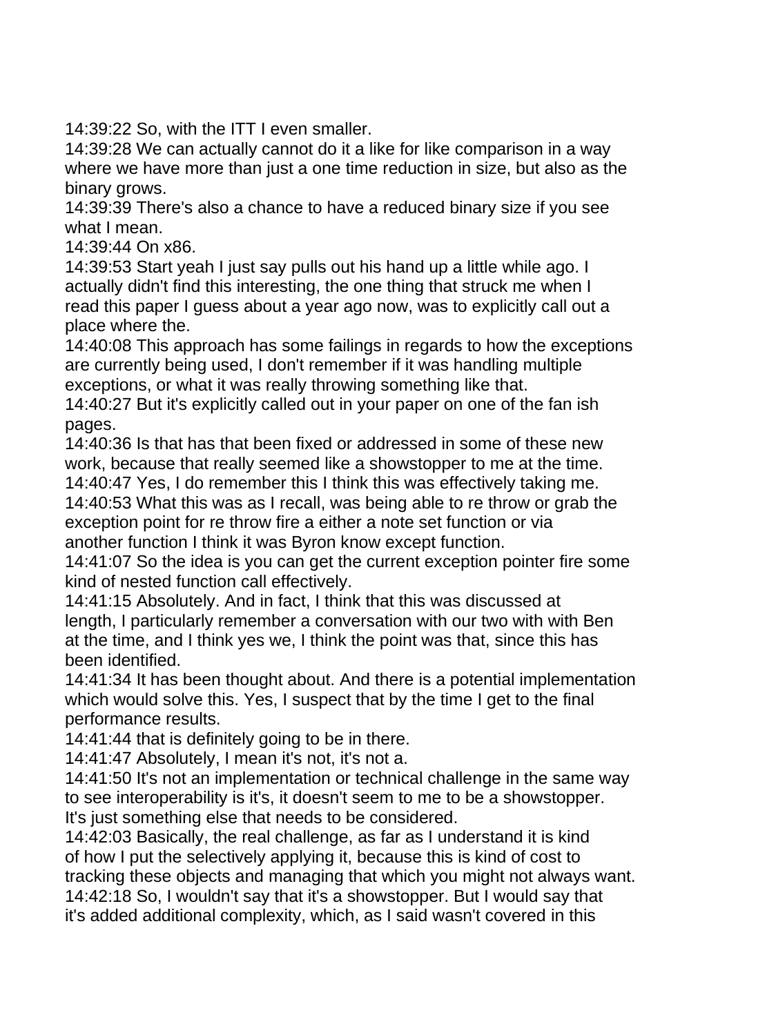14:39:22 So, with the ITT I even smaller.
14:39:28 We can actually cannot do it a like for like comparison in a way where we have more than just a one time reduction in size, but also as the binary grows.
14:39:39 There's also a chance to have a reduced binary size if you see what I mean.
14:39:44 On x86.
14:39:53 Start yeah I just say pulls out his hand up a little while ago. I actually didn't find this interesting, the one thing that struck me when I read this paper I guess about a year ago now, was to explicitly call out a place where the.
14:40:08 This approach has some failings in regards to how the exceptions are currently being used, I don't remember if it was handling multiple exceptions, or what it was really throwing something like that.
14:40:27 But it's explicitly called out in your paper on one of the fan ish pages.
14:40:36 Is that has that been fixed or addressed in some of these new work, because that really seemed like a showstopper to me at the time.
14:40:47 Yes, I do remember this I think this was effectively taking me.
14:40:53 What this was as I recall, was being able to re throw or grab the exception point for re throw fire a either a note set function or via another function I think it was Byron know except function.
14:41:07 So the idea is you can get the current exception pointer fire some kind of nested function call effectively.
14:41:15 Absolutely. And in fact, I think that this was discussed at length, I particularly remember a conversation with our two with with Ben at the time, and I think yes we, I think the point was that, since this has been identified.
14:41:34 It has been thought about. And there is a potential implementation which would solve this. Yes, I suspect that by the time I get to the final performance results.
14:41:44 that is definitely going to be in there.
14:41:47 Absolutely, I mean it's not, it's not a.
14:41:50 It's not an implementation or technical challenge in the same way to see interoperability is it's, it doesn't seem to me to be a showstopper. It's just something else that needs to be considered.
14:42:03 Basically, the real challenge, as far as I understand it is kind of how I put the selectively applying it, because this is kind of cost to tracking these objects and managing that which you might not always want.
14:42:18 So, I wouldn't say that it's a showstopper. But I would say that it's added additional complexity, which, as I said wasn't covered in this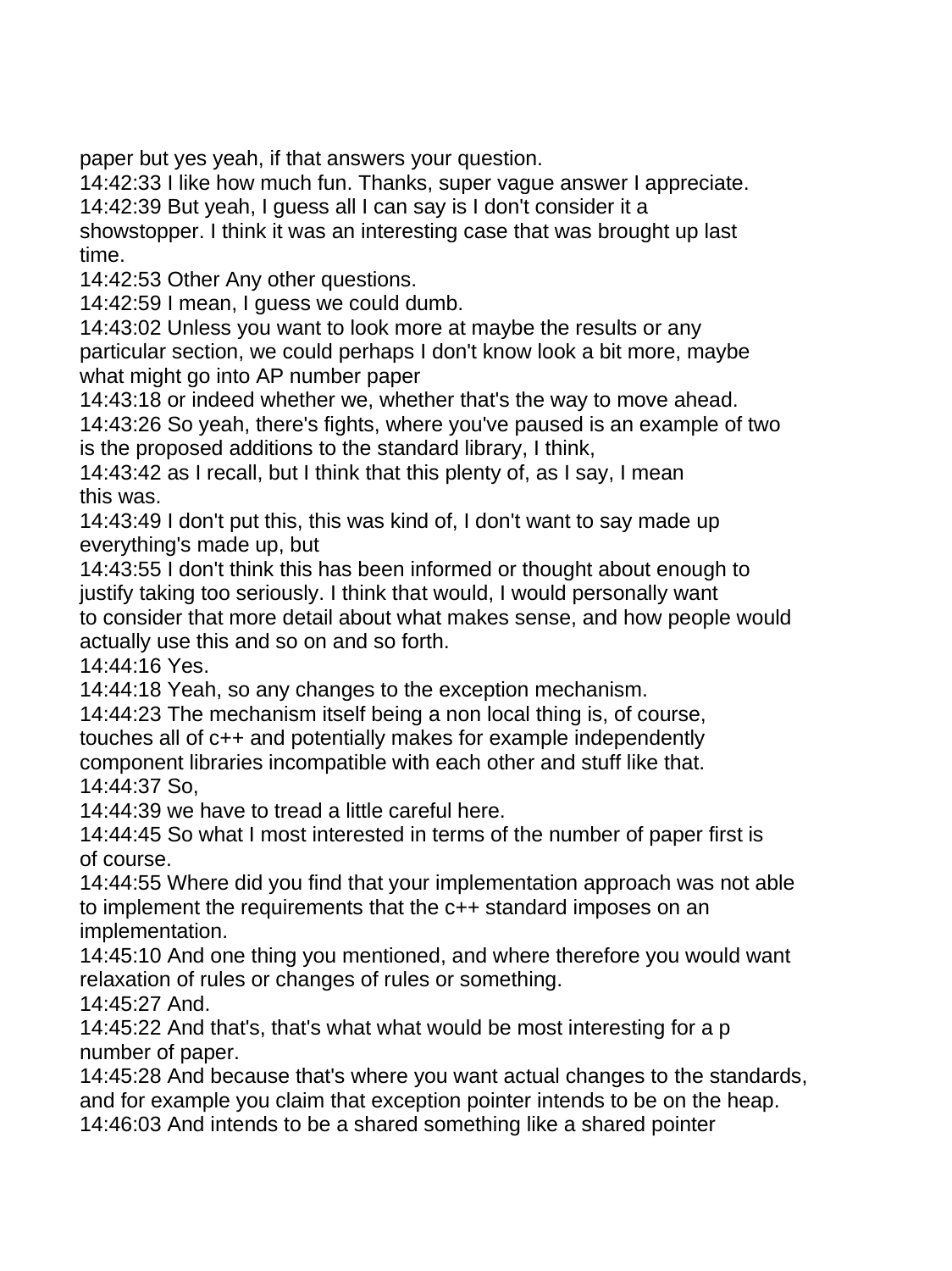paper but yes yeah, if that answers your question.
14:42:33 I like how much fun. Thanks, super vague answer I appreciate.
14:42:39 But yeah, I guess all I can say is I don't consider it a showstopper. I think it was an interesting case that was brought up last time.
14:42:53 Other Any other questions.
14:42:59 I mean, I guess we could dumb.
14:43:02 Unless you want to look more at maybe the results or any particular section, we could perhaps I don't know look a bit more, maybe what might go into AP number paper
14:43:18 or indeed whether we, whether that's the way to move ahead.
14:43:26 So yeah, there's fights, where you've paused is an example of two is the proposed additions to the standard library, I think,
14:43:42 as I recall, but I think that this plenty of, as I say, I mean this was.
14:43:49 I don't put this, this was kind of, I don't want to say made up everything's made up, but
14:43:55 I don't think this has been informed or thought about enough to justify taking too seriously. I think that would, I would personally want to consider that more detail about what makes sense, and how people would actually use this and so on and so forth.
14:44:16 Yes.
14:44:18 Yeah, so any changes to the exception mechanism.
14:44:23 The mechanism itself being a non local thing is, of course, touches all of c++ and potentially makes for example independently component libraries incompatible with each other and stuff like that.
14:44:37 So,
14:44:39 we have to tread a little careful here.
14:44:45 So what I most interested in terms of the number of paper first is of course.
14:44:55 Where did you find that your implementation approach was not able to implement the requirements that the c++ standard imposes on an implementation.
14:45:10 And one thing you mentioned, and where therefore you would want relaxation of rules or changes of rules or something.
14:45:27 And.
14:45:22 And that's, that's what what would be most interesting for a p number of paper.
14:45:28 And because that's where you want actual changes to the standards, and for example you claim that exception pointer intends to be on the heap.
14:46:03 And intends to be a shared something like a shared pointer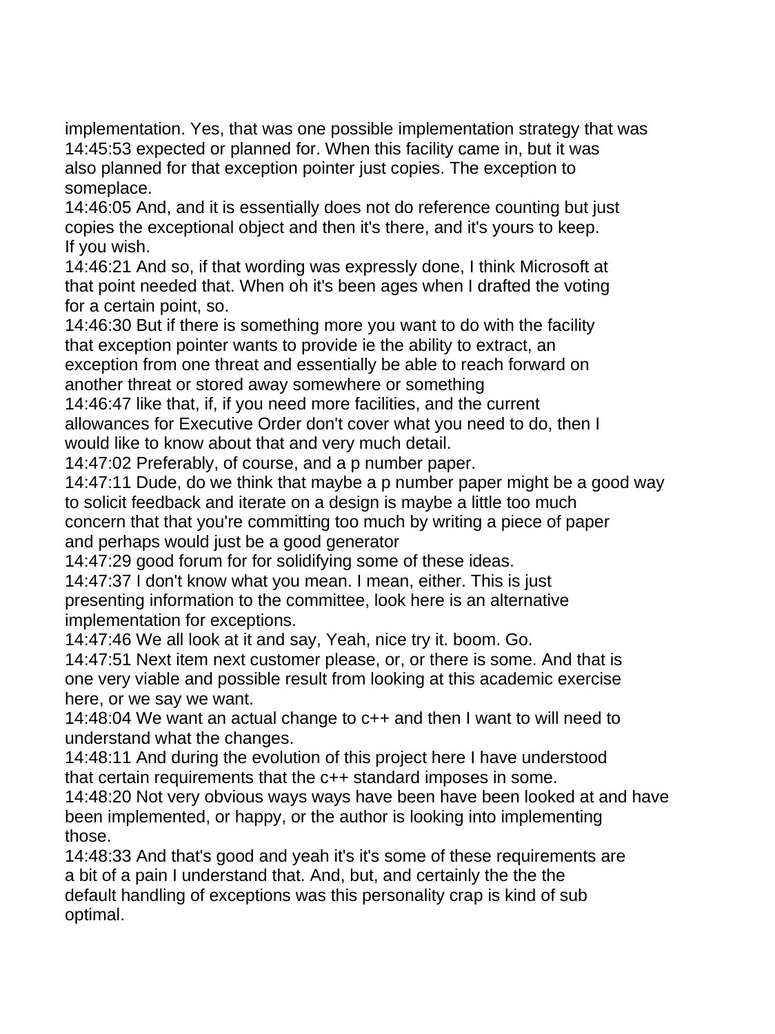implementation. Yes, that was one possible implementation strategy that was
14:45:53 expected or planned for. When this facility came in, but it was also planned for that exception pointer just copies. The exception to someplace.
14:46:05 And, and it is essentially does not do reference counting but just copies the exceptional object and then it's there, and it's yours to keep. If you wish.
14:46:21 And so, if that wording was expressly done, I think Microsoft at that point needed that. When oh it's been ages when I drafted the voting for a certain point, so.
14:46:30 But if there is something more you want to do with the facility that exception pointer wants to provide ie the ability to extract, an exception from one threat and essentially be able to reach forward on another threat or stored away somewhere or something
14:46:47 like that, if, if you need more facilities, and the current allowances for Executive Order don't cover what you need to do, then I would like to know about that and very much detail.
14:47:02 Preferably, of course, and a p number paper.
14:47:11 Dude, do we think that maybe a p number paper might be a good way to solicit feedback and iterate on a design is maybe a little too much concern that that you're committing too much by writing a piece of paper and perhaps would just be a good generator
14:47:29 good forum for for solidifying some of these ideas.
14:47:37 I don't know what you mean. I mean, either. This is just presenting information to the committee, look here is an alternative implementation for exceptions.
14:47:46 We all look at it and say, Yeah, nice try it. boom. Go.
14:47:51 Next item next customer please, or, or there is some. And that is one very viable and possible result from looking at this academic exercise here, or we say we want.
14:48:04 We want an actual change to c++ and then I want to will need to understand what the changes.
14:48:11 And during the evolution of this project here I have understood that certain requirements that the c++ standard imposes in some.
14:48:20 Not very obvious ways ways have been have been looked at and have been implemented, or happy, or the author is looking into implementing those.
14:48:33 And that's good and yeah it's it's some of these requirements are a bit of a pain I understand that. And, but, and certainly the the the default handling of exceptions was this personality crap is kind of sub optimal.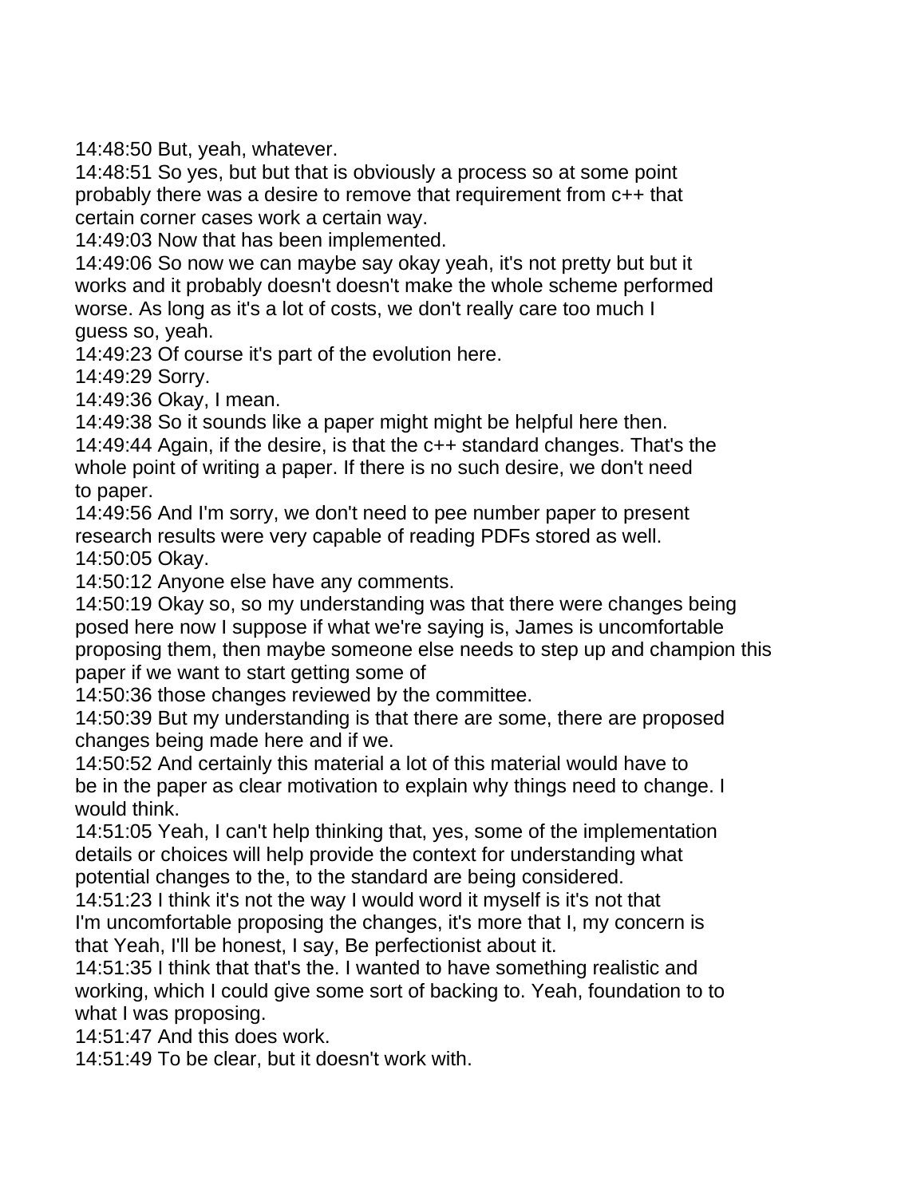14:48:50 But, yeah, whatever.
14:48:51 So yes, but but that is obviously a process so at some point probably there was a desire to remove that requirement from c++ that certain corner cases work a certain way.
14:49:03 Now that has been implemented.
14:49:06 So now we can maybe say okay yeah, it's not pretty but but it works and it probably doesn't doesn't make the whole scheme performed worse. As long as it's a lot of costs, we don't really care too much I guess so, yeah.
14:49:23 Of course it's part of the evolution here.
14:49:29 Sorry.
14:49:36 Okay, I mean.
14:49:38 So it sounds like a paper might might be helpful here then.
14:49:44 Again, if the desire, is that the c++ standard changes. That's the whole point of writing a paper. If there is no such desire, we don't need to paper.
14:49:56 And I'm sorry, we don't need to pee number paper to present research results were very capable of reading PDFs stored as well.
14:50:05 Okay.
14:50:12 Anyone else have any comments.
14:50:19 Okay so, so my understanding was that there were changes being posed here now I suppose if what we're saying is, James is uncomfortable proposing them, then maybe someone else needs to step up and champion this paper if we want to start getting some of
14:50:36 those changes reviewed by the committee.
14:50:39 But my understanding is that there are some, there are proposed changes being made here and if we.
14:50:52 And certainly this material a lot of this material would have to be in the paper as clear motivation to explain why things need to change. I would think.
14:51:05 Yeah, I can't help thinking that, yes, some of the implementation details or choices will help provide the context for understanding what potential changes to the, to the standard are being considered.
14:51:23 I think it's not the way I would word it myself is it's not that I'm uncomfortable proposing the changes, it's more that I, my concern is that Yeah, I'll be honest, I say, Be perfectionist about it.
14:51:35 I think that that's the. I wanted to have something realistic and working, which I could give some sort of backing to. Yeah, foundation to to what I was proposing.
14:51:47 And this does work.
14:51:49 To be clear, but it doesn't work with.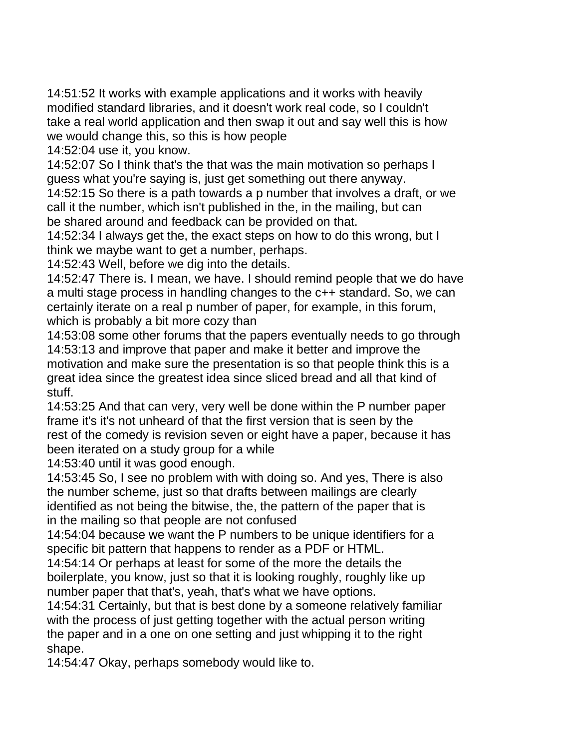14:51:52 It works with example applications and it works with heavily modified standard libraries, and it doesn't work real code, so I couldn't take a real world application and then swap it out and say well this is how we would change this, so this is how people
14:52:04 use it, you know.
14:52:07 So I think that's the that was the main motivation so perhaps I guess what you're saying is, just get something out there anyway.
14:52:15 So there is a path towards a p number that involves a draft, or we call it the number, which isn't published in the, in the mailing, but can be shared around and feedback can be provided on that.
14:52:34 I always get the, the exact steps on how to do this wrong, but I think we maybe want to get a number, perhaps.
14:52:43 Well, before we dig into the details.
14:52:47 There is. I mean, we have. I should remind people that we do have a multi stage process in handling changes to the c++ standard. So, we can certainly iterate on a real p number of paper, for example, in this forum, which is probably a bit more cozy than
14:53:08 some other forums that the papers eventually needs to go through
14:53:13 and improve that paper and make it better and improve the motivation and make sure the presentation is so that people think this is a great idea since the greatest idea since sliced bread and all that kind of stuff.
14:53:25 And that can very, very well be done within the P number paper frame it's it's not unheard of that the first version that is seen by the rest of the comedy is revision seven or eight have a paper, because it has been iterated on a study group for a while
14:53:40 until it was good enough.
14:53:45 So, I see no problem with with doing so. And yes, There is also the number scheme, just so that drafts between mailings are clearly identified as not being the bitwise, the, the pattern of the paper that is in the mailing so that people are not confused
14:54:04 because we want the P numbers to be unique identifiers for a specific bit pattern that happens to render as a PDF or HTML.
14:54:14 Or perhaps at least for some of the more the details the boilerplate, you know, just so that it is looking roughly, roughly like up number paper that that's, yeah, that's what we have options.
14:54:31 Certainly, but that is best done by a someone relatively familiar with the process of just getting together with the actual person writing the paper and in a one on one setting and just whipping it to the right shape.
14:54:47 Okay, perhaps somebody would like to.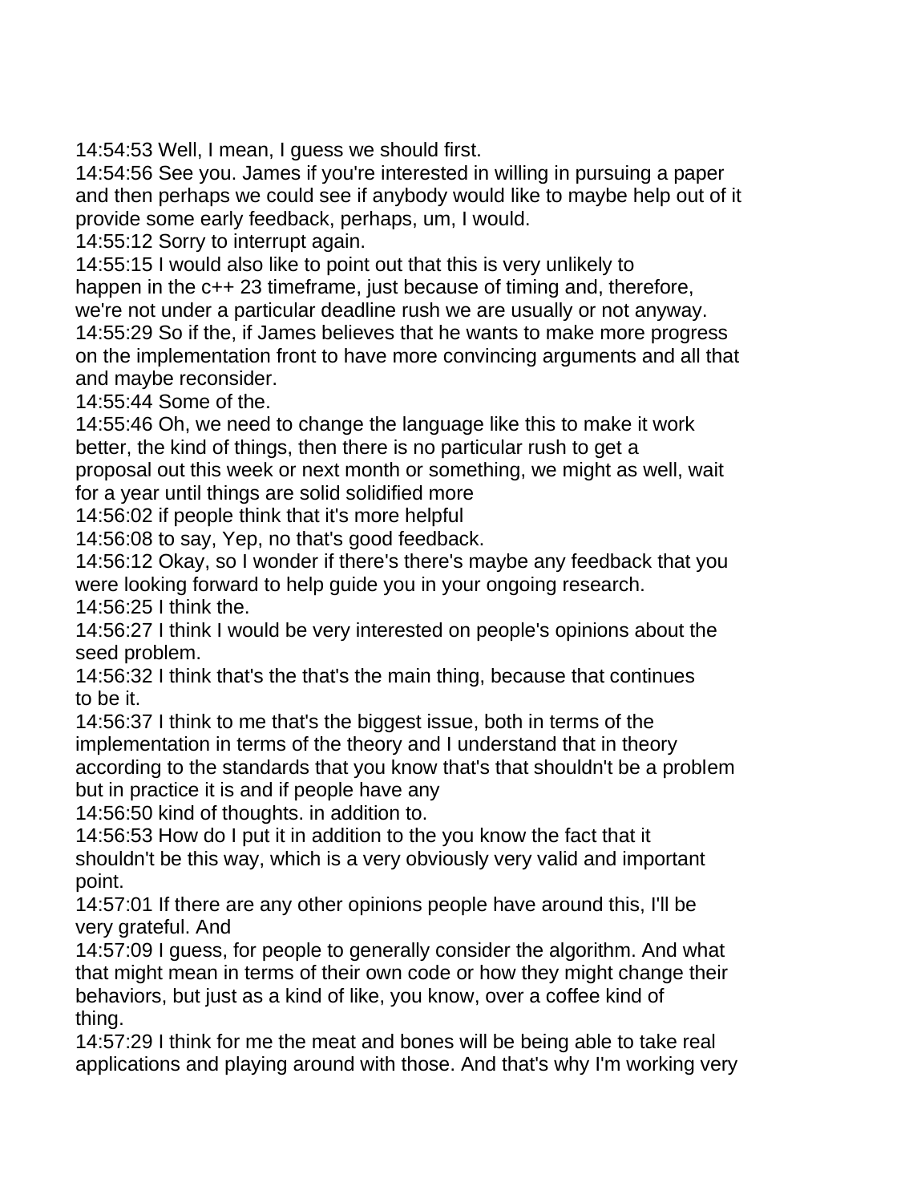14:54:53 Well, I mean, I guess we should first.

14:54:56 See you. James if you're interested in willing in pursuing a paper and then perhaps we could see if anybody would like to maybe help out of it provide some early feedback, perhaps, um, I would.

14:55:12 Sorry to interrupt again.

14:55:15 I would also like to point out that this is very unlikely to happen in the c++ 23 timeframe, just because of timing and, therefore, we're not under a particular deadline rush we are usually or not anyway.

14:55:29 So if the, if James believes that he wants to make more progress on the implementation front to have more convincing arguments and all that and maybe reconsider.

14:55:44 Some of the.

14:55:46 Oh, we need to change the language like this to make it work better, the kind of things, then there is no particular rush to get a proposal out this week or next month or something, we might as well, wait for a year until things are solid solidified more

14:56:02 if people think that it's more helpful

14:56:08 to say, Yep, no that's good feedback.

14:56:12 Okay, so I wonder if there's there's maybe any feedback that you were looking forward to help guide you in your ongoing research.

14:56:25 I think the.

14:56:27 I think I would be very interested on people's opinions about the seed problem.

14:56:32 I think that's the that's the main thing, because that continues to be it.

14:56:37 I think to me that's the biggest issue, both in terms of the implementation in terms of the theory and I understand that in theory according to the standards that you know that's that shouldn't be a problem but in practice it is and if people have any

14:56:50 kind of thoughts. in addition to.

14:56:53 How do I put it in addition to the you know the fact that it shouldn't be this way, which is a very obviously very valid and important point.

14:57:01 If there are any other opinions people have around this, I'll be very grateful. And

14:57:09 I guess, for people to generally consider the algorithm. And what that might mean in terms of their own code or how they might change their behaviors, but just as a kind of like, you know, over a coffee kind of thing.

14:57:29 I think for me the meat and bones will be being able to take real applications and playing around with those. And that's why I'm working very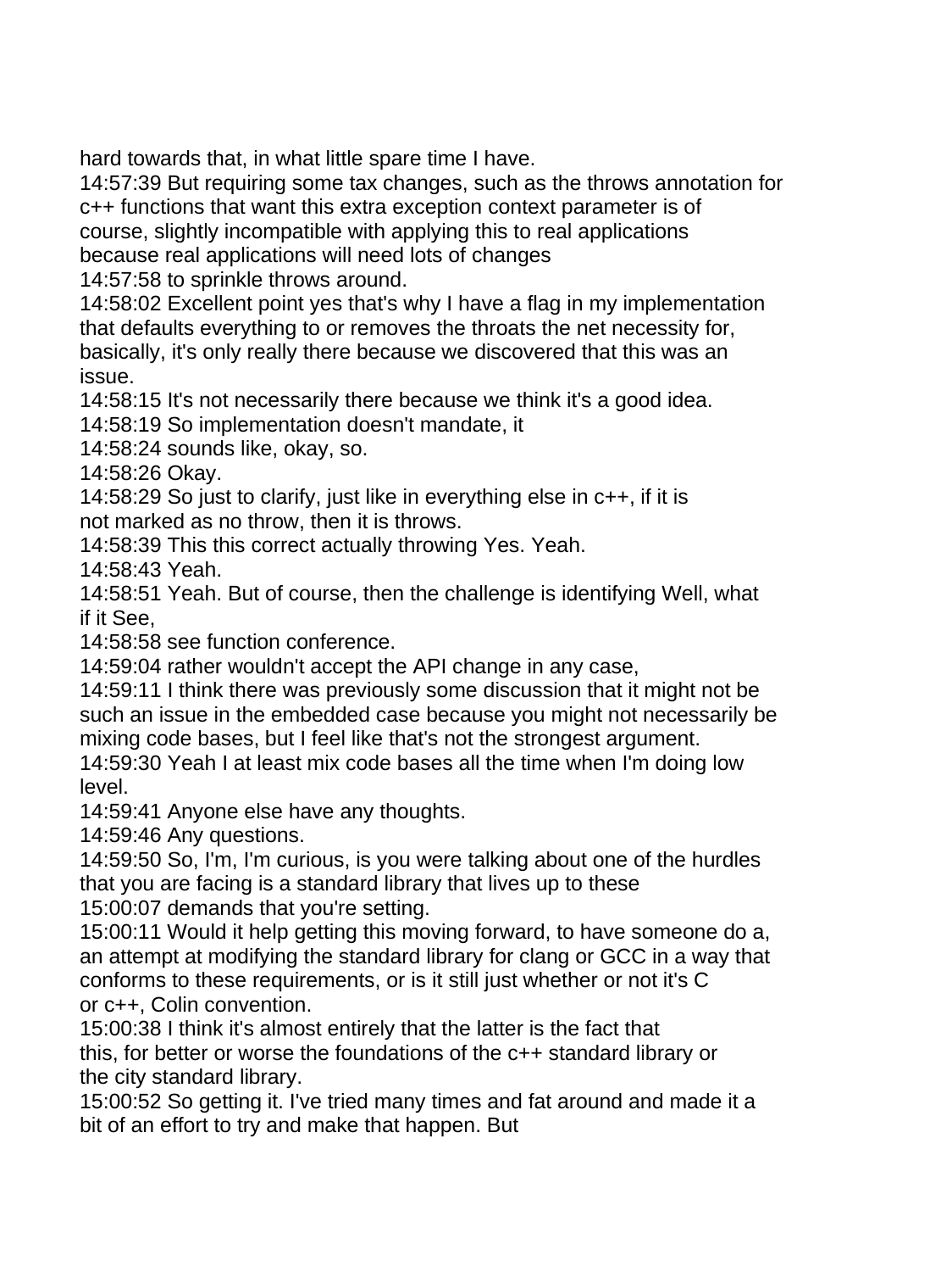hard towards that, in what little spare time I have.
14:57:39 But requiring some tax changes, such as the throws annotation for c++ functions that want this extra exception context parameter is of course, slightly incompatible with applying this to real applications because real applications will need lots of changes
14:57:58 to sprinkle throws around.
14:58:02 Excellent point yes that's why I have a flag in my implementation that defaults everything to or removes the throats the net necessity for, basically, it's only really there because we discovered that this was an issue.
14:58:15 It's not necessarily there because we think it's a good idea.
14:58:19 So implementation doesn't mandate, it
14:58:24 sounds like, okay, so.
14:58:26 Okay.
14:58:29 So just to clarify, just like in everything else in c++, if it is not marked as no throw, then it is throws.
14:58:39 This this correct actually throwing Yes. Yeah.
14:58:43 Yeah.
14:58:51 Yeah. But of course, then the challenge is identifying Well, what if it See,
14:58:58 see function conference.
14:59:04 rather wouldn't accept the API change in any case,
14:59:11 I think there was previously some discussion that it might not be such an issue in the embedded case because you might not necessarily be mixing code bases, but I feel like that's not the strongest argument.
14:59:30 Yeah I at least mix code bases all the time when I'm doing low level.
14:59:41 Anyone else have any thoughts.
14:59:46 Any questions.
14:59:50 So, I'm, I'm curious, is you were talking about one of the hurdles that you are facing is a standard library that lives up to these
15:00:07 demands that you're setting.
15:00:11 Would it help getting this moving forward, to have someone do a, an attempt at modifying the standard library for clang or GCC in a way that conforms to these requirements, or is it still just whether or not it's C or c++, Colin convention.
15:00:38 I think it's almost entirely that the latter is the fact that this, for better or worse the foundations of the c++ standard library or the city standard library.
15:00:52 So getting it. I've tried many times and fat around and made it a bit of an effort to try and make that happen. But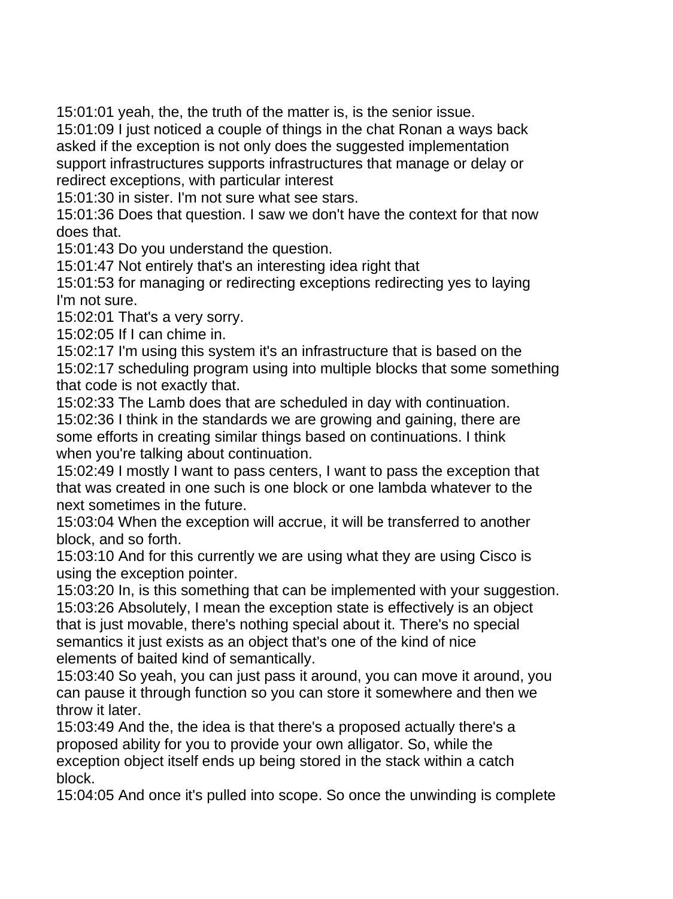15:01:01 yeah, the, the truth of the matter is, is the senior issue.
15:01:09 I just noticed a couple of things in the chat Ronan a ways back asked if the exception is not only does the suggested implementation support infrastructures supports infrastructures that manage or delay or redirect exceptions, with particular interest
15:01:30 in sister. I'm not sure what see stars.
15:01:36 Does that question. I saw we don't have the context for that now does that.
15:01:43 Do you understand the question.
15:01:47 Not entirely that's an interesting idea right that
15:01:53 for managing or redirecting exceptions redirecting yes to laying I'm not sure.
15:02:01 That's a very sorry.
15:02:05 If I can chime in.
15:02:17 I'm using this system it's an infrastructure that is based on the
15:02:17 scheduling program using into multiple blocks that some something that code is not exactly that.
15:02:33 The Lamb does that are scheduled in day with continuation.
15:02:36 I think in the standards we are growing and gaining, there are some efforts in creating similar things based on continuations. I think when you're talking about continuation.
15:02:49 I mostly I want to pass centers, I want to pass the exception that that was created in one such is one block or one lambda whatever to the next sometimes in the future.
15:03:04 When the exception will accrue, it will be transferred to another block, and so forth.
15:03:10 And for this currently we are using what they are using Cisco is using the exception pointer.
15:03:20 In, is this something that can be implemented with your suggestion.
15:03:26 Absolutely, I mean the exception state is effectively is an object that is just movable, there's nothing special about it. There's no special semantics it just exists as an object that's one of the kind of nice elements of baited kind of semantically.
15:03:40 So yeah, you can just pass it around, you can move it around, you can pause it through function so you can store it somewhere and then we throw it later.
15:03:49 And the, the idea is that there's a proposed actually there's a proposed ability for you to provide your own alligator. So, while the exception object itself ends up being stored in the stack within a catch block.
15:04:05 And once it's pulled into scope. So once the unwinding is complete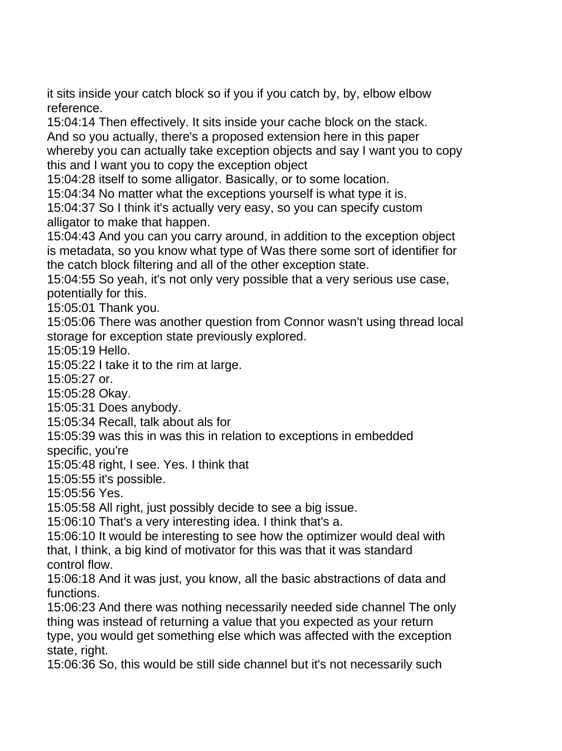it sits inside your catch block so if you if you catch by, by, elbow elbow reference.
15:04:14 Then effectively. It sits inside your cache block on the stack. And so you actually, there's a proposed extension here in this paper whereby you can actually take exception objects and say I want you to copy this and I want you to copy the exception object
15:04:28 itself to some alligator. Basically, or to some location.
15:04:34 No matter what the exceptions yourself is what type it is.
15:04:37 So I think it's actually very easy, so you can specify custom alligator to make that happen.
15:04:43 And you can you carry around, in addition to the exception object is metadata, so you know what type of Was there some sort of identifier for the catch block filtering and all of the other exception state.
15:04:55 So yeah, it's not only very possible that a very serious use case, potentially for this.
15:05:01 Thank you.
15:05:06 There was another question from Connor wasn't using thread local storage for exception state previously explored.
15:05:19 Hello.
15:05:22 I take it to the rim at large.
15:05:27 or.
15:05:28 Okay.
15:05:31 Does anybody.
15:05:34 Recall, talk about als for
15:05:39 was this in was this in relation to exceptions in embedded specific, you're
15:05:48 right, I see. Yes. I think that
15:05:55 it's possible.
15:05:56 Yes.
15:05:58 All right, just possibly decide to see a big issue.
15:06:10 That's a very interesting idea. I think that's a.
15:06:10 It would be interesting to see how the optimizer would deal with that, I think, a big kind of motivator for this was that it was standard control flow.
15:06:18 And it was just, you know, all the basic abstractions of data and functions.
15:06:23 And there was nothing necessarily needed side channel The only thing was instead of returning a value that you expected as your return type, you would get something else which was affected with the exception state, right.
15:06:36 So, this would be still side channel but it's not necessarily such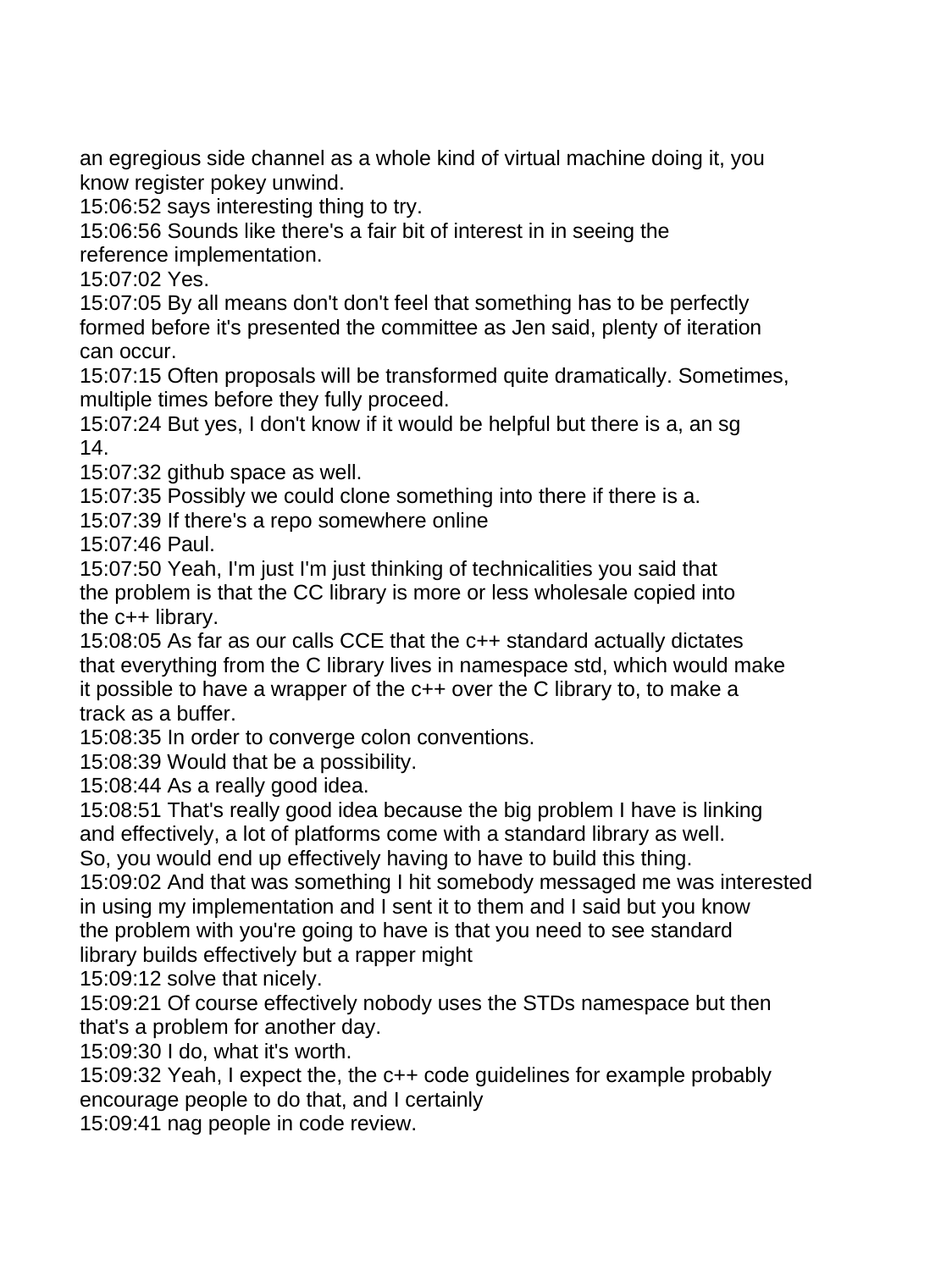an egregious side channel as a whole kind of virtual machine doing it, you know register pokey unwind.
15:06:52 says interesting thing to try.
15:06:56 Sounds like there's a fair bit of interest in in seeing the reference implementation.
15:07:02 Yes.
15:07:05 By all means don't don't feel that something has to be perfectly formed before it's presented the committee as Jen said, plenty of iteration can occur.
15:07:15 Often proposals will be transformed quite dramatically. Sometimes, multiple times before they fully proceed.
15:07:24 But yes, I don't know if it would be helpful but there is a, an sg 14.
15:07:32 github space as well.
15:07:35 Possibly we could clone something into there if there is a.
15:07:39 If there's a repo somewhere online
15:07:46 Paul.
15:07:50 Yeah, I'm just I'm just thinking of technicalities you said that the problem is that the CC library is more or less wholesale copied into the c++ library.
15:08:05 As far as our calls CCE that the c++ standard actually dictates that everything from the C library lives in namespace std, which would make it possible to have a wrapper of the c++ over the C library to, to make a track as a buffer.
15:08:35 In order to converge colon conventions.
15:08:39 Would that be a possibility.
15:08:44 As a really good idea.
15:08:51 That's really good idea because the big problem I have is linking and effectively, a lot of platforms come with a standard library as well. So, you would end up effectively having to have to build this thing.
15:09:02 And that was something I hit somebody messaged me was interested in using my implementation and I sent it to them and I said but you know the problem with you're going to have is that you need to see standard library builds effectively but a rapper might
15:09:12 solve that nicely.
15:09:21 Of course effectively nobody uses the STDs namespace but then that's a problem for another day.
15:09:30 I do, what it's worth.
15:09:32 Yeah, I expect the, the c++ code guidelines for example probably encourage people to do that, and I certainly
15:09:41 nag people in code review.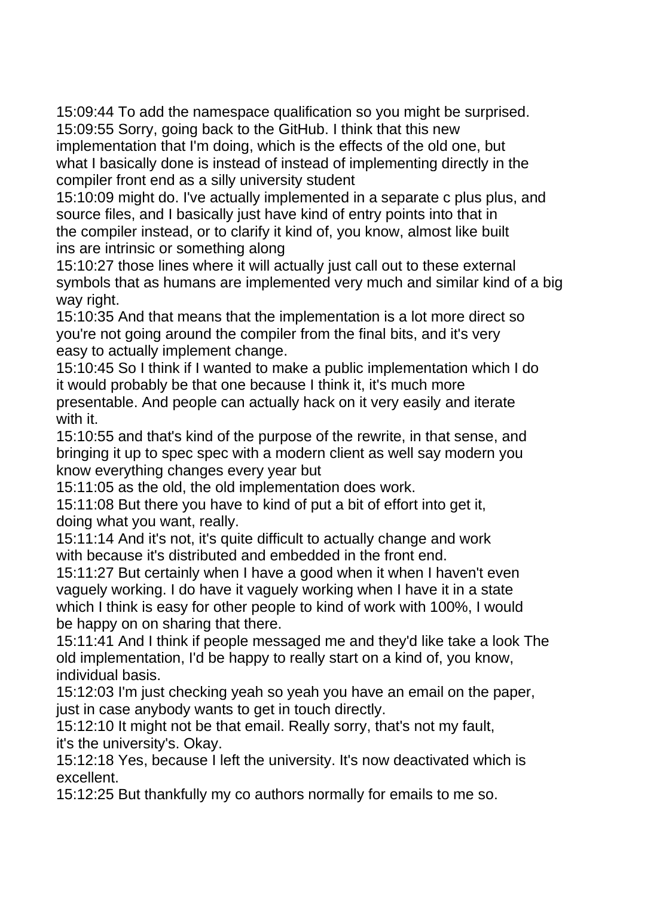15:09:44 To add the namespace qualification so you might be surprised.
15:09:55 Sorry, going back to the GitHub. I think that this new implementation that I'm doing, which is the effects of the old one, but what I basically done is instead of instead of implementing directly in the compiler front end as a silly university student
15:10:09 might do. I've actually implemented in a separate c plus plus, and source files, and I basically just have kind of entry points into that in the compiler instead, or to clarify it kind of, you know, almost like built ins are intrinsic or something along
15:10:27 those lines where it will actually just call out to these external symbols that as humans are implemented very much and similar kind of a big way right.
15:10:35 And that means that the implementation is a lot more direct so you're not going around the compiler from the final bits, and it's very easy to actually implement change.
15:10:45 So I think if I wanted to make a public implementation which I do it would probably be that one because I think it, it's much more presentable. And people can actually hack on it very easily and iterate with it.
15:10:55 and that's kind of the purpose of the rewrite, in that sense, and bringing it up to spec spec with a modern client as well say modern you know everything changes every year but
15:11:05 as the old, the old implementation does work.
15:11:08 But there you have to kind of put a bit of effort into get it, doing what you want, really.
15:11:14 And it's not, it's quite difficult to actually change and work with because it's distributed and embedded in the front end.
15:11:27 But certainly when I have a good when it when I haven't even vaguely working. I do have it vaguely working when I have it in a state which I think is easy for other people to kind of work with 100%, I would be happy on on sharing that there.
15:11:41 And I think if people messaged me and they'd like take a look The old implementation, I'd be happy to really start on a kind of, you know, individual basis.
15:12:03 I'm just checking yeah so yeah you have an email on the paper, just in case anybody wants to get in touch directly.
15:12:10 It might not be that email. Really sorry, that's not my fault, it's the university's. Okay.
15:12:18 Yes, because I left the university. It's now deactivated which is excellent.
15:12:25 But thankfully my co authors normally for emails to me so.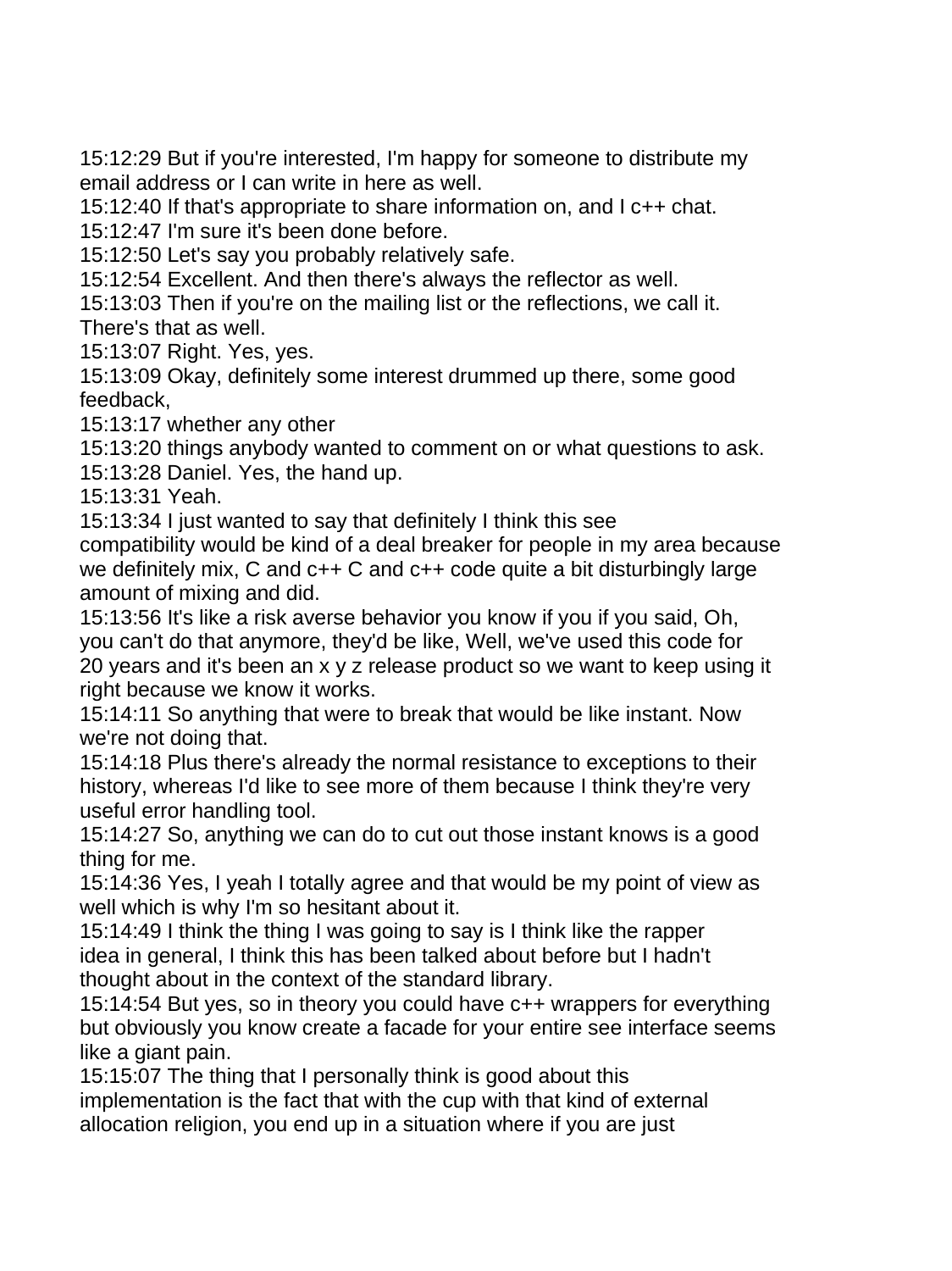15:12:29 But if you're interested, I'm happy for someone to distribute my email address or I can write in here as well.
15:12:40 If that's appropriate to share information on, and I c++ chat.
15:12:47 I'm sure it's been done before.
15:12:50 Let's say you probably relatively safe.
15:12:54 Excellent. And then there's always the reflector as well.
15:13:03 Then if you're on the mailing list or the reflections, we call it. There's that as well.
15:13:07 Right. Yes, yes.
15:13:09 Okay, definitely some interest drummed up there, some good feedback,
15:13:17 whether any other
15:13:20 things anybody wanted to comment on or what questions to ask.
15:13:28 Daniel. Yes, the hand up.
15:13:31 Yeah.
15:13:34 I just wanted to say that definitely I think this see compatibility would be kind of a deal breaker for people in my area because we definitely mix, C and c++ C and c++ code quite a bit disturbingly large amount of mixing and did.
15:13:56 It's like a risk averse behavior you know if you if you said, Oh, you can't do that anymore, they'd be like, Well, we've used this code for 20 years and it's been an x y z release product so we want to keep using it right because we know it works.
15:14:11 So anything that were to break that would be like instant. Now we're not doing that.
15:14:18 Plus there's already the normal resistance to exceptions to their history, whereas I'd like to see more of them because I think they're very useful error handling tool.
15:14:27 So, anything we can do to cut out those instant knows is a good thing for me.
15:14:36 Yes, I yeah I totally agree and that would be my point of view as well which is why I'm so hesitant about it.
15:14:49 I think the thing I was going to say is I think like the rapper idea in general, I think this has been talked about before but I hadn't thought about in the context of the standard library.
15:14:54 But yes, so in theory you could have c++ wrappers for everything but obviously you know create a facade for your entire see interface seems like a giant pain.
15:15:07 The thing that I personally think is good about this implementation is the fact that with the cup with that kind of external allocation religion, you end up in a situation where if you are just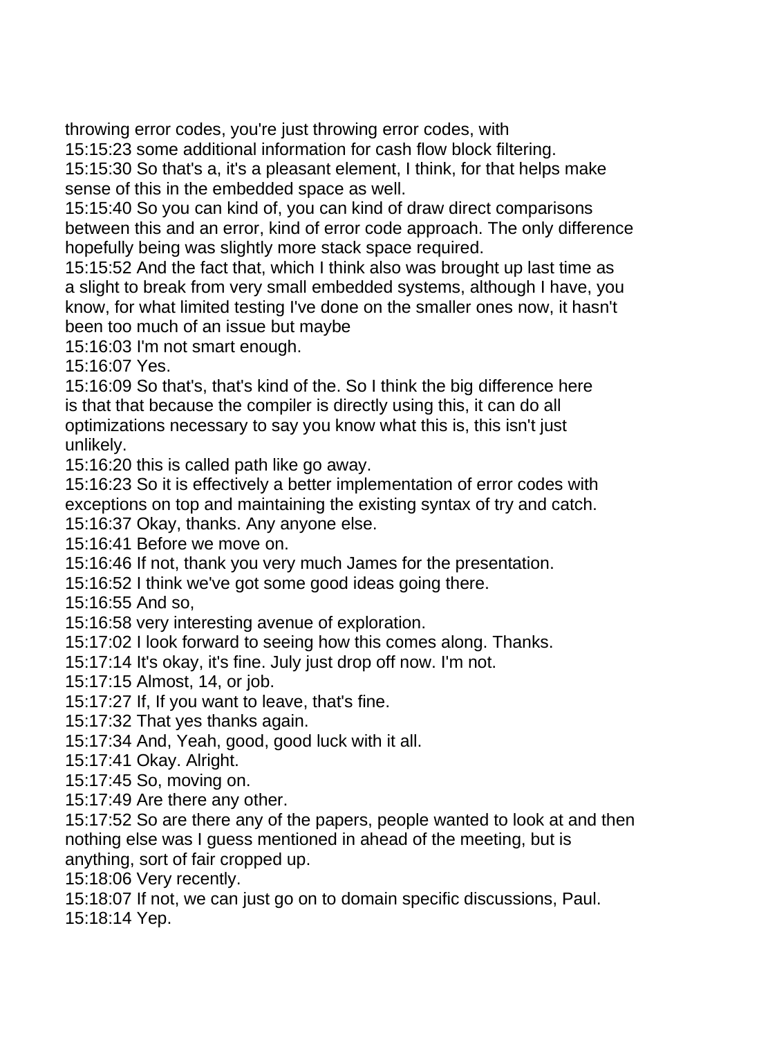throwing error codes, you're just throwing error codes, with
15:15:23 some additional information for cash flow block filtering.
15:15:30 So that's a, it's a pleasant element, I think, for that helps make sense of this in the embedded space as well.
15:15:40 So you can kind of, you can kind of draw direct comparisons between this and an error, kind of error code approach. The only difference hopefully being was slightly more stack space required.
15:15:52 And the fact that, which I think also was brought up last time as a slight to break from very small embedded systems, although I have, you know, for what limited testing I've done on the smaller ones now, it hasn't been too much of an issue but maybe
15:16:03 I'm not smart enough.
15:16:07 Yes.
15:16:09 So that's, that's kind of the. So I think the big difference here is that that because the compiler is directly using this, it can do all optimizations necessary to say you know what this is, this isn't just unlikely.
15:16:20 this is called path like go away.
15:16:23 So it is effectively a better implementation of error codes with exceptions on top and maintaining the existing syntax of try and catch.
15:16:37 Okay, thanks. Any anyone else.
15:16:41 Before we move on.
15:16:46 If not, thank you very much James for the presentation.
15:16:52 I think we've got some good ideas going there.
15:16:55 And so,
15:16:58 very interesting avenue of exploration.
15:17:02 I look forward to seeing how this comes along. Thanks.
15:17:14 It's okay, it's fine. July just drop off now. I'm not.
15:17:15 Almost, 14, or job.
15:17:27 If, If you want to leave, that's fine.
15:17:32 That yes thanks again.
15:17:34 And, Yeah, good, good luck with it all.
15:17:41 Okay. Alright.
15:17:45 So, moving on.
15:17:49 Are there any other.
15:17:52 So are there any of the papers, people wanted to look at and then nothing else was I guess mentioned in ahead of the meeting, but is anything, sort of fair cropped up.
15:18:06 Very recently.
15:18:07 If not, we can just go on to domain specific discussions, Paul.
15:18:14 Yep.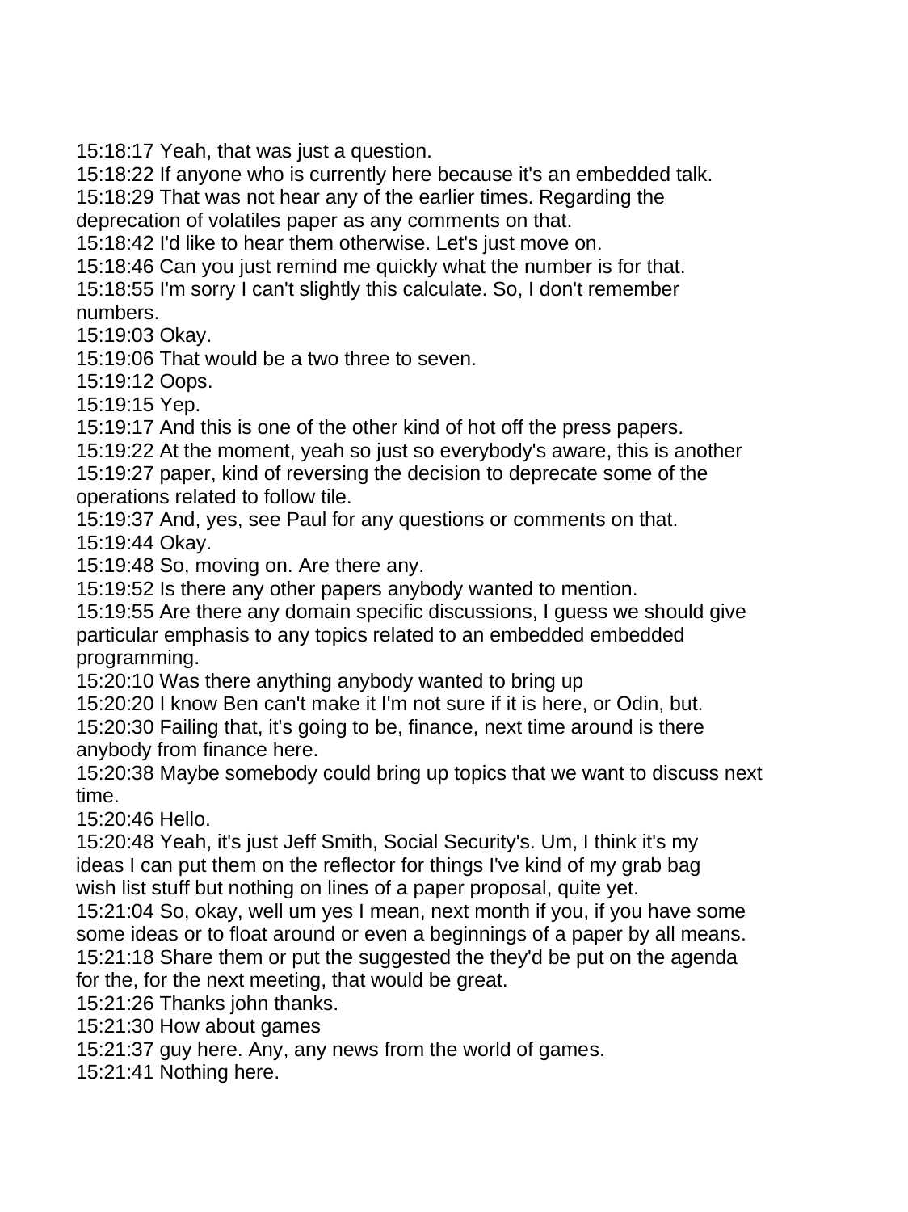15:18:17 Yeah, that was just a question.
15:18:22 If anyone who is currently here because it's an embedded talk.
15:18:29 That was not hear any of the earlier times. Regarding the deprecation of volatiles paper as any comments on that.
15:18:42 I'd like to hear them otherwise. Let's just move on.
15:18:46 Can you just remind me quickly what the number is for that.
15:18:55 I'm sorry I can't slightly this calculate. So, I don't remember numbers.
15:19:03 Okay.
15:19:06 That would be a two three to seven.
15:19:12 Oops.
15:19:15 Yep.
15:19:17 And this is one of the other kind of hot off the press papers.
15:19:22 At the moment, yeah so just so everybody's aware, this is another
15:19:27 paper, kind of reversing the decision to deprecate some of the operations related to follow tile.
15:19:37 And, yes, see Paul for any questions or comments on that.
15:19:44 Okay.
15:19:48 So, moving on. Are there any.
15:19:52 Is there any other papers anybody wanted to mention.
15:19:55 Are there any domain specific discussions, I guess we should give particular emphasis to any topics related to an embedded embedded programming.
15:20:10 Was there anything anybody wanted to bring up
15:20:20 I know Ben can't make it I'm not sure if it is here, or Odin, but.
15:20:30 Failing that, it's going to be, finance, next time around is there anybody from finance here.
15:20:38 Maybe somebody could bring up topics that we want to discuss next time.
15:20:46 Hello.
15:20:48 Yeah, it's just Jeff Smith, Social Security's. Um, I think it's my ideas I can put them on the reflector for things I've kind of my grab bag wish list stuff but nothing on lines of a paper proposal, quite yet.
15:21:04 So, okay, well um yes I mean, next month if you, if you have some some ideas or to float around or even a beginnings of a paper by all means.
15:21:18 Share them or put the suggested the they'd be put on the agenda for the, for the next meeting, that would be great.
15:21:26 Thanks john thanks.
15:21:30 How about games
15:21:37 guy here. Any, any news from the world of games.
15:21:41 Nothing here.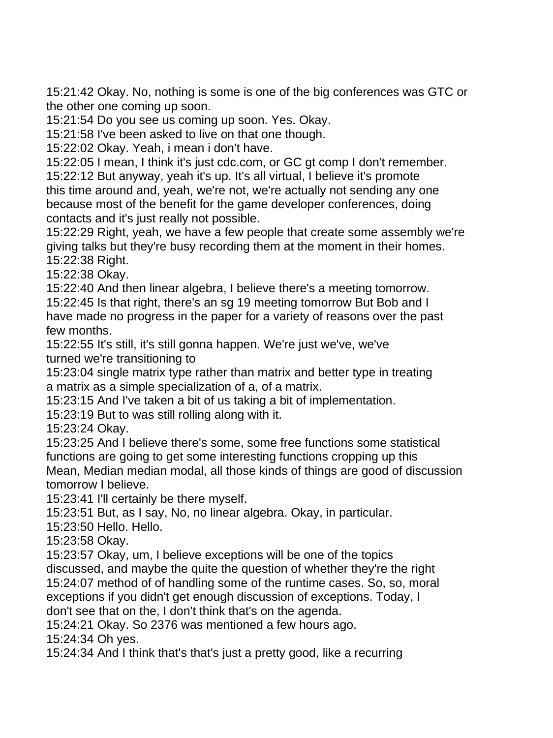15:21:42 Okay. No, nothing is some is one of the big conferences was GTC or the other one coming up soon.
15:21:54 Do you see us coming up soon. Yes. Okay.
15:21:58 I've been asked to live on that one though.
15:22:02 Okay. Yeah, i mean i don't have.
15:22:05 I mean, I think it's just cdc.com, or GC gt comp I don't remember.
15:22:12 But anyway, yeah it's up. It's all virtual, I believe it's promote this time around and, yeah, we're not, we're actually not sending any one because most of the benefit for the game developer conferences, doing contacts and it's just really not possible.
15:22:29 Right, yeah, we have a few people that create some assembly we're giving talks but they're busy recording them at the moment in their homes.
15:22:38 Right.
15:22:38 Okay.
15:22:40 And then linear algebra, I believe there's a meeting tomorrow.
15:22:45 Is that right, there's an sg 19 meeting tomorrow But Bob and I have made no progress in the paper for a variety of reasons over the past few months.
15:22:55 It's still, it's still gonna happen. We're just we've, we've turned we're transitioning to
15:23:04 single matrix type rather than matrix and better type in treating a matrix as a simple specialization of a, of a matrix.
15:23:15 And I've taken a bit of us taking a bit of implementation.
15:23:19 But to was still rolling along with it.
15:23:24 Okay.
15:23:25 And I believe there's some, some free functions some statistical functions are going to get some interesting functions cropping up this Mean, Median median modal, all those kinds of things are good of discussion tomorrow I believe.
15:23:41 I'll certainly be there myself.
15:23:51 But, as I say, No, no linear algebra. Okay, in particular.
15:23:50 Hello. Hello.
15:23:58 Okay.
15:23:57 Okay, um, I believe exceptions will be one of the topics discussed, and maybe the quite the question of whether they're the right
15:24:07 method of of handling some of the runtime cases. So, so, moral exceptions if you didn't get enough discussion of exceptions. Today, I don't see that on the, I don't think that's on the agenda.
15:24:21 Okay. So 2376 was mentioned a few hours ago.
15:24:34 Oh yes.
15:24:34 And I think that's that's just a pretty good, like a recurring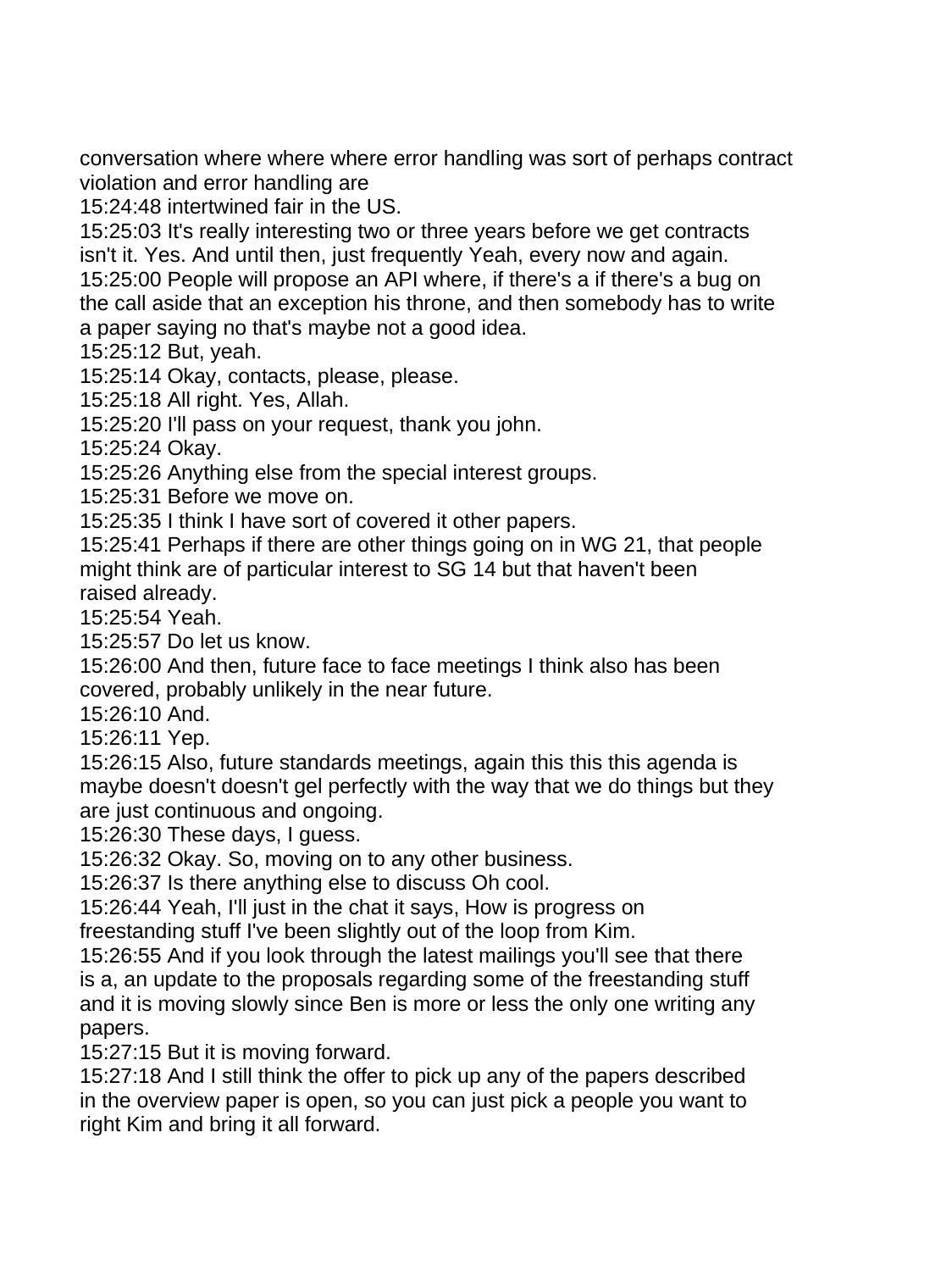conversation where where where error handling was sort of perhaps contract violation and error handling are
15:24:48 intertwined fair in the US.
15:25:03 It's really interesting two or three years before we get contracts isn't it. Yes. And until then, just frequently Yeah, every now and again.
15:25:00 People will propose an API where, if there's a if there's a bug on the call aside that an exception his throne, and then somebody has to write a paper saying no that's maybe not a good idea.
15:25:12 But, yeah.
15:25:14 Okay, contacts, please, please.
15:25:18 All right. Yes, Allah.
15:25:20 I'll pass on your request, thank you john.
15:25:24 Okay.
15:25:26 Anything else from the special interest groups.
15:25:31 Before we move on.
15:25:35 I think I have sort of covered it other papers.
15:25:41 Perhaps if there are other things going on in WG 21, that people might think are of particular interest to SG 14 but that haven't been raised already.
15:25:54 Yeah.
15:25:57 Do let us know.
15:26:00 And then, future face to face meetings I think also has been covered, probably unlikely in the near future.
15:26:10 And.
15:26:11 Yep.
15:26:15 Also, future standards meetings, again this this this agenda is maybe doesn't doesn't gel perfectly with the way that we do things but they are just continuous and ongoing.
15:26:30 These days, I guess.
15:26:32 Okay. So, moving on to any other business.
15:26:37 Is there anything else to discuss Oh cool.
15:26:44 Yeah, I'll just in the chat it says, How is progress on freestanding stuff I've been slightly out of the loop from Kim.
15:26:55 And if you look through the latest mailings you'll see that there is a, an update to the proposals regarding some of the freestanding stuff and it is moving slowly since Ben is more or less the only one writing any papers.
15:27:15 But it is moving forward.
15:27:18 And I still think the offer to pick up any of the papers described in the overview paper is open, so you can just pick a people you want to right Kim and bring it all forward.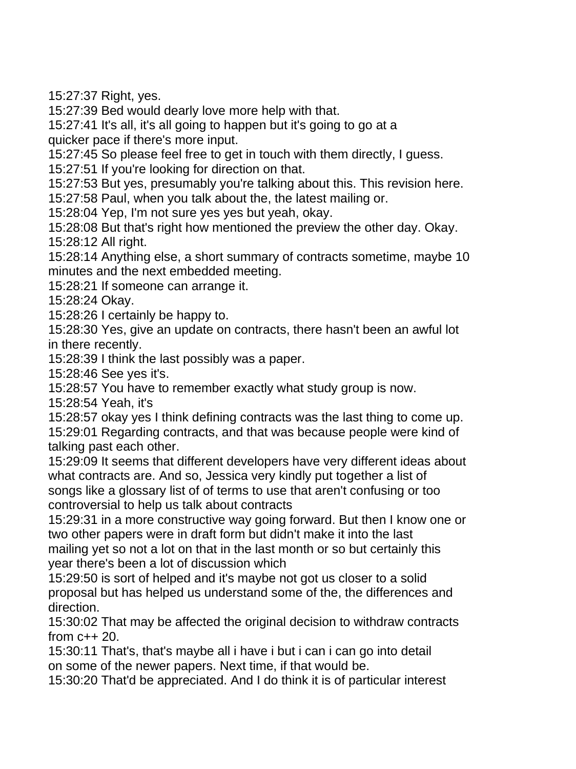15:27:37 Right, yes.
15:27:39 Bed would dearly love more help with that.
15:27:41 It's all, it's all going to happen but it's going to go at a quicker pace if there's more input.
15:27:45 So please feel free to get in touch with them directly, I guess.
15:27:51 If you're looking for direction on that.
15:27:53 But yes, presumably you're talking about this. This revision here.
15:27:58 Paul, when you talk about the, the latest mailing or.
15:28:04 Yep, I'm not sure yes yes but yeah, okay.
15:28:08 But that's right how mentioned the preview the other day. Okay.
15:28:12 All right.
15:28:14 Anything else, a short summary of contracts sometime, maybe 10 minutes and the next embedded meeting.
15:28:21 If someone can arrange it.
15:28:24 Okay.
15:28:26 I certainly be happy to.
15:28:30 Yes, give an update on contracts, there hasn't been an awful lot in there recently.
15:28:39 I think the last possibly was a paper.
15:28:46 See yes it's.
15:28:57 You have to remember exactly what study group is now.
15:28:54 Yeah, it's
15:28:57 okay yes I think defining contracts was the last thing to come up.
15:29:01 Regarding contracts, and that was because people were kind of talking past each other.
15:29:09 It seems that different developers have very different ideas about what contracts are. And so, Jessica very kindly put together a list of songs like a glossary list of of terms to use that aren't confusing or too controversial to help us talk about contracts
15:29:31 in a more constructive way going forward. But then I know one or two other papers were in draft form but didn't make it into the last mailing yet so not a lot on that in the last month or so but certainly this year there's been a lot of discussion which
15:29:50 is sort of helped and it's maybe not got us closer to a solid proposal but has helped us understand some of the, the differences and direction.
15:30:02 That may be affected the original decision to withdraw contracts from c++ 20.
15:30:11 That's, that's maybe all i have i but i can i can go into detail on some of the newer papers. Next time, if that would be.
15:30:20 That'd be appreciated. And I do think it is of particular interest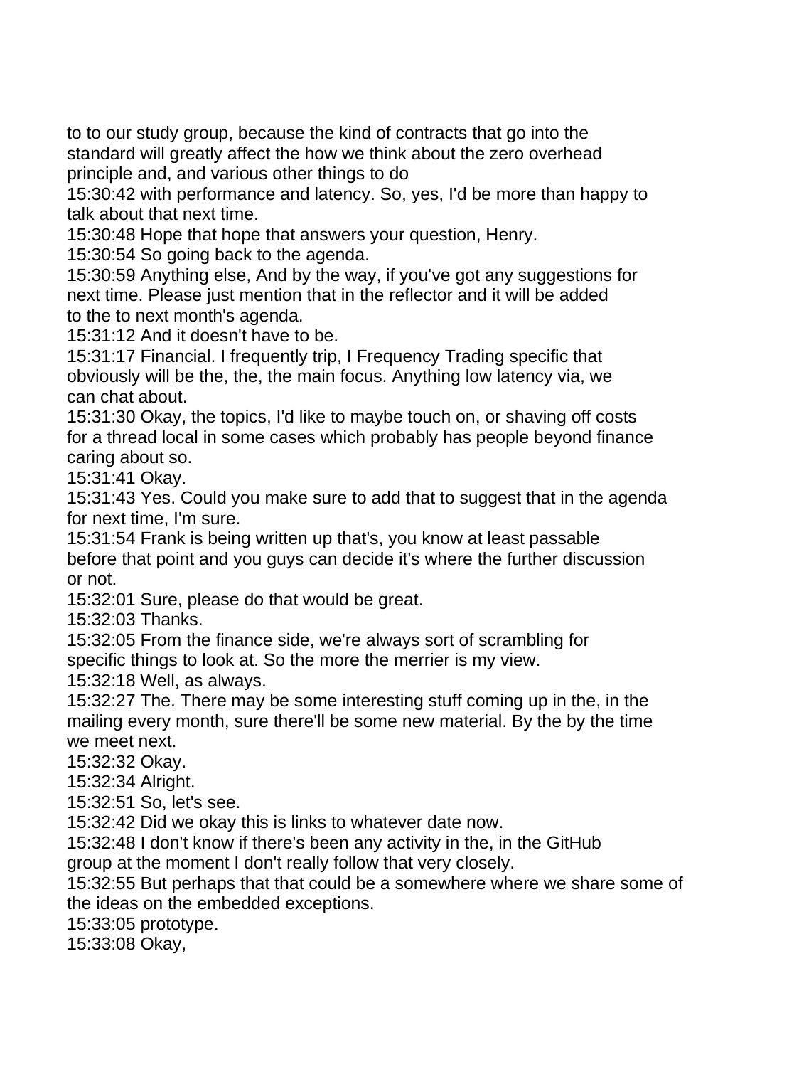to to our study group, because the kind of contracts that go into the standard will greatly affect the how we think about the zero overhead principle and, and various other things to do

15:30:42 with performance and latency. So, yes, I'd be more than happy to talk about that next time.

15:30:48 Hope that hope that answers your question, Henry.

15:30:54 So going back to the agenda.

15:30:59 Anything else, And by the way, if you've got any suggestions for next time. Please just mention that in the reflector and it will be added to the to next month's agenda.

15:31:12 And it doesn't have to be.

15:31:17 Financial. I frequently trip, I Frequency Trading specific that obviously will be the, the, the main focus. Anything low latency via, we can chat about.

15:31:30 Okay, the topics, I'd like to maybe touch on, or shaving off costs for a thread local in some cases which probably has people beyond finance caring about so.

15:31:41 Okay.

15:31:43 Yes. Could you make sure to add that to suggest that in the agenda for next time, I'm sure.

15:31:54 Frank is being written up that's, you know at least passable before that point and you guys can decide it's where the further discussion or not.

15:32:01 Sure, please do that would be great.

15:32:03 Thanks.

15:32:05 From the finance side, we're always sort of scrambling for specific things to look at. So the more the merrier is my view.

15:32:18 Well, as always.

15:32:27 The. There may be some interesting stuff coming up in the, in the mailing every month, sure there'll be some new material. By the by the time we meet next.

15:32:32 Okay.

15:32:34 Alright.

15:32:51 So, let's see.

15:32:42 Did we okay this is links to whatever date now.

15:32:48 I don't know if there's been any activity in the, in the GitHub group at the moment I don't really follow that very closely.

15:32:55 But perhaps that that could be a somewhere where we share some of the ideas on the embedded exceptions.

15:33:05 prototype.

15:33:08 Okay,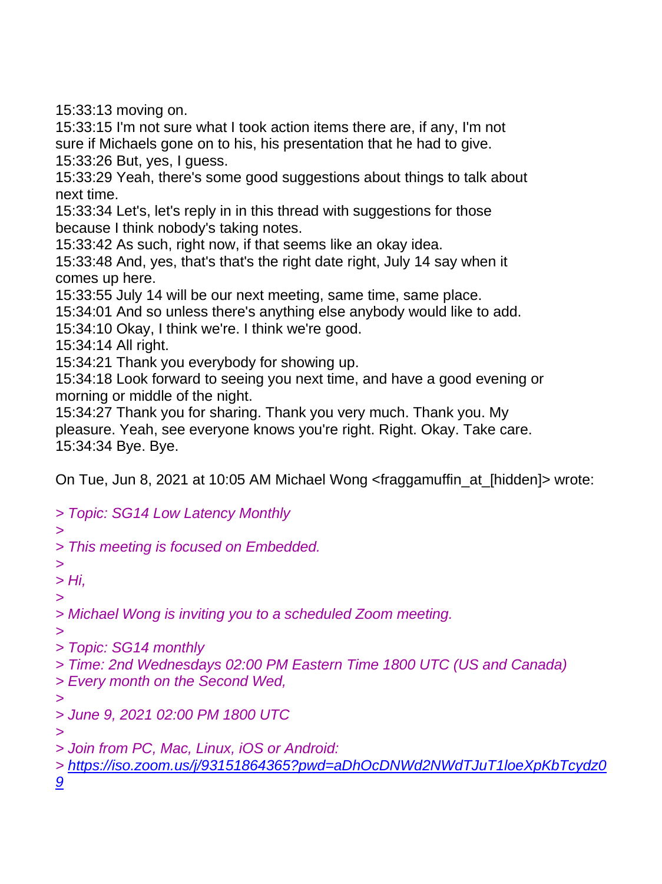15:33:13 moving on.
15:33:15 I'm not sure what I took action items there are, if any, I'm not sure if Michaels gone on to his, his presentation that he had to give.
15:33:26 But, yes, I guess.
15:33:29 Yeah, there's some good suggestions about things to talk about next time.
15:33:34 Let's, let's reply in in this thread with suggestions for those because I think nobody's taking notes.
15:33:42 As such, right now, if that seems like an okay idea.
15:33:48 And, yes, that's that's the right date right, July 14 say when it comes up here.
15:33:55 July 14 will be our next meeting, same time, same place.
15:34:01 And so unless there's anything else anybody would like to add.
15:34:10 Okay, I think we're. I think we're good.
15:34:14 All right.
15:34:21 Thank you everybody for showing up.
15:34:18 Look forward to seeing you next time, and have a good evening or morning or middle of the night.
15:34:27 Thank you for sharing. Thank you very much. Thank you. My pleasure. Yeah, see everyone knows you're right. Right. Okay. Take care.
15:34:34 Bye. Bye.

On Tue, Jun 8, 2021 at 10:05 AM Michael Wong <fraggamuffin_at_[hidden]> wrote:

> *Topic: SG14 Low Latency Monthly*
>
> *This meeting is focused on Embedded.*
>
> *Hi,*
>
> *Michael Wong is inviting you to a scheduled Zoom meeting.*
>
> *Topic: SG14 monthly*
> *Time: 2nd Wednesdays 02:00 PM Eastern Time 1800 UTC (US and Canada)*
> *Every month on the Second Wed,*
>
> *June 9, 2021 02:00 PM 1800 UTC*
>
> *Join from PC, Mac, Linux, iOS or Android:*
> https://iso.zoom.us/j/93151864365?pwd=aDhOcDNWd2NWdTJuT1loeXpKbTcydz09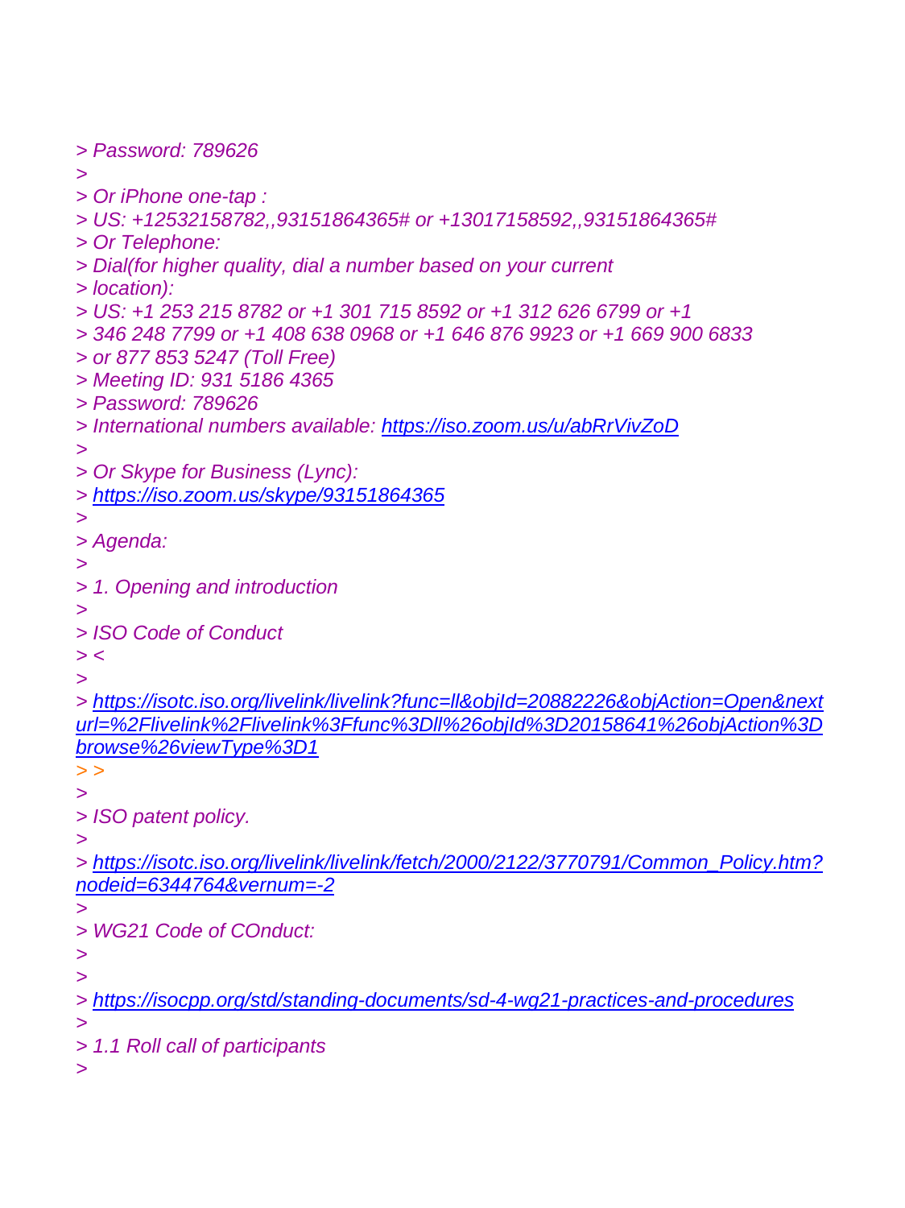> Password: 789626
>
> Or iPhone one-tap :
> US: +12532158782,,93151864365# or +13017158592,,93151864365#
> Or Telephone:
> Dial(for higher quality, dial a number based on your current
> location):
> US: +1 253 215 8782 or +1 301 715 8592 or +1 312 626 6799 or +1
> 346 248 7799 or +1 408 638 0968 or +1 646 876 9923 or +1 669 900 6833
> or 877 853 5247 (Toll Free)
> Meeting ID: 931 5186 4365
> Password: 789626
> International numbers available: https://iso.zoom.us/u/abRrVivZoD
>
> Or Skype for Business (Lync):
> https://iso.zoom.us/skype/93151864365
>
> Agenda:
>
> 1. Opening and introduction
>
> ISO Code of Conduct
> <
>
> https://isotc.iso.org/livelink/livelink?func=ll&objId=20882226&objAction=Open&nexturl=%2Flivelink%2Flivelink%3Ffunc%3Dll%26objId%3D20158641%26objAction%3Dbrowse%26viewType%3D1
> >
>
> ISO patent policy.
>
> https://isotc.iso.org/livelink/livelink/fetch/2000/2122/3770791/Common_Policy.htm?nodeid=6344764&vernum=-2
>
> WG21 Code of COnduct:
>
>
> https://isocpp.org/std/standing-documents/sd-4-wg21-practices-and-procedures
>
> 1.1 Roll call of participants
>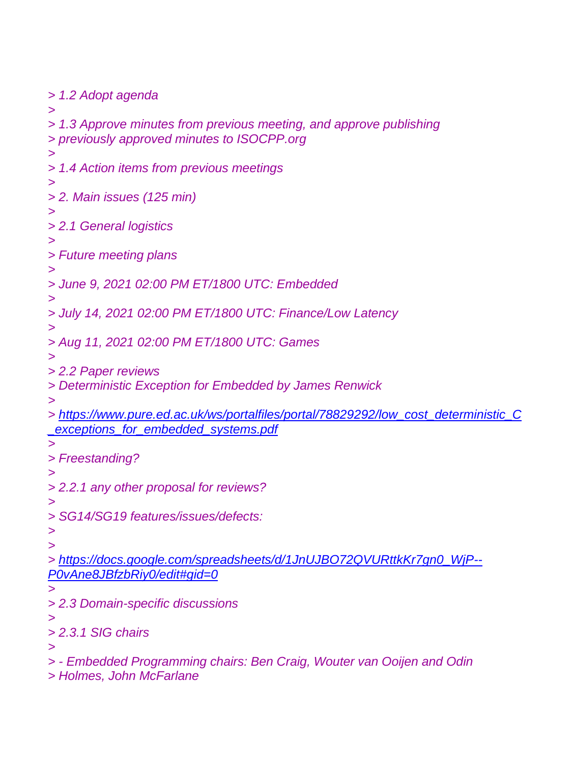> 1.2 Adopt agenda
>
> 1.3 Approve minutes from previous meeting, and approve publishing
> previously approved minutes to ISOCPP.org
>
> 1.4 Action items from previous meetings
>
> 2. Main issues (125 min)
>
> 2.1 General logistics
>
> Future meeting plans
>
> June 9, 2021 02:00 PM ET/1800 UTC: Embedded
>
> July 14, 2021 02:00 PM ET/1800 UTC: Finance/Low Latency
>
> Aug 11, 2021 02:00 PM ET/1800 UTC: Games
>
> 2.2 Paper reviews
> Deterministic Exception for Embedded by James Renwick
>
> https://www.pure.ed.ac.uk/ws/portalfiles/portal/78829292/low_cost_deterministic_C_exceptions_for_embedded_systems.pdf
>
> Freestanding?
>
> 2.2.1 any other proposal for reviews?
>
> SG14/SG19 features/issues/defects:
>
>
> https://docs.google.com/spreadsheets/d/1JnUJBO72QVURttkKr7gn0_WjP--P0vAne8JBfzbRiy0/edit#gid=0
>
> 2.3 Domain-specific discussions
>
> 2.3.1 SIG chairs
>
> - Embedded Programming chairs: Ben Craig, Wouter van Ooijen and Odin
> Holmes, John McFarlane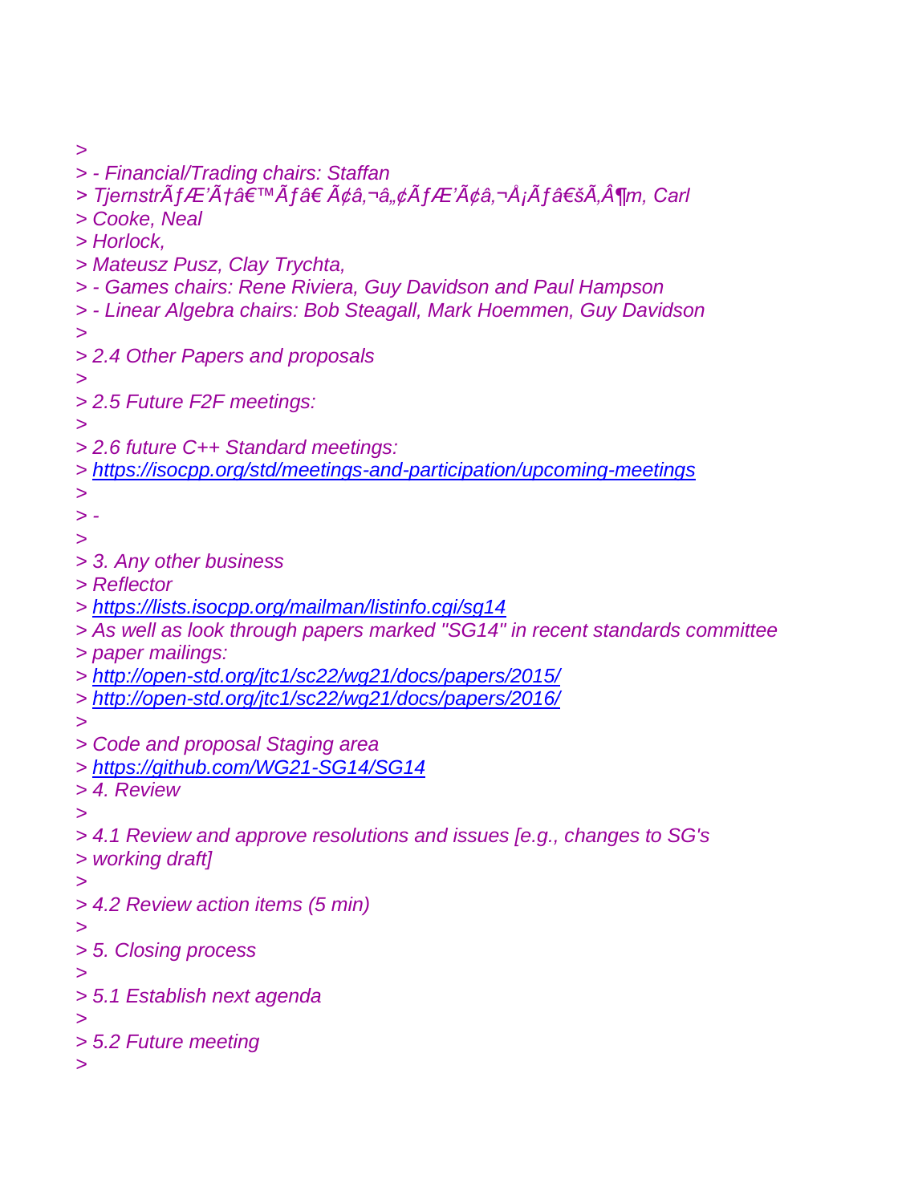>
> - Financial/Trading chairs: Staffan
> TjernstrÃƒÆ’Ã†â€™Ãƒâ€ Ã¢â‚¬â„¢ÃƒÆ’Ã¢â‚¬Å¡Ãƒâ€šÃ‚Â¶m, Carl
> Cooke, Neal
> Horlock,
> Mateusz Pusz, Clay Trychta,
> - Games chairs: Rene Riviera, Guy Davidson and Paul Hampson
> - Linear Algebra chairs: Bob Steagall, Mark Hoemmen, Guy Davidson
>
> 2.4 Other Papers and proposals
>
> 2.5 Future F2F meetings:
>
> 2.6 future C++ Standard meetings:
> https://isocpp.org/std/meetings-and-participation/upcoming-meetings
>
> -
>
> 3. Any other business
> Reflector
> https://lists.isocpp.org/mailman/listinfo.cgi/sg14
> As well as look through papers marked "SG14" in recent standards committee
> paper mailings:
> http://open-std.org/jtc1/sc22/wg21/docs/papers/2015/
> http://open-std.org/jtc1/sc22/wg21/docs/papers/2016/
>
> Code and proposal Staging area
> https://github.com/WG21-SG14/SG14
> 4. Review
>
> 4.1 Review and approve resolutions and issues [e.g., changes to SG's
> working draft]
>
> 4.2 Review action items (5 min)
>
> 5. Closing process
>
> 5.1 Establish next agenda
>
> 5.2 Future meeting
>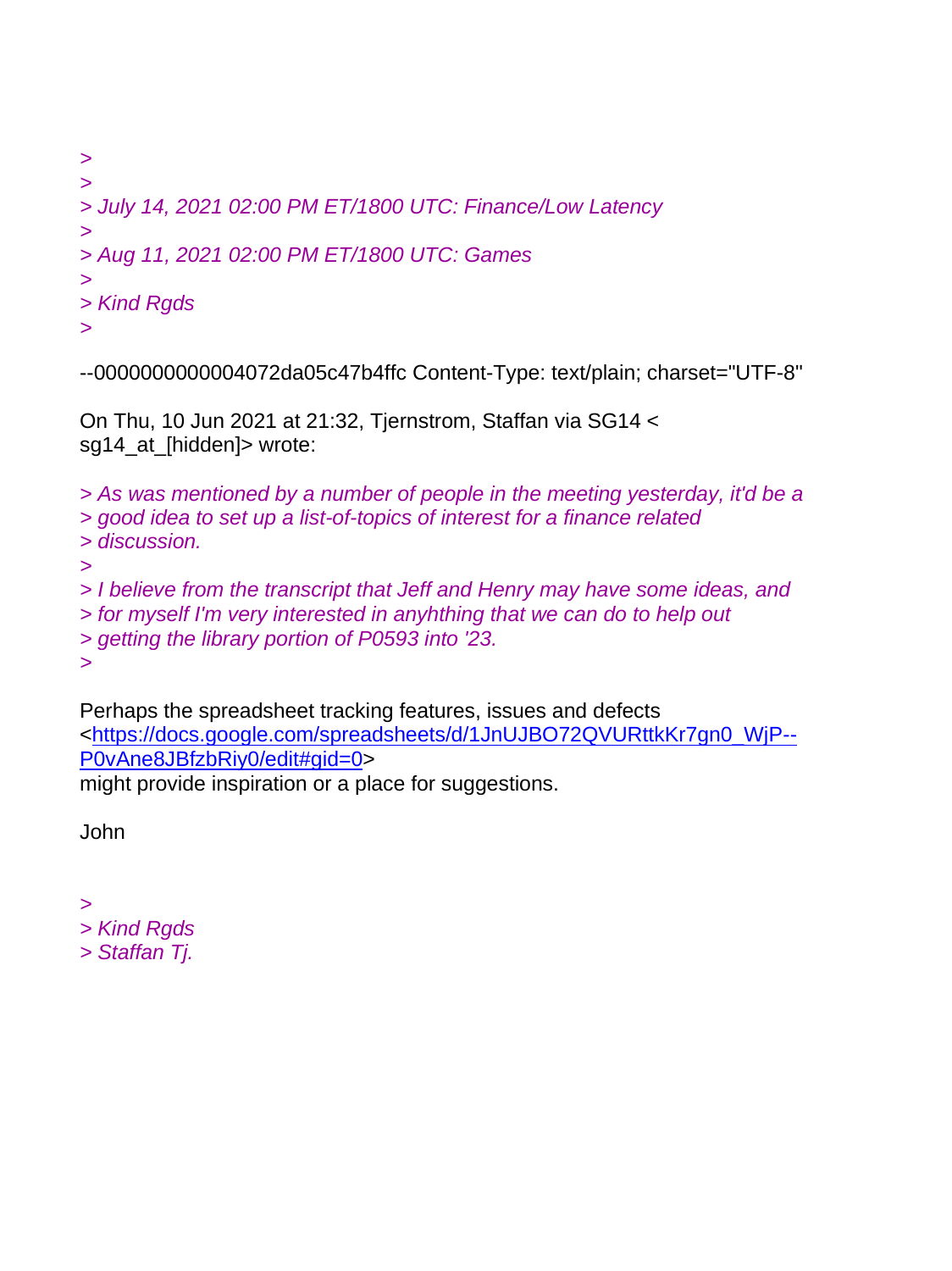>
>
> July 14, 2021 02:00 PM ET/1800 UTC: Finance/Low Latency
>
> Aug 11, 2021 02:00 PM ET/1800 UTC: Games
>
> Kind Rgds
>

--0000000000004072da05c47b4ffc Content-Type: text/plain; charset="UTF-8"

On Thu, 10 Jun 2021 at 21:32, Tjernstrom, Staffan via SG14 < sg14_at_[hidden]> wrote:

> As was mentioned by a number of people in the meeting yesterday, it'd be a
> good idea to set up a list-of-topics of interest for a finance related
> discussion.
>
> I believe from the transcript that Jeff and Henry may have some ideas, and
> for myself I'm very interested in anyhthing that we can do to help out
> getting the library portion of P0593 into '23.
>

Perhaps the spreadsheet tracking features, issues and defects <https://docs.google.com/spreadsheets/d/1JnUJBO72QVURttkKr7gn0_WjP--P0vAne8JBfzbRiy0/edit#gid=0> might provide inspiration or a place for suggestions.

John

>
> Kind Rgds
> Staffan Tj.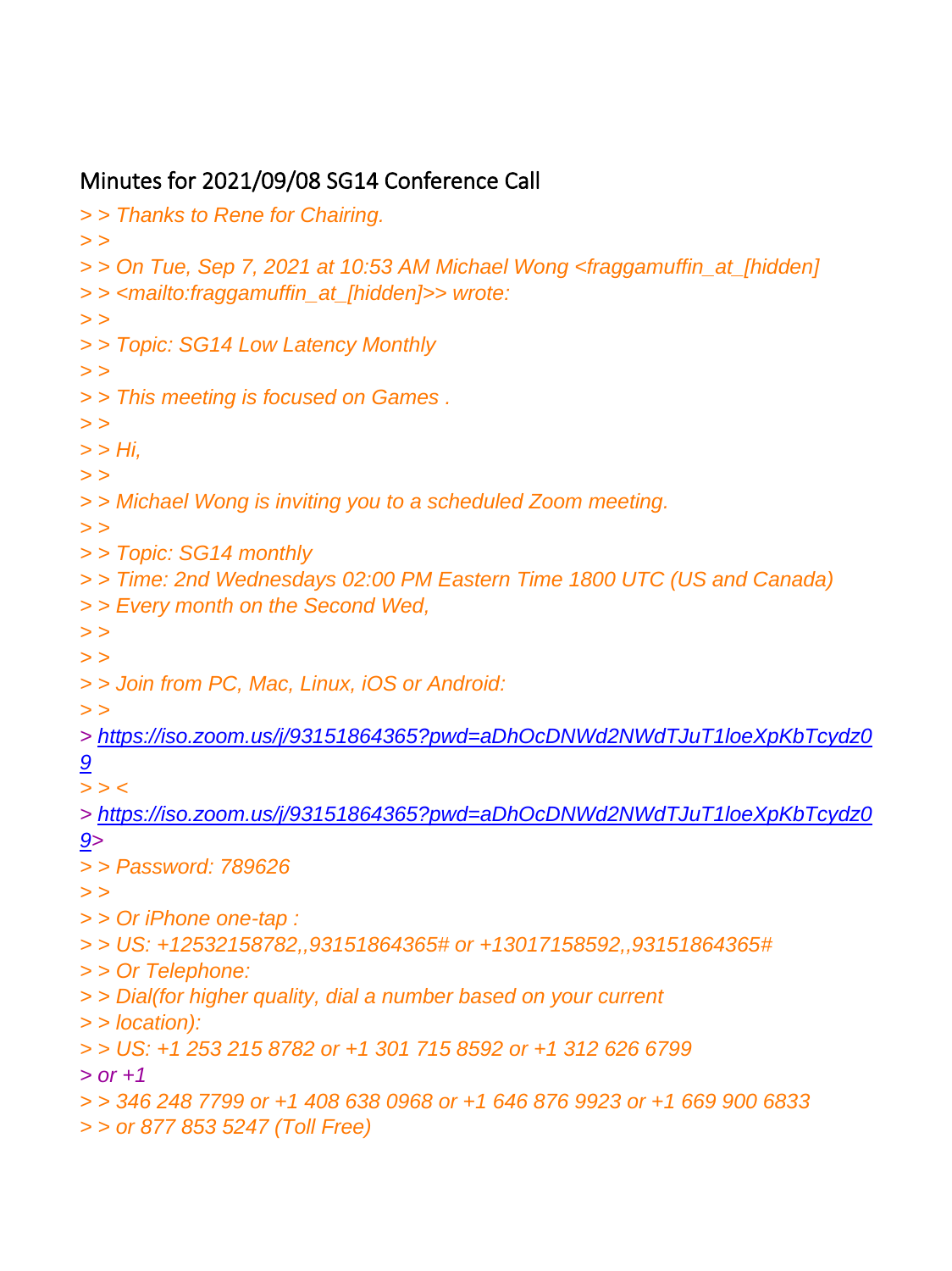## Minutes for 2021/09/08 SG14 Conference Call

> > Thanks to Rene for Chairing.
> >
> > On Tue, Sep 7, 2021 at 10:53 AM Michael Wong <fraggamuffin_at_[hidden]
> > <mailto:fraggamuffin_at_[hidden]>> wrote:
> >
> > Topic: SG14 Low Latency Monthly
> >
> > This meeting is focused on Games .
> >
> > Hi,
> >
> > Michael Wong is inviting you to a scheduled Zoom meeting.
> >
> > Topic: SG14 monthly
> > Time: 2nd Wednesdays 02:00 PM Eastern Time 1800 UTC (US and Canada)
> > Every month on the Second Wed,
> >
> >
> > Join from PC, Mac, Linux, iOS or Android:
> >
> https://iso.zoom.us/j/93151864365?pwd=aDhOcDNWd2NWdTJuT1loeXpKbTcydz09
> > <
> https://iso.zoom.us/j/93151864365?pwd=aDhOcDNWd2NWdTJuT1loeXpKbTcydz09>
> > Password: 789626
> >
> > Or iPhone one-tap :
> > US: +12532158782,,93151864365# or +13017158592,,93151864365#
> > Or Telephone:
> > Dial(for higher quality, dial a number based on your current
> > location):
> > US: +1 253 215 8782 or +1 301 715 8592 or +1 312 626 6799
> or +1
> > 346 248 7799 or +1 408 638 0968 or +1 646 876 9923 or +1 669 900 6833
> > or 877 853 5247 (Toll Free)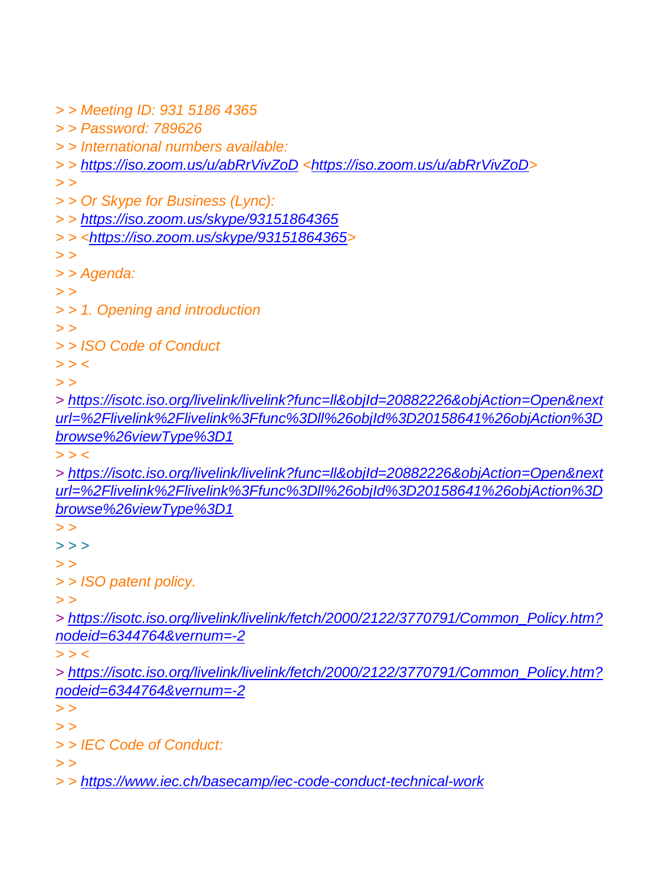> > Meeting ID: 931 5186 4365
> > Password: 789626
> > International numbers available:
> > https://iso.zoom.us/u/abRrVivZoD <https://iso.zoom.us/u/abRrVivZoD>
> >
> > Or Skype for Business (Lync):
> > https://iso.zoom.us/skype/93151864365
> > <https://iso.zoom.us/skype/93151864365>
> >
> > Agenda:
> >
> > 1. Opening and introduction
> >
> > ISO Code of Conduct
> > <
> >
> https://isotc.iso.org/livelink/livelink?func=ll&objId=20882226&objAction=Open&nexturl=%2Flivelink%2Flivelink%3Ffunc%3Dll%26objId%3D20158641%26objAction%3Dbrowse%26viewType%3D1
> > <
> https://isotc.iso.org/livelink/livelink?func=ll&objId=20882226&objAction=Open&nexturl=%2Flivelink%2Flivelink%3Ffunc%3Dll%26objId%3D20158641%26objAction%3Dbrowse%26viewType%3D1
> >
> > >
> >
> > ISO patent policy.
> >
> https://isotc.iso.org/livelink/livelink/fetch/2000/2122/3770791/Common_Policy.htm?nodeid=6344764&vernum=-2
> > <
> https://isotc.iso.org/livelink/livelink/fetch/2000/2122/3770791/Common_Policy.htm?nodeid=6344764&vernum=-2
> >
> >
> > IEC Code of Conduct:
> >
> > https://www.iec.ch/basecamp/iec-code-conduct-technical-work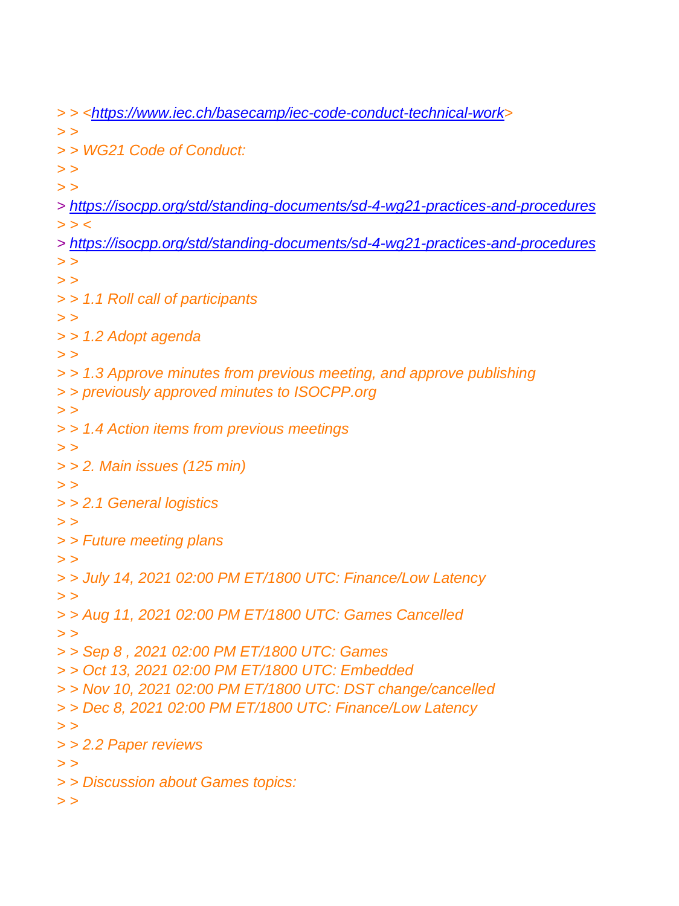> > <https://www.iec.ch/basecamp/iec-code-conduct-technical-work>
> >
> > WG21 Code of Conduct:
> >
> >
> https://isocpp.org/std/standing-documents/sd-4-wg21-practices-and-procedures
> > <
> https://isocpp.org/std/standing-documents/sd-4-wg21-practices-and-procedures
> >
> >
> > 1.1 Roll call of participants
> >
> > 1.2 Adopt agenda
> >
> > 1.3 Approve minutes from previous meeting, and approve publishing
> > previously approved minutes to ISOCPP.org
> >
> > 1.4 Action items from previous meetings
> >
> > 2. Main issues (125 min)
> >
> > 2.1 General logistics
> >
> > Future meeting plans
> >
> > July 14, 2021 02:00 PM ET/1800 UTC: Finance/Low Latency
> >
> > Aug 11, 2021 02:00 PM ET/1800 UTC: Games Cancelled
> >
> > Sep 8 , 2021 02:00 PM ET/1800 UTC: Games
> > Oct 13, 2021 02:00 PM ET/1800 UTC: Embedded
> > Nov 10, 2021 02:00 PM ET/1800 UTC: DST change/cancelled
> > Dec 8, 2021 02:00 PM ET/1800 UTC: Finance/Low Latency
> >
> > 2.2 Paper reviews
> >
> > Discussion about Games topics:
> >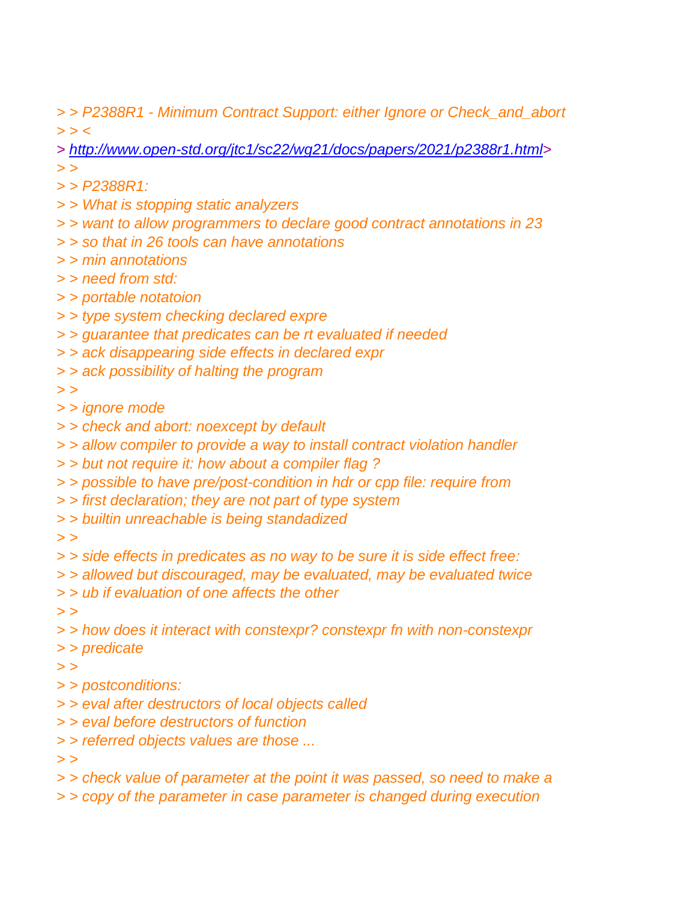> > P2388R1 - Minimum Contract Support: either Ignore or Check_and_abort
> > <
> http://www.open-std.org/jtc1/sc22/wg21/docs/papers/2021/p2388r1.html>
> >
> > P2388R1:
> > What is stopping static analyzers
> > want to allow programmers to declare good contract annotations in 23
> > so that in 26 tools can have annotations
> > min annotations
> > need from std:
> > portable notatoion
> > type system checking declared expre
> > guarantee that predicates can be rt evaluated if needed
> > ack disappearing side effects in declared expr
> > ack possibility of halting the program
> >
> > ignore mode
> > check and abort: noexcept by default
> > allow compiler to provide a way to install contract violation handler
> > but not require it: how about a compiler flag ?
> > possible to have pre/post-condition in hdr or cpp file: require from
> > first declaration; they are not part of type system
> > builtin unreachable is being standadized
> >
> > side effects in predicates as no way to be sure it is side effect free:
> > allowed but discouraged, may be evaluated, may be evaluated twice
> > ub if evaluation of one affects the other
> >
> > how does it interact with constexpr? constexpr fn with non-constexpr
> > predicate
> >
> > postconditions:
> > eval after destructors of local objects called
> > eval before destructors of function
> > referred objects values are those ...
> >
> > check value of parameter at the point it was passed, so need to make a
> > copy of the parameter in case parameter is changed during execution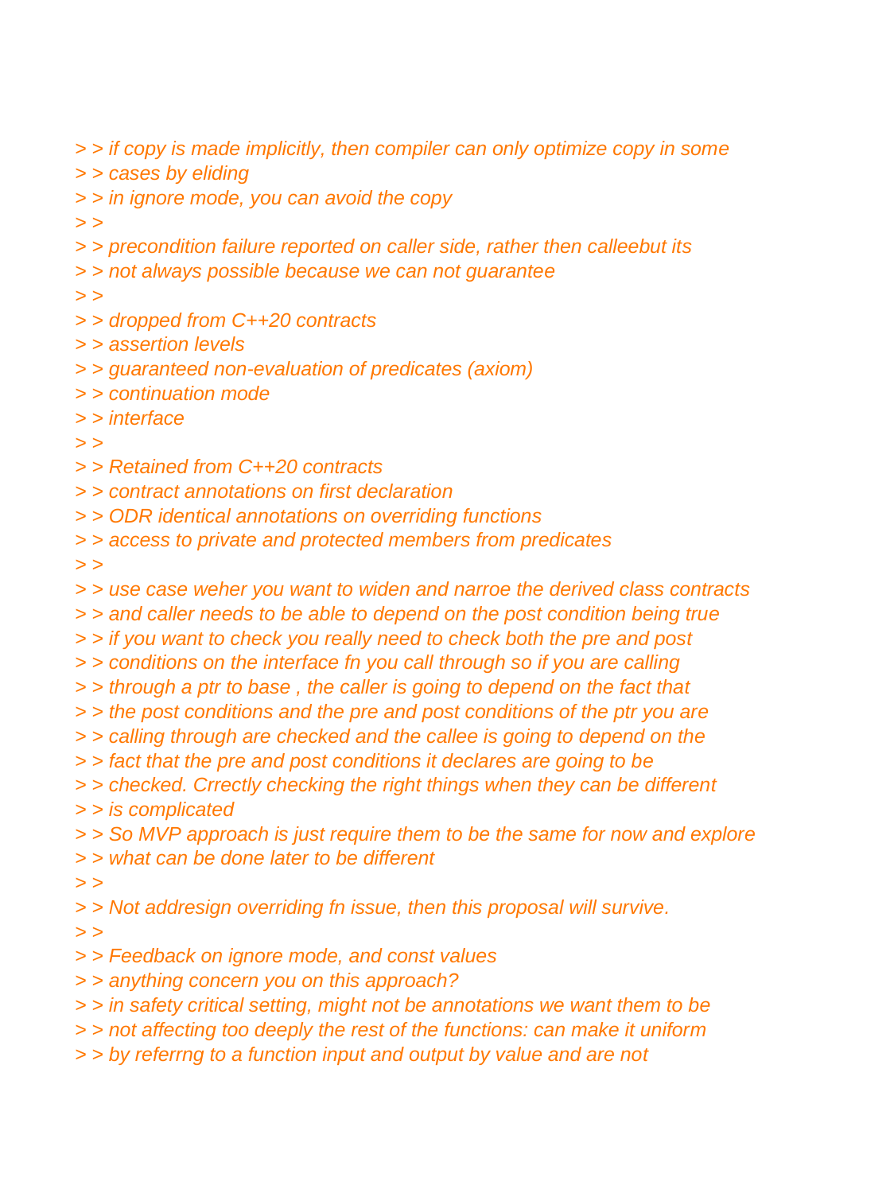> > if copy is made implicitly, then compiler can only optimize copy in some
> > cases by eliding
> > in ignore mode, you can avoid the copy
> >
> > precondition failure reported on caller side, rather then calleebut its
> > not always possible because we can not guarantee
> >
> > dropped from C++20 contracts
> > assertion levels
> > guaranteed non-evaluation of predicates (axiom)
> > continuation mode
> > interface
> >
> > Retained from C++20 contracts
> > contract annotations on first declaration
> > ODR identical annotations on overriding functions
> > access to private and protected members from predicates
> >
> > use case weher you want to widen and narroe the derived class contracts
> > and caller needs to be able to depend on the post condition being true
> > if you want to check you really need to check both the pre and post
> > conditions on the interface fn you call through so if you are calling
> > through a ptr to base , the caller is going to depend on the fact that
> > the post conditions and the pre and post conditions of the ptr you are
> > calling through are checked and the callee is going to depend on the
> > fact that the pre and post conditions it declares are going to be
> > checked. Crrectly checking the right things when they can be different
> > is complicated
> > So MVP approach is just require them to be the same for now and explore
> > what can be done later to be different
> >
> > Not addresign overriding fn issue, then this proposal will survive.
> >
> > Feedback on ignore mode, and const values
> > anything concern you on this approach?
> > in safety critical setting, might not be annotations we want them to be
> > not affecting too deeply the rest of the functions: can make it uniform
> > by referrng to a function input and output by value and are not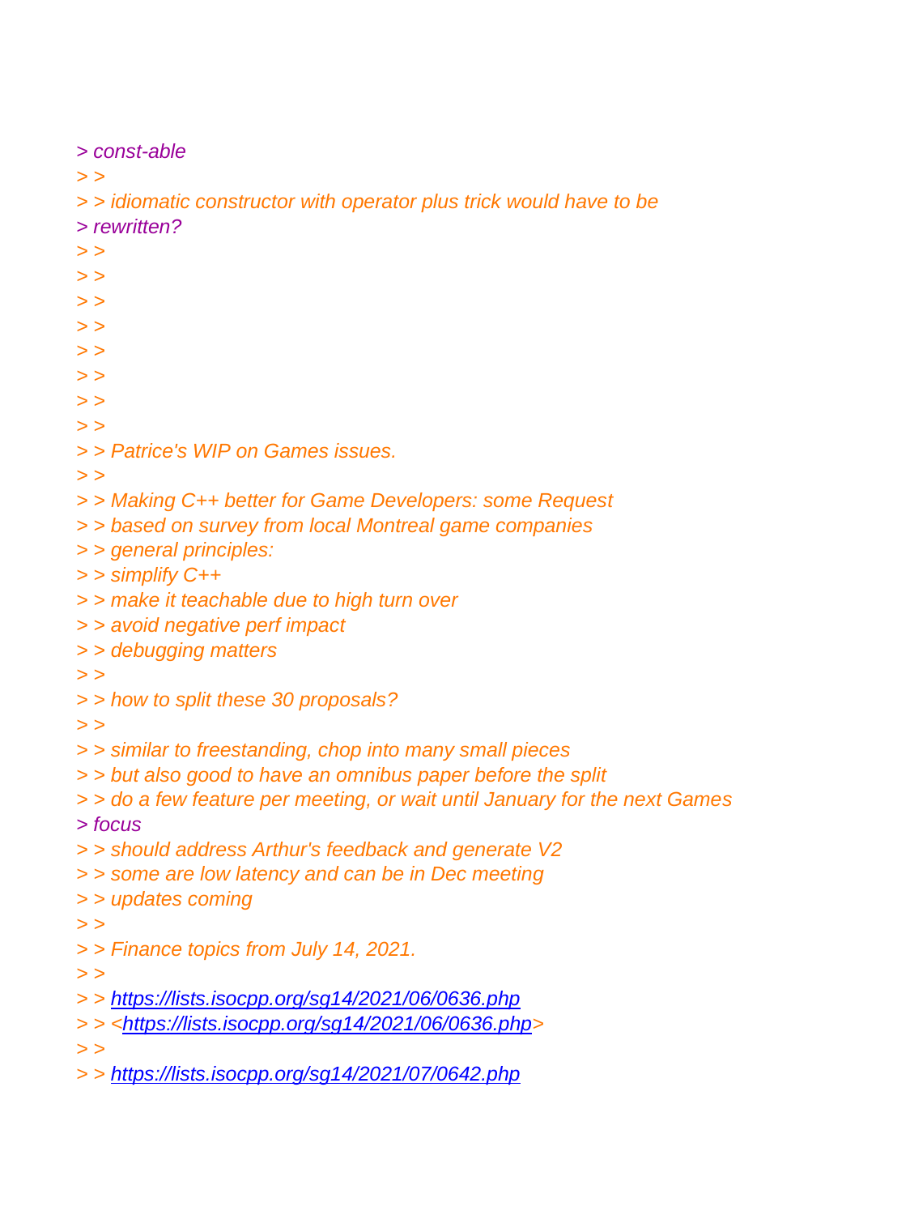> const-able
> >
> > idiomatic constructor with operator plus trick would have to be
> rewritten?
> >
> >
> >
> >
> >
> >
> >
> >
> > Patrice's WIP on Games issues.
> >
> > Making C++ better for Game Developers: some Request
> > based on survey from local Montreal game companies
> > general principles:
> > simplify C++
> > make it teachable due to high turn over
> > avoid negative perf impact
> > debugging matters
> >
> > how to split these 30 proposals?
> >
> > similar to freestanding, chop into many small pieces
> > but also good to have an omnibus paper before the split
> > do a few feature per meeting, or wait until January for the next Games
> focus
> > should address Arthur's feedback and generate V2
> > some are low latency and can be in Dec meeting
> > updates coming
> >
> > Finance topics from July 14, 2021.
> >
> > https://lists.isocpp.org/sg14/2021/06/0636.php
> > <https://lists.isocpp.org/sg14/2021/06/0636.php>
> >
> > https://lists.isocpp.org/sg14/2021/07/0642.php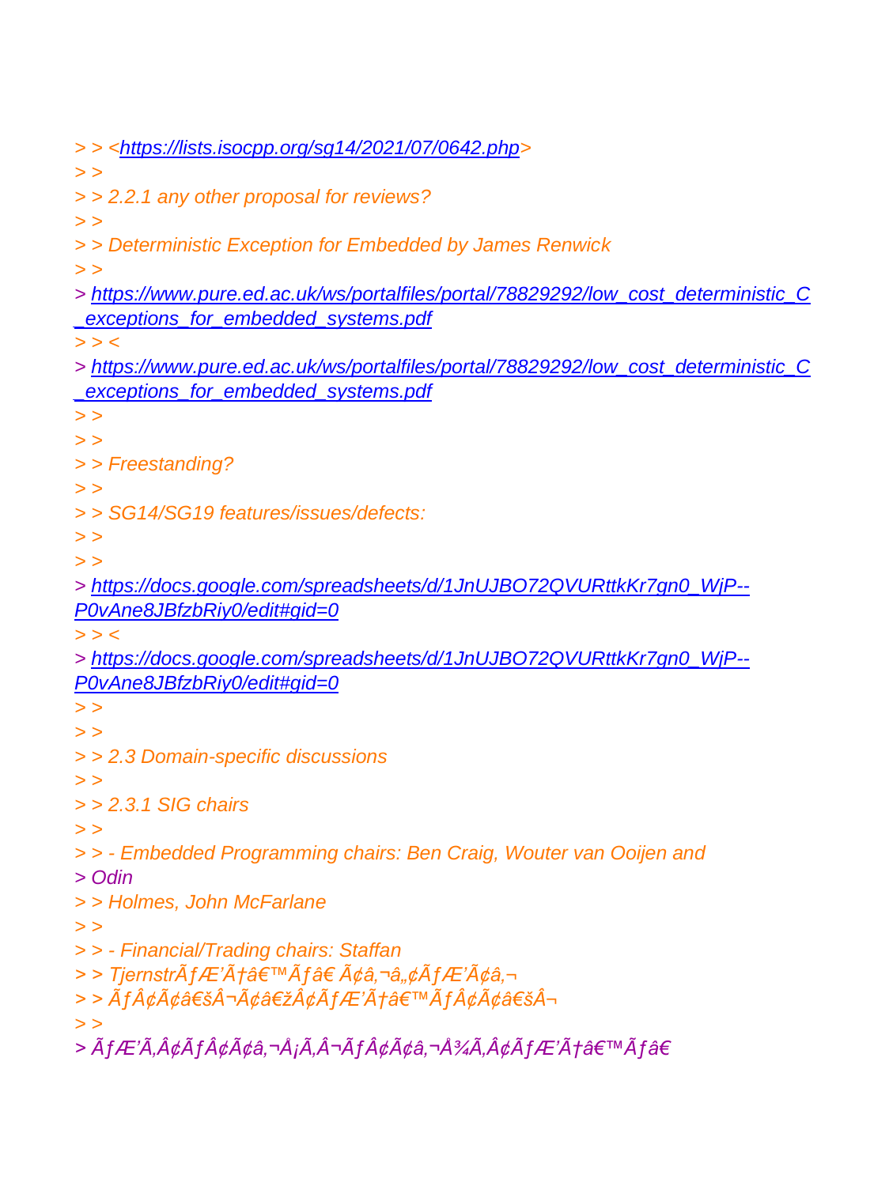> > <https://lists.isocpp.org/sg14/2021/07/0642.php>
> >
> > 2.2.1 any other proposal for reviews?
> >
> > Deterministic Exception for Embedded by James Renwick
> >
> https://www.pure.ed.ac.uk/ws/portalfiles/portal/78829292/low_cost_deterministic_C_exceptions_for_embedded_systems.pdf
> > <
> https://www.pure.ed.ac.uk/ws/portalfiles/portal/78829292/low_cost_deterministic_C_exceptions_for_embedded_systems.pdf
> >
> >
> > Freestanding?
> >
> > SG14/SG19 features/issues/defects:
> >
> >
> https://docs.google.com/spreadsheets/d/1JnUJBO72QVURttkKr7gn0_WjP--P0vAne8JBfzbRiy0/edit#gid=0
> > <
> https://docs.google.com/spreadsheets/d/1JnUJBO72QVURttkKr7gn0_WjP--P0vAne8JBfzbRiy0/edit#gid=0
> >
> >
> > 2.3 Domain-specific discussions
> >
> > 2.3.1 SIG chairs
> >
> > - Embedded Programming chairs: Ben Craig, Wouter van Ooijen and
> Odin
> > Holmes, John McFarlane
> >
> > - Financial/Trading chairs: Staffan
> > TjernstrÃƒÆ'Ã†â€™Ãƒâ€ Ã¢â‚¬â„¢ÃƒÆ'Ã¢â‚¬
> > ÃƒÂ¢Ã¢â€šÂ¬Ã¢â€žÂ¢ÃƒÆ'Ã†â€™ÃƒÂ¢Ã¢â€šÂ¬
> >
> ÃƒÆ'Ã‚Â¢ÃƒÂ¢Ã¢â‚¬Å¡Ã‚Â¬ÃƒÂ¢Ã¢â‚¬Å¾Ã‚Â¢ÃƒÆ'Ã†â€™Ãƒâ€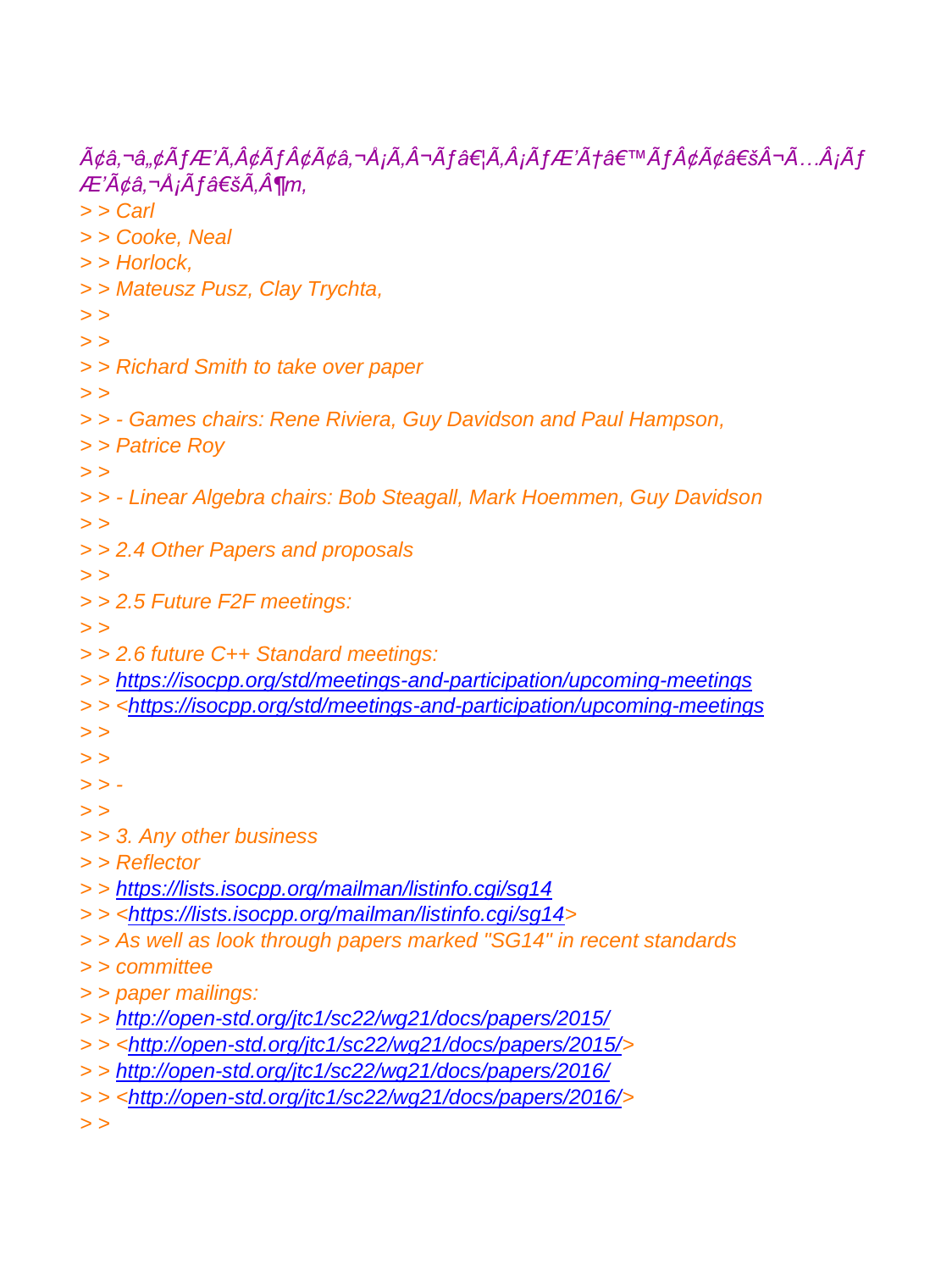Ã¢â‚¬â„¢ÃƒÆ'Ã‚Â¢ÃƒÂ¢Ã¢â‚¬Å¡Ã‚Â¬Ãƒâ€¦Ã‚Â¡ÃƒÆ'Ã†â€™ÃƒÂ¢Ã¢â€šÂ¬Å¡Ã‚Â¡ÃƒÆ'Ã¢â‚¬Å¡Ãƒâ€šÃ‚Â¶m,

> > Carl
> > Cooke, Neal
> > Horlock,
> > Mateusz Pusz, Clay Trychta,
> >
> >
> > Richard Smith to take over paper
> >
> > - Games chairs: Rene Riviera, Guy Davidson and Paul Hampson,
> > Patrice Roy
> >
> > - Linear Algebra chairs: Bob Steagall, Mark Hoemmen, Guy Davidson
> >
> > 2.4 Other Papers and proposals
> >
> > 2.5 Future F2F meetings:
> >
> > 2.6 future C++ Standard meetings:
> > https://isocpp.org/std/meetings-and-participation/upcoming-meetings
> > <https://isocpp.org/std/meetings-and-participation/upcoming-meetings
> >
> >
> > -
> >
> > 3. Any other business
> > Reflector
> > https://lists.isocpp.org/mailman/listinfo.cgi/sg14
> > <https://lists.isocpp.org/mailman/listinfo.cgi/sg14>
> > As well as look through papers marked "SG14" in recent standards
> > committee
> > paper mailings:
> > http://open-std.org/jtc1/sc22/wg21/docs/papers/2015/
> > <http://open-std.org/jtc1/sc22/wg21/docs/papers/2015/>
> > http://open-std.org/jtc1/sc22/wg21/docs/papers/2016/
> > <http://open-std.org/jtc1/sc22/wg21/docs/papers/2016/>
> >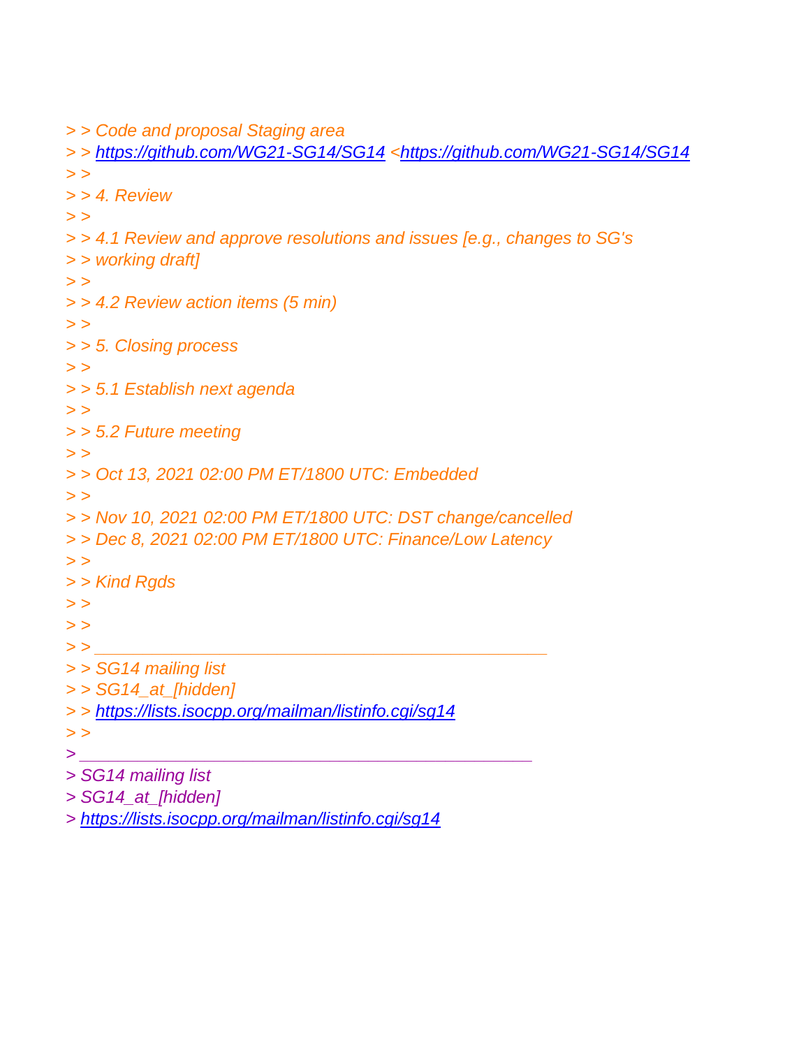> > Code and proposal Staging area
> > https://github.com/WG21-SG14/SG14 <https://github.com/WG21-SG14/SG14
> >
> > 4. Review
> >
> > 4.1 Review and approve resolutions and issues [e.g., changes to SG's
> > working draft]
> >
> > 4.2 Review action items (5 min)
> >
> > 5. Closing process
> >
> > 5.1 Establish next agenda
> >
> > 5.2 Future meeting
> >
> > Oct 13, 2021 02:00 PM ET/1800 UTC: Embedded
> >
> > Nov 10, 2021 02:00 PM ET/1800 UTC: DST change/cancelled
> > Dec 8, 2021 02:00 PM ET/1800 UTC: Finance/Low Latency
> >
> > Kind Rgds
> >
> >
> > _______________________________________________
> > SG14 mailing list
> > SG14_at_[hidden]
> > https://lists.isocpp.org/mailman/listinfo.cgi/sg14
> >
> _______________________________________________
> SG14 mailing list
> SG14_at_[hidden]
> https://lists.isocpp.org/mailman/listinfo.cgi/sg14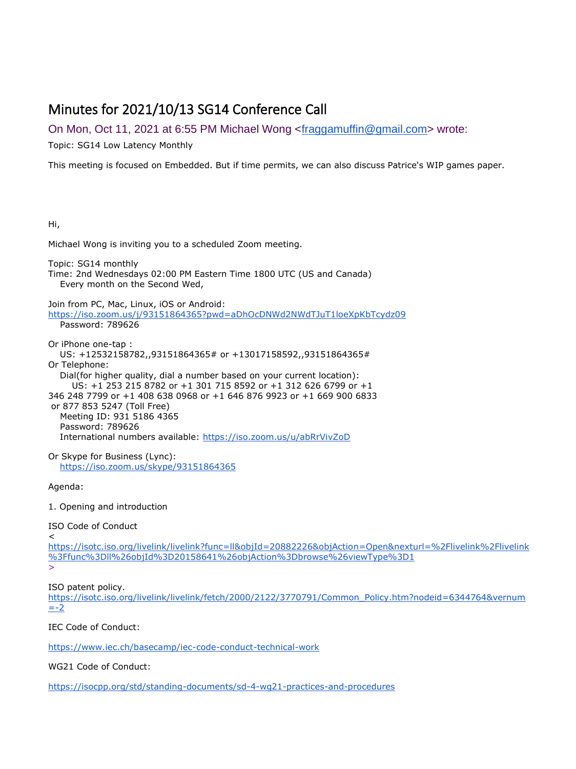# Minutes for 2021/10/13 SG14 Conference Call

On Mon, Oct 11, 2021 at 6:55 PM Michael Wong <fraggamuffin@gmail.com> wrote:

Topic: SG14 Low Latency Monthly

This meeting is focused on Embedded. But if time permits, we can also discuss Patrice's WIP games paper.

Hi,

Michael Wong is inviting you to a scheduled Zoom meeting.

Topic: SG14 monthly
Time: 2nd Wednesdays 02:00 PM Eastern Time 1800 UTC (US and Canada)
Every month on the Second Wed,

Join from PC, Mac, Linux, iOS or Android:
https://iso.zoom.us/j/93151864365?pwd=aDhOcDNWd2NWdTJuT1loeXpKbTcydz09
Password: 789626

Or iPhone one-tap :
US: +12532158782,,93151864365# or +13017158592,,93151864365#
Or Telephone:
Dial(for higher quality, dial a number based on your current location):
US: +1 253 215 8782 or +1 301 715 8592 or +1 312 626 6799 or +1 346 248 7799 or +1 408 638 0968 or +1 646 876 9923 or +1 669 900 6833 or 877 853 5247 (Toll Free)
Meeting ID: 931 5186 4365
Password: 789626
International numbers available: https://iso.zoom.us/u/abRrVivZoD

Or Skype for Business (Lync):
https://iso.zoom.us/skype/93151864365

Agenda:

1. Opening and introduction

ISO Code of Conduct
<
https://isotc.iso.org/livelink/livelink?func=ll&objId=20882226&objAction=Open&nexturl=%2Flivelink%2Flivelink%3Ffunc%3Dll%26objId%3D20158641%26objAction%3Dbrowse%26viewType%3D1
>

ISO patent policy.
https://isotc.iso.org/livelink/livelink/fetch/2000/2122/3770791/Common_Policy.htm?nodeid=6344764&vernum=-2

IEC Code of Conduct:

https://www.iec.ch/basecamp/iec-code-conduct-technical-work

WG21 Code of Conduct:

https://isocpp.org/std/standing-documents/sd-4-wg21-practices-and-procedures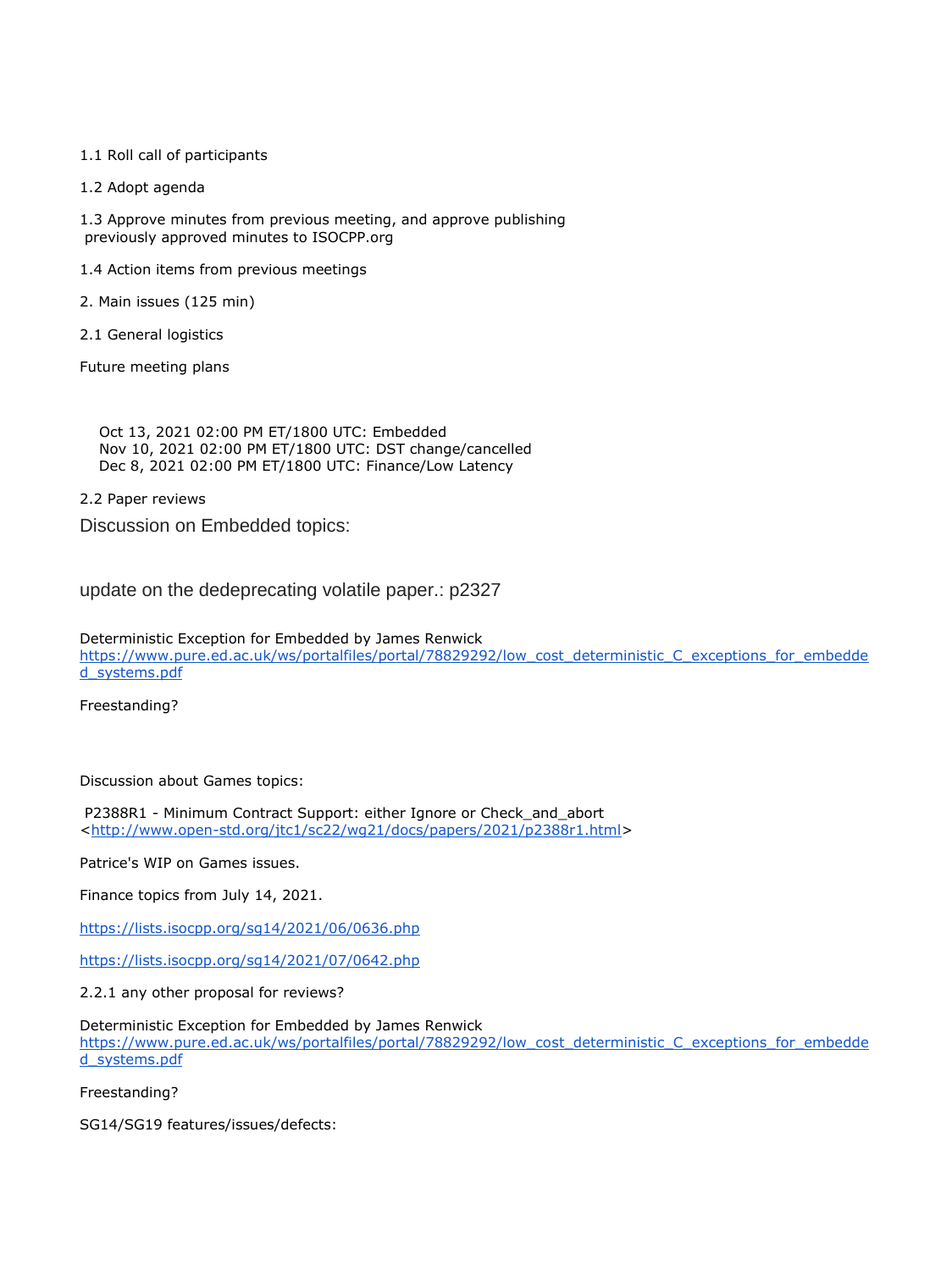1.1 Roll call of participants

1.2 Adopt agenda

1.3 Approve minutes from previous meeting, and approve publishing previously approved minutes to ISOCPP.org

1.4 Action items from previous meetings

2. Main issues (125 min)

2.1 General logistics

Future meeting plans

Oct 13, 2021 02:00 PM ET/1800 UTC: Embedded
Nov 10, 2021 02:00 PM ET/1800 UTC: DST change/cancelled
Dec 8, 2021 02:00 PM ET/1800 UTC: Finance/Low Latency

2.2 Paper reviews

Discussion on Embedded topics:

update on the dedeprecating volatile paper.: p2327

Deterministic Exception for Embedded by James Renwick
https://www.pure.ed.ac.uk/ws/portalfiles/portal/78829292/low_cost_deterministic_C_exceptions_for_embedded_systems.pdf

Freestanding?

Discussion about Games topics:

P2388R1 - Minimum Contract Support: either Ignore or Check_and_abort <http://www.open-std.org/jtc1/sc22/wg21/docs/papers/2021/p2388r1.html>

Patrice's WIP on Games issues.

Finance topics from July 14, 2021.

https://lists.isocpp.org/sg14/2021/06/0636.php

https://lists.isocpp.org/sg14/2021/07/0642.php

2.2.1 any other proposal for reviews?

Deterministic Exception for Embedded by James Renwick
https://www.pure.ed.ac.uk/ws/portalfiles/portal/78829292/low_cost_deterministic_C_exceptions_for_embedded_systems.pdf

Freestanding?

SG14/SG19 features/issues/defects: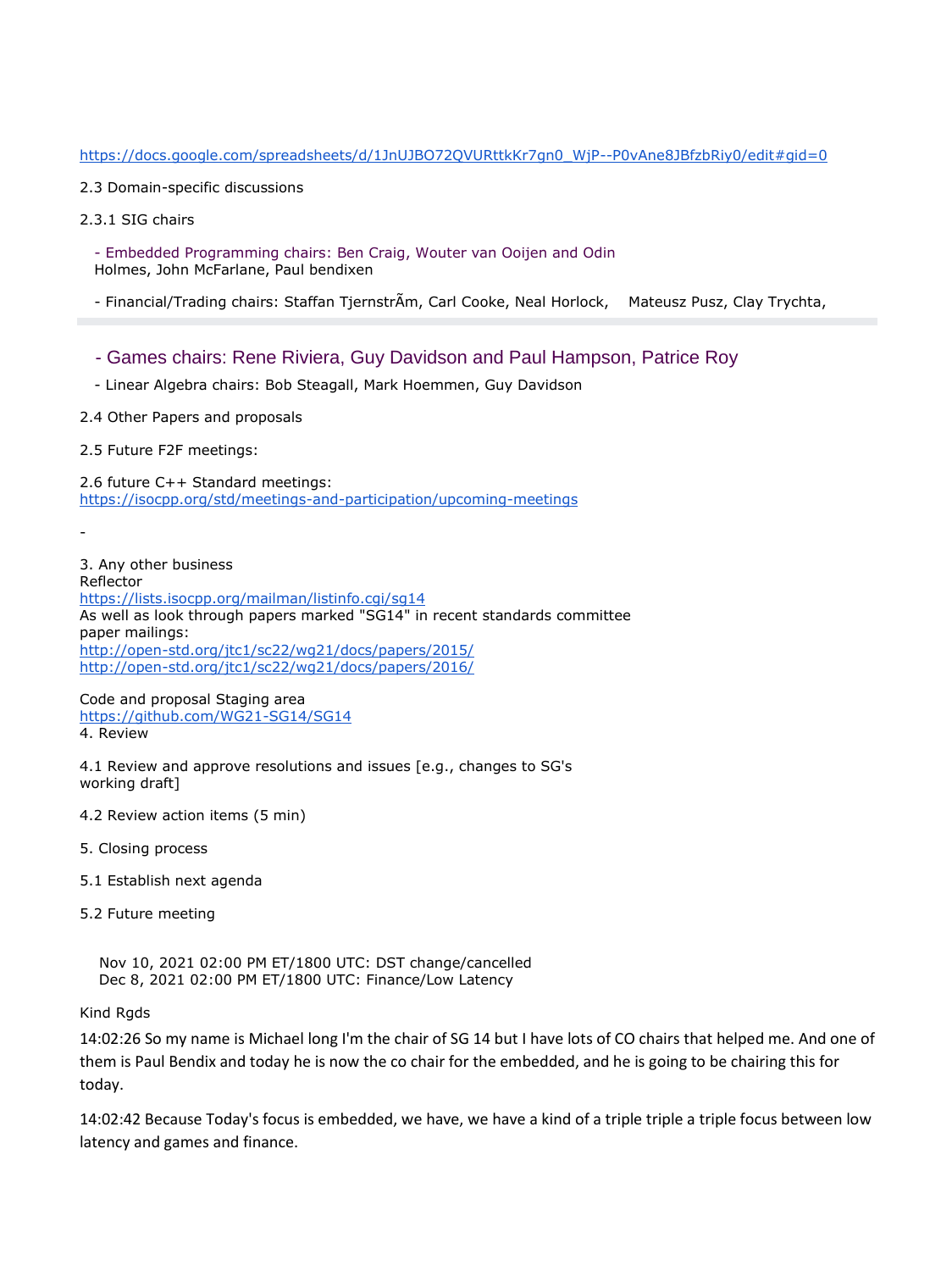https://docs.google.com/spreadsheets/d/1JnUJBO72QVURttkKr7gn0_WjP--P0vAne8JBfzbRiy0/edit#gid=0

2.3 Domain-specific discussions

2.3.1 SIG chairs

- Embedded Programming chairs: Ben Craig, Wouter van Ooijen and Odin Holmes, John McFarlane, Paul bendixen

- Financial/Trading chairs: Staffan TjernstrÃ m, Carl Cooke, Neal Horlock, Mateusz Pusz, Clay Trychta,

---

- Games chairs: Rene Riviera, Guy Davidson and Paul Hampson, Patrice Roy

- Linear Algebra chairs: Bob Steagall, Mark Hoemmen, Guy Davidson

2.4 Other Papers and proposals

2.5 Future F2F meetings:

2.6 future C++ Standard meetings:
https://isocpp.org/std/meetings-and-participation/upcoming-meetings

-

3. Any other business
Reflector
https://lists.isocpp.org/mailman/listinfo.cgi/sg14
As well as look through papers marked "SG14" in recent standards committee paper mailings:
http://open-std.org/jtc1/sc22/wg21/docs/papers/2015/
http://open-std.org/jtc1/sc22/wg21/docs/papers/2016/

Code and proposal Staging area
https://github.com/WG21-SG14/SG14
4. Review

4.1 Review and approve resolutions and issues [e.g., changes to SG's working draft]

4.2 Review action items (5 min)

5. Closing process

5.1 Establish next agenda

5.2 Future meeting

Nov 10, 2021 02:00 PM ET/1800 UTC: DST change/cancelled
Dec 8, 2021 02:00 PM ET/1800 UTC: Finance/Low Latency

Kind Rgds

14:02:26 So my name is Michael long I'm the chair of SG 14 but I have lots of CO chairs that helped me. And one of them is Paul Bendix and today he is now the co chair for the embedded, and he is going to be chairing this for today.

14:02:42 Because Today's focus is embedded, we have, we have a kind of a triple triple a triple focus between low latency and games and finance.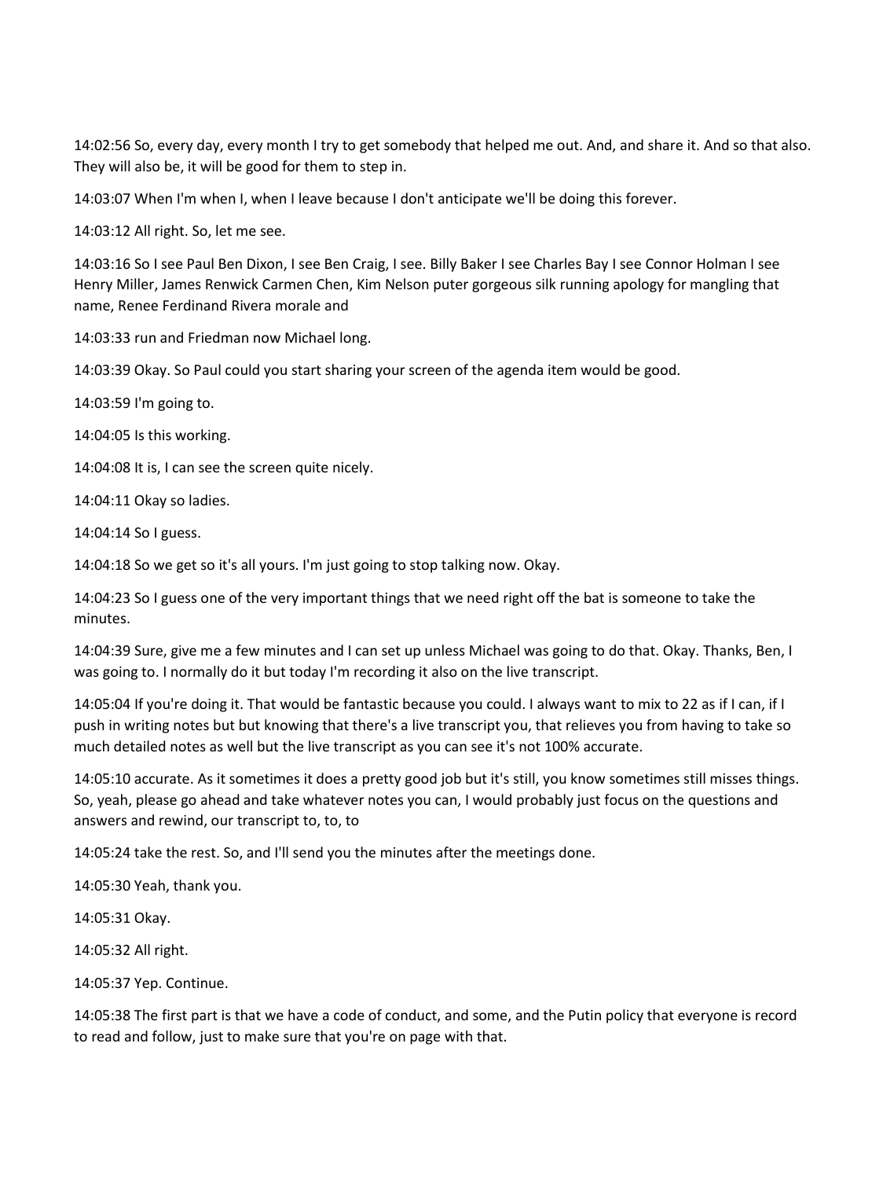14:02:56 So, every day, every month I try to get somebody that helped me out. And, and share it. And so that also. They will also be, it will be good for them to step in.

14:03:07 When I'm when I, when I leave because I don't anticipate we'll be doing this forever.

14:03:12 All right. So, let me see.

14:03:16 So I see Paul Ben Dixon, I see Ben Craig, I see. Billy Baker I see Charles Bay I see Connor Holman I see Henry Miller, James Renwick Carmen Chen, Kim Nelson puter gorgeous silk running apology for mangling that name, Renee Ferdinand Rivera morale and

14:03:33 run and Friedman now Michael long.

14:03:39 Okay. So Paul could you start sharing your screen of the agenda item would be good.

14:03:59 I'm going to.

14:04:05 Is this working.

14:04:08 It is, I can see the screen quite nicely.

14:04:11 Okay so ladies.

14:04:14 So I guess.

14:04:18 So we get so it's all yours. I'm just going to stop talking now. Okay.

14:04:23 So I guess one of the very important things that we need right off the bat is someone to take the minutes.

14:04:39 Sure, give me a few minutes and I can set up unless Michael was going to do that. Okay. Thanks, Ben, I was going to. I normally do it but today I'm recording it also on the live transcript.

14:05:04 If you're doing it. That would be fantastic because you could. I always want to mix to 22 as if I can, if I push in writing notes but but knowing that there's a live transcript you, that relieves you from having to take so much detailed notes as well but the live transcript as you can see it's not 100% accurate.

14:05:10 accurate. As it sometimes it does a pretty good job but it's still, you know sometimes still misses things. So, yeah, please go ahead and take whatever notes you can, I would probably just focus on the questions and answers and rewind, our transcript to, to, to

14:05:24 take the rest. So, and I'll send you the minutes after the meetings done.

14:05:30 Yeah, thank you.

14:05:31 Okay.

14:05:32 All right.

14:05:37 Yep. Continue.

14:05:38 The first part is that we have a code of conduct, and some, and the Putin policy that everyone is record to read and follow, just to make sure that you're on page with that.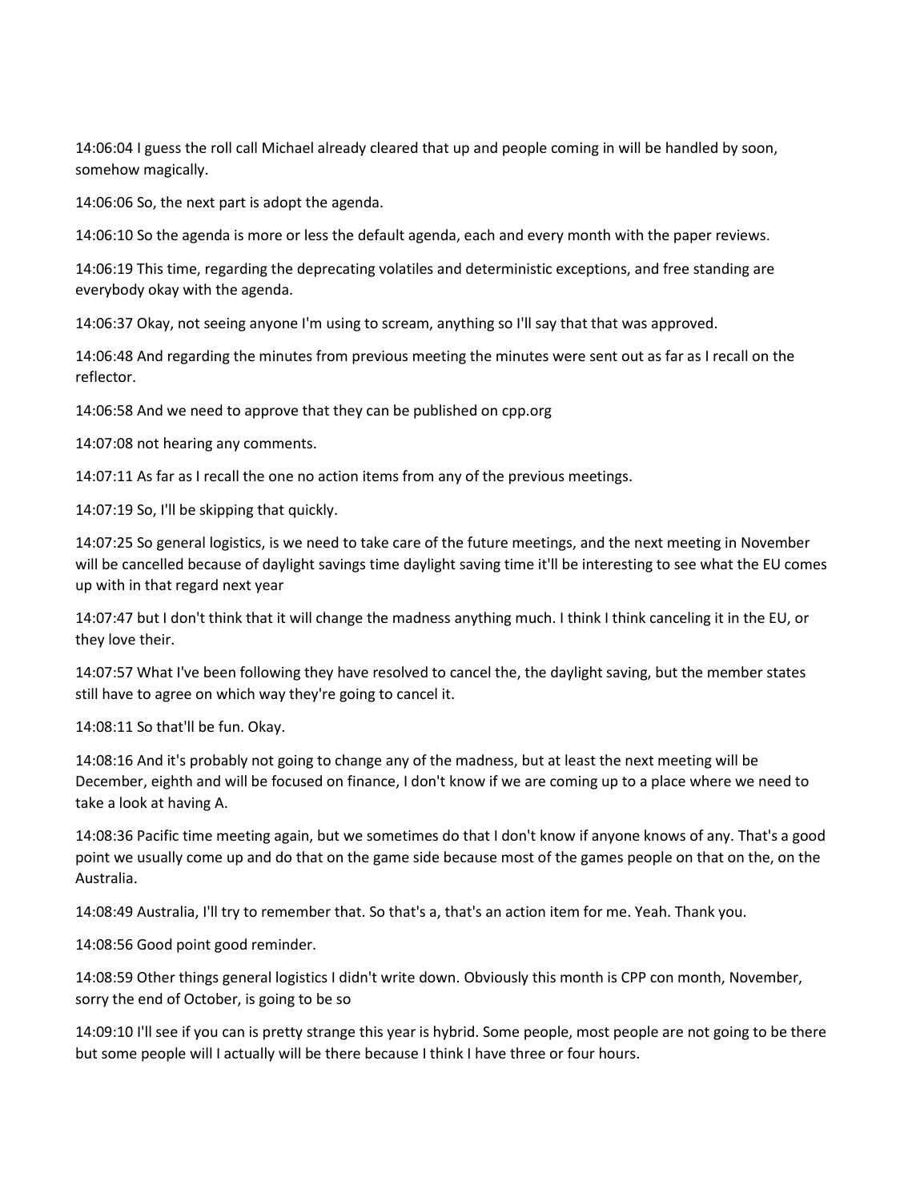14:06:04 I guess the roll call Michael already cleared that up and people coming in will be handled by soon, somehow magically.

14:06:06 So, the next part is adopt the agenda.

14:06:10 So the agenda is more or less the default agenda, each and every month with the paper reviews.

14:06:19 This time, regarding the deprecating volatiles and deterministic exceptions, and free standing are everybody okay with the agenda.

14:06:37 Okay, not seeing anyone I'm using to scream, anything so I'll say that that was approved.

14:06:48 And regarding the minutes from previous meeting the minutes were sent out as far as I recall on the reflector.

14:06:58 And we need to approve that they can be published on cpp.org

14:07:08 not hearing any comments.

14:07:11 As far as I recall the one no action items from any of the previous meetings.

14:07:19 So, I'll be skipping that quickly.

14:07:25 So general logistics, is we need to take care of the future meetings, and the next meeting in November will be cancelled because of daylight savings time daylight saving time it'll be interesting to see what the EU comes up with in that regard next year

14:07:47 but I don't think that it will change the madness anything much. I think I think canceling it in the EU, or they love their.

14:07:57 What I've been following they have resolved to cancel the, the daylight saving, but the member states still have to agree on which way they're going to cancel it.

14:08:11 So that'll be fun. Okay.

14:08:16 And it's probably not going to change any of the madness, but at least the next meeting will be December, eighth and will be focused on finance, I don't know if we are coming up to a place where we need to take a look at having A.

14:08:36 Pacific time meeting again, but we sometimes do that I don't know if anyone knows of any. That's a good point we usually come up and do that on the game side because most of the games people on that on the, on the Australia.

14:08:49 Australia, I'll try to remember that. So that's a, that's an action item for me. Yeah. Thank you.

14:08:56 Good point good reminder.

14:08:59 Other things general logistics I didn't write down. Obviously this month is CPP con month, November, sorry the end of October, is going to be so

14:09:10 I'll see if you can is pretty strange this year is hybrid. Some people, most people are not going to be there but some people will I actually will be there because I think I have three or four hours.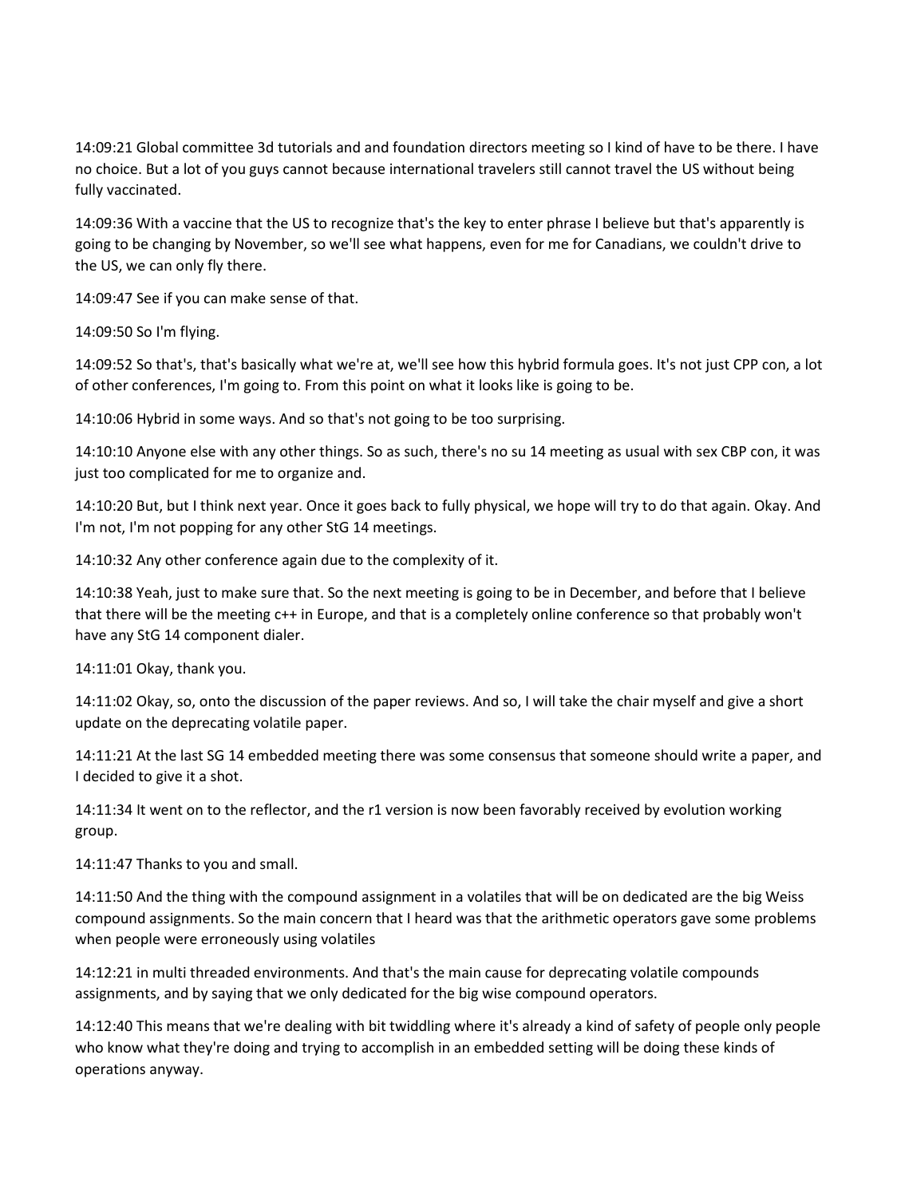14:09:21 Global committee 3d tutorials and and foundation directors meeting so I kind of have to be there. I have no choice. But a lot of you guys cannot because international travelers still cannot travel the US without being fully vaccinated.

14:09:36 With a vaccine that the US to recognize that's the key to enter phrase I believe but that's apparently is going to be changing by November, so we'll see what happens, even for me for Canadians, we couldn't drive to the US, we can only fly there.

14:09:47 See if you can make sense of that.

14:09:50 So I'm flying.

14:09:52 So that's, that's basically what we're at, we'll see how this hybrid formula goes. It's not just CPP con, a lot of other conferences, I'm going to. From this point on what it looks like is going to be.

14:10:06 Hybrid in some ways. And so that's not going to be too surprising.

14:10:10 Anyone else with any other things. So as such, there's no su 14 meeting as usual with sex CBP con, it was just too complicated for me to organize and.

14:10:20 But, but I think next year. Once it goes back to fully physical, we hope will try to do that again. Okay. And I'm not, I'm not popping for any other StG 14 meetings.

14:10:32 Any other conference again due to the complexity of it.

14:10:38 Yeah, just to make sure that. So the next meeting is going to be in December, and before that I believe that there will be the meeting c++ in Europe, and that is a completely online conference so that probably won't have any StG 14 component dialer.

14:11:01 Okay, thank you.

14:11:02 Okay, so, onto the discussion of the paper reviews. And so, I will take the chair myself and give a short update on the deprecating volatile paper.

14:11:21 At the last SG 14 embedded meeting there was some consensus that someone should write a paper, and I decided to give it a shot.

14:11:34 It went on to the reflector, and the r1 version is now been favorably received by evolution working group.

14:11:47 Thanks to you and small.

14:11:50 And the thing with the compound assignment in a volatiles that will be on dedicated are the big Weiss compound assignments. So the main concern that I heard was that the arithmetic operators gave some problems when people were erroneously using volatiles

14:12:21 in multi threaded environments. And that's the main cause for deprecating volatile compounds assignments, and by saying that we only dedicated for the big wise compound operators.

14:12:40 This means that we're dealing with bit twiddling where it's already a kind of safety of people only people who know what they're doing and trying to accomplish in an embedded setting will be doing these kinds of operations anyway.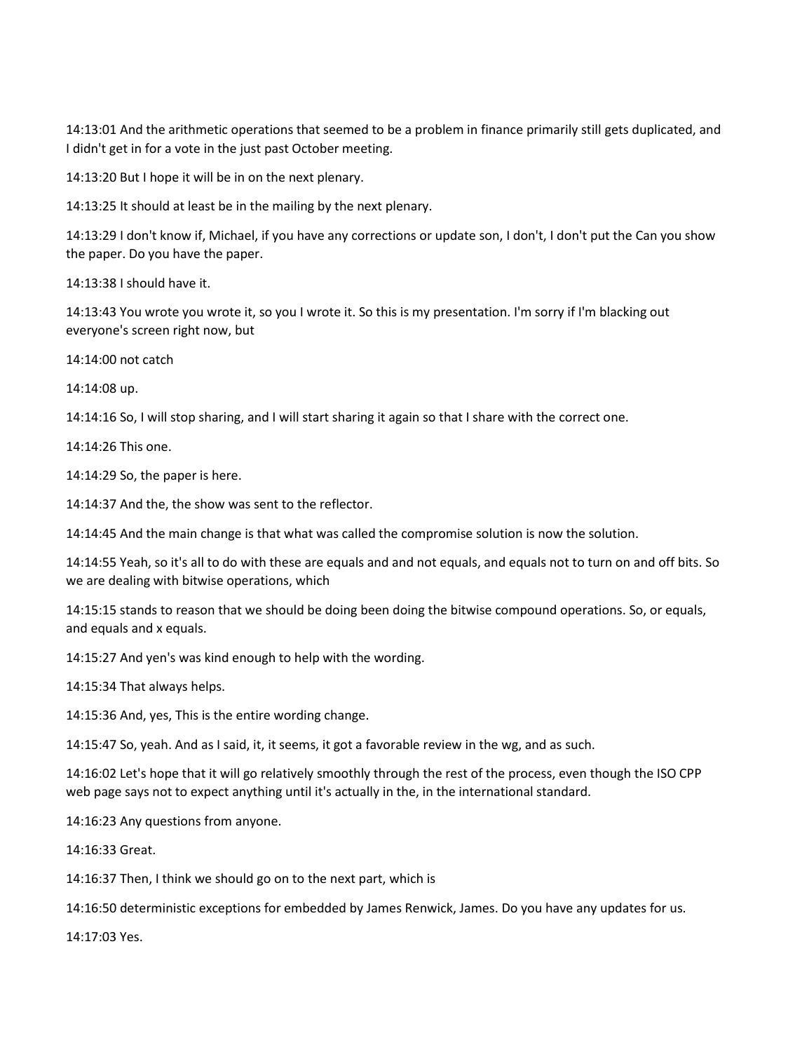14:13:01 And the arithmetic operations that seemed to be a problem in finance primarily still gets duplicated, and I didn't get in for a vote in the just past October meeting.

14:13:20 But I hope it will be in on the next plenary.

14:13:25 It should at least be in the mailing by the next plenary.

14:13:29 I don't know if, Michael, if you have any corrections or update son, I don't, I don't put the Can you show the paper. Do you have the paper.

14:13:38 I should have it.

14:13:43 You wrote you wrote it, so you I wrote it. So this is my presentation. I'm sorry if I'm blacking out everyone's screen right now, but

14:14:00 not catch

14:14:08 up.

14:14:16 So, I will stop sharing, and I will start sharing it again so that I share with the correct one.

14:14:26 This one.

14:14:29 So, the paper is here.

14:14:37 And the, the show was sent to the reflector.

14:14:45 And the main change is that what was called the compromise solution is now the solution.

14:14:55 Yeah, so it's all to do with these are equals and and not equals, and equals not to turn on and off bits. So we are dealing with bitwise operations, which

14:15:15 stands to reason that we should be doing been doing the bitwise compound operations. So, or equals, and equals and x equals.

14:15:27 And yen's was kind enough to help with the wording.

14:15:34 That always helps.

14:15:36 And, yes, This is the entire wording change.

14:15:47 So, yeah. And as I said, it, it seems, it got a favorable review in the wg, and as such.

14:16:02 Let's hope that it will go relatively smoothly through the rest of the process, even though the ISO CPP web page says not to expect anything until it's actually in the, in the international standard.

14:16:23 Any questions from anyone.

14:16:33 Great.

14:16:37 Then, I think we should go on to the next part, which is

14:16:50 deterministic exceptions for embedded by James Renwick, James. Do you have any updates for us.

14:17:03 Yes.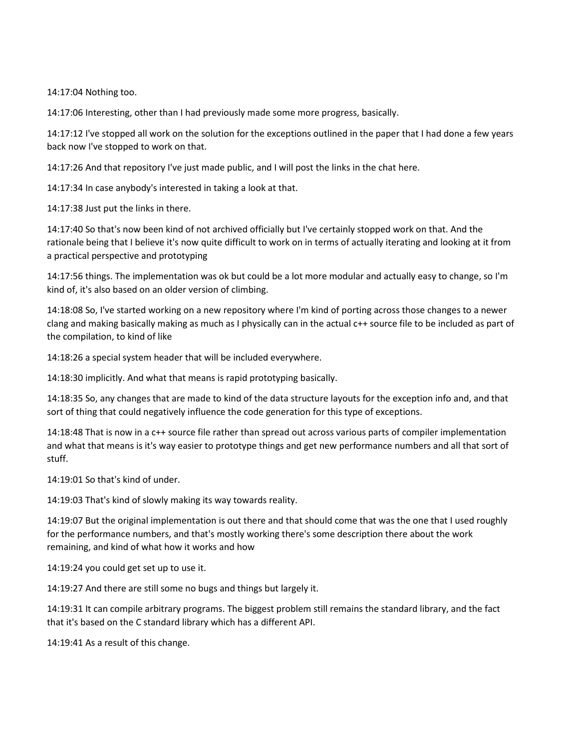14:17:04 Nothing too.

14:17:06 Interesting, other than I had previously made some more progress, basically.

14:17:12 I've stopped all work on the solution for the exceptions outlined in the paper that I had done a few years back now I've stopped to work on that.

14:17:26 And that repository I've just made public, and I will post the links in the chat here.

14:17:34 In case anybody's interested in taking a look at that.

14:17:38 Just put the links in there.

14:17:40 So that's now been kind of not archived officially but I've certainly stopped work on that. And the rationale being that I believe it's now quite difficult to work on in terms of actually iterating and looking at it from a practical perspective and prototyping

14:17:56 things. The implementation was ok but could be a lot more modular and actually easy to change, so I'm kind of, it's also based on an older version of climbing.

14:18:08 So, I've started working on a new repository where I'm kind of porting across those changes to a newer clang and making basically making as much as I physically can in the actual c++ source file to be included as part of the compilation, to kind of like

14:18:26 a special system header that will be included everywhere.

14:18:30 implicitly. And what that means is rapid prototyping basically.

14:18:35 So, any changes that are made to kind of the data structure layouts for the exception info and, and that sort of thing that could negatively influence the code generation for this type of exceptions.

14:18:48 That is now in a c++ source file rather than spread out across various parts of compiler implementation and what that means is it's way easier to prototype things and get new performance numbers and all that sort of stuff.

14:19:01 So that's kind of under.

14:19:03 That's kind of slowly making its way towards reality.

14:19:07 But the original implementation is out there and that should come that was the one that I used roughly for the performance numbers, and that's mostly working there's some description there about the work remaining, and kind of what how it works and how

14:19:24 you could get set up to use it.

14:19:27 And there are still some no bugs and things but largely it.

14:19:31 It can compile arbitrary programs. The biggest problem still remains the standard library, and the fact that it's based on the C standard library which has a different API.

14:19:41 As a result of this change.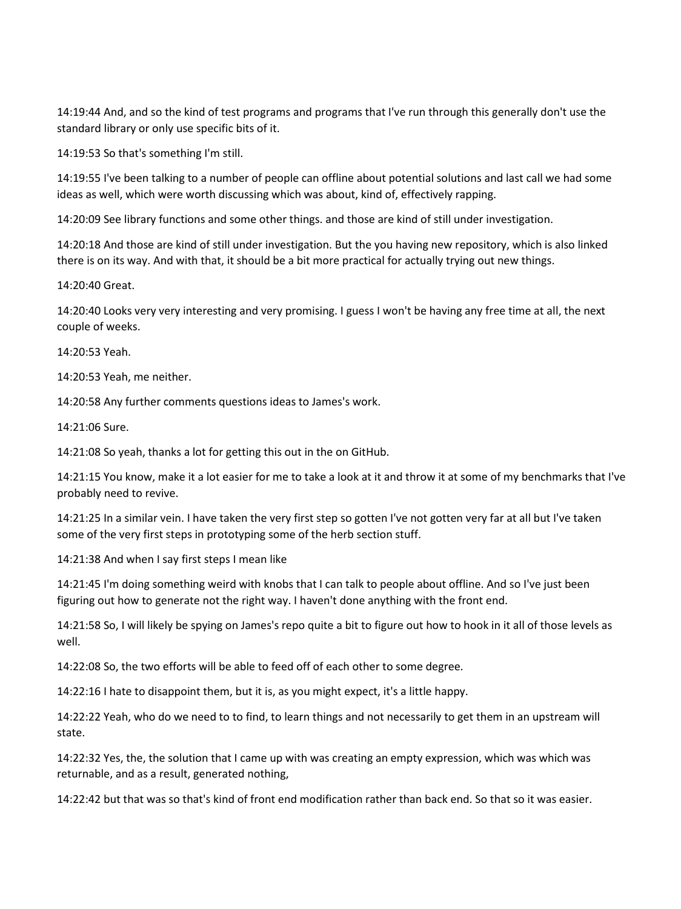14:19:44 And, and so the kind of test programs and programs that I've run through this generally don't use the standard library or only use specific bits of it.

14:19:53 So that's something I'm still.

14:19:55 I've been talking to a number of people can offline about potential solutions and last call we had some ideas as well, which were worth discussing which was about, kind of, effectively rapping.

14:20:09 See library functions and some other things. and those are kind of still under investigation.

14:20:18 And those are kind of still under investigation. But the you having new repository, which is also linked there is on its way. And with that, it should be a bit more practical for actually trying out new things.

14:20:40 Great.

14:20:40 Looks very very interesting and very promising. I guess I won't be having any free time at all, the next couple of weeks.

14:20:53 Yeah.

14:20:53 Yeah, me neither.

14:20:58 Any further comments questions ideas to James's work.

14:21:06 Sure.

14:21:08 So yeah, thanks a lot for getting this out in the on GitHub.

14:21:15 You know, make it a lot easier for me to take a look at it and throw it at some of my benchmarks that I've probably need to revive.

14:21:25 In a similar vein. I have taken the very first step so gotten I've not gotten very far at all but I've taken some of the very first steps in prototyping some of the herb section stuff.

14:21:38 And when I say first steps I mean like

14:21:45 I'm doing something weird with knobs that I can talk to people about offline. And so I've just been figuring out how to generate not the right way. I haven't done anything with the front end.

14:21:58 So, I will likely be spying on James's repo quite a bit to figure out how to hook in it all of those levels as well.

14:22:08 So, the two efforts will be able to feed off of each other to some degree.

14:22:16 I hate to disappoint them, but it is, as you might expect, it's a little happy.

14:22:22 Yeah, who do we need to to find, to learn things and not necessarily to get them in an upstream will state.

14:22:32 Yes, the, the solution that I came up with was creating an empty expression, which was which was returnable, and as a result, generated nothing,

14:22:42 but that was so that's kind of front end modification rather than back end. So that so it was easier.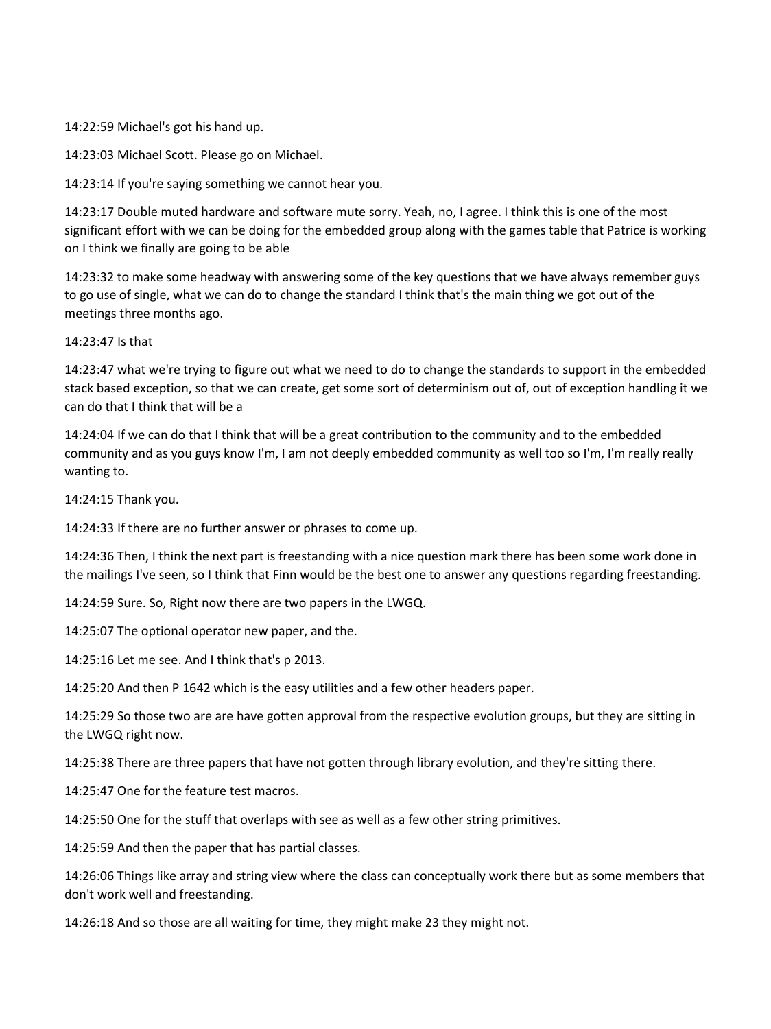14:22:59 Michael's got his hand up.

14:23:03 Michael Scott. Please go on Michael.

14:23:14 If you're saying something we cannot hear you.

14:23:17 Double muted hardware and software mute sorry. Yeah, no, I agree. I think this is one of the most significant effort with we can be doing for the embedded group along with the games table that Patrice is working on I think we finally are going to be able

14:23:32 to make some headway with answering some of the key questions that we have always remember guys to go use of single, what we can do to change the standard I think that's the main thing we got out of the meetings three months ago.

14:23:47 Is that

14:23:47 what we're trying to figure out what we need to do to change the standards to support in the embedded stack based exception, so that we can create, get some sort of determinism out of, out of exception handling it we can do that I think that will be a

14:24:04 If we can do that I think that will be a great contribution to the community and to the embedded community and as you guys know I'm, I am not deeply embedded community as well too so I'm, I'm really really wanting to.

14:24:15 Thank you.

14:24:33 If there are no further answer or phrases to come up.

14:24:36 Then, I think the next part is freestanding with a nice question mark there has been some work done in the mailings I've seen, so I think that Finn would be the best one to answer any questions regarding freestanding.

14:24:59 Sure. So, Right now there are two papers in the LWGQ.

14:25:07 The optional operator new paper, and the.

14:25:16 Let me see. And I think that's p 2013.

14:25:20 And then P 1642 which is the easy utilities and a few other headers paper.

14:25:29 So those two are are have gotten approval from the respective evolution groups, but they are sitting in the LWGQ right now.

14:25:38 There are three papers that have not gotten through library evolution, and they're sitting there.

14:25:47 One for the feature test macros.

14:25:50 One for the stuff that overlaps with see as well as a few other string primitives.

14:25:59 And then the paper that has partial classes.

14:26:06 Things like array and string view where the class can conceptually work there but as some members that don't work well and freestanding.

14:26:18 And so those are all waiting for time, they might make 23 they might not.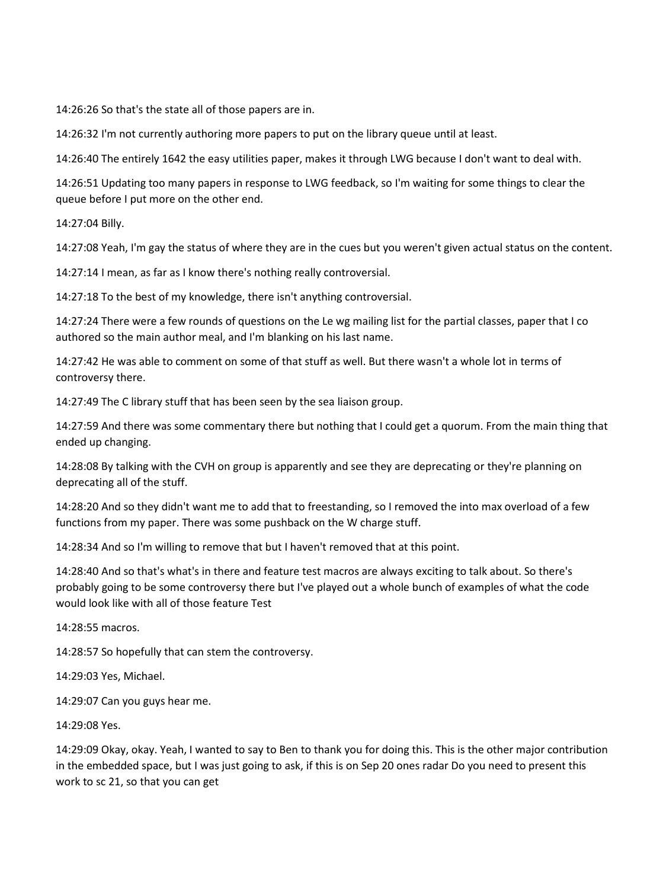14:26:26 So that's the state all of those papers are in.

14:26:32 I'm not currently authoring more papers to put on the library queue until at least.

14:26:40 The entirely 1642 the easy utilities paper, makes it through LWG because I don't want to deal with.

14:26:51 Updating too many papers in response to LWG feedback, so I'm waiting for some things to clear the queue before I put more on the other end.

14:27:04 Billy.

14:27:08 Yeah, I'm gay the status of where they are in the cues but you weren't given actual status on the content.

14:27:14 I mean, as far as I know there's nothing really controversial.

14:27:18 To the best of my knowledge, there isn't anything controversial.

14:27:24 There were a few rounds of questions on the Le wg mailing list for the partial classes, paper that I co authored so the main author meal, and I'm blanking on his last name.

14:27:42 He was able to comment on some of that stuff as well. But there wasn't a whole lot in terms of controversy there.

14:27:49 The C library stuff that has been seen by the sea liaison group.

14:27:59 And there was some commentary there but nothing that I could get a quorum. From the main thing that ended up changing.

14:28:08 By talking with the CVH on group is apparently and see they are deprecating or they're planning on deprecating all of the stuff.

14:28:20 And so they didn't want me to add that to freestanding, so I removed the into max overload of a few functions from my paper. There was some pushback on the W charge stuff.

14:28:34 And so I'm willing to remove that but I haven't removed that at this point.

14:28:40 And so that's what's in there and feature test macros are always exciting to talk about. So there's probably going to be some controversy there but I've played out a whole bunch of examples of what the code would look like with all of those feature Test

14:28:55 macros.

14:28:57 So hopefully that can stem the controversy.

14:29:03 Yes, Michael.

14:29:07 Can you guys hear me.

14:29:08 Yes.

14:29:09 Okay, okay. Yeah, I wanted to say to Ben to thank you for doing this. This is the other major contribution in the embedded space, but I was just going to ask, if this is on Sep 20 ones radar Do you need to present this work to sc 21, so that you can get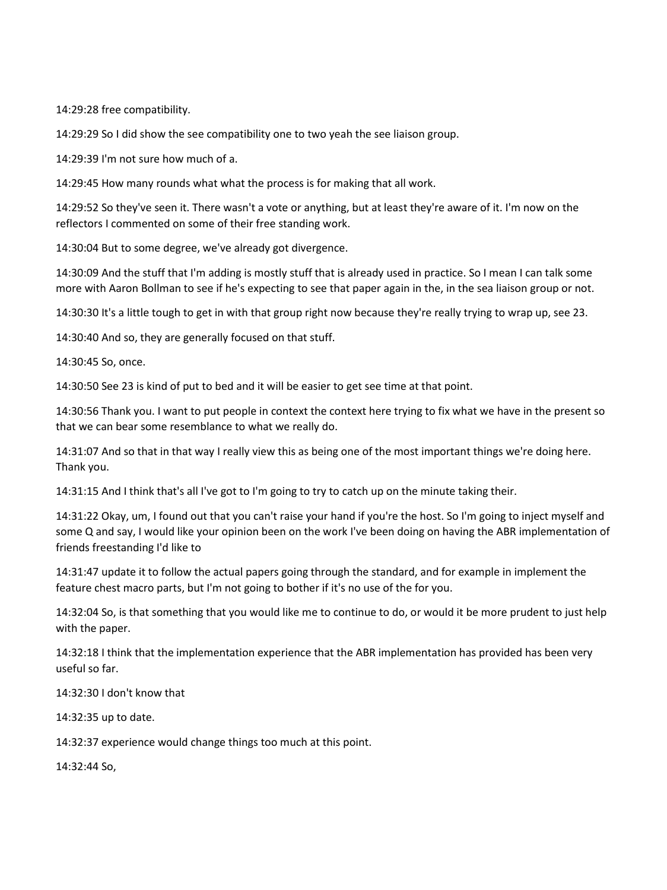14:29:28 free compatibility.

14:29:29 So I did show the see compatibility one to two yeah the see liaison group.

14:29:39 I'm not sure how much of a.

14:29:45 How many rounds what what the process is for making that all work.

14:29:52 So they've seen it. There wasn't a vote or anything, but at least they're aware of it. I'm now on the reflectors I commented on some of their free standing work.

14:30:04 But to some degree, we've already got divergence.

14:30:09 And the stuff that I'm adding is mostly stuff that is already used in practice. So I mean I can talk some more with Aaron Bollman to see if he's expecting to see that paper again in the, in the sea liaison group or not.

14:30:30 It's a little tough to get in with that group right now because they're really trying to wrap up, see 23.

14:30:40 And so, they are generally focused on that stuff.

14:30:45 So, once.

14:30:50 See 23 is kind of put to bed and it will be easier to get see time at that point.

14:30:56 Thank you. I want to put people in context the context here trying to fix what we have in the present so that we can bear some resemblance to what we really do.

14:31:07 And so that in that way I really view this as being one of the most important things we're doing here. Thank you.

14:31:15 And I think that's all I've got to I'm going to try to catch up on the minute taking their.

14:31:22 Okay, um, I found out that you can't raise your hand if you're the host. So I'm going to inject myself and some Q and say, I would like your opinion been on the work I've been doing on having the ABR implementation of friends freestanding I'd like to

14:31:47 update it to follow the actual papers going through the standard, and for example in implement the feature chest macro parts, but I'm not going to bother if it's no use of the for you.

14:32:04 So, is that something that you would like me to continue to do, or would it be more prudent to just help with the paper.

14:32:18 I think that the implementation experience that the ABR implementation has provided has been very useful so far.

14:32:30 I don't know that

14:32:35 up to date.

14:32:37 experience would change things too much at this point.

14:32:44 So,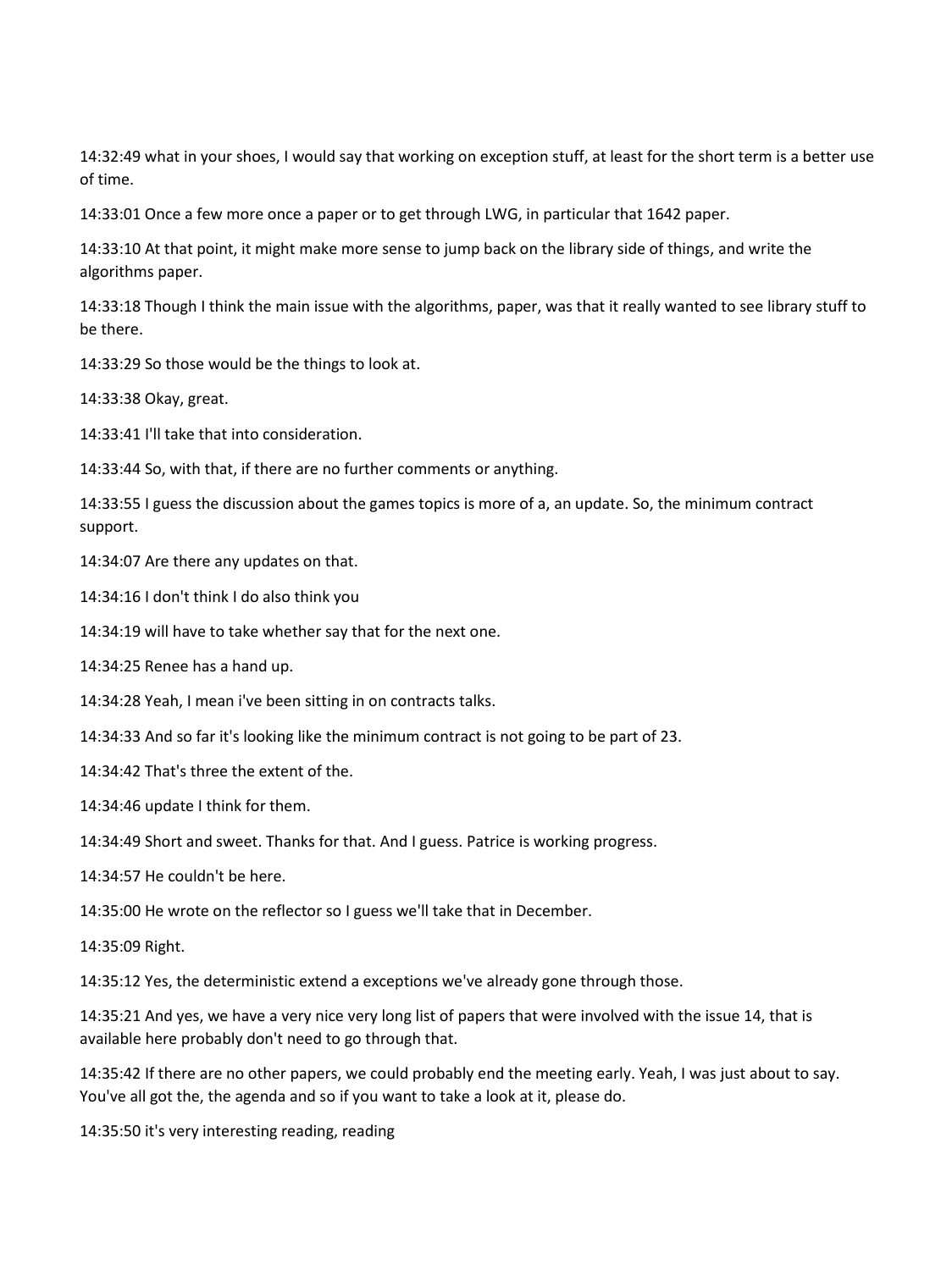14:32:49 what in your shoes, I would say that working on exception stuff, at least for the short term is a better use of time.

14:33:01 Once a few more once a paper or to get through LWG, in particular that 1642 paper.

14:33:10 At that point, it might make more sense to jump back on the library side of things, and write the algorithms paper.

14:33:18 Though I think the main issue with the algorithms, paper, was that it really wanted to see library stuff to be there.

14:33:29 So those would be the things to look at.

14:33:38 Okay, great.

14:33:41 I'll take that into consideration.

14:33:44 So, with that, if there are no further comments or anything.

14:33:55 I guess the discussion about the games topics is more of a, an update. So, the minimum contract support.

14:34:07 Are there any updates on that.

14:34:16 I don't think I do also think you

14:34:19 will have to take whether say that for the next one.

14:34:25 Renee has a hand up.

14:34:28 Yeah, I mean i've been sitting in on contracts talks.

14:34:33 And so far it's looking like the minimum contract is not going to be part of 23.

14:34:42 That's three the extent of the.

14:34:46 update I think for them.

14:34:49 Short and sweet. Thanks for that. And I guess. Patrice is working progress.

14:34:57 He couldn't be here.

14:35:00 He wrote on the reflector so I guess we'll take that in December.

14:35:09 Right.

14:35:12 Yes, the deterministic extend a exceptions we've already gone through those.

14:35:21 And yes, we have a very nice very long list of papers that were involved with the issue 14, that is available here probably don't need to go through that.

14:35:42 If there are no other papers, we could probably end the meeting early. Yeah, I was just about to say. You've all got the, the agenda and so if you want to take a look at it, please do.

14:35:50 it's very interesting reading, reading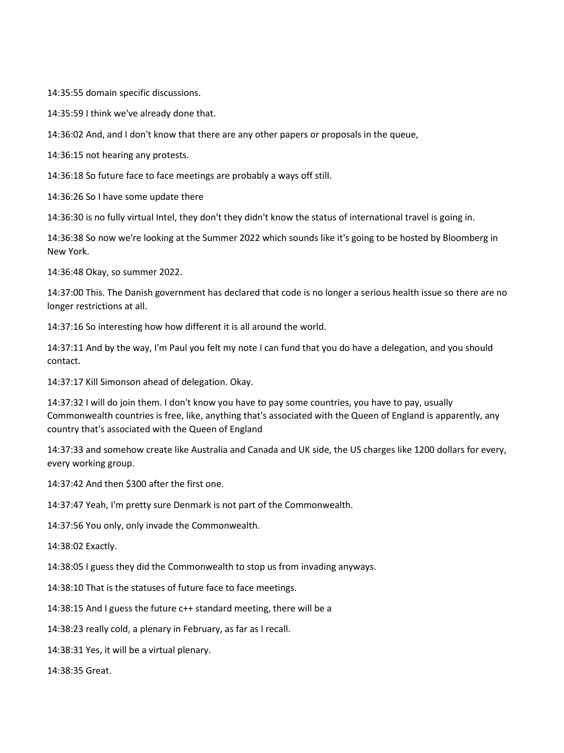14:35:55 domain specific discussions.

14:35:59 I think we've already done that.

14:36:02 And, and I don't know that there are any other papers or proposals in the queue,

14:36:15 not hearing any protests.

14:36:18 So future face to face meetings are probably a ways off still.

14:36:26 So I have some update there

14:36:30 is no fully virtual Intel, they don't they didn't know the status of international travel is going in.

14:36:38 So now we're looking at the Summer 2022 which sounds like it's going to be hosted by Bloomberg in New York.

14:36:48 Okay, so summer 2022.

14:37:00 This. The Danish government has declared that code is no longer a serious health issue so there are no longer restrictions at all.

14:37:16 So interesting how how different it is all around the world.

14:37:11 And by the way, I'm Paul you felt my note I can fund that you do have a delegation, and you should contact.

14:37:17 Kill Simonson ahead of delegation. Okay.

14:37:32 I will do join them. I don't know you have to pay some countries, you have to pay, usually Commonwealth countries is free, like, anything that's associated with the Queen of England is apparently, any country that's associated with the Queen of England

14:37:33 and somehow create like Australia and Canada and UK side, the US charges like 1200 dollars for every, every working group.

14:37:42 And then $300 after the first one.

14:37:47 Yeah, I'm pretty sure Denmark is not part of the Commonwealth.

14:37:56 You only, only invade the Commonwealth.

14:38:02 Exactly.

14:38:05 I guess they did the Commonwealth to stop us from invading anyways.

14:38:10 That is the statuses of future face to face meetings.

14:38:15 And I guess the future c++ standard meeting, there will be a

14:38:23 really cold, a plenary in February, as far as I recall.

14:38:31 Yes, it will be a virtual plenary.

14:38:35 Great.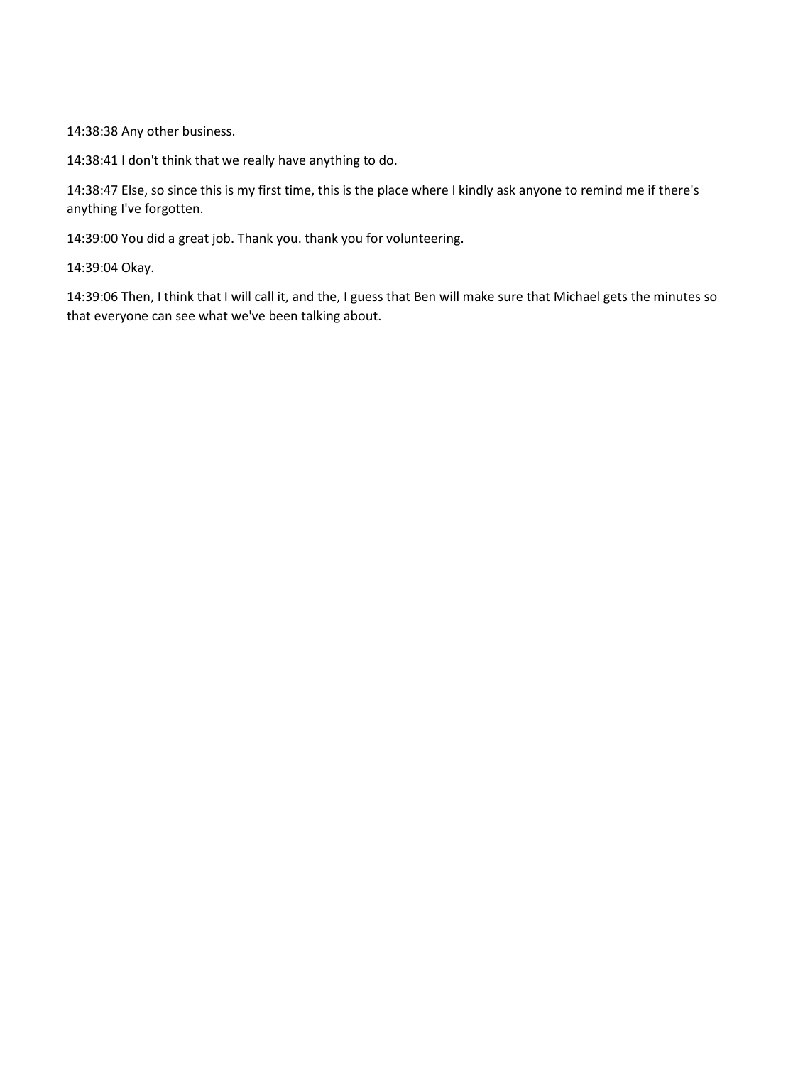14:38:38 Any other business.

14:38:41 I don't think that we really have anything to do.

14:38:47 Else, so since this is my first time, this is the place where I kindly ask anyone to remind me if there's anything I've forgotten.

14:39:00 You did a great job. Thank you. thank you for volunteering.

14:39:04 Okay.

14:39:06 Then, I think that I will call it, and the, I guess that Ben will make sure that Michael gets the minutes so that everyone can see what we've been talking about.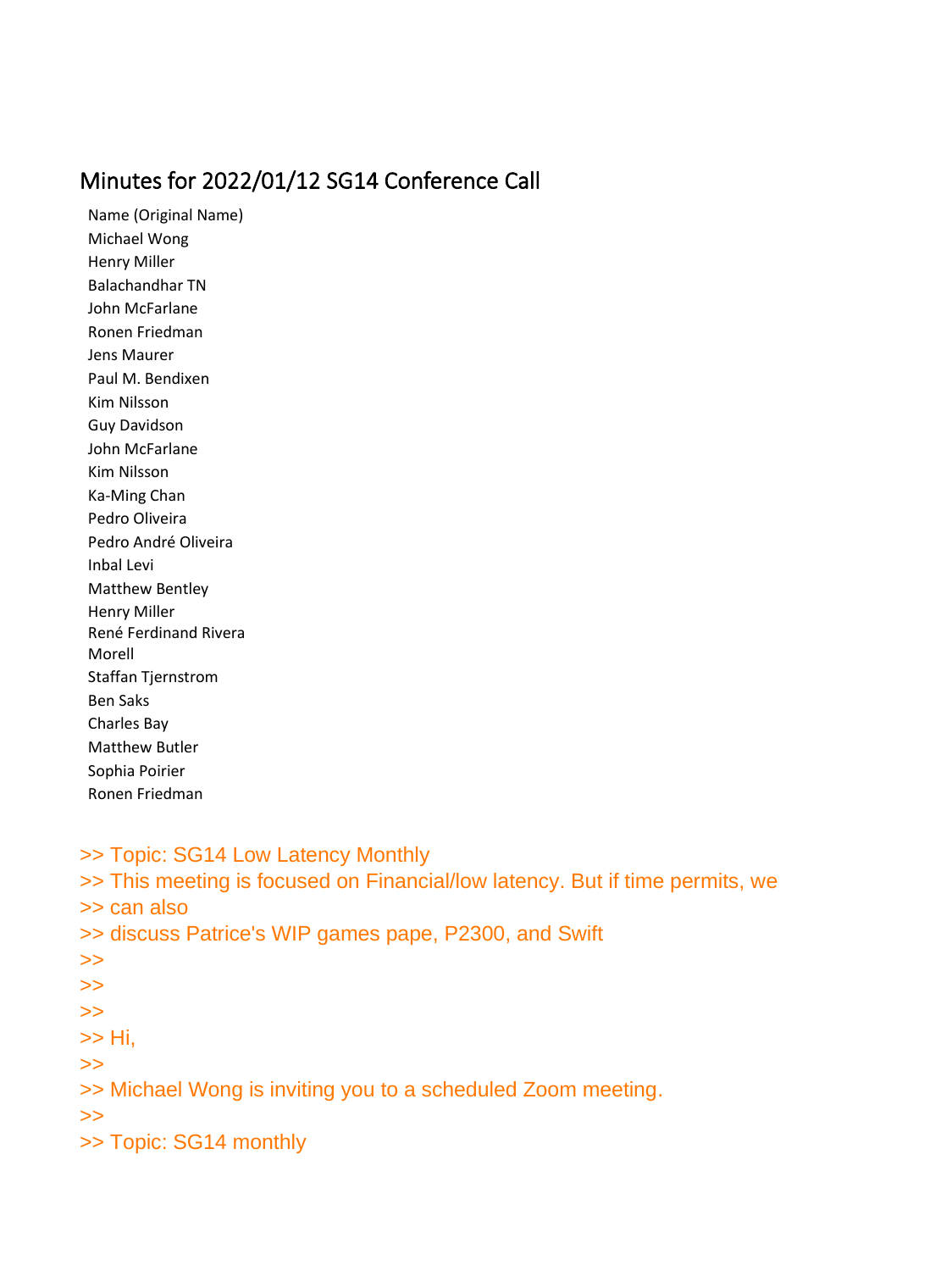## Minutes for 2022/01/12 SG14 Conference Call

Name (Original Name)
Michael Wong
Henry Miller
Balachandhar TN
John McFarlane
Ronen Friedman
Jens Maurer
Paul M. Bendixen
Kim Nilsson
Guy Davidson
John McFarlane
Kim Nilsson
Ka-Ming Chan
Pedro Oliveira
Pedro André Oliveira
Inbal Levi
Matthew Bentley
Henry Miller
René Ferdinand Rivera Morell
Staffan Tjernstrom
Ben Saks
Charles Bay
Matthew Butler
Sophia Poirier
Ronen Friedman

>> Topic: SG14 Low Latency Monthly
>> This meeting is focused on Financial/low latency. But if time permits, we
>> can also
>> discuss Patrice's WIP games pape, P2300, and Swift
>>
>>
>>
>> Hi,
>>
>> Michael Wong is inviting you to a scheduled Zoom meeting.
>>
>> Topic: SG14 monthly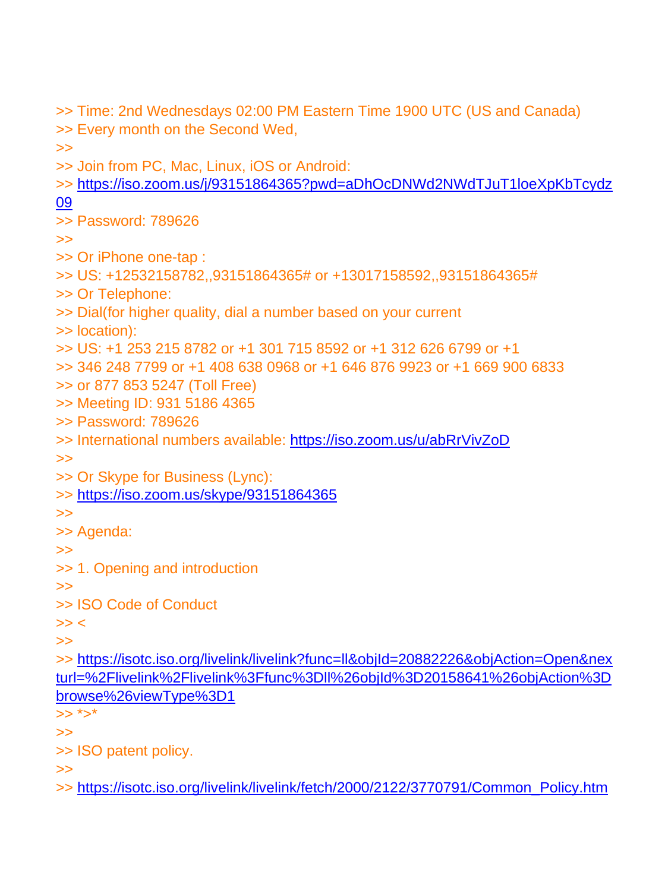>> Time: 2nd Wednesdays 02:00 PM Eastern Time 1900 UTC (US and Canada)
>> Every month on the Second Wed,
>>
>> Join from PC, Mac, Linux, iOS or Android:
>> https://iso.zoom.us/j/93151864365?pwd=aDhOcDNWd2NWdTJuT1loeXpKbTcydz09
>> Password: 789626
>>
>> Or iPhone one-tap :
>> US: +12532158782,,93151864365# or +13017158592,,93151864365#
>> Or Telephone:
>> Dial(for higher quality, dial a number based on your current
>> location):
>> US: +1 253 215 8782 or +1 301 715 8592 or +1 312 626 6799 or +1
>> 346 248 7799 or +1 408 638 0968 or +1 646 876 9923 or +1 669 900 6833
>> or 877 853 5247 (Toll Free)
>> Meeting ID: 931 5186 4365
>> Password: 789626
>> International numbers available: https://iso.zoom.us/u/abRrVivZoD
>>
>> Or Skype for Business (Lync):
>> https://iso.zoom.us/skype/93151864365
>>
>> Agenda:
>>
>> 1. Opening and introduction
>>
>> ISO Code of Conduct
>> <
>>
>> https://isotc.iso.org/livelink/livelink?func=ll&objId=20882226&objAction=Open&nexturl=%2Flivelink%2Flivelink%3Ffunc%3Dll%26objId%3D20158641%26objAction%3Dbrowse%26viewType%3D1
>> *>*
>>
>> ISO patent policy.
>>
>> https://isotc.iso.org/livelink/livelink/fetch/2000/2122/3770791/Common_Policy.htm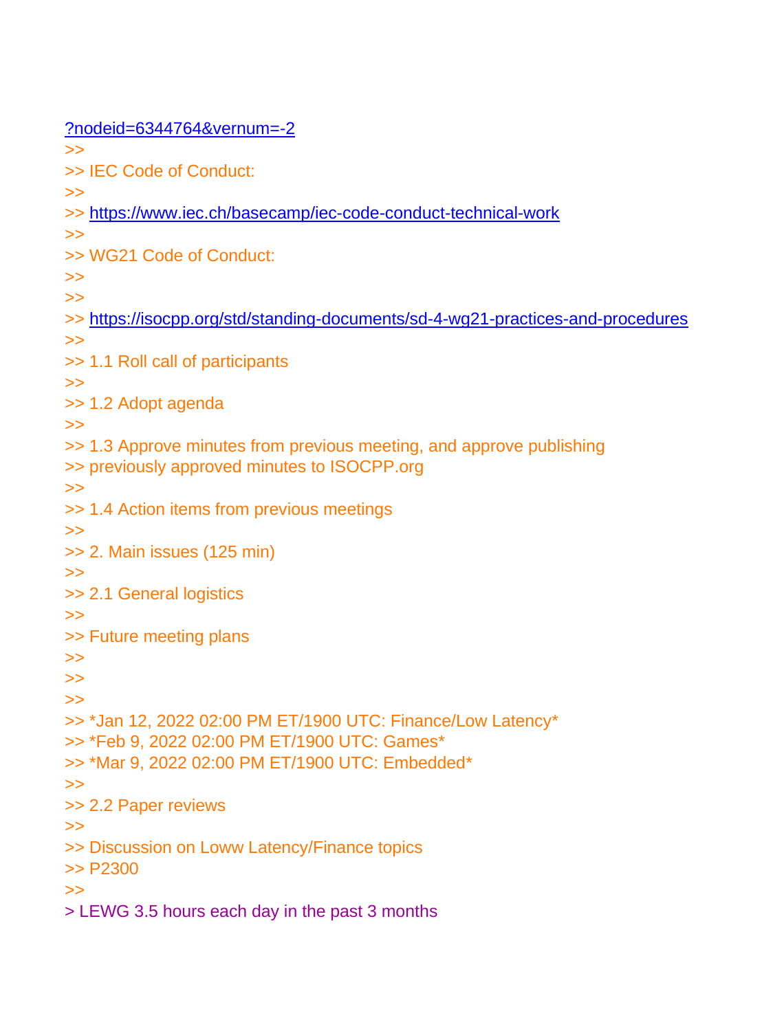?nodeid=6344764&vernum=-2
>>
>> IEC Code of Conduct:
>>
>> https://www.iec.ch/basecamp/iec-code-conduct-technical-work
>>
>> WG21 Code of Conduct:
>>
>>
>> https://isocpp.org/std/standing-documents/sd-4-wg21-practices-and-procedures
>>
>> 1.1 Roll call of participants
>>
>> 1.2 Adopt agenda
>>
>> 1.3 Approve minutes from previous meeting, and approve publishing
>> previously approved minutes to ISOCPP.org
>>
>> 1.4 Action items from previous meetings
>>
>> 2. Main issues (125 min)
>>
>> 2.1 General logistics
>>
>> Future meeting plans
>>
>>
>>
>> *Jan 12, 2022 02:00 PM ET/1900 UTC: Finance/Low Latency*
>> *Feb 9, 2022 02:00 PM ET/1900 UTC: Games*
>> *Mar 9, 2022 02:00 PM ET/1900 UTC: Embedded*
>>
>> 2.2 Paper reviews
>>
>> Discussion on Loww Latency/Finance topics
>> P2300
>>
> LEWG 3.5 hours each day in the past 3 months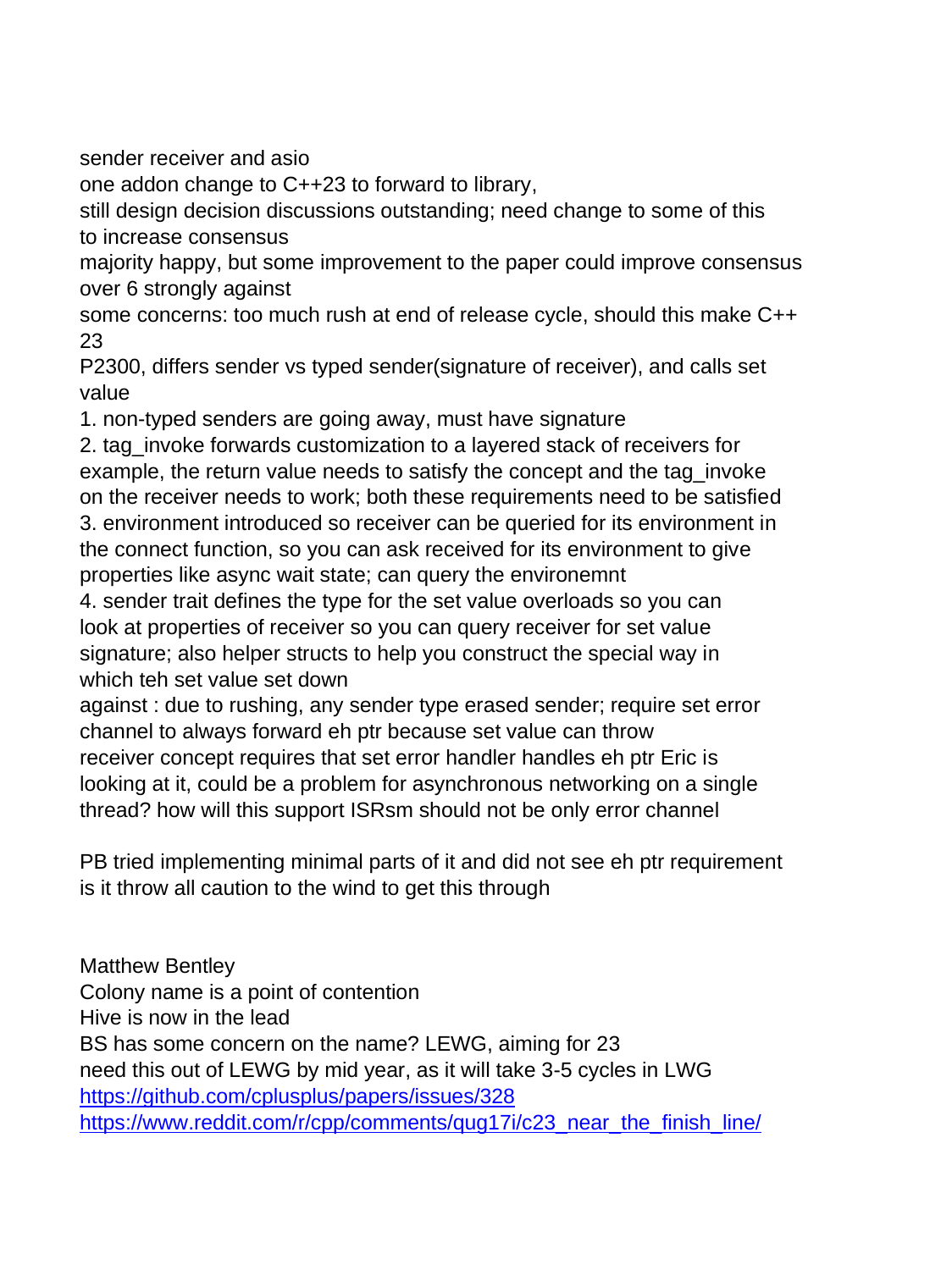sender receiver and asio
one addon change to C++23 to forward to library,
still design decision discussions outstanding; need change to some of this to increase consensus
majority happy, but some improvement to the paper could improve consensus over 6 strongly against
some concerns: too much rush at end of release cycle, should this make C++ 23
P2300, differs sender vs typed sender(signature of receiver), and calls set value

1. non-typed senders are going away, must have signature
2. tag_invoke forwards customization to a layered stack of receivers for example, the return value needs to satisfy the concept and the tag_invoke on the receiver needs to work; both these requirements need to be satisfied
3. environment introduced so receiver can be queried for its environment in the connect function, so you can ask received for its environment to give properties like async wait state; can query the environemnt
4. sender trait defines the type for the set value overloads so you can look at properties of receiver so you can query receiver for set value signature; also helper structs to help you construct the special way in which teh set value set down

against : due to rushing, any sender type erased sender; require set error channel to always forward eh ptr because set value can throw
receiver concept requires that set error handler handles eh ptr Eric is looking at it, could be a problem for asynchronous networking on a single thread? how will this support ISRsm should not be only error channel

PB tried implementing minimal parts of it and did not see eh ptr requirement
is it throw all caution to the wind to get this through

Matthew Bentley
Colony name is a point of contention
Hive is now in the lead
BS has some concern on the name? LEWG, aiming for 23
need this out of LEWG by mid year, as it will take 3-5 cycles in LWG
[https://github.com/cplusplus/papers/issues/328](https://github.com/cplusplus/papers/issues/328)
[https://www.reddit.com/r/cpp/comments/qug17i/c23_near_the_finish_line/](https://www.reddit.com/r/cpp/comments/qug17i/c23_near_the_finish_line/)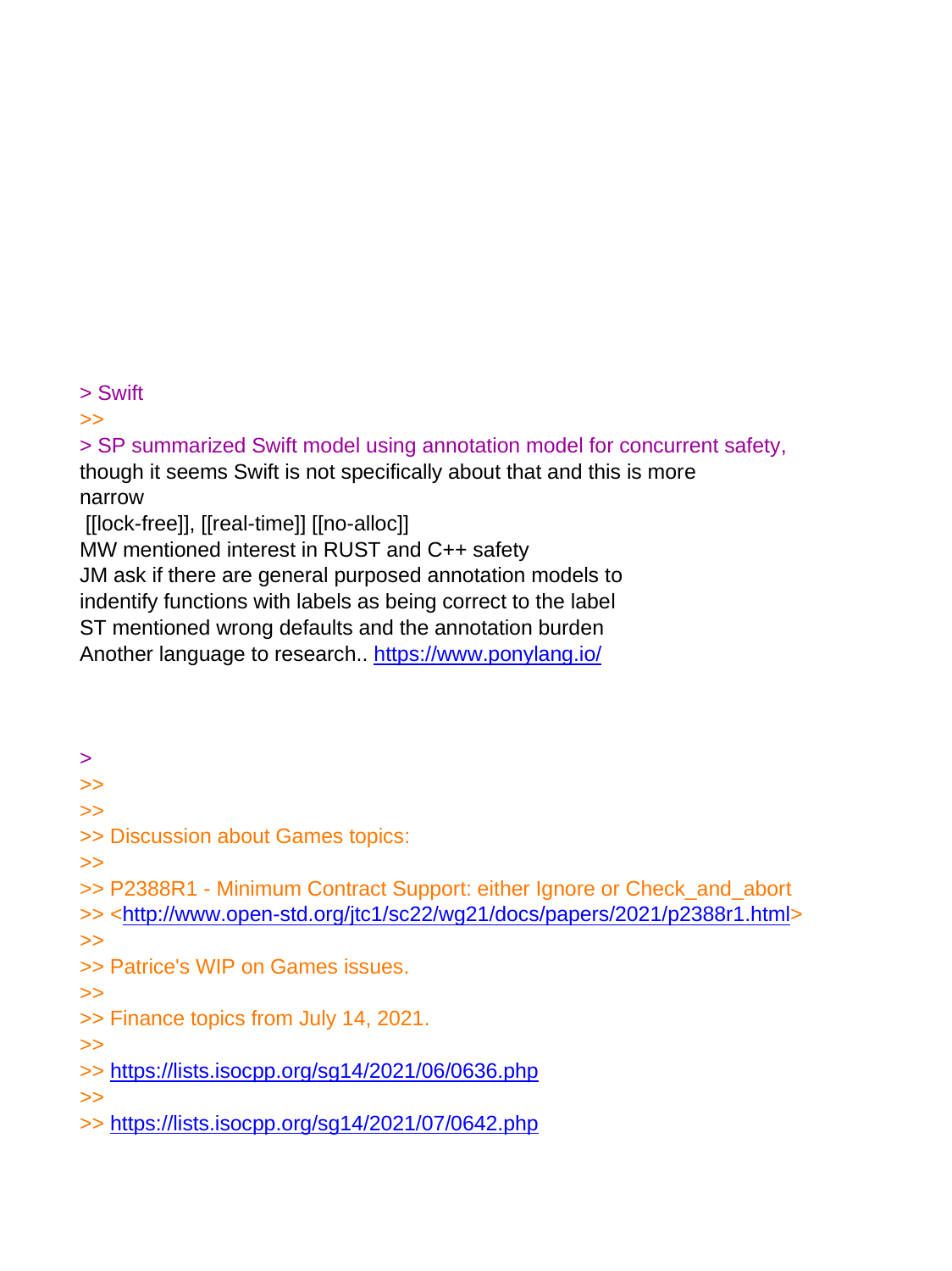> Swift
>>
> SP summarized Swift model using annotation model for concurrent safety,
though it seems Swift is not specifically about that and this is more
narrow
 [[lock-free]], [[real-time]] [[no-alloc]]
MW mentioned interest in RUST and C++ safety
JM ask if there are general purposed annotation models to
indentify functions with labels as being correct to the label
ST mentioned wrong defaults and the annotation burden
Another language to research.. https://www.ponylang.io/

>
>>
>>
>> Discussion about Games topics:
>>
>> P2388R1 - Minimum Contract Support: either Ignore or Check_and_abort
>> <http://www.open-std.org/jtc1/sc22/wg21/docs/papers/2021/p2388r1.html>
>>
>> Patrice's WIP on Games issues.
>>
>> Finance topics from July 14, 2021.
>>
>> https://lists.isocpp.org/sg14/2021/06/0636.php
>>
>> https://lists.isocpp.org/sg14/2021/07/0642.php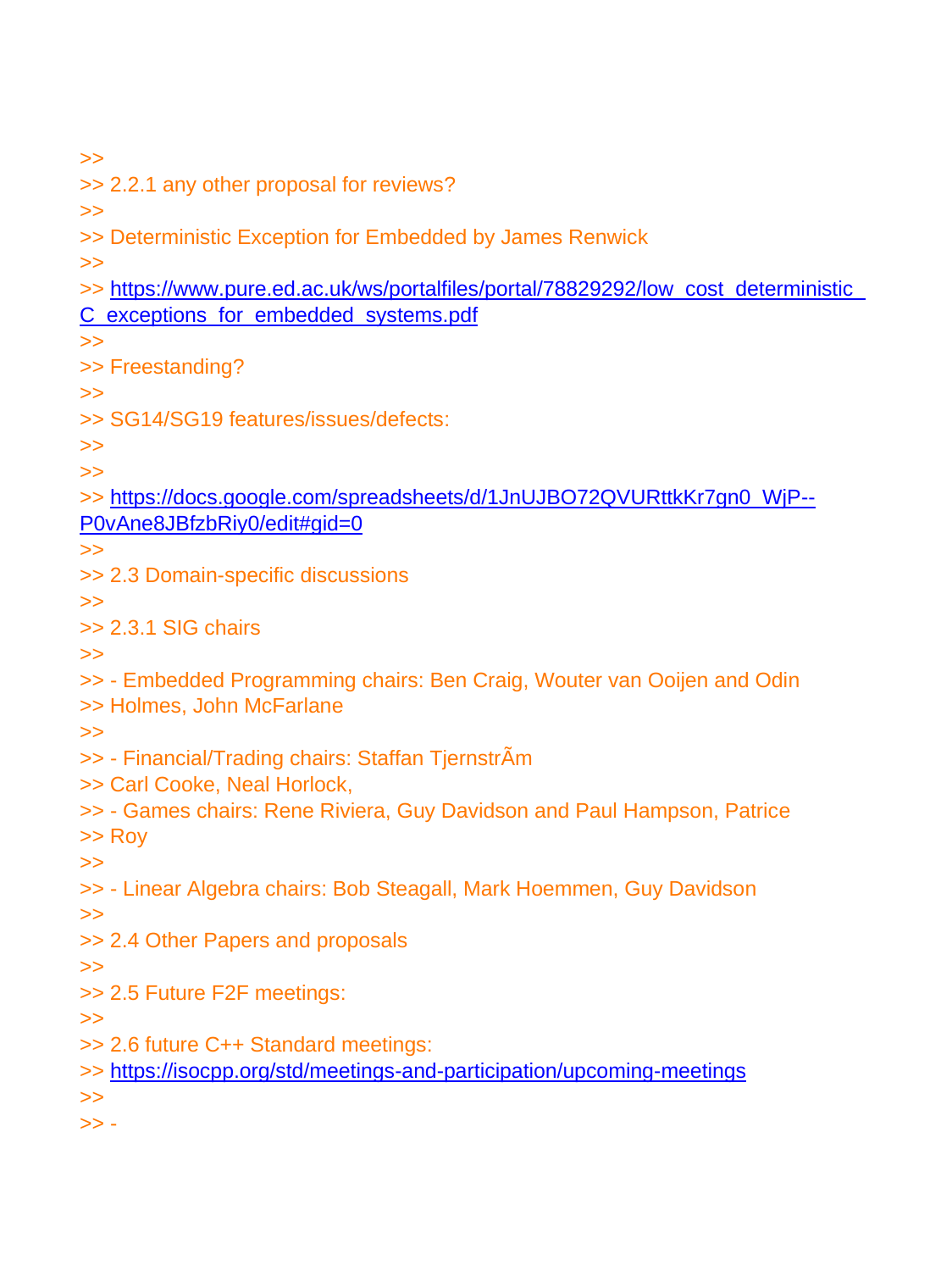>>
>> 2.2.1 any other proposal for reviews?
>>
>> Deterministic Exception for Embedded by James Renwick
>>
>> https://www.pure.ed.ac.uk/ws/portalfiles/portal/78829292/low_cost_deterministic_C_exceptions_for_embedded_systems.pdf
>>
>> Freestanding?
>>
>> SG14/SG19 features/issues/defects:
>>
>>
>> https://docs.google.com/spreadsheets/d/1JnUJBO72QVURttkKr7gn0_WjP--P0vAne8JBfzbRiy0/edit#gid=0
>>
>> 2.3 Domain-specific discussions
>>
>> 2.3.1 SIG chairs
>>
>> - Embedded Programming chairs: Ben Craig, Wouter van Ooijen and Odin
>> Holmes, John McFarlane
>>
>> - Financial/Trading chairs: Staffan TjernstrÃm
>> Carl Cooke, Neal Horlock,
>> - Games chairs: Rene Riviera, Guy Davidson and Paul Hampson, Patrice
>> Roy
>>
>> - Linear Algebra chairs: Bob Steagall, Mark Hoemmen, Guy Davidson
>>
>> 2.4 Other Papers and proposals
>>
>> 2.5 Future F2F meetings:
>>
>> 2.6 future C++ Standard meetings:
>> https://isocpp.org/std/meetings-and-participation/upcoming-meetings
>>
>> -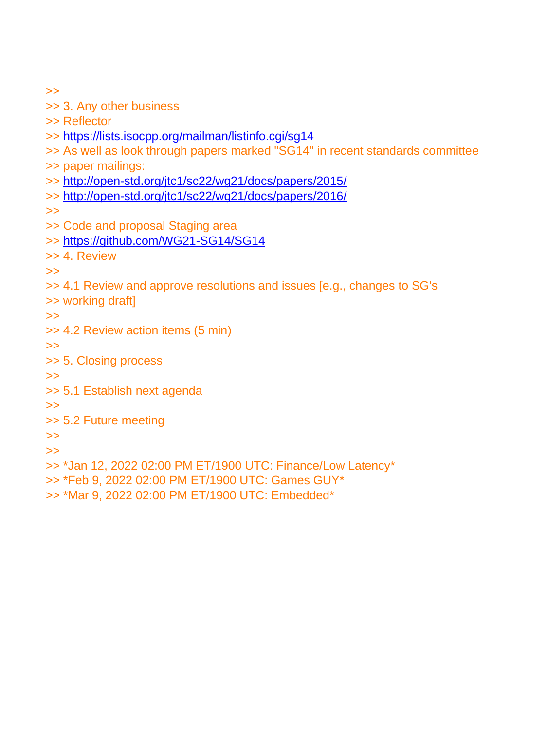>>
>> 3. Any other business
>> Reflector
>> https://lists.isocpp.org/mailman/listinfo.cgi/sg14
>> As well as look through papers marked "SG14" in recent standards committee
>> paper mailings:
>> http://open-std.org/jtc1/sc22/wg21/docs/papers/2015/
>> http://open-std.org/jtc1/sc22/wg21/docs/papers/2016/
>>
>> Code and proposal Staging area
>> https://github.com/WG21-SG14/SG14
>> 4. Review
>>
>> 4.1 Review and approve resolutions and issues [e.g., changes to SG's
>> working draft]
>>
>> 4.2 Review action items (5 min)
>>
>> 5. Closing process
>>
>> 5.1 Establish next agenda
>>
>> 5.2 Future meeting
>>
>>
>> *Jan 12, 2022 02:00 PM ET/1900 UTC: Finance/Low Latency*
>> *Feb 9, 2022 02:00 PM ET/1900 UTC: Games GUY*
>> *Mar 9, 2022 02:00 PM ET/1900 UTC: Embedded*